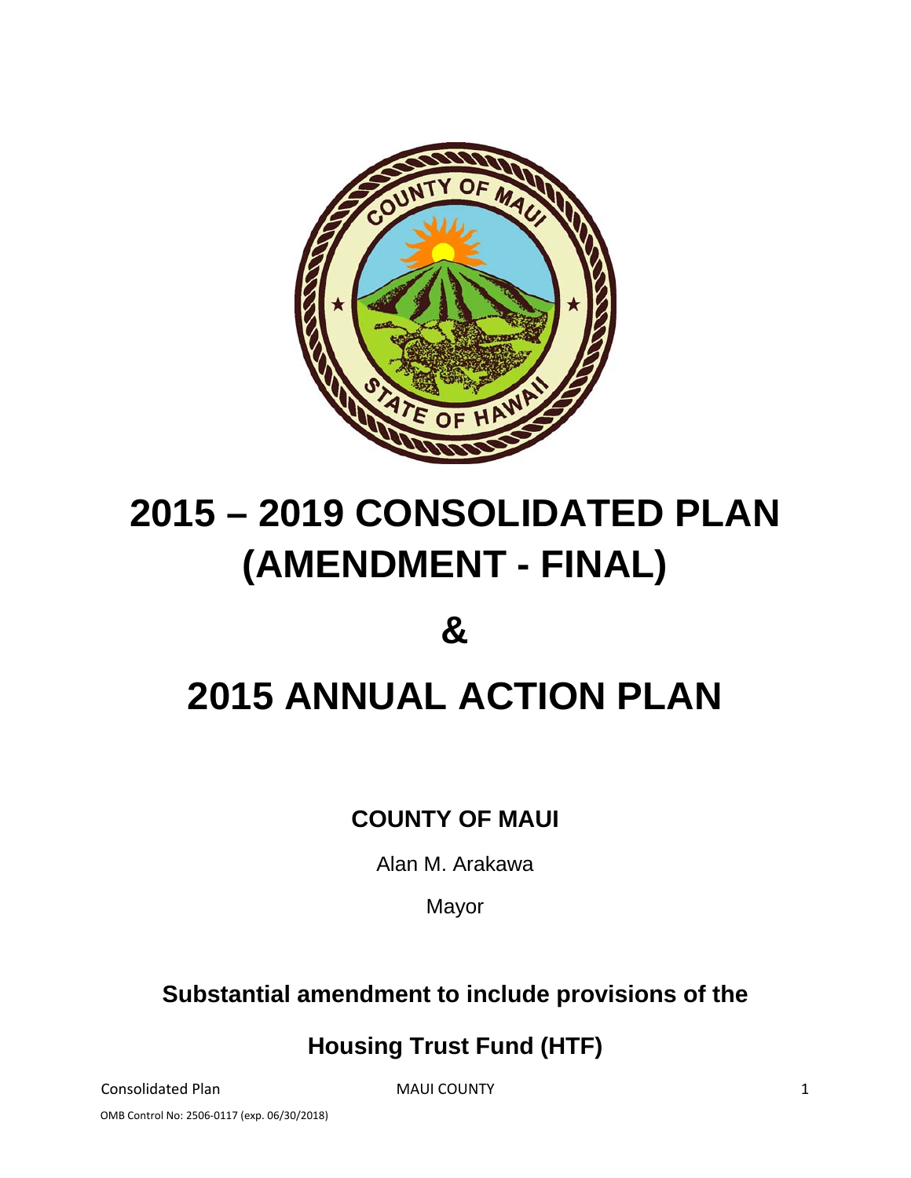# 2015 – 2019 CONSOLIDATED PLAN (AMENDMENT - FINAL)

# &

# 2015 ANNUAL ACTION PLAN

**COUNTY OF MAUI**

Alan M. Arakawa

Mayor

**Substantial amendment to include provisions of the**

**Housing Trust Fund (HTF)**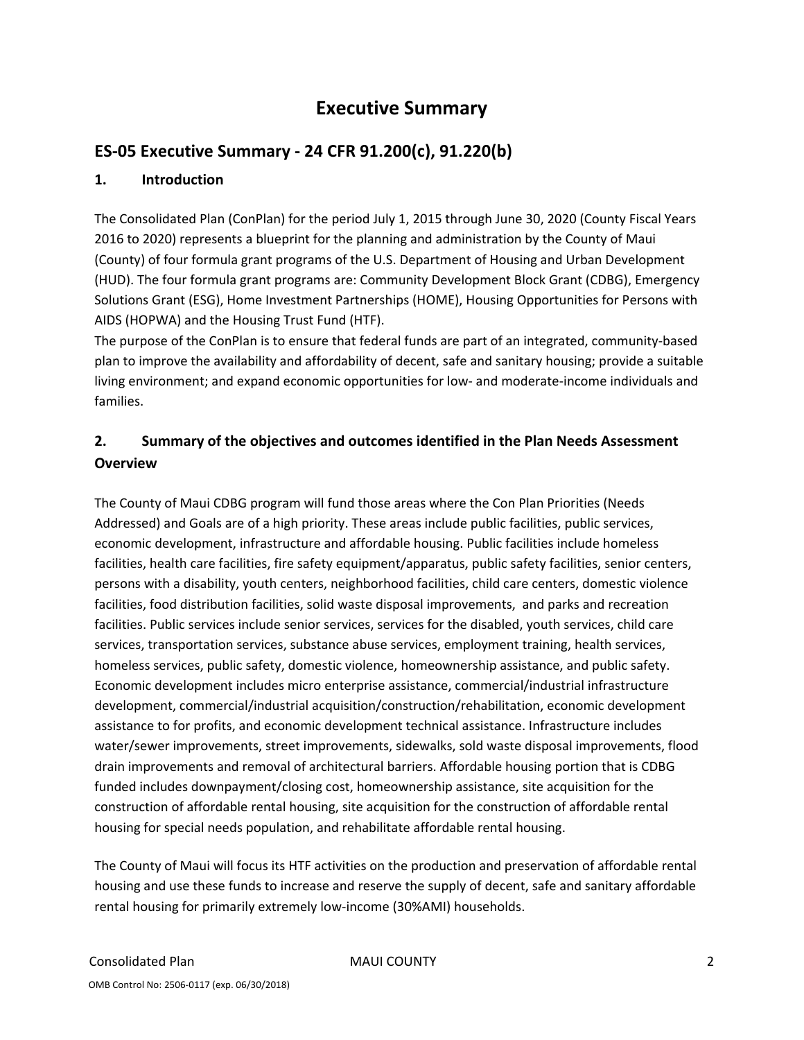# Executive Summary

## ES-05 Executive Summary - 24 CFR 91.200(c), 91.220(b)

### 1. Introduction

The Consolidated Plan (ConPlan) for the period July 1, 2015 through June 30, 2020 (County Fiscal Years 2016 to 2020) represents a blueprint for the planning and administration by the County of Maui (County) of four formula grant programs of the U.S. Department of Housing and Urban Development (HUD). The four formula grant programs are: Community Development Block Grant (CDBG), Emergency Solutions Grant (ESG), Home Investment Partnerships (HOME), Housing Opportunities for Persons with AIDS (HOPWA) and the Housing Trust Fund (HTF).

The purpose of the ConPlan is to ensure that federal funds are part of an integrated, community-based plan to improve the availability and affordability of decent, safe and sanitary housing; provide a suitable living environment; and expand economic opportunities for low- and moderate-income individuals and families.

### 2. Summary of the objectives and outcomes identified in the Plan Needs Assessment Overview

The County of Maui CDBG program will fund those areas where the Con Plan Priorities (Needs Addressed) and Goals are of a high priority. These areas include public facilities, public services, economic development, infrastructure and affordable housing. Public facilities include homeless facilities, health care facilities, fire safety equipment/apparatus, public safety facilities, senior centers, persons with a disability, youth centers, neighborhood facilities, child care centers, domestic violence facilities, food distribution facilities, solid waste disposal improvements, and parks and recreation facilities. Public services include senior services, services for the disabled, youth services, child care services, transportation services, substance abuse services, employment training, health services, homeless services, public safety, domestic violence, homeownership assistance, and public safety. Economic development includes micro enterprise assistance, commercial/industrial infrastructure development, commercial/industrial acquisition/construction/rehabilitation, economic development assistance to for profits, and economic development technical assistance. Infrastructure includes water/sewer improvements, street improvements, sidewalks, sold waste disposal improvements, flood drain improvements and removal of architectural barriers. Affordable housing portion that is CDBG funded includes downpayment/closing cost, homeownership assistance, site acquisition for the construction of affordable rental housing, site acquisition for the construction of affordable rental housing for special needs population, and rehabilitate affordable rental housing.

The County of Maui will focus its HTF activities on the production and preservation of affordable rental housing and use these funds to increase and reserve the supply of decent, safe and sanitary affordable rental housing for primarily extremely low-income (30%AMI) households.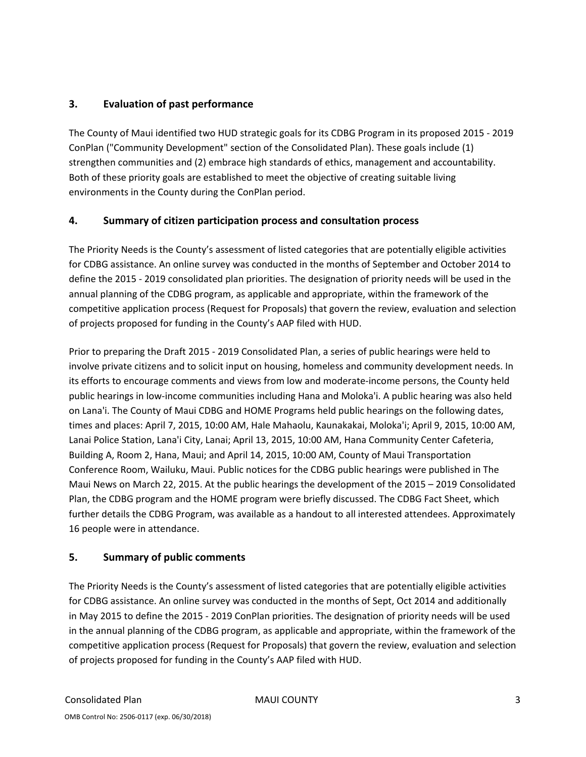### 3. Evaluation of past performance

The County of Maui identified two HUD strategic goals for its CDBG Program in its proposed 2015 - 2019 ConPlan ("Community Development" section of the Consolidated Plan). These goals include (1) strengthen communities and (2) embrace high standards of ethics, management and accountability. Both of these priority goals are established to meet the objective of creating suitable living environments in the County during the ConPlan period.

### 4. Summary of citizen participation process and consultation process

The Priority Needs is the County's assessment of listed categories that are potentially eligible activities for CDBG assistance. An online survey was conducted in the months of September and October 2014 to define the 2015 - 2019 consolidated plan priorities. The designation of priority needs will be used in the annual planning of the CDBG program, as applicable and appropriate, within the framework of the competitive application process (Request for Proposals) that govern the review, evaluation and selection of projects proposed for funding in the County's AAP filed with HUD.

Prior to preparing the Draft 2015 - 2019 Consolidated Plan, a series of public hearings were held to involve private citizens and to solicit input on housing, homeless and community development needs. In its efforts to encourage comments and views from low and moderate-income persons, the County held public hearings in low-income communities including Hana and Moloka'i. A public hearing was also held on Lana'i. The County of Maui CDBG and HOME Programs held public hearings on the following dates, times and places: April 7, 2015, 10:00 AM, Hale Mahaolu, Kaunakakai, Moloka'i; April 9, 2015, 10:00 AM, Lanai Police Station, Lana'i City, Lanai; April 13, 2015, 10:00 AM, Hana Community Center Cafeteria, Building A, Room 2, Hana, Maui; and April 14, 2015, 10:00 AM, County of Maui Transportation Conference Room, Wailuku, Maui. Public notices for the CDBG public hearings were published in The Maui News on March 22, 2015. At the public hearings the development of the 2015 – 2019 Consolidated Plan, the CDBG program and the HOME program were briefly discussed. The CDBG Fact Sheet, which further details the CDBG Program, was available as a handout to all interested attendees. Approximately 16 people were in attendance.

### 5. Summary of public comments

The Priority Needs is the County's assessment of listed categories that are potentially eligible activities for CDBG assistance. An online survey was conducted in the months of Sept, Oct 2014 and additionally in May 2015 to define the 2015 - 2019 ConPlan priorities. The designation of priority needs will be used in the annual planning of the CDBG program, as applicable and appropriate, within the framework of the competitive application process (Request for Proposals) that govern the review, evaluation and selection of projects proposed for funding in the County's AAP filed with HUD.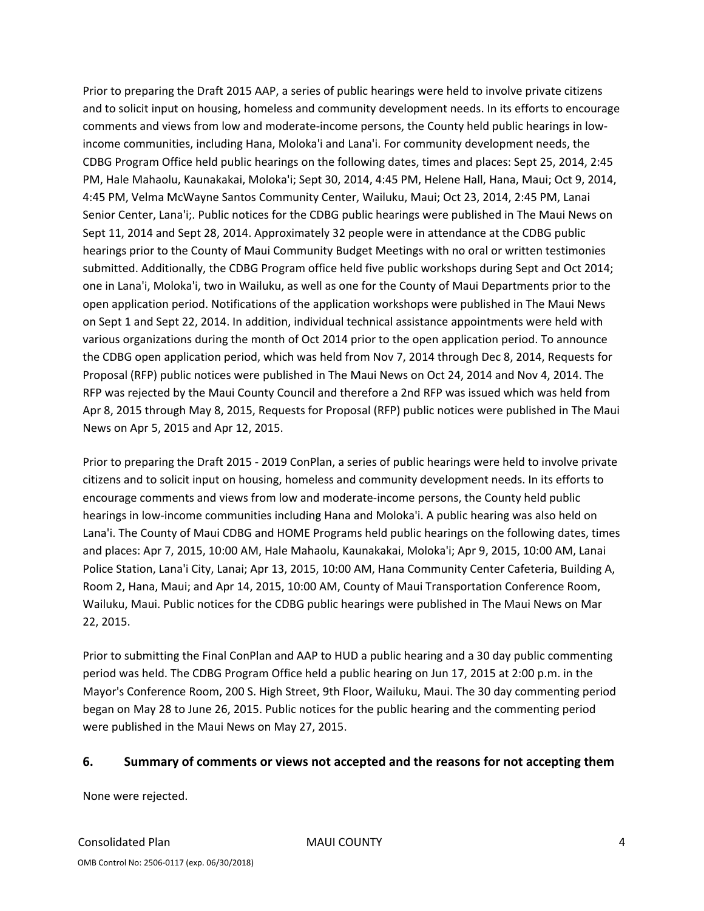Prior to preparing the Draft 2015 AAP, a series of public hearings were held to involve private citizens and to solicit input on housing, homeless and community development needs. In its efforts to encourage comments and views from low and moderate-income persons, the County held public hearings in low-income communities, including Hana, Moloka'i and Lana'i. For community development needs, the CDBG Program Office held public hearings on the following dates, times and places: Sept 25, 2014, 2:45 PM, Hale Mahaolu, Kaunakakai, Moloka'i; Sept 30, 2014, 4:45 PM, Helene Hall, Hana, Maui; Oct 9, 2014, 4:45 PM, Velma McWayne Santos Community Center, Wailuku, Maui; Oct 23, 2014, 2:45 PM, Lanai Senior Center, Lana'i;. Public notices for the CDBG public hearings were published in The Maui News on Sept 11, 2014 and Sept 28, 2014. Approximately 32 people were in attendance at the CDBG public hearings prior to the County of Maui Community Budget Meetings with no oral or written testimonies submitted. Additionally, the CDBG Program office held five public workshops during Sept and Oct 2014; one in Lana'i, Moloka'i, two in Wailuku, as well as one for the County of Maui Departments prior to the open application period. Notifications of the application workshops were published in The Maui News on Sept 1 and Sept 22, 2014. In addition, individual technical assistance appointments were held with various organizations during the month of Oct 2014 prior to the open application period. To announce the CDBG open application period, which was held from Nov 7, 2014 through Dec 8, 2014, Requests for Proposal (RFP) public notices were published in The Maui News on Oct 24, 2014 and Nov 4, 2014. The RFP was rejected by the Maui County Council and therefore a 2nd RFP was issued which was held from Apr 8, 2015 through May 8, 2015, Requests for Proposal (RFP) public notices were published in The Maui News on Apr 5, 2015 and Apr 12, 2015.

Prior to preparing the Draft 2015 - 2019 ConPlan, a series of public hearings were held to involve private citizens and to solicit input on housing, homeless and community development needs. In its efforts to encourage comments and views from low and moderate-income persons, the County held public hearings in low-income communities including Hana and Moloka'i. A public hearing was also held on Lana'i. The County of Maui CDBG and HOME Programs held public hearings on the following dates, times and places: Apr 7, 2015, 10:00 AM, Hale Mahaolu, Kaunakakai, Moloka'i; Apr 9, 2015, 10:00 AM, Lanai Police Station, Lana'i City, Lanai; Apr 13, 2015, 10:00 AM, Hana Community Center Cafeteria, Building A, Room 2, Hana, Maui; and Apr 14, 2015, 10:00 AM, County of Maui Transportation Conference Room, Wailuku, Maui. Public notices for the CDBG public hearings were published in The Maui News on Mar 22, 2015.

Prior to submitting the Final ConPlan and AAP to HUD a public hearing and a 30 day public commenting period was held. The CDBG Program Office held a public hearing on Jun 17, 2015 at 2:00 p.m. in the Mayor's Conference Room, 200 S. High Street, 9th Floor, Wailuku, Maui. The 30 day commenting period began on May 28 to June 26, 2015. Public notices for the public hearing and the commenting period were published in the Maui News on May 27, 2015.

## 6. Summary of comments or views not accepted and the reasons for not accepting them

None were rejected.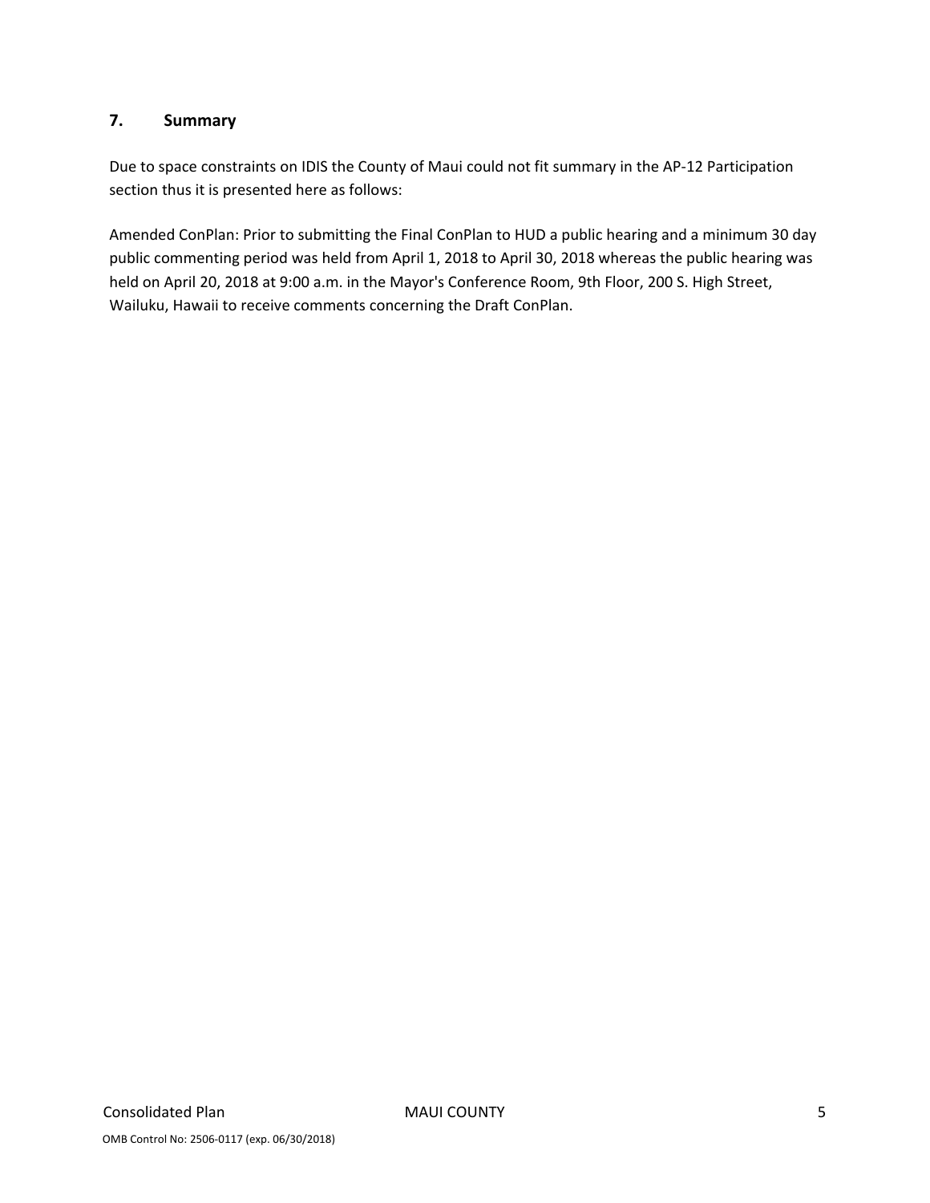## 7. Summary

Due to space constraints on IDIS the County of Maui could not fit summary in the AP-12 Participation section thus it is presented here as follows:

Amended ConPlan: Prior to submitting the Final ConPlan to HUD a public hearing and a minimum 30 day public commenting period was held from April 1, 2018 to April 30, 2018 whereas the public hearing was held on April 20, 2018 at 9:00 a.m. in the Mayor's Conference Room, 9th Floor, 200 S. High Street, Wailuku, Hawaii to receive comments concerning the Draft ConPlan.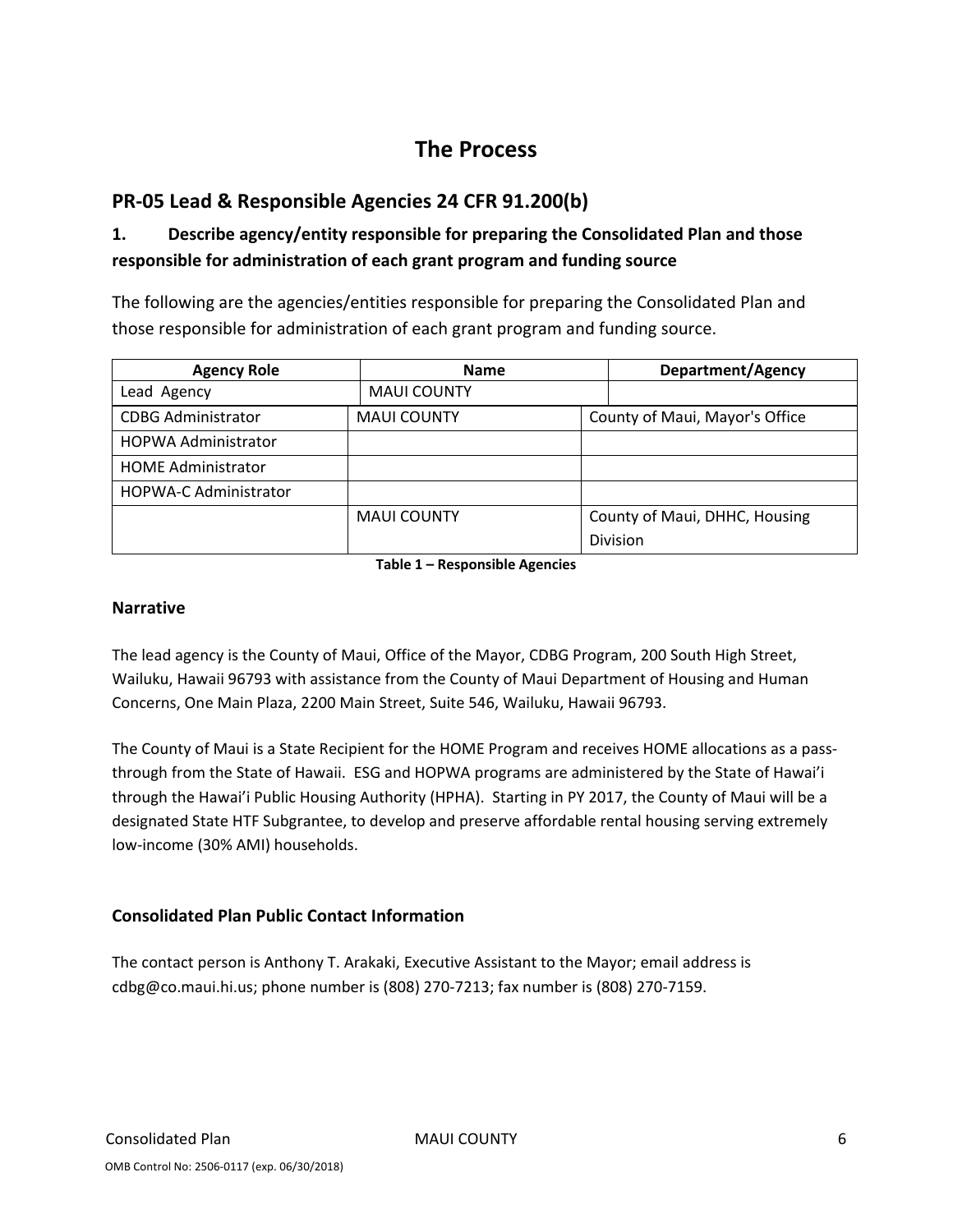# The Process

## PR-05 Lead & Responsible Agencies 24 CFR 91.200(b)

### 1. Describe agency/entity responsible for preparing the Consolidated Plan and those responsible for administration of each grant program and funding source

The following are the agencies/entities responsible for preparing the Consolidated Plan and those responsible for administration of each grant program and funding source.

| Agency Role | Name | Department/Agency |
|---|---|---|
| Lead Agency | MAUI COUNTY | |
| CDBG Administrator | MAUI COUNTY | County of Maui, Mayor's Office |
| HOPWA Administrator | | |
| HOME Administrator | | |
| HOPWA-C Administrator | | |
| | MAUI COUNTY | County of Maui, DHHC, Housing Division |

**Table 1 – Responsible Agencies**

### Narrative

The lead agency is the County of Maui, Office of the Mayor, CDBG Program, 200 South High Street, Wailuku, Hawaii 96793 with assistance from the County of Maui Department of Housing and Human Concerns, One Main Plaza, 2200 Main Street, Suite 546, Wailuku, Hawaii 96793.

The County of Maui is a State Recipient for the HOME Program and receives HOME allocations as a pass-through from the State of Hawaii. ESG and HOPWA programs are administered by the State of Hawai'i through the Hawai'i Public Housing Authority (HPHA). Starting in PY 2017, the County of Maui will be a designated State HTF Subgrantee, to develop and preserve affordable rental housing serving extremely low-income (30% AMI) households.

### Consolidated Plan Public Contact Information

The contact person is Anthony T. Arakaki, Executive Assistant to the Mayor; email address is cdbg@co.maui.hi.us; phone number is (808) 270-7213; fax number is (808) 270-7159.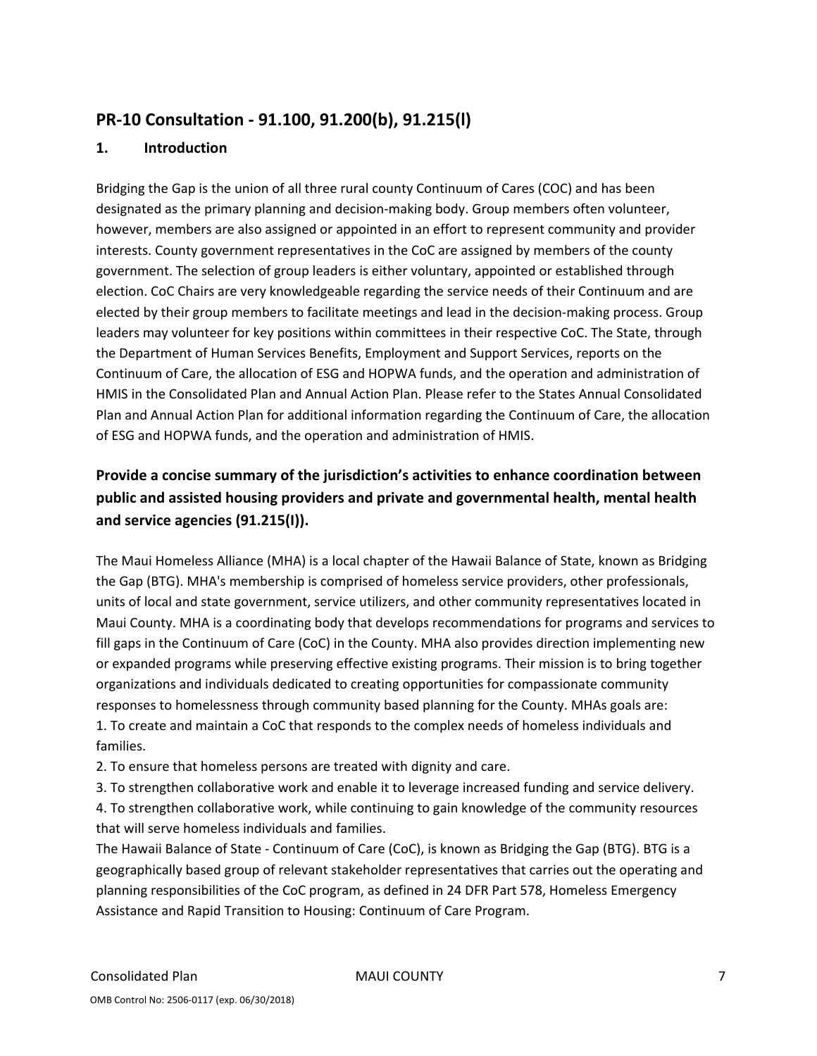## PR-10 Consultation - 91.100, 91.200(b), 91.215(l)

### 1. Introduction

Bridging the Gap is the union of all three rural county Continuum of Cares (COC) and has been designated as the primary planning and decision-making body. Group members often volunteer, however, members are also assigned or appointed in an effort to represent community and provider interests. County government representatives in the CoC are assigned by members of the county government. The selection of group leaders is either voluntary, appointed or established through election. CoC Chairs are very knowledgeable regarding the service needs of their Continuum and are elected by their group members to facilitate meetings and lead in the decision-making process. Group leaders may volunteer for key positions within committees in their respective CoC. The State, through the Department of Human Services Benefits, Employment and Support Services, reports on the Continuum of Care, the allocation of ESG and HOPWA funds, and the operation and administration of HMIS in the Consolidated Plan and Annual Action Plan. Please refer to the States Annual Consolidated Plan and Annual Action Plan for additional information regarding the Continuum of Care, the allocation of ESG and HOPWA funds, and the operation and administration of HMIS.

### Provide a concise summary of the jurisdiction's activities to enhance coordination between public and assisted housing providers and private and governmental health, mental health and service agencies (91.215(I)).

The Maui Homeless Alliance (MHA) is a local chapter of the Hawaii Balance of State, known as Bridging the Gap (BTG). MHA's membership is comprised of homeless service providers, other professionals, units of local and state government, service utilizers, and other community representatives located in Maui County. MHA is a coordinating body that develops recommendations for programs and services to fill gaps in the Continuum of Care (CoC) in the County. MHA also provides direction implementing new or expanded programs while preserving effective existing programs. Their mission is to bring together organizations and individuals dedicated to creating opportunities for compassionate community responses to homelessness through community based planning for the County. MHAs goals are:

1. To create and maintain a CoC that responds to the complex needs of homeless individuals and families.
2. To ensure that homeless persons are treated with dignity and care.
3. To strengthen collaborative work and enable it to leverage increased funding and service delivery.
4. To strengthen collaborative work, while continuing to gain knowledge of the community resources that will serve homeless individuals and families.

The Hawaii Balance of State - Continuum of Care (CoC), is known as Bridging the Gap (BTG). BTG is a geographically based group of relevant stakeholder representatives that carries out the operating and planning responsibilities of the CoC program, as defined in 24 DFR Part 578, Homeless Emergency Assistance and Rapid Transition to Housing: Continuum of Care Program.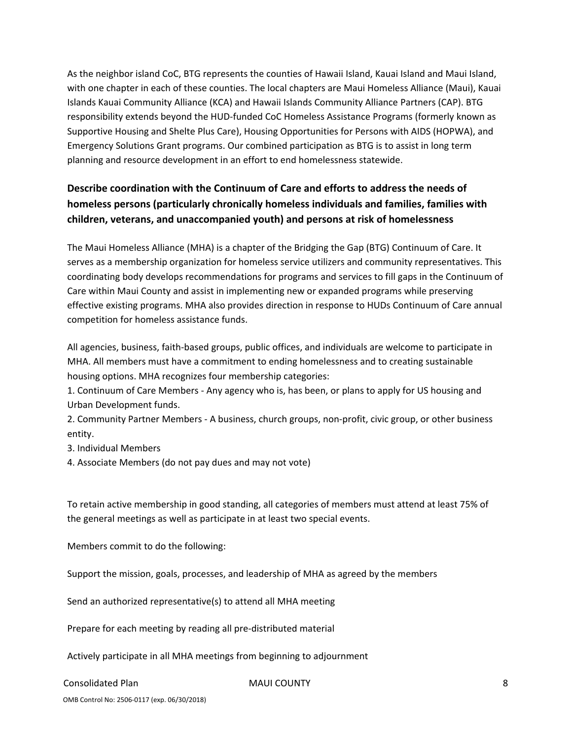As the neighbor island CoC, BTG represents the counties of Hawaii Island, Kauai Island and Maui Island, with one chapter in each of these counties. The local chapters are Maui Homeless Alliance (Maui), Kauai Islands Kauai Community Alliance (KCA) and Hawaii Islands Community Alliance Partners (CAP). BTG responsibility extends beyond the HUD-funded CoC Homeless Assistance Programs (formerly known as Supportive Housing and Shelte Plus Care), Housing Opportunities for Persons with AIDS (HOPWA), and Emergency Solutions Grant programs. Our combined participation as BTG is to assist in long term planning and resource development in an effort to end homelessness statewide.

## Describe coordination with the Continuum of Care and efforts to address the needs of homeless persons (particularly chronically homeless individuals and families, families with children, veterans, and unaccompanied youth) and persons at risk of homelessness

The Maui Homeless Alliance (MHA) is a chapter of the Bridging the Gap (BTG) Continuum of Care. It serves as a membership organization for homeless service utilizers and community representatives. This coordinating body develops recommendations for programs and services to fill gaps in the Continuum of Care within Maui County and assist in implementing new or expanded programs while preserving effective existing programs. MHA also provides direction in response to HUDs Continuum of Care annual competition for homeless assistance funds.

All agencies, business, faith-based groups, public offices, and individuals are welcome to participate in MHA. All members must have a commitment to ending homelessness and to creating sustainable housing options. MHA recognizes four membership categories:

1. Continuum of Care Members - Any agency who is, has been, or plans to apply for US housing and Urban Development funds.
2. Community Partner Members - A business, church groups, non-profit, civic group, or other business entity.
3. Individual Members
4. Associate Members (do not pay dues and may not vote)

To retain active membership in good standing, all categories of members must attend at least 75% of the general meetings as well as participate in at least two special events.

Members commit to do the following:

Support the mission, goals, processes, and leadership of MHA as agreed by the members

Send an authorized representative(s) to attend all MHA meeting

Prepare for each meeting by reading all pre-distributed material

Actively participate in all MHA meetings from beginning to adjournment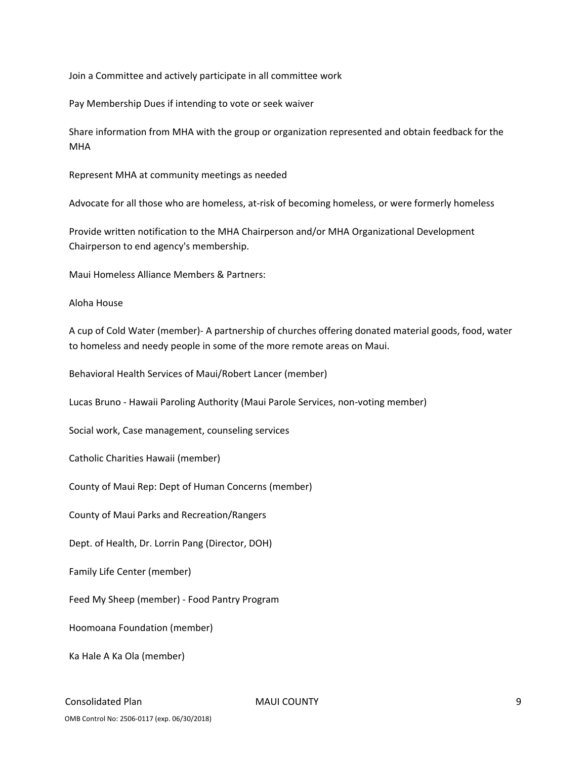Join a Committee and actively participate in all committee work

Pay Membership Dues if intending to vote or seek waiver

Share information from MHA with the group or organization represented and obtain feedback for the MHA

Represent MHA at community meetings as needed

Advocate for all those who are homeless, at-risk of becoming homeless, or were formerly homeless

Provide written notification to the MHA Chairperson and/or MHA Organizational Development Chairperson to end agency's membership.

Maui Homeless Alliance Members & Partners:

Aloha House

A cup of Cold Water (member)- A partnership of churches offering donated material goods, food, water to homeless and needy people in some of the more remote areas on Maui.

Behavioral Health Services of Maui/Robert Lancer (member)

Lucas Bruno - Hawaii Paroling Authority (Maui Parole Services, non-voting member)

Social work, Case management, counseling services

Catholic Charities Hawaii (member)

County of Maui Rep: Dept of Human Concerns (member)

County of Maui Parks and Recreation/Rangers

Dept. of Health, Dr. Lorrin Pang (Director, DOH)

Family Life Center (member)

Feed My Sheep (member) - Food Pantry Program

Hoomoana Foundation (member)

Ka Hale A Ka Ola (member)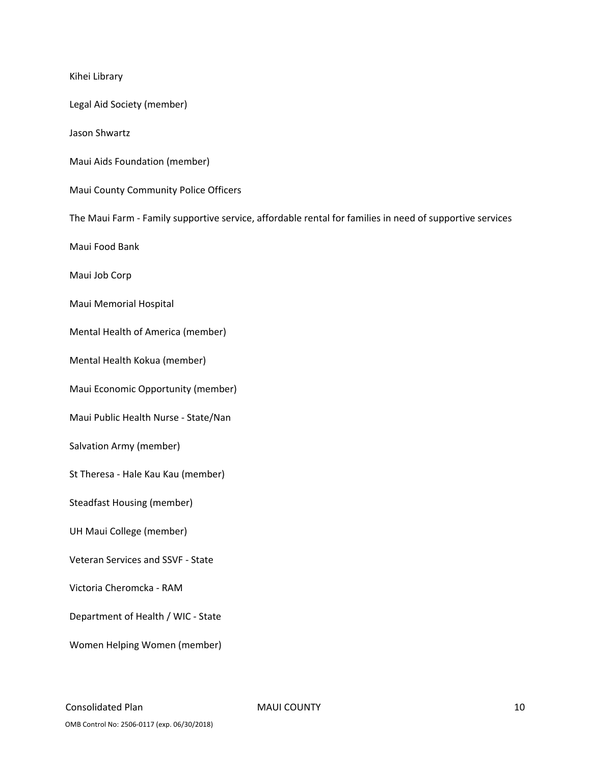Kihei Library

Legal Aid Society (member)

Jason Shwartz

Maui Aids Foundation (member)

Maui County Community Police Officers

The Maui Farm - Family supportive service, affordable rental for families in need of supportive services

Maui Food Bank

Maui Job Corp

Maui Memorial Hospital

Mental Health of America (member)

Mental Health Kokua (member)

Maui Economic Opportunity (member)

Maui Public Health Nurse - State/Nan

Salvation Army (member)

St Theresa - Hale Kau Kau (member)

Steadfast Housing (member)

UH Maui College (member)

Veteran Services and SSVF - State

Victoria Cheromcka - RAM

Department of Health / WIC - State

Women Helping Women (member)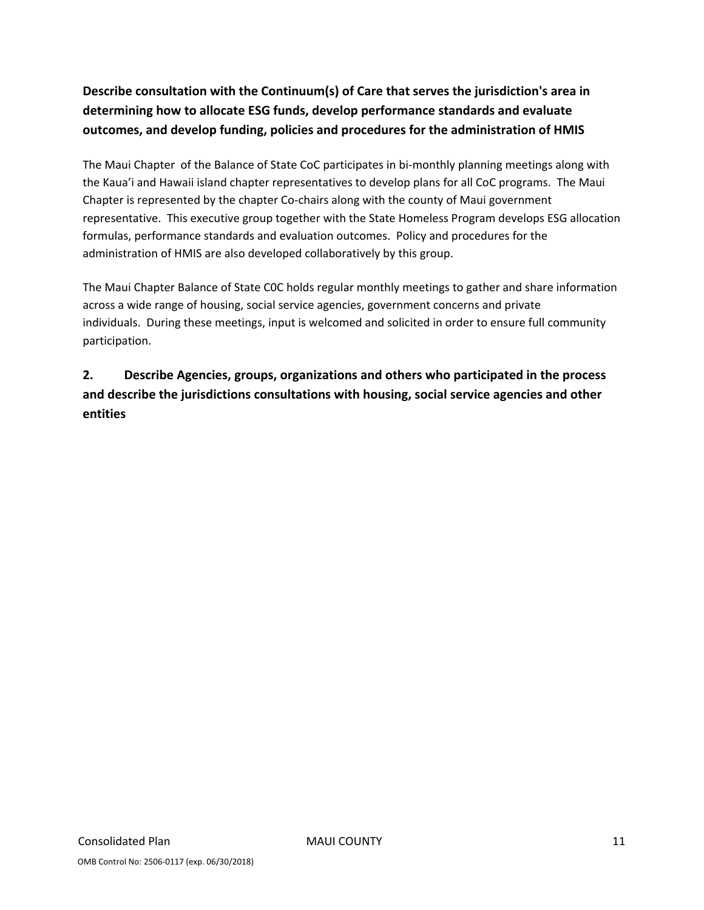**Describe consultation with the Continuum(s) of Care that serves the jurisdiction's area in determining how to allocate ESG funds, develop performance standards and evaluate outcomes, and develop funding, policies and procedures for the administration of HMIS**

The Maui Chapter of the Balance of State CoC participates in bi-monthly planning meetings along with the Kaua'i and Hawaii island chapter representatives to develop plans for all CoC programs. The Maui Chapter is represented by the chapter Co-chairs along with the county of Maui government representative. This executive group together with the State Homeless Program develops ESG allocation formulas, performance standards and evaluation outcomes. Policy and procedures for the administration of HMIS are also developed collaboratively by this group.

The Maui Chapter Balance of State C0C holds regular monthly meetings to gather and share information across a wide range of housing, social service agencies, government concerns and private individuals. During these meetings, input is welcomed and solicited in order to ensure full community participation.

**2. Describe Agencies, groups, organizations and others who participated in the process and describe the jurisdictions consultations with housing, social service agencies and other entities**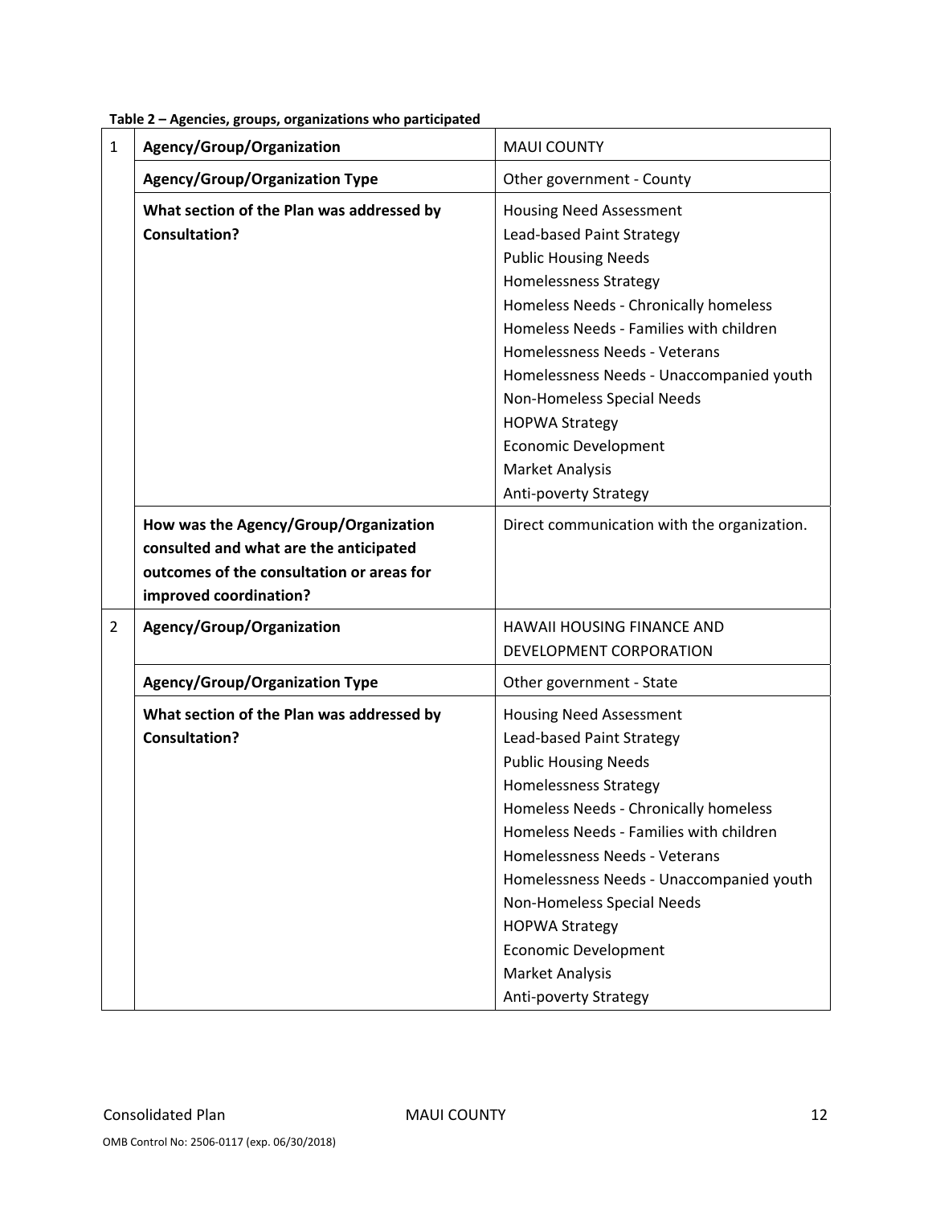**Table 2 – Agencies, groups, organizations who participated**

| | | |
|---|---|---|
| 1 | **Agency/Group/Organization** | MAUI COUNTY |
| | **Agency/Group/Organization Type** | Other government - County |
| | **What section of the Plan was addressed by Consultation?** | Housing Need Assessment<br>Lead-based Paint Strategy<br>Public Housing Needs<br>Homelessness Strategy<br>Homeless Needs - Chronically homeless<br>Homeless Needs - Families with children<br>Homelessness Needs - Veterans<br>Homelessness Needs - Unaccompanied youth<br>Non-Homeless Special Needs<br>HOPWA Strategy<br>Economic Development<br>Market Analysis<br>Anti-poverty Strategy |
| | **How was the Agency/Group/Organization consulted and what are the anticipated outcomes of the consultation or areas for improved coordination?** | Direct communication with the organization. |
| 2 | **Agency/Group/Organization** | HAWAII HOUSING FINANCE AND DEVELOPMENT CORPORATION |
| | **Agency/Group/Organization Type** | Other government - State |
| | **What section of the Plan was addressed by Consultation?** | Housing Need Assessment<br>Lead-based Paint Strategy<br>Public Housing Needs<br>Homelessness Strategy<br>Homeless Needs - Chronically homeless<br>Homeless Needs - Families with children<br>Homelessness Needs - Veterans<br>Homelessness Needs - Unaccompanied youth<br>Non-Homeless Special Needs<br>HOPWA Strategy<br>Economic Development<br>Market Analysis<br>Anti-poverty Strategy |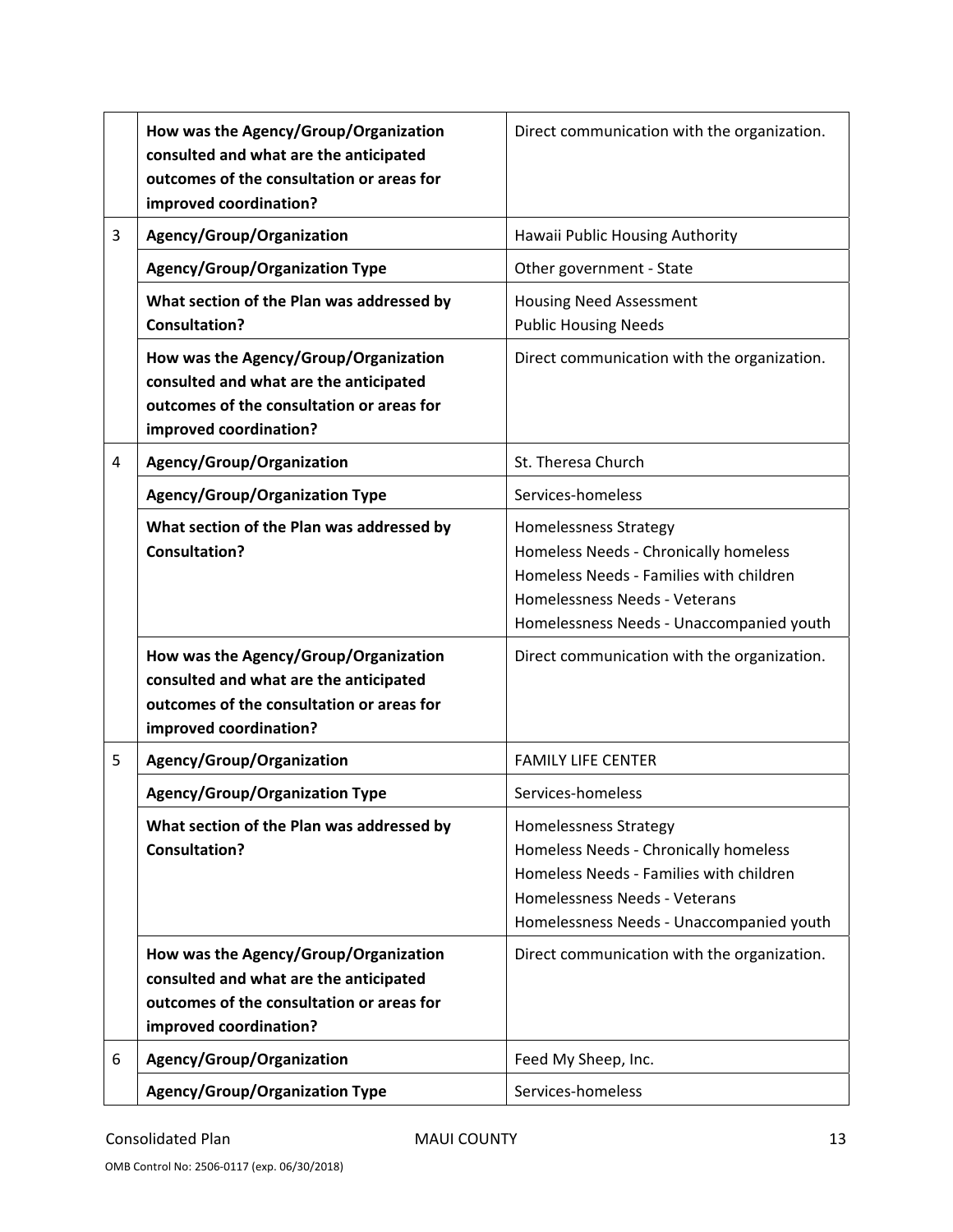| | | |
|---|---|---|
| | **How was the Agency/Group/Organization consulted and what are the anticipated outcomes of the consultation or areas for improved coordination?** | Direct communication with the organization. |
| 3 | **Agency/Group/Organization** | Hawaii Public Housing Authority |
| | **Agency/Group/Organization Type** | Other government - State |
| | **What section of the Plan was addressed by Consultation?** | Housing Need Assessment<br>Public Housing Needs |
| | **How was the Agency/Group/Organization consulted and what are the anticipated outcomes of the consultation or areas for improved coordination?** | Direct communication with the organization. |
| 4 | **Agency/Group/Organization** | St. Theresa Church |
| | **Agency/Group/Organization Type** | Services-homeless |
| | **What section of the Plan was addressed by Consultation?** | Homelessness Strategy<br>Homeless Needs - Chronically homeless<br>Homeless Needs - Families with children<br>Homelessness Needs - Veterans<br>Homelessness Needs - Unaccompanied youth |
| | **How was the Agency/Group/Organization consulted and what are the anticipated outcomes of the consultation or areas for improved coordination?** | Direct communication with the organization. |
| 5 | **Agency/Group/Organization** | FAMILY LIFE CENTER |
| | **Agency/Group/Organization Type** | Services-homeless |
| | **What section of the Plan was addressed by Consultation?** | Homelessness Strategy<br>Homeless Needs - Chronically homeless<br>Homeless Needs - Families with children<br>Homelessness Needs - Veterans<br>Homelessness Needs - Unaccompanied youth |
| | **How was the Agency/Group/Organization consulted and what are the anticipated outcomes of the consultation or areas for improved coordination?** | Direct communication with the organization. |
| 6 | **Agency/Group/Organization** | Feed My Sheep, Inc. |
| | **Agency/Group/Organization Type** | Services-homeless |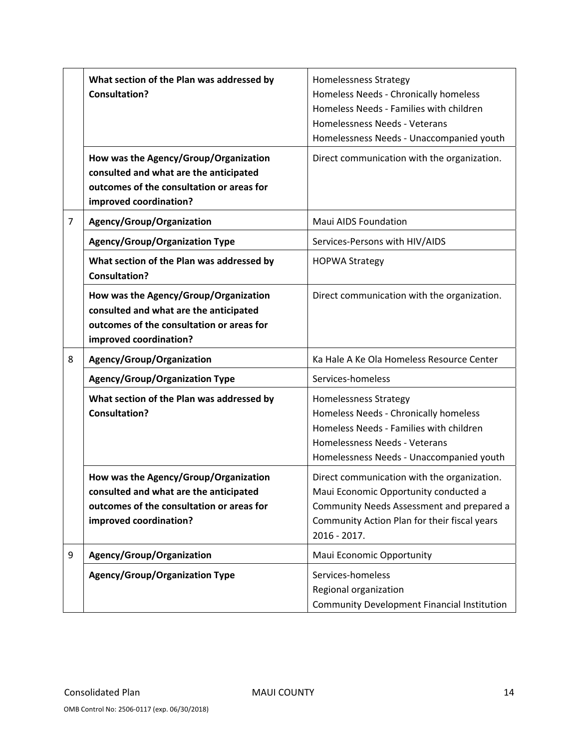| | | |
|---|---|---|
| | **What section of the Plan was addressed by Consultation?** | Homelessness Strategy<br>Homeless Needs - Chronically homeless<br>Homeless Needs - Families with children<br>Homelessness Needs - Veterans<br>Homelessness Needs - Unaccompanied youth |
| | **How was the Agency/Group/Organization consulted and what are the anticipated outcomes of the consultation or areas for improved coordination?** | Direct communication with the organization. |
| 7 | **Agency/Group/Organization** | Maui AIDS Foundation |
| | **Agency/Group/Organization Type** | Services-Persons with HIV/AIDS |
| | **What section of the Plan was addressed by Consultation?** | HOPWA Strategy |
| | **How was the Agency/Group/Organization consulted and what are the anticipated outcomes of the consultation or areas for improved coordination?** | Direct communication with the organization. |
| 8 | **Agency/Group/Organization** | Ka Hale A Ke Ola Homeless Resource Center |
| | **Agency/Group/Organization Type** | Services-homeless |
| | **What section of the Plan was addressed by Consultation?** | Homelessness Strategy<br>Homeless Needs - Chronically homeless<br>Homeless Needs - Families with children<br>Homelessness Needs - Veterans<br>Homelessness Needs - Unaccompanied youth |
| | **How was the Agency/Group/Organization consulted and what are the anticipated outcomes of the consultation or areas for improved coordination?** | Direct communication with the organization. Maui Economic Opportunity conducted a Community Needs Assessment and prepared a Community Action Plan for their fiscal years 2016 - 2017. |
| 9 | **Agency/Group/Organization** | Maui Economic Opportunity |
| | **Agency/Group/Organization Type** | Services-homeless<br>Regional organization<br>Community Development Financial Institution |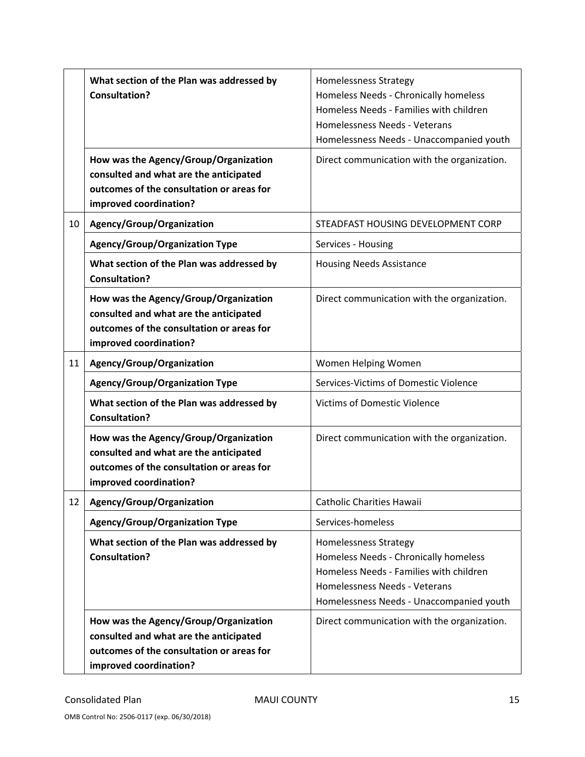| | | |
|---|---|---|
| | **What section of the Plan was addressed by Consultation?** | Homelessness Strategy<br>Homeless Needs - Chronically homeless<br>Homeless Needs - Families with children<br>Homelessness Needs - Veterans<br>Homelessness Needs - Unaccompanied youth |
| | **How was the Agency/Group/Organization consulted and what are the anticipated outcomes of the consultation or areas for improved coordination?** | Direct communication with the organization. |
| 10 | **Agency/Group/Organization** | STEADFAST HOUSING DEVELOPMENT CORP |
| | **Agency/Group/Organization Type** | Services - Housing |
| | **What section of the Plan was addressed by Consultation?** | Housing Needs Assistance |
| | **How was the Agency/Group/Organization consulted and what are the anticipated outcomes of the consultation or areas for improved coordination?** | Direct communication with the organization. |
| 11 | **Agency/Group/Organization** | Women Helping Women |
| | **Agency/Group/Organization Type** | Services-Victims of Domestic Violence |
| | **What section of the Plan was addressed by Consultation?** | Victims of Domestic Violence |
| | **How was the Agency/Group/Organization consulted and what are the anticipated outcomes of the consultation or areas for improved coordination?** | Direct communication with the organization. |
| 12 | **Agency/Group/Organization** | Catholic Charities Hawaii |
| | **Agency/Group/Organization Type** | Services-homeless |
| | **What section of the Plan was addressed by Consultation?** | Homelessness Strategy<br>Homeless Needs - Chronically homeless<br>Homeless Needs - Families with children<br>Homelessness Needs - Veterans<br>Homelessness Needs - Unaccompanied youth |
| | **How was the Agency/Group/Organization consulted and what are the anticipated outcomes of the consultation or areas for improved coordination?** | Direct communication with the organization. |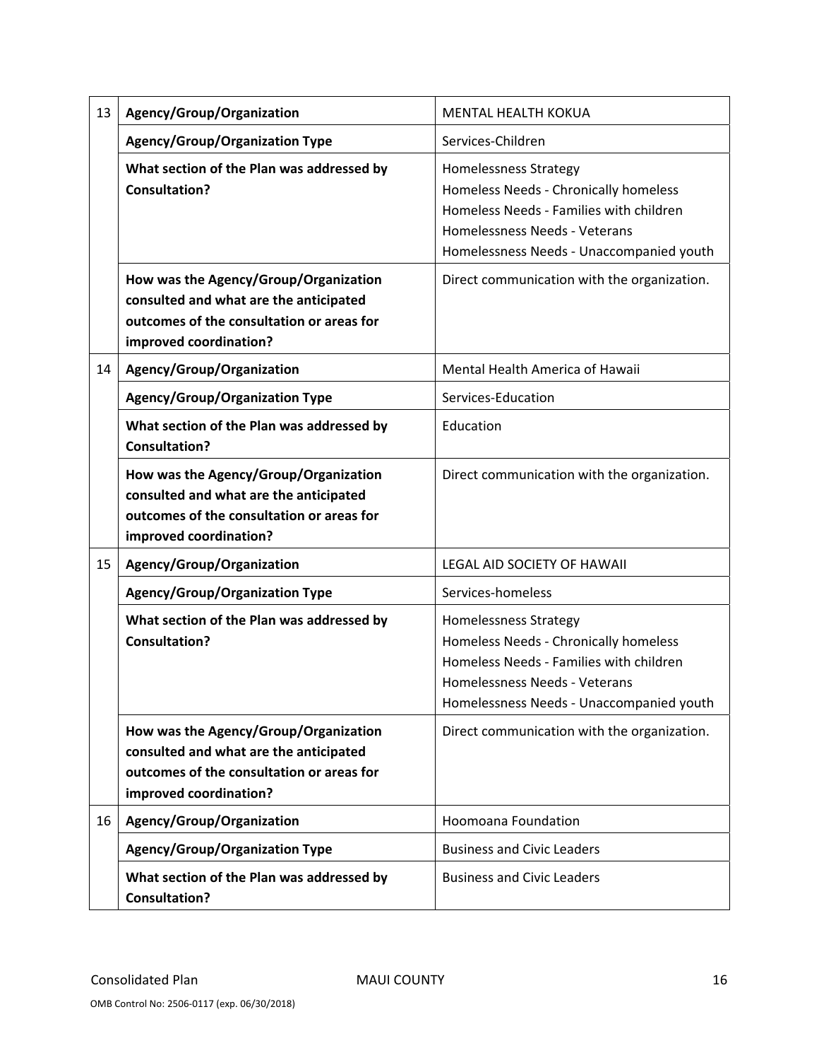| | | |
|---|---|---|
| 13 | **Agency/Group/Organization** | MENTAL HEALTH KOKUA |
| | **Agency/Group/Organization Type** | Services-Children |
| | **What section of the Plan was addressed by Consultation?** | Homelessness Strategy<br>Homeless Needs - Chronically homeless<br>Homeless Needs - Families with children<br>Homelessness Needs - Veterans<br>Homelessness Needs - Unaccompanied youth |
| | **How was the Agency/Group/Organization consulted and what are the anticipated outcomes of the consultation or areas for improved coordination?** | Direct communication with the organization. |
| 14 | **Agency/Group/Organization** | Mental Health America of Hawaii |
| | **Agency/Group/Organization Type** | Services-Education |
| | **What section of the Plan was addressed by Consultation?** | Education |
| | **How was the Agency/Group/Organization consulted and what are the anticipated outcomes of the consultation or areas for improved coordination?** | Direct communication with the organization. |
| 15 | **Agency/Group/Organization** | LEGAL AID SOCIETY OF HAWAII |
| | **Agency/Group/Organization Type** | Services-homeless |
| | **What section of the Plan was addressed by Consultation?** | Homelessness Strategy<br>Homeless Needs - Chronically homeless<br>Homeless Needs - Families with children<br>Homelessness Needs - Veterans<br>Homelessness Needs - Unaccompanied youth |
| | **How was the Agency/Group/Organization consulted and what are the anticipated outcomes of the consultation or areas for improved coordination?** | Direct communication with the organization. |
| 16 | **Agency/Group/Organization** | Hoomoana Foundation |
| | **Agency/Group/Organization Type** | Business and Civic Leaders |
| | **What section of the Plan was addressed by Consultation?** | Business and Civic Leaders |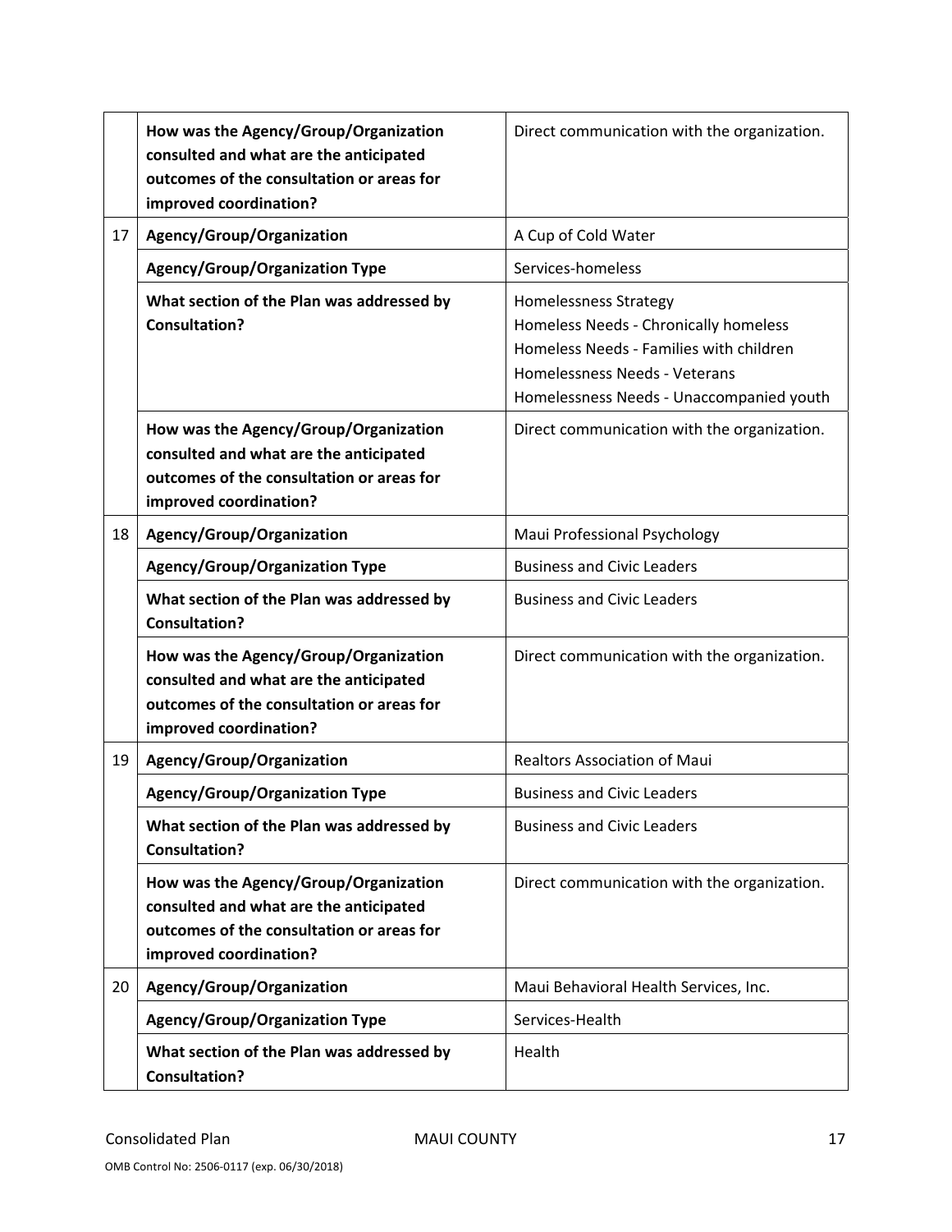| | | |
|---|---|---|
| | **How was the Agency/Group/Organization consulted and what are the anticipated outcomes of the consultation or areas for improved coordination?** | Direct communication with the organization. |
| 17 | **Agency/Group/Organization** | A Cup of Cold Water |
| | **Agency/Group/Organization Type** | Services-homeless |
| | **What section of the Plan was addressed by Consultation?** | Homelessness Strategy<br>Homeless Needs - Chronically homeless<br>Homeless Needs - Families with children<br>Homelessness Needs - Veterans<br>Homelessness Needs - Unaccompanied youth |
| | **How was the Agency/Group/Organization consulted and what are the anticipated outcomes of the consultation or areas for improved coordination?** | Direct communication with the organization. |
| 18 | **Agency/Group/Organization** | Maui Professional Psychology |
| | **Agency/Group/Organization Type** | Business and Civic Leaders |
| | **What section of the Plan was addressed by Consultation?** | Business and Civic Leaders |
| | **How was the Agency/Group/Organization consulted and what are the anticipated outcomes of the consultation or areas for improved coordination?** | Direct communication with the organization. |
| 19 | **Agency/Group/Organization** | Realtors Association of Maui |
| | **Agency/Group/Organization Type** | Business and Civic Leaders |
| | **What section of the Plan was addressed by Consultation?** | Business and Civic Leaders |
| | **How was the Agency/Group/Organization consulted and what are the anticipated outcomes of the consultation or areas for improved coordination?** | Direct communication with the organization. |
| 20 | **Agency/Group/Organization** | Maui Behavioral Health Services, Inc. |
| | **Agency/Group/Organization Type** | Services-Health |
| | **What section of the Plan was addressed by Consultation?** | Health |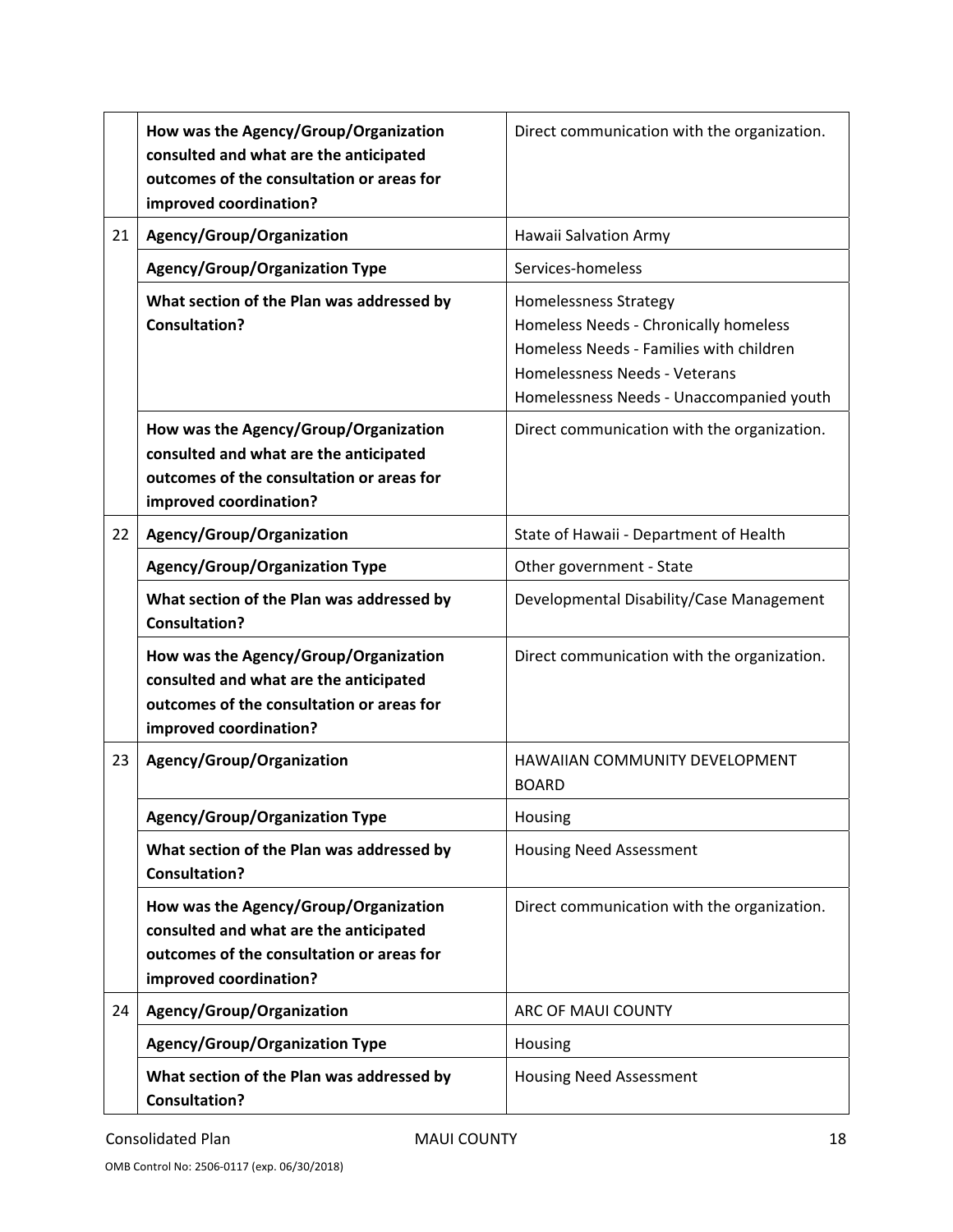| | | |
|---|---|---|
| | **How was the Agency/Group/Organization consulted and what are the anticipated outcomes of the consultation or areas for improved coordination?** | Direct communication with the organization. |
| 21 | **Agency/Group/Organization** | Hawaii Salvation Army |
| | **Agency/Group/Organization Type** | Services-homeless |
| | **What section of the Plan was addressed by Consultation?** | Homelessness Strategy<br>Homeless Needs - Chronically homeless<br>Homeless Needs - Families with children<br>Homelessness Needs - Veterans<br>Homelessness Needs - Unaccompanied youth |
| | **How was the Agency/Group/Organization consulted and what are the anticipated outcomes of the consultation or areas for improved coordination?** | Direct communication with the organization. |
| 22 | **Agency/Group/Organization** | State of Hawaii - Department of Health |
| | **Agency/Group/Organization Type** | Other government - State |
| | **What section of the Plan was addressed by Consultation?** | Developmental Disability/Case Management |
| | **How was the Agency/Group/Organization consulted and what are the anticipated outcomes of the consultation or areas for improved coordination?** | Direct communication with the organization. |
| 23 | **Agency/Group/Organization** | HAWAIIAN COMMUNITY DEVELOPMENT BOARD |
| | **Agency/Group/Organization Type** | Housing |
| | **What section of the Plan was addressed by Consultation?** | Housing Need Assessment |
| | **How was the Agency/Group/Organization consulted and what are the anticipated outcomes of the consultation or areas for improved coordination?** | Direct communication with the organization. |
| 24 | **Agency/Group/Organization** | ARC OF MAUI COUNTY |
| | **Agency/Group/Organization Type** | Housing |
| | **What section of the Plan was addressed by Consultation?** | Housing Need Assessment |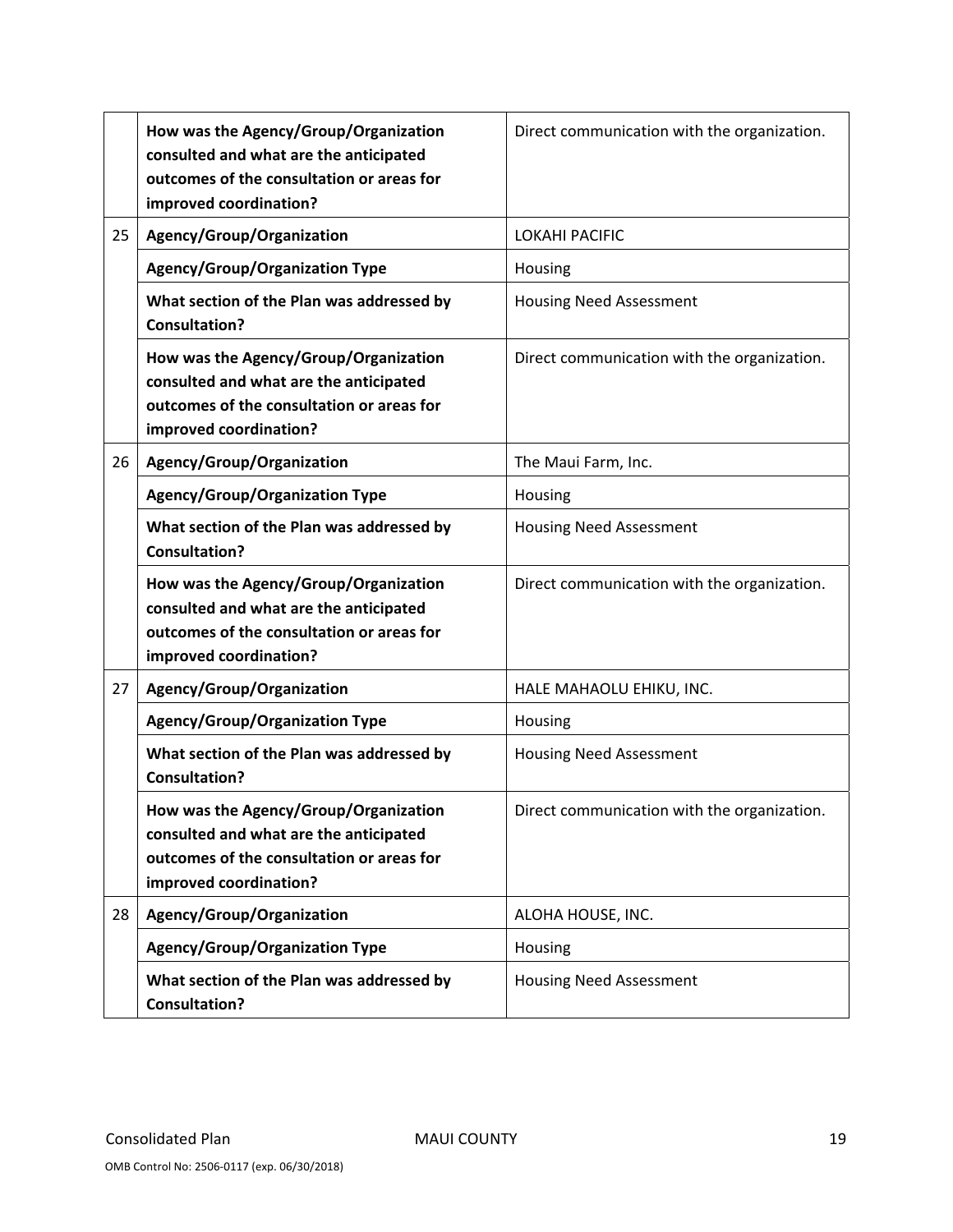| | | |
|---|---|---|
| | **How was the Agency/Group/Organization consulted and what are the anticipated outcomes of the consultation or areas for improved coordination?** | Direct communication with the organization. |
| 25 | **Agency/Group/Organization** | LOKAHI PACIFIC |
| | **Agency/Group/Organization Type** | Housing |
| | **What section of the Plan was addressed by Consultation?** | Housing Need Assessment |
| | **How was the Agency/Group/Organization consulted and what are the anticipated outcomes of the consultation or areas for improved coordination?** | Direct communication with the organization. |
| 26 | **Agency/Group/Organization** | The Maui Farm, Inc. |
| | **Agency/Group/Organization Type** | Housing |
| | **What section of the Plan was addressed by Consultation?** | Housing Need Assessment |
| | **How was the Agency/Group/Organization consulted and what are the anticipated outcomes of the consultation or areas for improved coordination?** | Direct communication with the organization. |
| 27 | **Agency/Group/Organization** | HALE MAHAOLU EHIKU, INC. |
| | **Agency/Group/Organization Type** | Housing |
| | **What section of the Plan was addressed by Consultation?** | Housing Need Assessment |
| | **How was the Agency/Group/Organization consulted and what are the anticipated outcomes of the consultation or areas for improved coordination?** | Direct communication with the organization. |
| 28 | **Agency/Group/Organization** | ALOHA HOUSE, INC. |
| | **Agency/Group/Organization Type** | Housing |
| | **What section of the Plan was addressed by Consultation?** | Housing Need Assessment |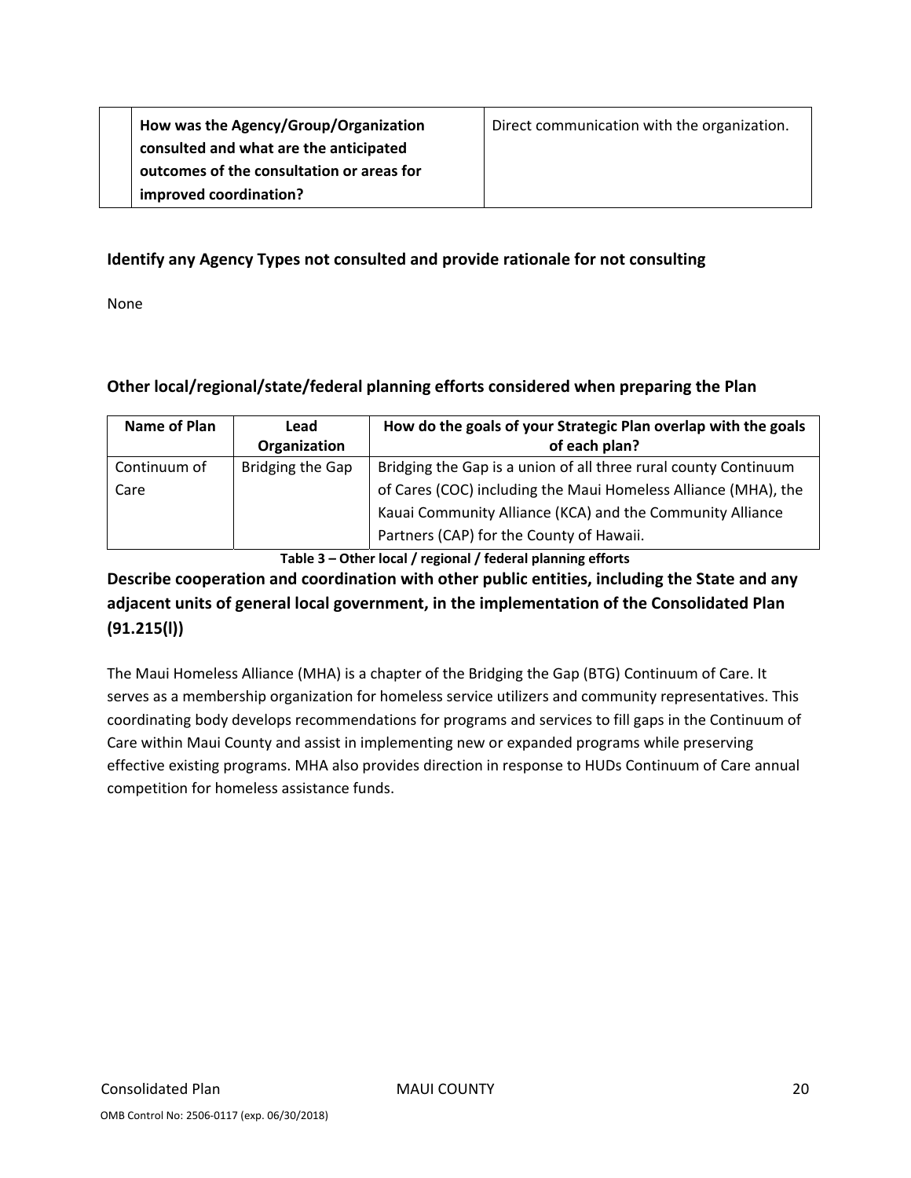| | How was the Agency/Group/Organization consulted and what are the anticipated outcomes of the consultation or areas for improved coordination? | Direct communication with the organization. |
|---|---|---|

**Identify any Agency Types not consulted and provide rationale for not consulting**

None

**Other local/regional/state/federal planning efforts considered when preparing the Plan**

| Name of Plan | Lead Organization | How do the goals of your Strategic Plan overlap with the goals of each plan? |
|---|---|---|
| Continuum of Care | Bridging the Gap | Bridging the Gap is a union of all three rural county Continuum of Cares (COC) including the Maui Homeless Alliance (MHA), the Kauai Community Alliance (KCA) and the Community Alliance Partners (CAP) for the County of Hawaii. |

**Table 3 – Other local / regional / federal planning efforts**

## Describe cooperation and coordination with other public entities, including the State and any adjacent units of general local government, in the implementation of the Consolidated Plan (91.215(l))

The Maui Homeless Alliance (MHA) is a chapter of the Bridging the Gap (BTG) Continuum of Care. It serves as a membership organization for homeless service utilizers and community representatives. This coordinating body develops recommendations for programs and services to fill gaps in the Continuum of Care within Maui County and assist in implementing new or expanded programs while preserving effective existing programs. MHA also provides direction in response to HUDs Continuum of Care annual competition for homeless assistance funds.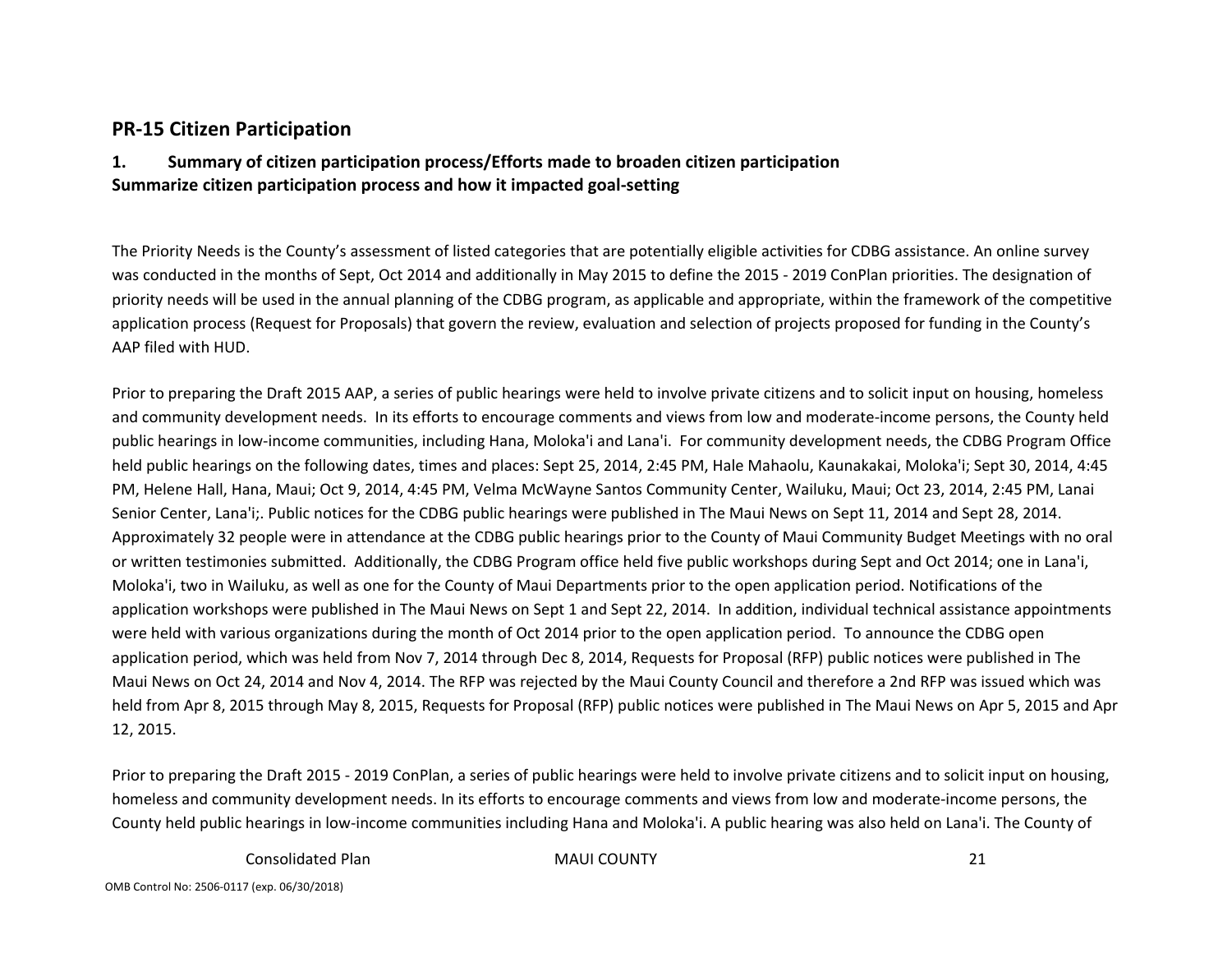## PR-15 Citizen Participation

### 1. Summary of citizen participation process/Efforts made to broaden citizen participation
**Summarize citizen participation process and how it impacted goal-setting**

The Priority Needs is the County's assessment of listed categories that are potentially eligible activities for CDBG assistance. An online survey was conducted in the months of Sept, Oct 2014 and additionally in May 2015 to define the 2015 - 2019 ConPlan priorities. The designation of priority needs will be used in the annual planning of the CDBG program, as applicable and appropriate, within the framework of the competitive application process (Request for Proposals) that govern the review, evaluation and selection of projects proposed for funding in the County's AAP filed with HUD.

Prior to preparing the Draft 2015 AAP, a series of public hearings were held to involve private citizens and to solicit input on housing, homeless and community development needs. In its efforts to encourage comments and views from low and moderate-income persons, the County held public hearings in low-income communities, including Hana, Moloka'i and Lana'i. For community development needs, the CDBG Program Office held public hearings on the following dates, times and places: Sept 25, 2014, 2:45 PM, Hale Mahaolu, Kaunakakai, Moloka'i; Sept 30, 2014, 4:45 PM, Helene Hall, Hana, Maui; Oct 9, 2014, 4:45 PM, Velma McWayne Santos Community Center, Wailuku, Maui; Oct 23, 2014, 2:45 PM, Lanai Senior Center, Lana'i;. Public notices for the CDBG public hearings were published in The Maui News on Sept 11, 2014 and Sept 28, 2014. Approximately 32 people were in attendance at the CDBG public hearings prior to the County of Maui Community Budget Meetings with no oral or written testimonies submitted. Additionally, the CDBG Program office held five public workshops during Sept and Oct 2014; one in Lana'i, Moloka'i, two in Wailuku, as well as one for the County of Maui Departments prior to the open application period. Notifications of the application workshops were published in The Maui News on Sept 1 and Sept 22, 2014. In addition, individual technical assistance appointments were held with various organizations during the month of Oct 2014 prior to the open application period. To announce the CDBG open application period, which was held from Nov 7, 2014 through Dec 8, 2014, Requests for Proposal (RFP) public notices were published in The Maui News on Oct 24, 2014 and Nov 4, 2014. The RFP was rejected by the Maui County Council and therefore a 2nd RFP was issued which was held from Apr 8, 2015 through May 8, 2015, Requests for Proposal (RFP) public notices were published in The Maui News on Apr 5, 2015 and Apr 12, 2015.

Prior to preparing the Draft 2015 - 2019 ConPlan, a series of public hearings were held to involve private citizens and to solicit input on housing, homeless and community development needs. In its efforts to encourage comments and views from low and moderate-income persons, the County held public hearings in low-income communities including Hana and Moloka'i. A public hearing was also held on Lana'i. The County of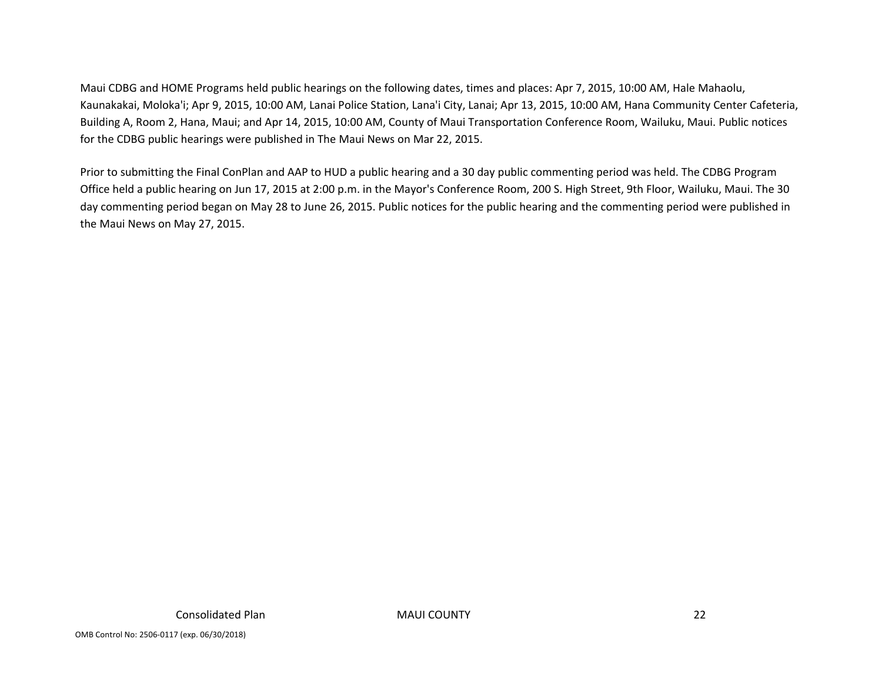Maui CDBG and HOME Programs held public hearings on the following dates, times and places: Apr 7, 2015, 10:00 AM, Hale Mahaolu, Kaunakakai, Moloka'i; Apr 9, 2015, 10:00 AM, Lanai Police Station, Lana'i City, Lanai; Apr 13, 2015, 10:00 AM, Hana Community Center Cafeteria, Building A, Room 2, Hana, Maui; and Apr 14, 2015, 10:00 AM, County of Maui Transportation Conference Room, Wailuku, Maui. Public notices for the CDBG public hearings were published in The Maui News on Mar 22, 2015.

Prior to submitting the Final ConPlan and AAP to HUD a public hearing and a 30 day public commenting period was held. The CDBG Program Office held a public hearing on Jun 17, 2015 at 2:00 p.m. in the Mayor's Conference Room, 200 S. High Street, 9th Floor, Wailuku, Maui. The 30 day commenting period began on May 28 to June 26, 2015. Public notices for the public hearing and the commenting period were published in the Maui News on May 27, 2015.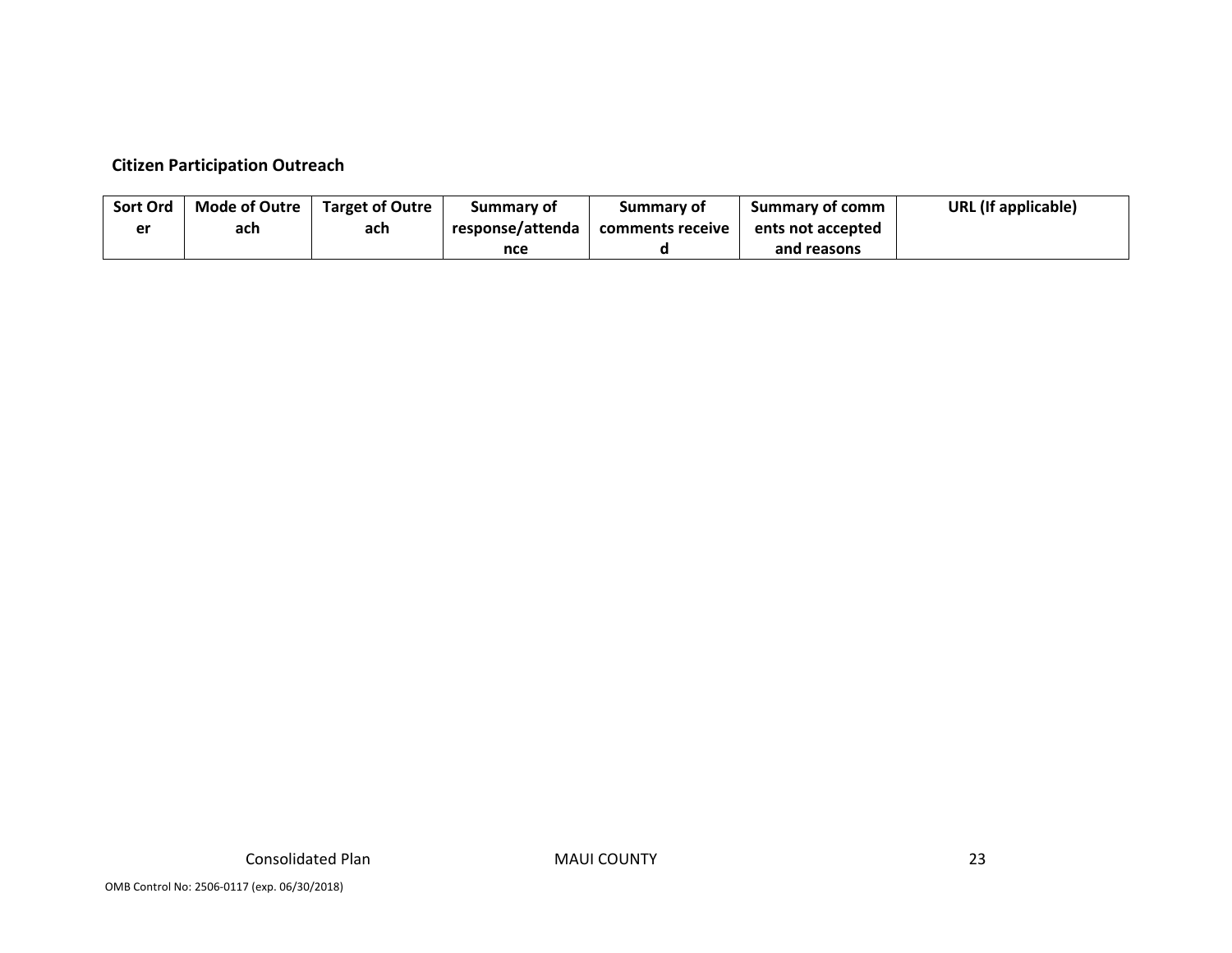**Citizen Participation Outreach**

| Sort Order | Mode of Outreach | Target of Outreach | Summary of response/attendance | Summary of comments received | Summary of comments not accepted and reasons | URL (If applicable) |
|---|---|---|---|---|---|---|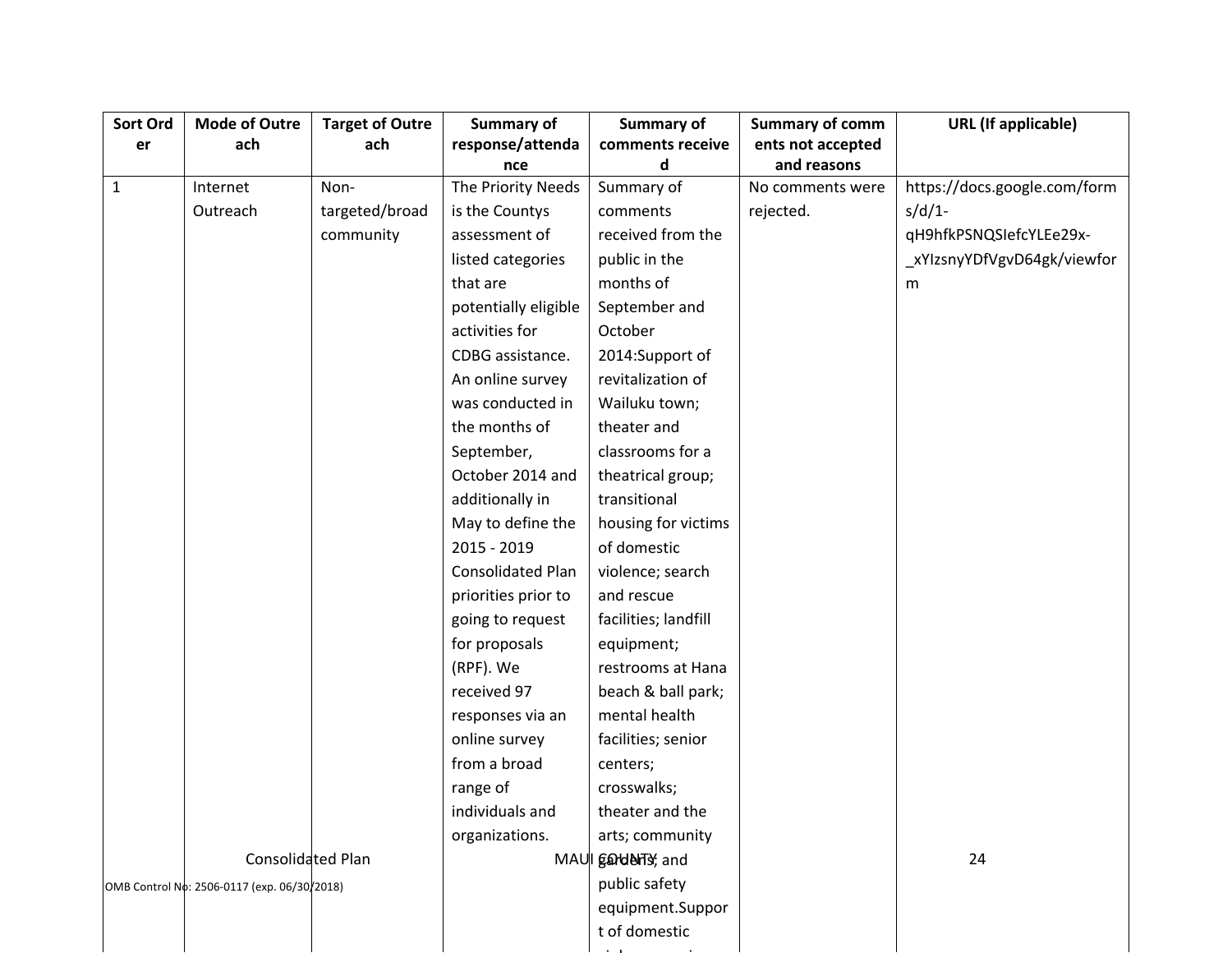| Sort Order | Mode of Outreach | Target of Outreach | Summary of response/attendance | Summary of comments received | Summary of comments not accepted and reasons | URL (If applicable) |
|---|---|---|---|---|---|---|
| 1 | Internet Outreach | Non-targeted/broad community | The Priority Needs is the Countys assessment of listed categories that are potentially eligible activities for CDBG assistance. An online survey was conducted in the months of September, October 2014 and additionally in May to define the 2015 - 2019 Consolidated Plan priorities prior to going to request for proposals (RPF). We received 97 responses via an online survey from a broad range of individuals and organizations. | Summary of comments received from the public in the months of September and October 2014:Support of revitalization of Wailuku town; theater and classrooms for a theatrical group; transitional housing for victims of domestic violence; search and rescue facilities; landfill equipment; restrooms at Hana beach & ball park; mental health facilities; senior centers; crosswalks; theater and the arts; community gardens; and public safety equipment.Support of domestic | No comments were rejected. | https://docs.google.com/forms/d/1-qH9hfkPSNQSIefcYLEe29x-_xYIzsnyYDfVgvD64gk/viewform |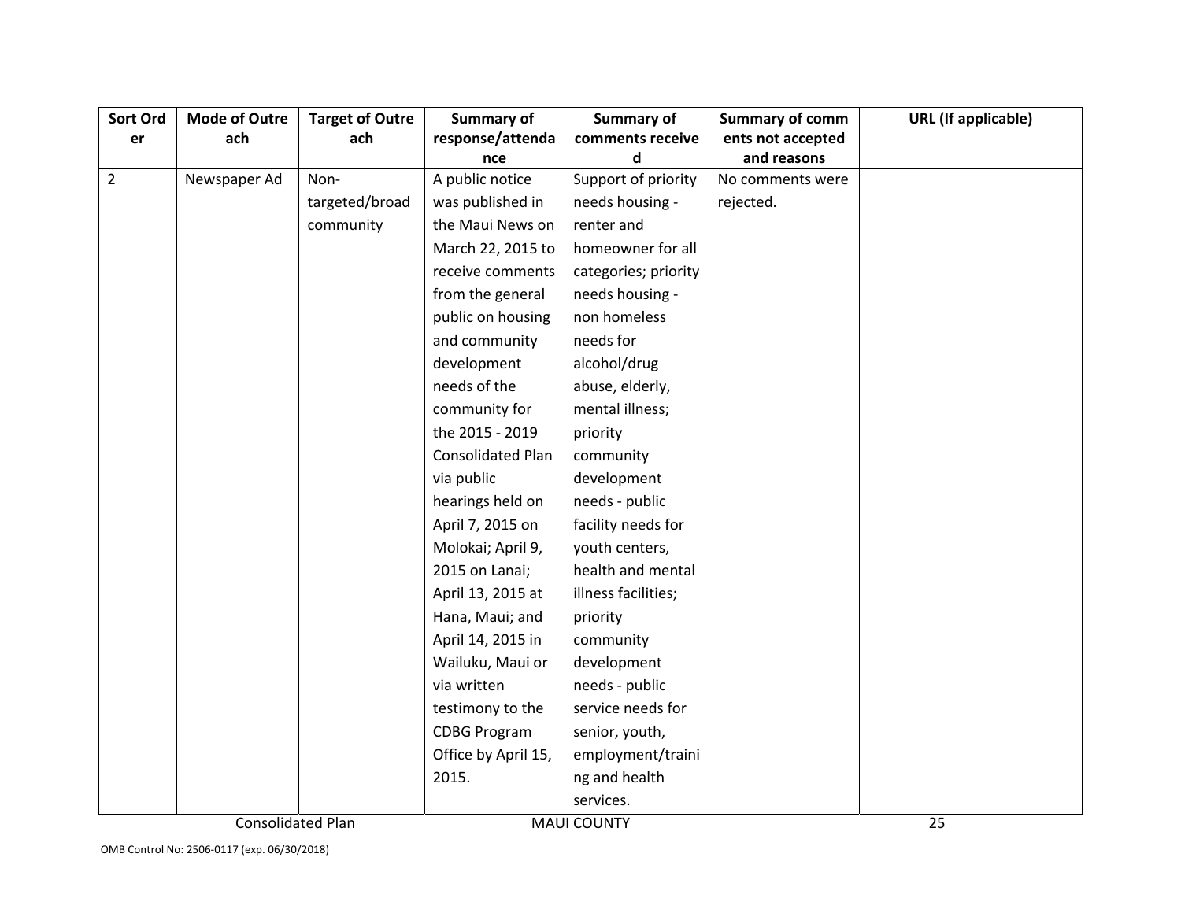| Sort Order | Mode of Outreach | Target of Outreach | Summary of response/attendance | Summary of comments received | Summary of comments not accepted and reasons | URL (If applicable) |
|---|---|---|---|---|---|---|
| 2 | Newspaper Ad | Non-targeted/broad community | A public notice was published in the Maui News on March 22, 2015 to receive comments from the general public on housing and community development needs of the community for the 2015 - 2019 Consolidated Plan via public hearings held on April 7, 2015 on Molokai; April 9, 2015 on Lanai; April 13, 2015 at Hana, Maui; and April 14, 2015 in Wailuku, Maui or via written testimony to the CDBG Program Office by April 15, 2015. | Support of priority needs housing - renter and homeowner for all categories; priority needs housing - non homeless needs for alcohol/drug abuse, elderly, mental illness; priority community development needs - public facility needs for youth centers, health and mental illness facilities; priority community development needs - public service needs for senior, youth, employment/training and health services. | No comments were rejected. | |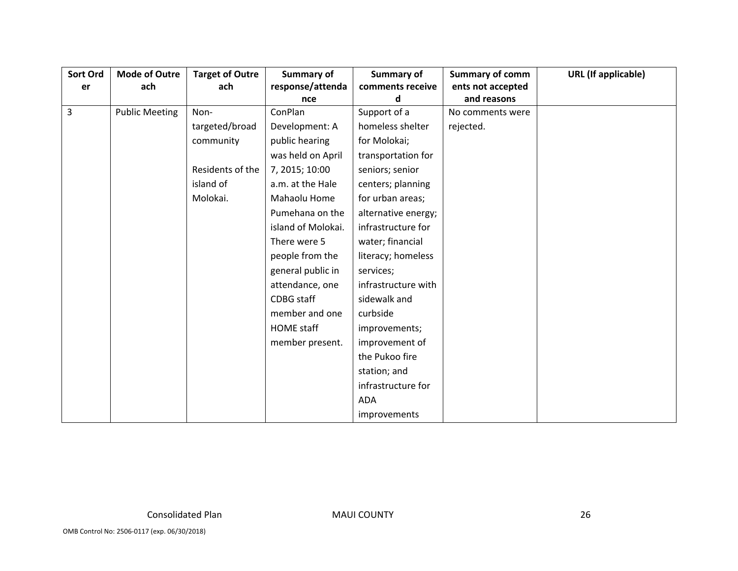| Sort Order | Mode of Outreach | Target of Outreach | Summary of response/attendance | Summary of comments received | Summary of comments not accepted and reasons | URL (If applicable) |
|---|---|---|---|---|---|---|
| 3 | Public Meeting | Non-targeted/broad community<br><br>Residents of the island of Molokai. | ConPlan Development: A public hearing was held on April 7, 2015; 10:00 a.m. at the Hale Mahaolu Home Pumehana on the island of Molokai. There were 5 people from the general public in attendance, one CDBG staff member and one HOME staff member present. | Support of a homeless shelter for Molokai; transportation for seniors; senior centers; planning for urban areas; alternative energy; infrastructure for water; financial literacy; homeless services; infrastructure with sidewalk and curbside improvements; improvement of the Pukoo fire station; and infrastructure for ADA improvements | No comments were rejected. | |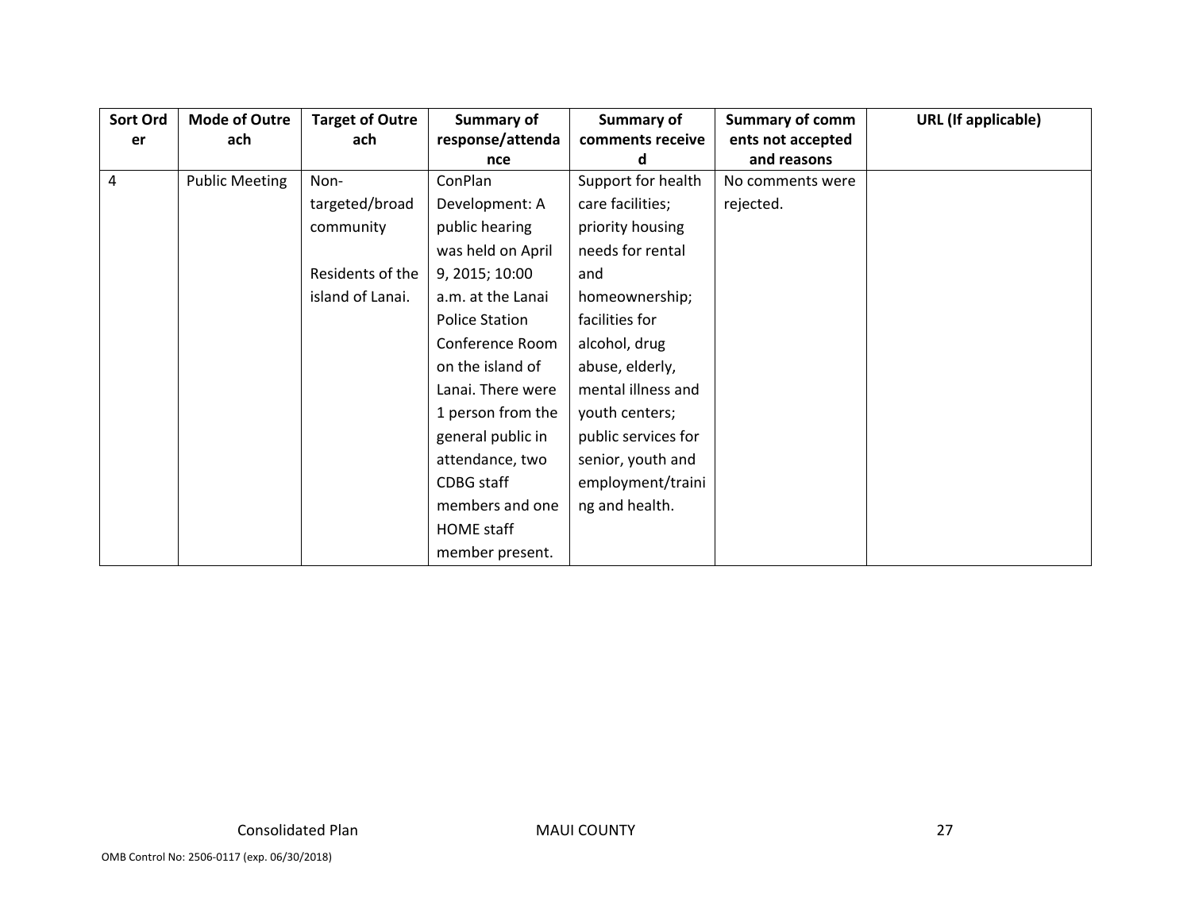| Sort Order | Mode of Outreach | Target of Outreach | Summary of response/attendance | Summary of comments received | Summary of comments not accepted and reasons | URL (If applicable) |
|---|---|---|---|---|---|---|
| 4 | Public Meeting | Non-targeted/broad community<br><br>Residents of the island of Lanai. | ConPlan Development: A public hearing was held on April 9, 2015; 10:00 a.m. at the Lanai Police Station Conference Room on the island of Lanai. There were 1 person from the general public in attendance, two CDBG staff members and one HOME staff member present. | Support for health care facilities; priority housing needs for rental and homeownership; facilities for alcohol, drug abuse, elderly, mental illness and youth centers; public services for senior, youth and employment/training and health. | No comments were rejected. | |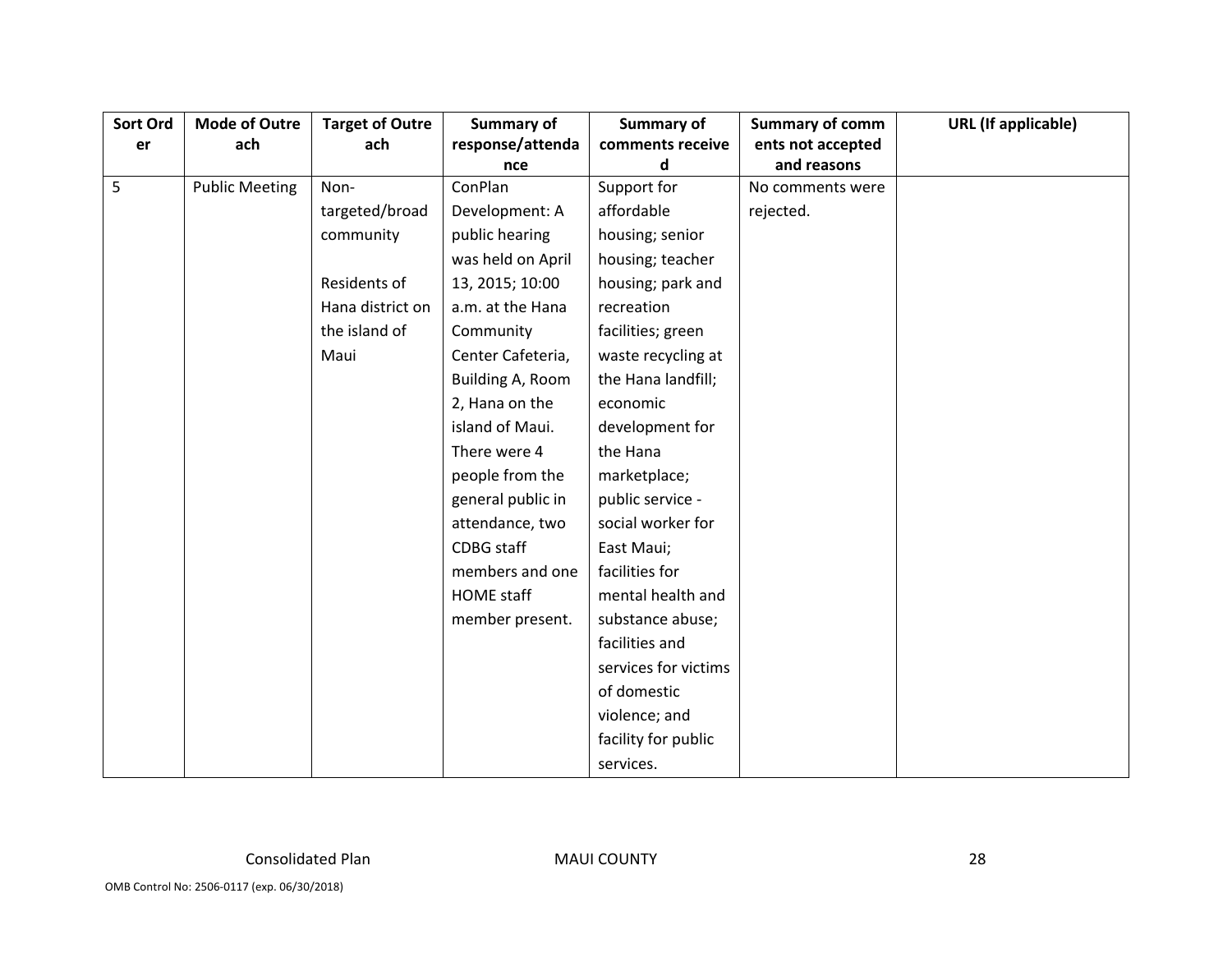| Sort Order | Mode of Outreach | Target of Outreach | Summary of response/attendance | Summary of comments received | Summary of comments not accepted and reasons | URL (If applicable) |
|---|---|---|---|---|---|---|
| 5 | Public Meeting | Non-targeted/broad community<br><br>Residents of Hana district on the island of Maui | ConPlan Development: A public hearing was held on April 13, 2015; 10:00 a.m. at the Hana Community Center Cafeteria, Building A, Room 2, Hana on the island of Maui. There were 4 people from the general public in attendance, two CDBG staff members and one HOME staff member present. | Support for affordable housing; senior housing; teacher housing; park and recreation facilities; green waste recycling at the Hana landfill; economic development for the Hana marketplace; public service - social worker for East Maui; facilities for mental health and substance abuse; facilities and services for victims of domestic violence; and facility for public services. | No comments were rejected. | |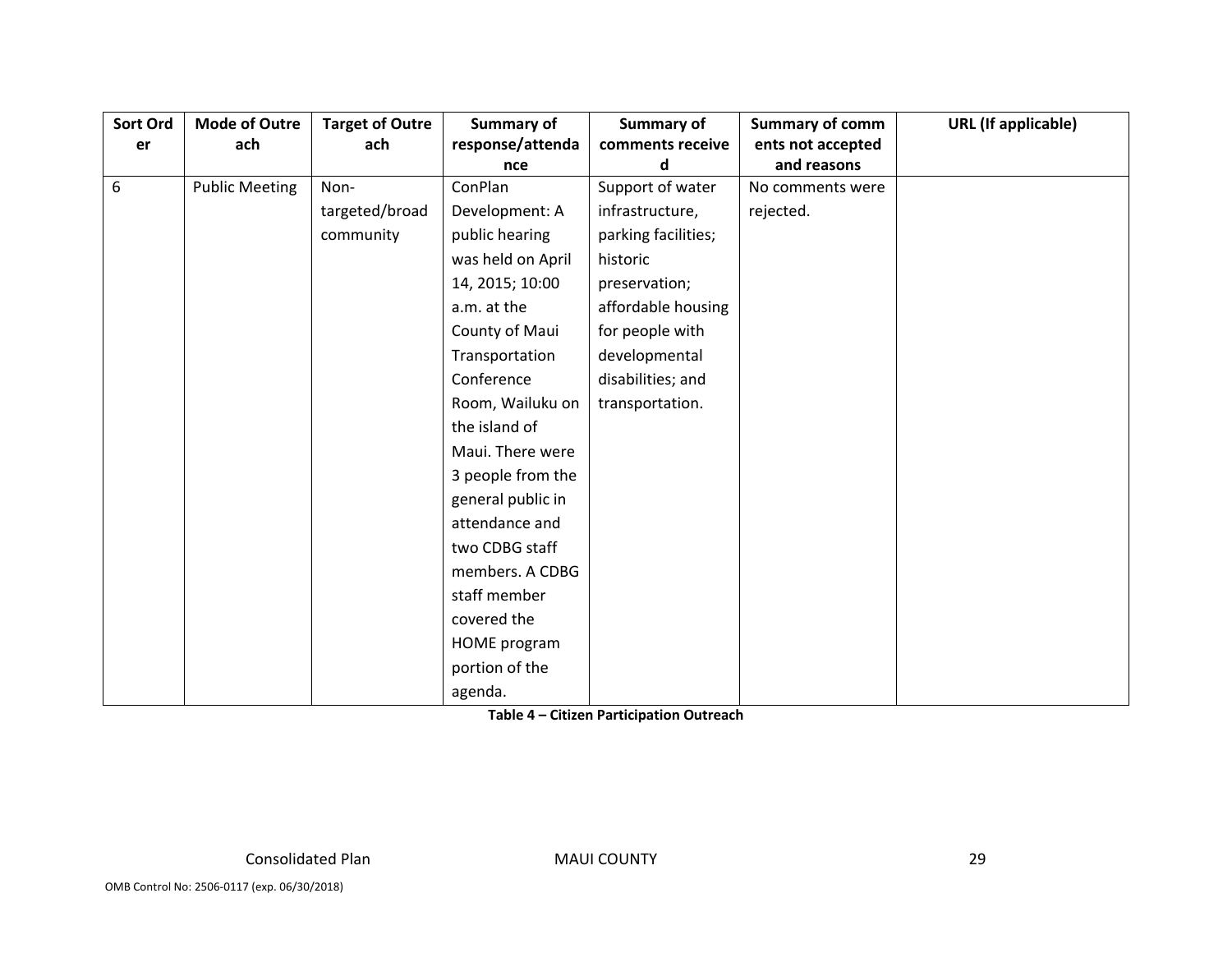| Sort Order | Mode of Outreach | Target of Outreach | Summary of response/attendance | Summary of comments received | Summary of comments not accepted and reasons | URL (If applicable) |
|---|---|---|---|---|---|---|
| 6 | Public Meeting | Non-targeted/broad community | ConPlan Development: A public hearing was held on April 14, 2015; 10:00 a.m. at the County of Maui Transportation Conference Room, Wailuku on the island of Maui. There were 3 people from the general public in attendance and two CDBG staff members. A CDBG staff member covered the HOME program portion of the agenda. | Support of water infrastructure, parking facilities; historic preservation; affordable housing for people with developmental disabilities; and transportation. | No comments were rejected. | |

**Table 4 – Citizen Participation Outreach**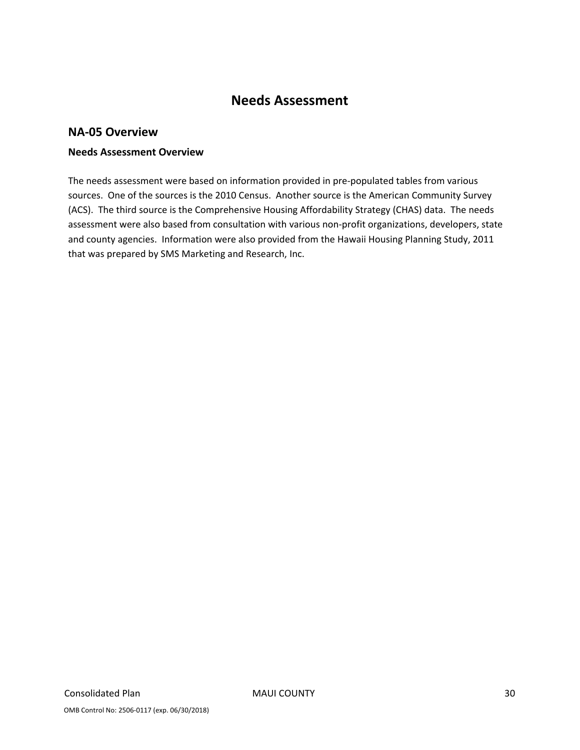# Needs Assessment

## NA-05 Overview

### Needs Assessment Overview

The needs assessment were based on information provided in pre-populated tables from various sources. One of the sources is the 2010 Census. Another source is the American Community Survey (ACS). The third source is the Comprehensive Housing Affordability Strategy (CHAS) data. The needs assessment were also based from consultation with various non-profit organizations, developers, state and county agencies. Information were also provided from the Hawaii Housing Planning Study, 2011 that was prepared by SMS Marketing and Research, Inc.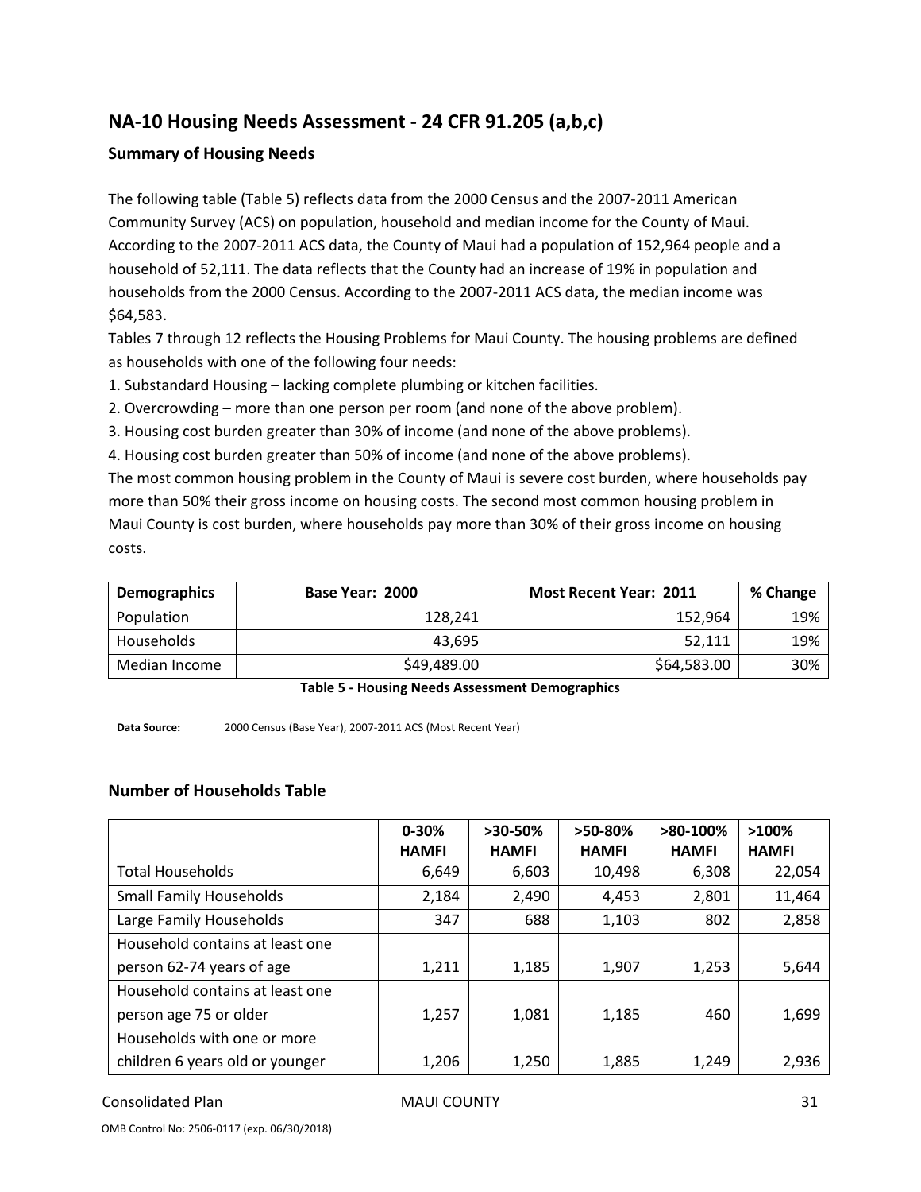## NA-10 Housing Needs Assessment - 24 CFR 91.205 (a,b,c)

### Summary of Housing Needs

The following table (Table 5) reflects data from the 2000 Census and the 2007-2011 American Community Survey (ACS) on population, household and median income for the County of Maui. According to the 2007-2011 ACS data, the County of Maui had a population of 152,964 people and a household of 52,111. The data reflects that the County had an increase of 19% in population and households from the 2000 Census. According to the 2007-2011 ACS data, the median income was $64,583.

Tables 7 through 12 reflects the Housing Problems for Maui County. The housing problems are defined as households with one of the following four needs:

1. Substandard Housing – lacking complete plumbing or kitchen facilities.
2. Overcrowding – more than one person per room (and none of the above problem).
3. Housing cost burden greater than 30% of income (and none of the above problems).
4. Housing cost burden greater than 50% of income (and none of the above problems).

The most common housing problem in the County of Maui is severe cost burden, where households pay more than 50% their gross income on housing costs. The second most common housing problem in Maui County is cost burden, where households pay more than 30% of their gross income on housing costs.

| Demographics | Base Year: 2000 | Most Recent Year: 2011 | % Change |
|---|---|---|---|
| Population | 128,241 | 152,964 | 19% |
| Households | 43,695 | 52,111 | 19% |
| Median Income | $49,489.00 | $64,583.00 | 30% |

**Table 5 - Housing Needs Assessment Demographics**

**Data Source:** 2000 Census (Base Year), 2007-2011 ACS (Most Recent Year)

### Number of Households Table

| | 0-30% HAMFI | >30-50% HAMFI | >50-80% HAMFI | >80-100% HAMFI | >100% HAMFI |
|---|---|---|---|---|---|
| Total Households | 6,649 | 6,603 | 10,498 | 6,308 | 22,054 |
| Small Family Households | 2,184 | 2,490 | 4,453 | 2,801 | 11,464 |
| Large Family Households | 347 | 688 | 1,103 | 802 | 2,858 |
| Household contains at least one person 62-74 years of age | 1,211 | 1,185 | 1,907 | 1,253 | 5,644 |
| Household contains at least one person age 75 or older | 1,257 | 1,081 | 1,185 | 460 | 1,699 |
| Households with one or more children 6 years old or younger | 1,206 | 1,250 | 1,885 | 1,249 | 2,936 |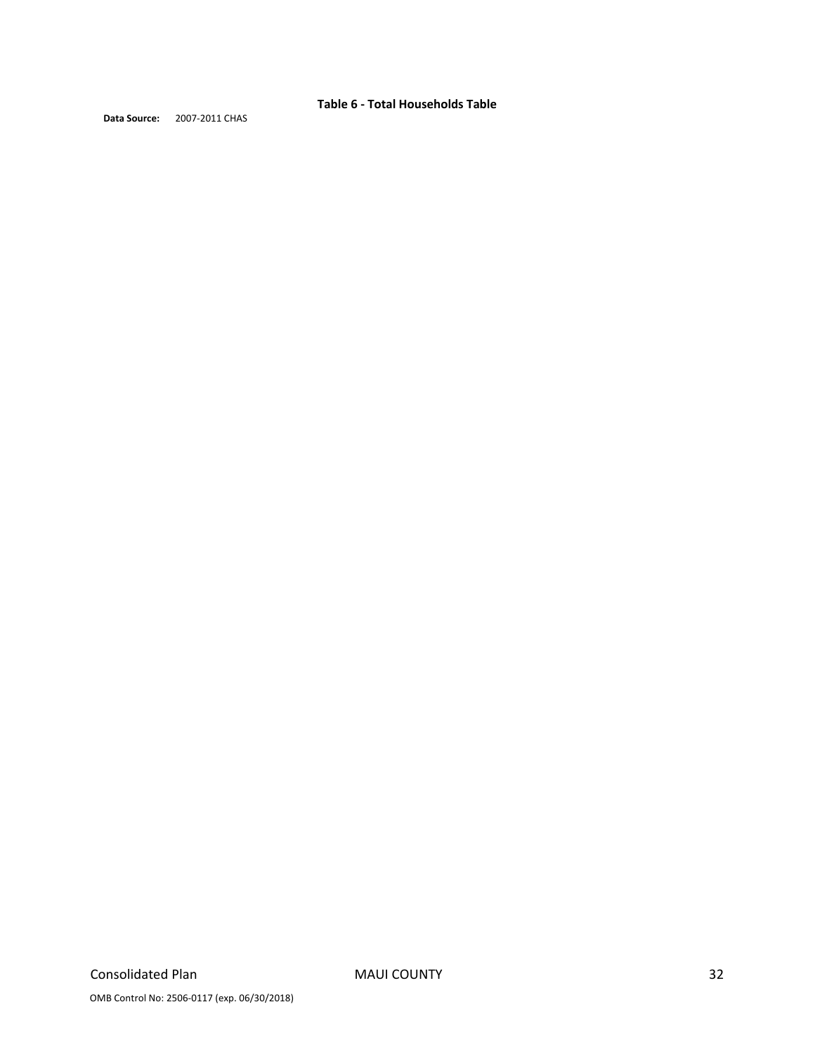**Table 6 - Total Households Table**

**Data Source:** 2007-2011 CHAS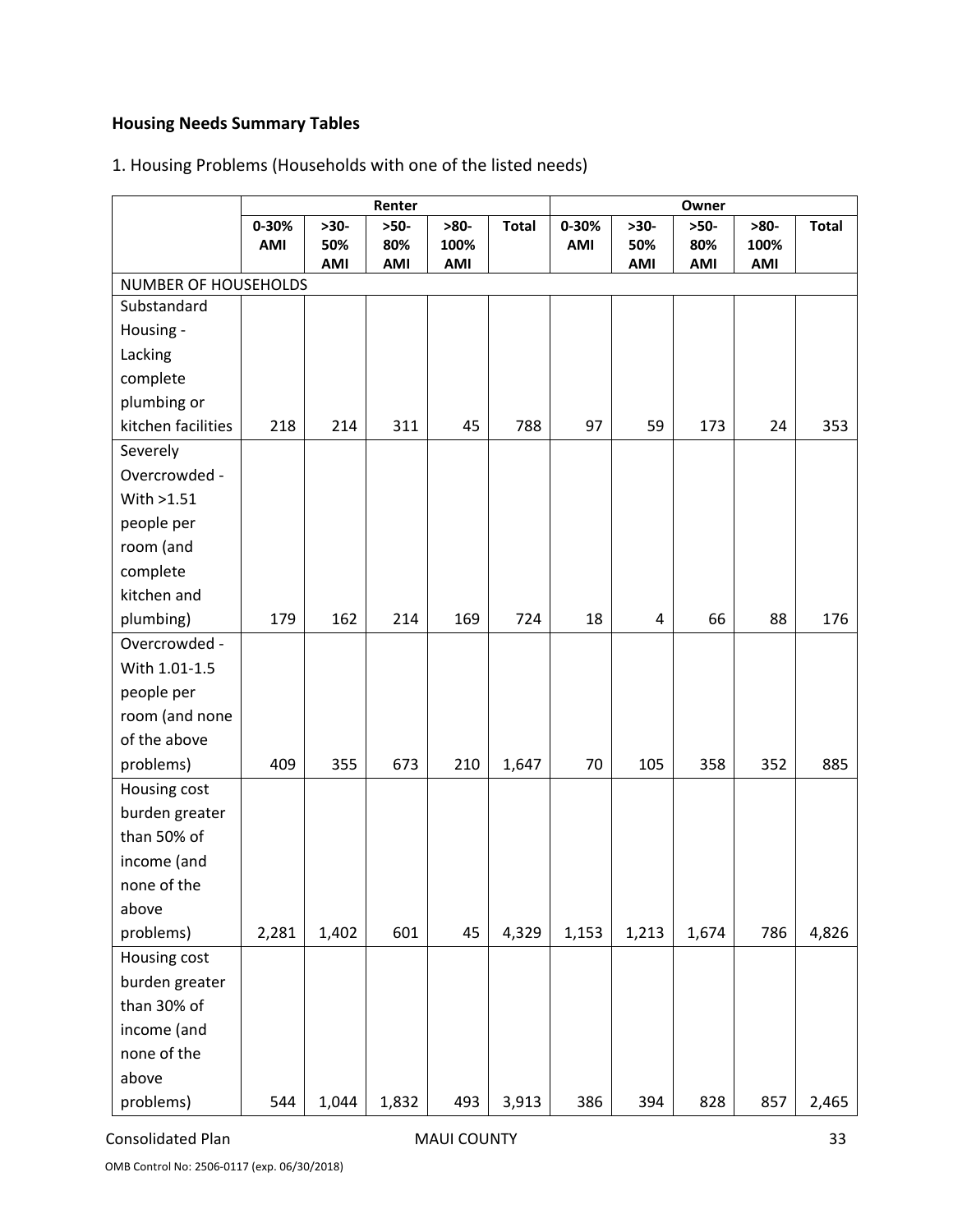## Housing Needs Summary Tables

1. Housing Problems (Households with one of the listed needs)

| | Renter | | | | | Owner | | | | |
|---|---|---|---|---|---|---|---|---|---|---|
| | 0-30% AMI | >30-50% AMI | >50-80% AMI | >80-100% AMI | Total | 0-30% AMI | >30-50% AMI | >50-80% AMI | >80-100% AMI | Total |
| NUMBER OF HOUSEHOLDS | | | | | | | | | | |
| Substandard Housing - Lacking complete plumbing or kitchen facilities | 218 | 214 | 311 | 45 | 788 | 97 | 59 | 173 | 24 | 353 |
| Severely Overcrowded - With >1.51 people per room (and complete kitchen and plumbing) | 179 | 162 | 214 | 169 | 724 | 18 | 4 | 66 | 88 | 176 |
| Overcrowded - With 1.01-1.5 people per room (and none of the above problems) | 409 | 355 | 673 | 210 | 1,647 | 70 | 105 | 358 | 352 | 885 |
| Housing cost burden greater than 50% of income (and none of the above problems) | 2,281 | 1,402 | 601 | 45 | 4,329 | 1,153 | 1,213 | 1,674 | 786 | 4,826 |
| Housing cost burden greater than 30% of income (and none of the above problems) | 544 | 1,044 | 1,832 | 493 | 3,913 | 386 | 394 | 828 | 857 | 2,465 |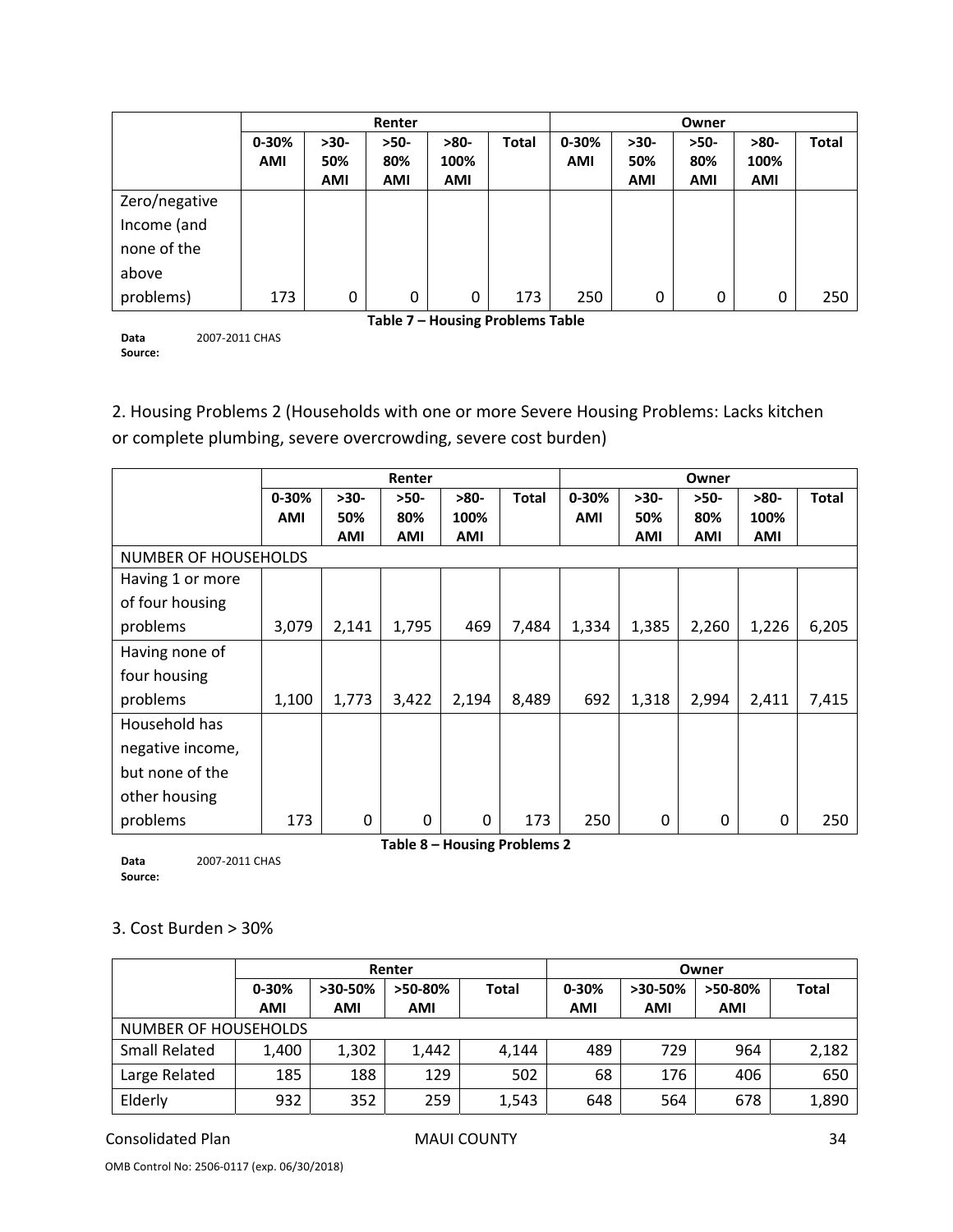| | Renter | | | | | Owner | | | | |
|---|---|---|---|---|---|---|---|---|---|---|
| | 0-30% AMI | >30-50% AMI | >50-80% AMI | >80-100% AMI | Total | 0-30% AMI | >30-50% AMI | >50-80% AMI | >80-100% AMI | Total |
| Zero/negative Income (and none of the above problems) | 173 | 0 | 0 | 0 | 173 | 250 | 0 | 0 | 0 | 250 |

**Table 7 – Housing Problems Table**

**Data Source:** 2007-2011 CHAS

2. Housing Problems 2 (Households with one or more Severe Housing Problems: Lacks kitchen or complete plumbing, severe overcrowding, severe cost burden)

| | Renter | | | | | Owner | | | | |
|---|---|---|---|---|---|---|---|---|---|---|
| | 0-30% AMI | >30-50% AMI | >50-80% AMI | >80-100% AMI | Total | 0-30% AMI | >30-50% AMI | >50-80% AMI | >80-100% AMI | Total |
| NUMBER OF HOUSEHOLDS | | | | | | | | | | |
| Having 1 or more of four housing problems | 3,079 | 2,141 | 1,795 | 469 | 7,484 | 1,334 | 1,385 | 2,260 | 1,226 | 6,205 |
| Having none of four housing problems | 1,100 | 1,773 | 3,422 | 2,194 | 8,489 | 692 | 1,318 | 2,994 | 2,411 | 7,415 |
| Household has negative income, but none of the other housing problems | 173 | 0 | 0 | 0 | 173 | 250 | 0 | 0 | 0 | 250 |

**Table 8 – Housing Problems 2**

**Data Source:** 2007-2011 CHAS

3. Cost Burden > 30%

| | Renter | | | | Owner | | | |
|---|---|---|---|---|---|---|---|---|
| | 0-30% AMI | >30-50% AMI | >50-80% AMI | Total | 0-30% AMI | >30-50% AMI | >50-80% AMI | Total |
| NUMBER OF HOUSEHOLDS | | | | | | | | |
| Small Related | 1,400 | 1,302 | 1,442 | 4,144 | 489 | 729 | 964 | 2,182 |
| Large Related | 185 | 188 | 129 | 502 | 68 | 176 | 406 | 650 |
| Elderly | 932 | 352 | 259 | 1,543 | 648 | 564 | 678 | 1,890 |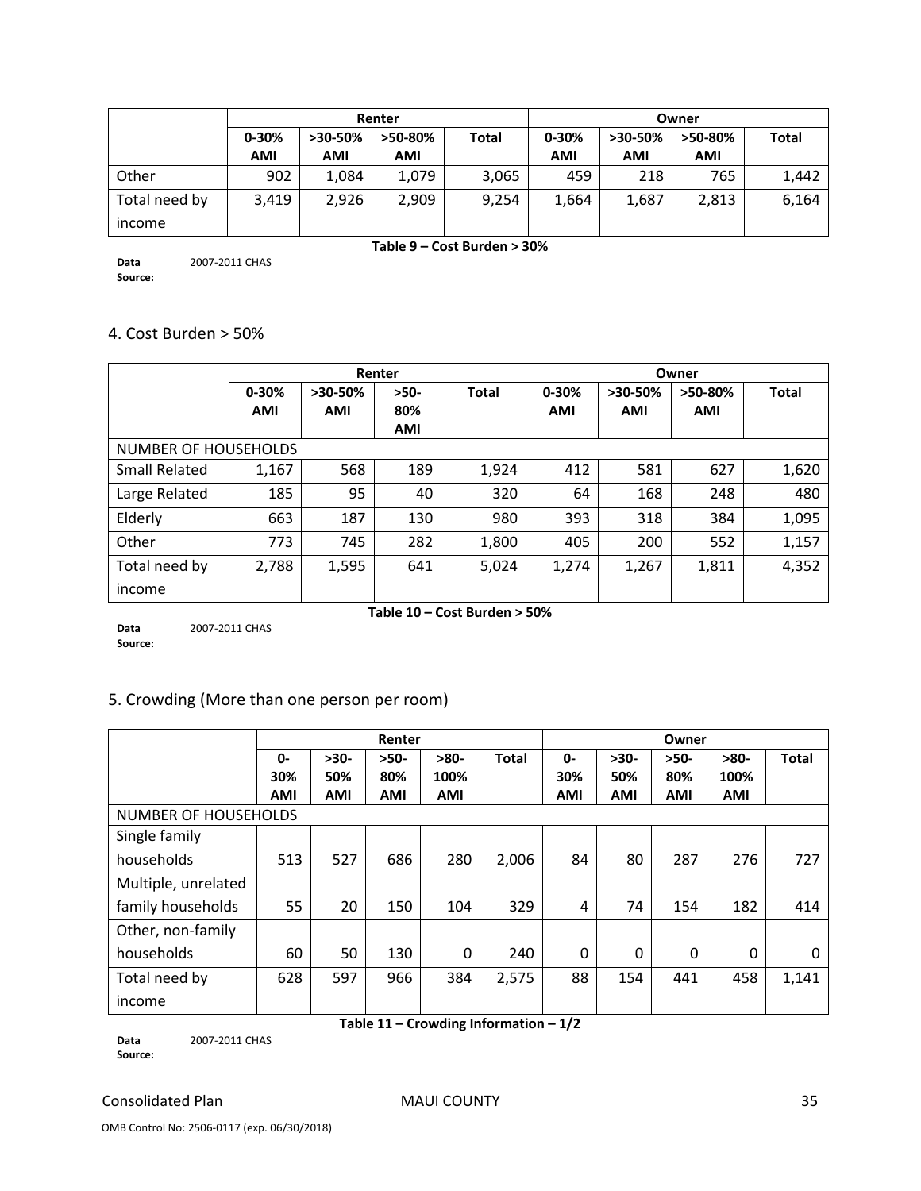| | Renter | | | | Owner | | | |
|---|---|---|---|---|---|---|---|---|
| | 0-30% AMI | >30-50% AMI | >50-80% AMI | Total | 0-30% AMI | >30-50% AMI | >50-80% AMI | Total |
| Other | 902 | 1,084 | 1,079 | 3,065 | 459 | 218 | 765 | 1,442 |
| Total need by income | 3,419 | 2,926 | 2,909 | 9,254 | 1,664 | 1,687 | 2,813 | 6,164 |

**Table 9 – Cost Burden > 30%**

**Data Source:** 2007-2011 CHAS

### 4. Cost Burden > 50%

| | Renter | | | | Owner | | | |
|---|---|---|---|---|---|---|---|---|
| | 0-30% AMI | >30-50% AMI | >50-80% AMI | Total | 0-30% AMI | >30-50% AMI | >50-80% AMI | Total |
| NUMBER OF HOUSEHOLDS | | | | | | | | |
| Small Related | 1,167 | 568 | 189 | 1,924 | 412 | 581 | 627 | 1,620 |
| Large Related | 185 | 95 | 40 | 320 | 64 | 168 | 248 | 480 |
| Elderly | 663 | 187 | 130 | 980 | 393 | 318 | 384 | 1,095 |
| Other | 773 | 745 | 282 | 1,800 | 405 | 200 | 552 | 1,157 |
| Total need by income | 2,788 | 1,595 | 641 | 5,024 | 1,274 | 1,267 | 1,811 | 4,352 |

**Table 10 – Cost Burden > 50%**

**Data Source:** 2007-2011 CHAS

### 5. Crowding (More than one person per room)

| | Renter | | | | | Owner | | | | |
|---|---|---|---|---|---|---|---|---|---|---|
| | 0-30% AMI | >30-50% AMI | >50-80% AMI | >80-100% AMI | Total | 0-30% AMI | >30-50% AMI | >50-80% AMI | >80-100% AMI | Total |
| NUMBER OF HOUSEHOLDS | | | | | | | | | | |
| Single family households | 513 | 527 | 686 | 280 | 2,006 | 84 | 80 | 287 | 276 | 727 |
| Multiple, unrelated family households | 55 | 20 | 150 | 104 | 329 | 4 | 74 | 154 | 182 | 414 |
| Other, non-family households | 60 | 50 | 130 | 0 | 240 | 0 | 0 | 0 | 0 | 0 |
| Total need by income | 628 | 597 | 966 | 384 | 2,575 | 88 | 154 | 441 | 458 | 1,141 |

**Table 11 – Crowding Information – 1/2**

**Data Source:** 2007-2011 CHAS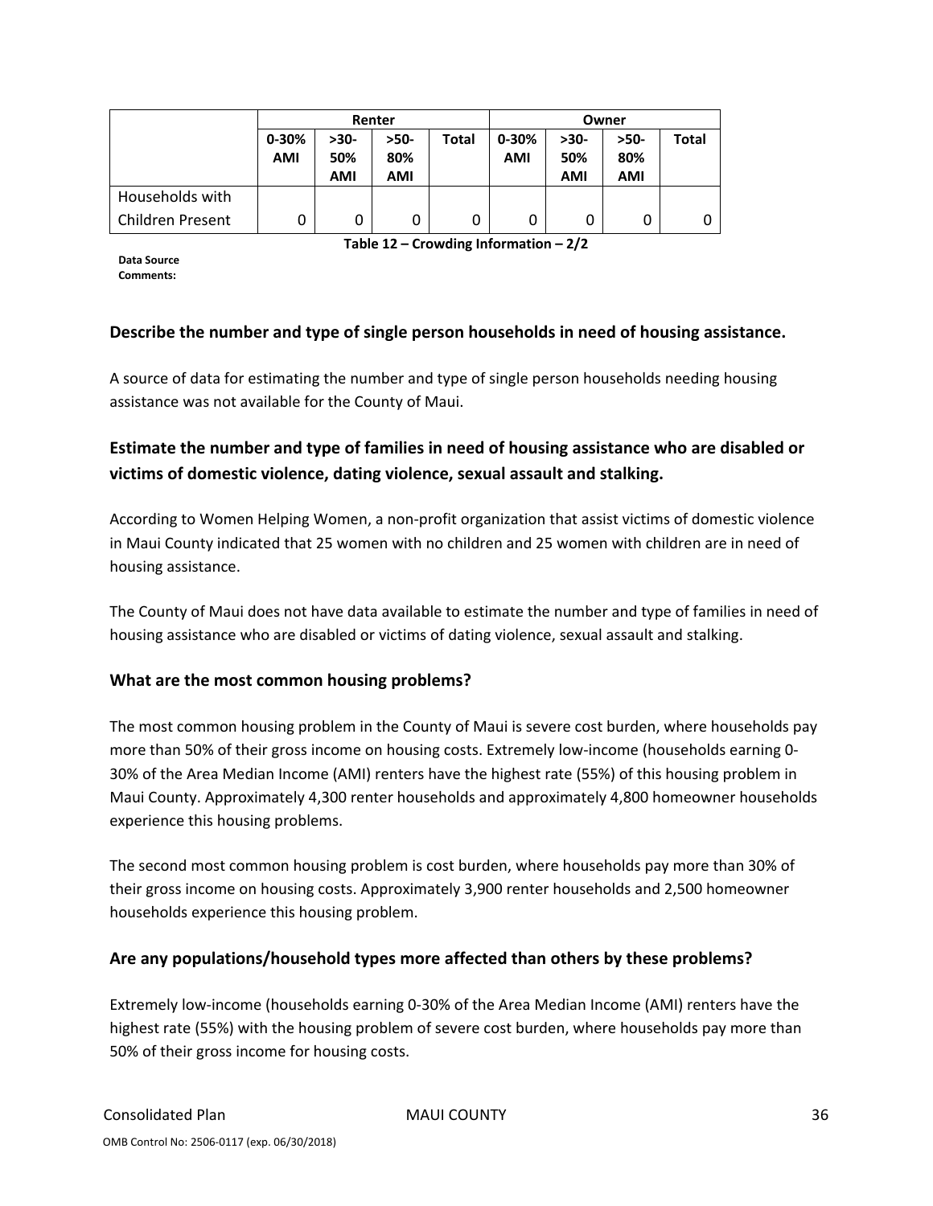| | Renter | | | | Owner | | | |
|---|---|---|---|---|---|---|---|---|
| | 0-30% AMI | >30-50% AMI | >50-80% AMI | Total | 0-30% AMI | >30-50% AMI | >50-80% AMI | Total |
| Households with Children Present | 0 | 0 | 0 | 0 | 0 | 0 | 0 | 0 |

**Table 12 – Crowding Information – 2/2**

**Data Source Comments:**

### Describe the number and type of single person households in need of housing assistance.

A source of data for estimating the number and type of single person households needing housing assistance was not available for the County of Maui.

### Estimate the number and type of families in need of housing assistance who are disabled or victims of domestic violence, dating violence, sexual assault and stalking.

According to Women Helping Women, a non-profit organization that assist victims of domestic violence in Maui County indicated that 25 women with no children and 25 women with children are in need of housing assistance.

The County of Maui does not have data available to estimate the number and type of families in need of housing assistance who are disabled or victims of dating violence, sexual assault and stalking.

### What are the most common housing problems?

The most common housing problem in the County of Maui is severe cost burden, where households pay more than 50% of their gross income on housing costs. Extremely low-income (households earning 0-30% of the Area Median Income (AMI) renters have the highest rate (55%) of this housing problem in Maui County. Approximately 4,300 renter households and approximately 4,800 homeowner households experience this housing problems.

The second most common housing problem is cost burden, where households pay more than 30% of their gross income on housing costs. Approximately 3,900 renter households and 2,500 homeowner households experience this housing problem.

### Are any populations/household types more affected than others by these problems?

Extremely low-income (households earning 0-30% of the Area Median Income (AMI) renters have the highest rate (55%) with the housing problem of severe cost burden, where households pay more than 50% of their gross income for housing costs.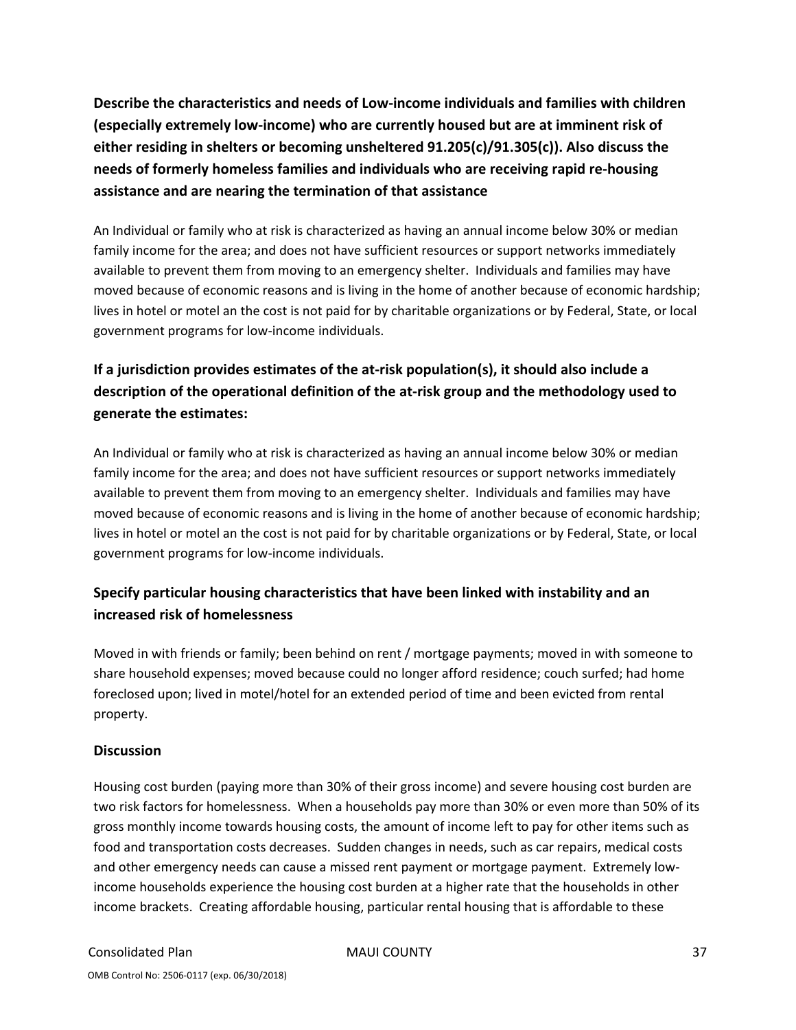**Describe the characteristics and needs of Low-income individuals and families with children (especially extremely low-income) who are currently housed but are at imminent risk of either residing in shelters or becoming unsheltered 91.205(c)/91.305(c)). Also discuss the needs of formerly homeless families and individuals who are receiving rapid re-housing assistance and are nearing the termination of that assistance**

An Individual or family who at risk is characterized as having an annual income below 30% or median family income for the area; and does not have sufficient resources or support networks immediately available to prevent them from moving to an emergency shelter. Individuals and families may have moved because of economic reasons and is living in the home of another because of economic hardship; lives in hotel or motel an the cost is not paid for by charitable organizations or by Federal, State, or local government programs for low-income individuals.

**If a jurisdiction provides estimates of the at-risk population(s), it should also include a description of the operational definition of the at-risk group and the methodology used to generate the estimates:**

An Individual or family who at risk is characterized as having an annual income below 30% or median family income for the area; and does not have sufficient resources or support networks immediately available to prevent them from moving to an emergency shelter. Individuals and families may have moved because of economic reasons and is living in the home of another because of economic hardship; lives in hotel or motel an the cost is not paid for by charitable organizations or by Federal, State, or local government programs for low-income individuals.

**Specify particular housing characteristics that have been linked with instability and an increased risk of homelessness**

Moved in with friends or family; been behind on rent / mortgage payments; moved in with someone to share household expenses; moved because could no longer afford residence; couch surfed; had home foreclosed upon; lived in motel/hotel for an extended period of time and been evicted from rental property.

**Discussion**

Housing cost burden (paying more than 30% of their gross income) and severe housing cost burden are two risk factors for homelessness. When a households pay more than 30% or even more than 50% of its gross monthly income towards housing costs, the amount of income left to pay for other items such as food and transportation costs decreases. Sudden changes in needs, such as car repairs, medical costs and other emergency needs can cause a missed rent payment or mortgage payment. Extremely low-income households experience the housing cost burden at a higher rate that the households in other income brackets. Creating affordable housing, particular rental housing that is affordable to these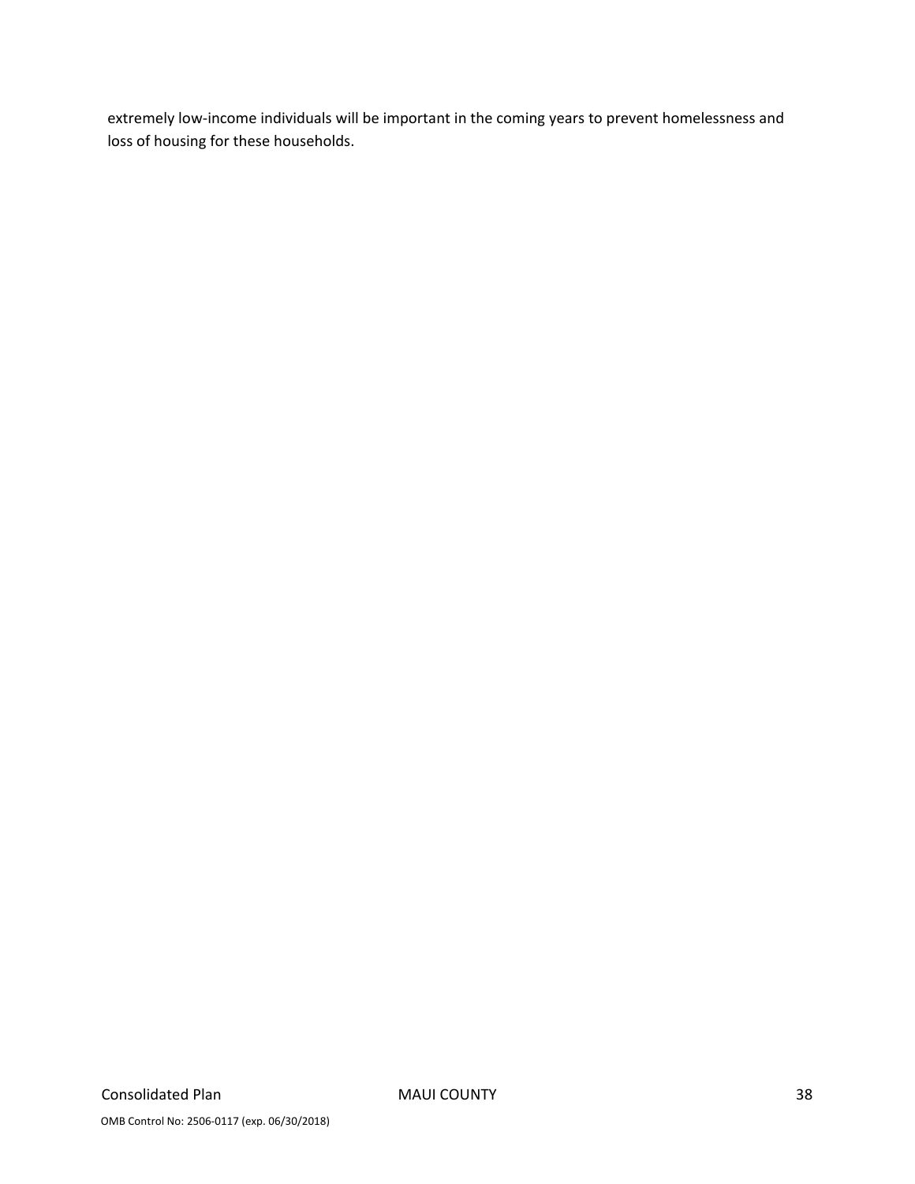extremely low-income individuals will be important in the coming years to prevent homelessness and loss of housing for these households.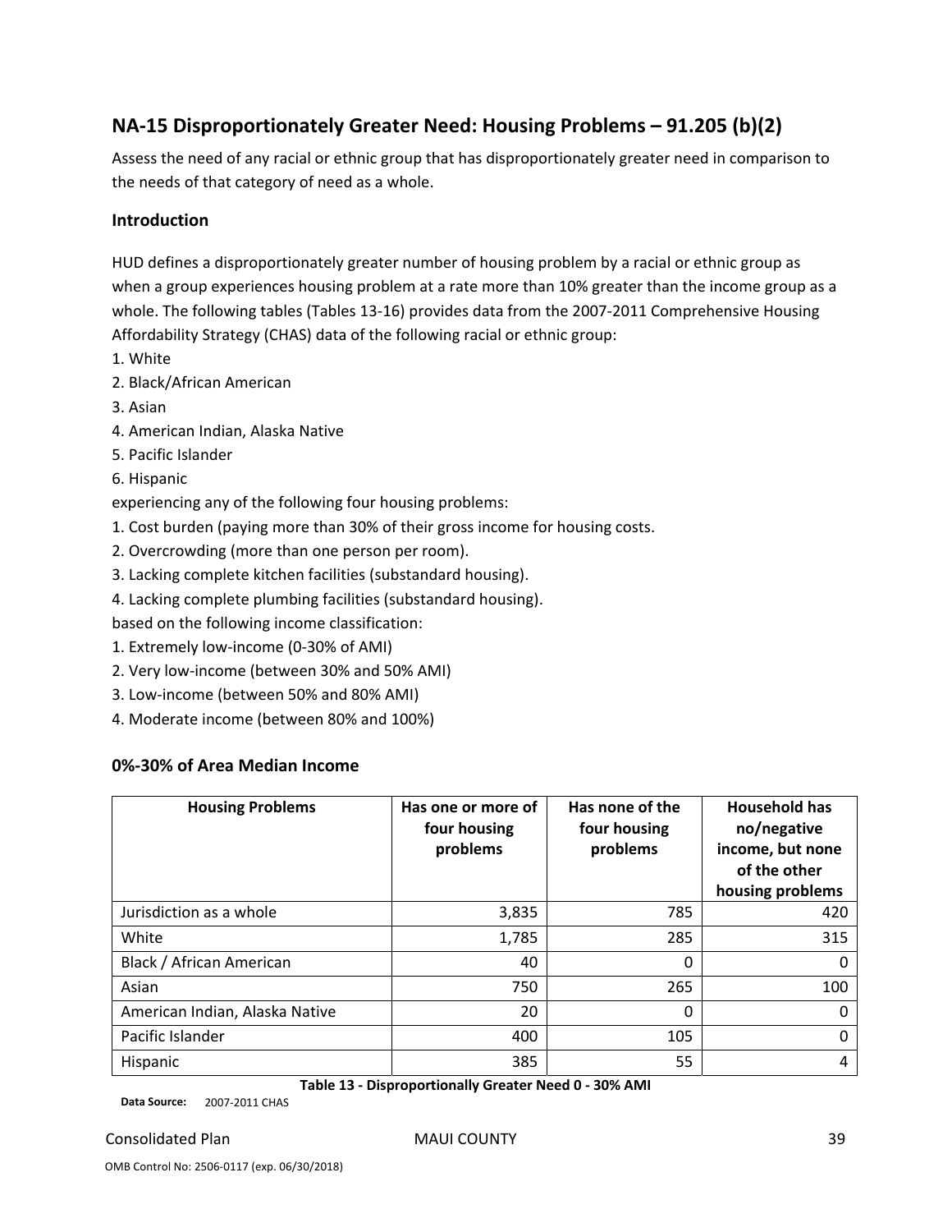## NA-15 Disproportionately Greater Need: Housing Problems – 91.205 (b)(2)

Assess the need of any racial or ethnic group that has disproportionately greater need in comparison to the needs of that category of need as a whole.

### Introduction

HUD defines a disproportionately greater number of housing problem by a racial or ethnic group as when a group experiences housing problem at a rate more than 10% greater than the income group as a whole. The following tables (Tables 13-16) provides data from the 2007-2011 Comprehensive Housing Affordability Strategy (CHAS) data of the following racial or ethnic group:

1. White
2. Black/African American
3. Asian
4. American Indian, Alaska Native
5. Pacific Islander
6. Hispanic

experiencing any of the following four housing problems:

1. Cost burden (paying more than 30% of their gross income for housing costs.
2. Overcrowding (more than one person per room).
3. Lacking complete kitchen facilities (substandard housing).
4. Lacking complete plumbing facilities (substandard housing).

based on the following income classification:

1. Extremely low-income (0-30% of AMI)
2. Very low-income (between 30% and 50% AMI)
3. Low-income (between 50% and 80% AMI)
4. Moderate income (between 80% and 100%)

### 0%-30% of Area Median Income

| Housing Problems | Has one or more of four housing problems | Has none of the four housing problems | Household has no/negative income, but none of the other housing problems |
|---|---|---|---|
| Jurisdiction as a whole | 3,835 | 785 | 420 |
| White | 1,785 | 285 | 315 |
| Black / African American | 40 | 0 | 0 |
| Asian | 750 | 265 | 100 |
| American Indian, Alaska Native | 20 | 0 | 0 |
| Pacific Islander | 400 | 105 | 0 |
| Hispanic | 385 | 55 | 4 |

**Table 13 - Disproportionally Greater Need 0 - 30% AMI**

**Data Source:** 2007-2011 CHAS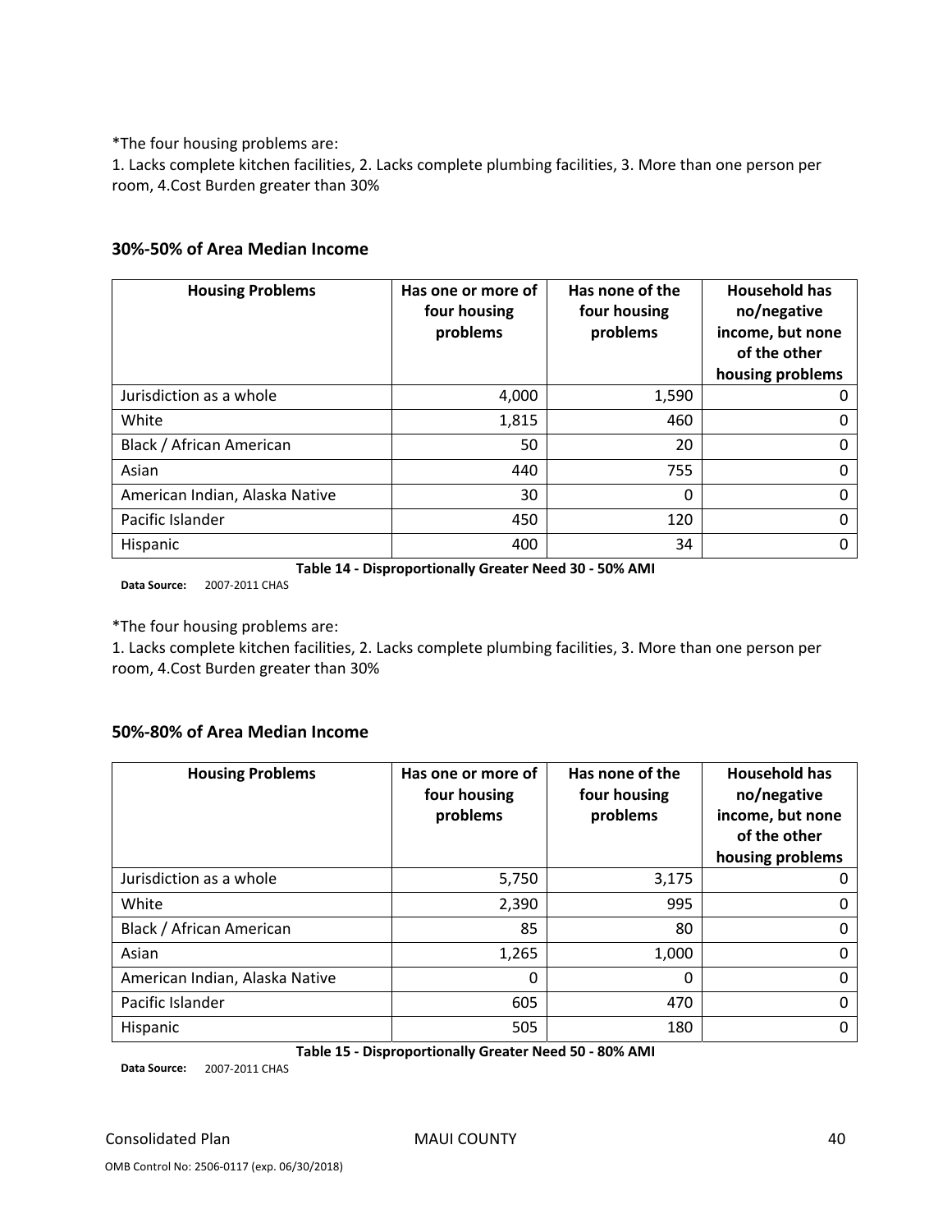*The four housing problems are:

1. Lacks complete kitchen facilities, 2. Lacks complete plumbing facilities, 3. More than one person per room, 4.Cost Burden greater than 30%

### 30%-50% of Area Median Income

| Housing Problems | Has one or more of four housing problems | Has none of the four housing problems | Household has no/negative income, but none of the other housing problems |
|---|---|---|---|
| Jurisdiction as a whole | 4,000 | 1,590 | 0 |
| White | 1,815 | 460 | 0 |
| Black / African American | 50 | 20 | 0 |
| Asian | 440 | 755 | 0 |
| American Indian, Alaska Native | 30 | 0 | 0 |
| Pacific Islander | 450 | 120 | 0 |
| Hispanic | 400 | 34 | 0 |

**Table 14 - Disproportionally Greater Need 30 - 50% AMI**

**Data Source:** 2007-2011 CHAS

*The four housing problems are:

1. Lacks complete kitchen facilities, 2. Lacks complete plumbing facilities, 3. More than one person per room, 4.Cost Burden greater than 30%

### 50%-80% of Area Median Income

| Housing Problems | Has one or more of four housing problems | Has none of the four housing problems | Household has no/negative income, but none of the other housing problems |
|---|---|---|---|
| Jurisdiction as a whole | 5,750 | 3,175 | 0 |
| White | 2,390 | 995 | 0 |
| Black / African American | 85 | 80 | 0 |
| Asian | 1,265 | 1,000 | 0 |
| American Indian, Alaska Native | 0 | 0 | 0 |
| Pacific Islander | 605 | 470 | 0 |
| Hispanic | 505 | 180 | 0 |

**Table 15 - Disproportionally Greater Need 50 - 80% AMI**

**Data Source:** 2007-2011 CHAS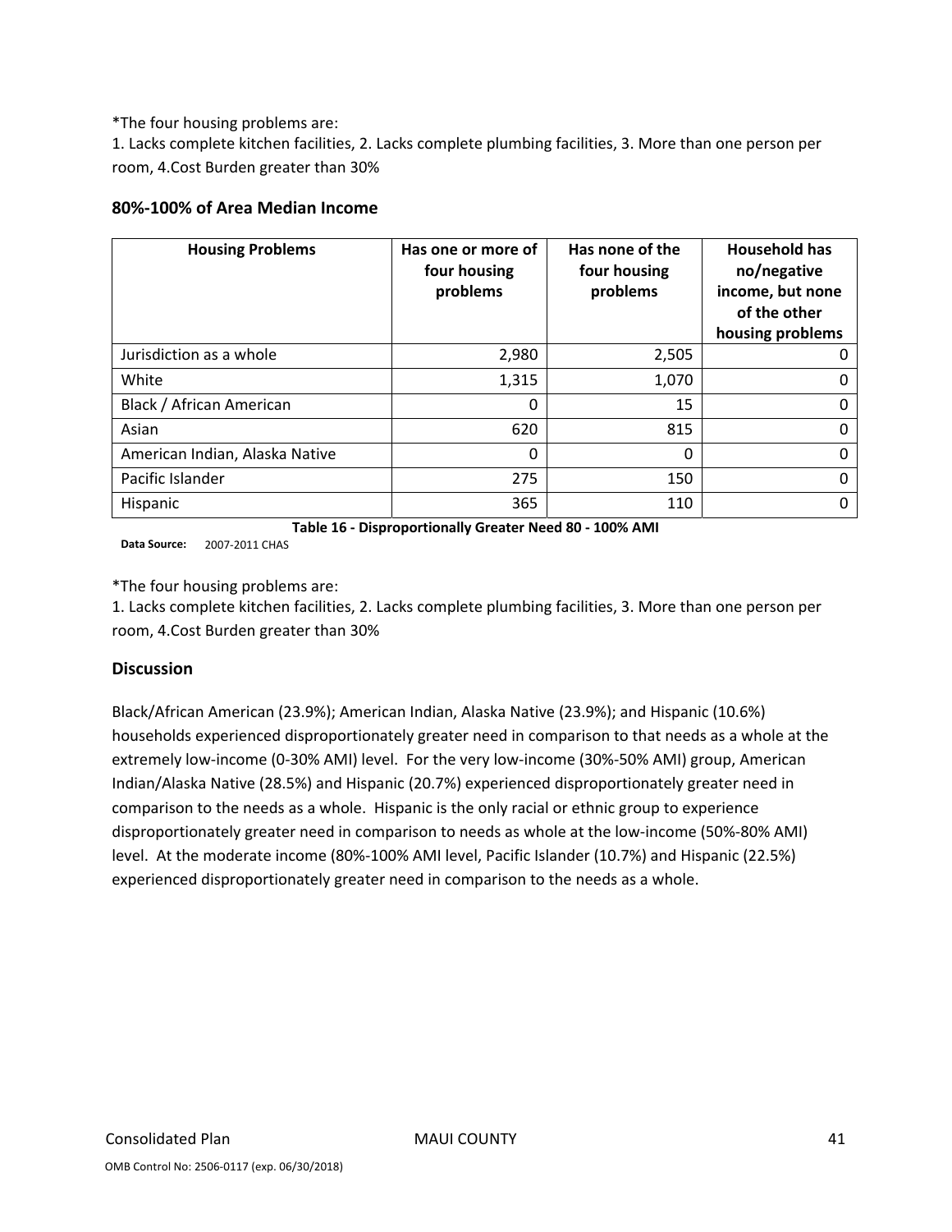*The four housing problems are:
1. Lacks complete kitchen facilities, 2. Lacks complete plumbing facilities, 3. More than one person per room, 4.Cost Burden greater than 30%

### 80%-100% of Area Median Income

| Housing Problems | Has one or more of four housing problems | Has none of the four housing problems | Household has no/negative income, but none of the other housing problems |
|---|---|---|---|
| Jurisdiction as a whole | 2,980 | 2,505 | 0 |
| White | 1,315 | 1,070 | 0 |
| Black / African American | 0 | 15 | 0 |
| Asian | 620 | 815 | 0 |
| American Indian, Alaska Native | 0 | 0 | 0 |
| Pacific Islander | 275 | 150 | 0 |
| Hispanic | 365 | 110 | 0 |

**Table 16 - Disproportionally Greater Need 80 - 100% AMI**

**Data Source:** 2007-2011 CHAS

*The four housing problems are:
1. Lacks complete kitchen facilities, 2. Lacks complete plumbing facilities, 3. More than one person per room, 4.Cost Burden greater than 30%

### Discussion

Black/African American (23.9%); American Indian, Alaska Native (23.9%); and Hispanic (10.6%) households experienced disproportionately greater need in comparison to that needs as a whole at the extremely low-income (0-30% AMI) level. For the very low-income (30%-50% AMI) group, American Indian/Alaska Native (28.5%) and Hispanic (20.7%) experienced disproportionately greater need in comparison to the needs as a whole. Hispanic is the only racial or ethnic group to experience disproportionately greater need in comparison to needs as whole at the low-income (50%-80% AMI) level. At the moderate income (80%-100% AMI level, Pacific Islander (10.7%) and Hispanic (22.5%) experienced disproportionately greater need in comparison to the needs as a whole.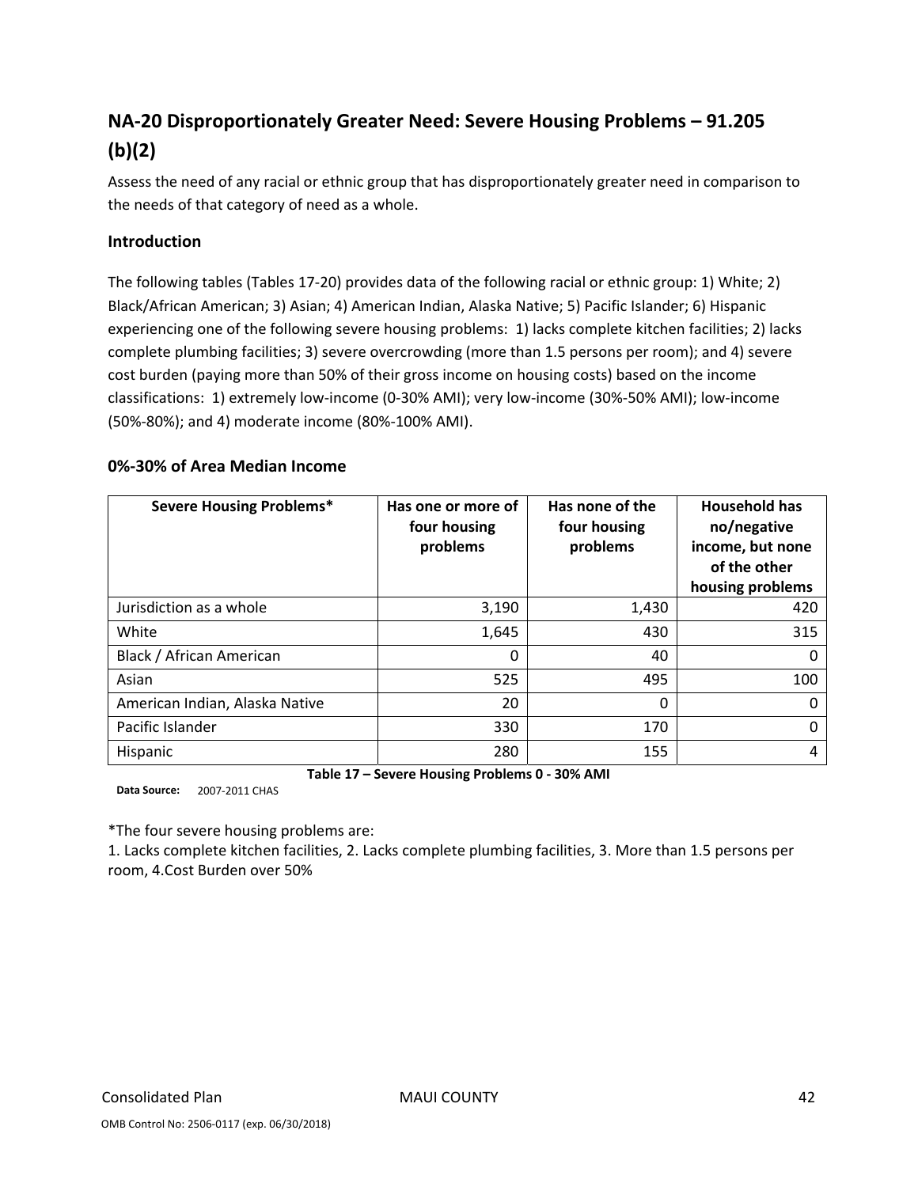## NA-20 Disproportionately Greater Need: Severe Housing Problems – 91.205 (b)(2)

Assess the need of any racial or ethnic group that has disproportionately greater need in comparison to the needs of that category of need as a whole.

### Introduction

The following tables (Tables 17-20) provides data of the following racial or ethnic group: 1) White; 2) Black/African American; 3) Asian; 4) American Indian, Alaska Native; 5) Pacific Islander; 6) Hispanic experiencing one of the following severe housing problems: 1) lacks complete kitchen facilities; 2) lacks complete plumbing facilities; 3) severe overcrowding (more than 1.5 persons per room); and 4) severe cost burden (paying more than 50% of their gross income on housing costs) based on the income classifications: 1) extremely low-income (0-30% AMI); very low-income (30%-50% AMI); low-income (50%-80%); and 4) moderate income (80%-100% AMI).

### 0%-30% of Area Median Income

| Severe Housing Problems* | Has one or more of four housing problems | Has none of the four housing problems | Household has no/negative income, but none of the other housing problems |
|---|---|---|---|
| Jurisdiction as a whole | 3,190 | 1,430 | 420 |
| White | 1,645 | 430 | 315 |
| Black / African American | 0 | 40 | 0 |
| Asian | 525 | 495 | 100 |
| American Indian, Alaska Native | 20 | 0 | 0 |
| Pacific Islander | 330 | 170 | 0 |
| Hispanic | 280 | 155 | 4 |

**Table 17 – Severe Housing Problems 0 - 30% AMI**

**Data Source:** 2007-2011 CHAS

*The four severe housing problems are:
1. Lacks complete kitchen facilities, 2. Lacks complete plumbing facilities, 3. More than 1.5 persons per room, 4.Cost Burden over 50%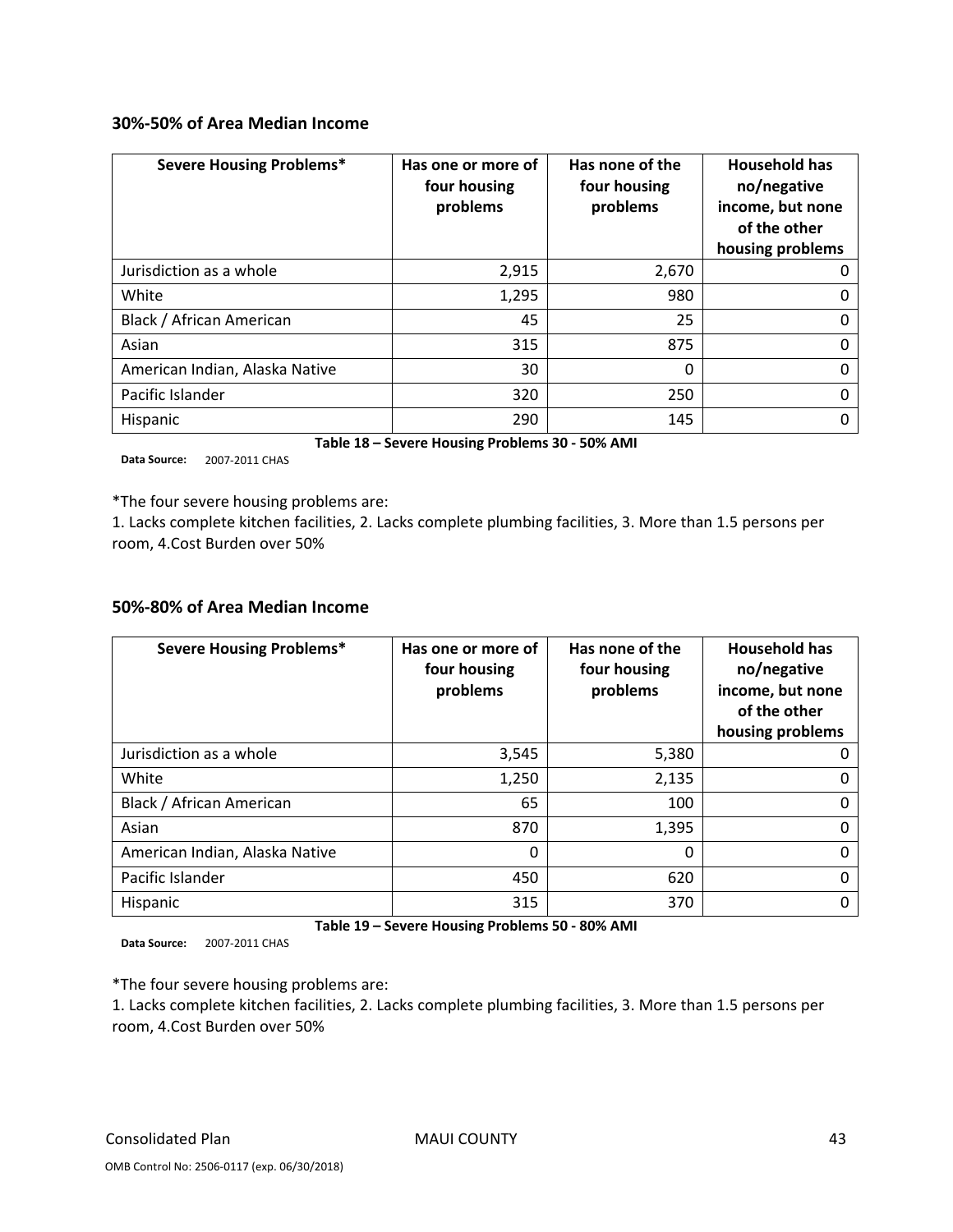### 30%-50% of Area Median Income

| Severe Housing Problems* | Has one or more of four housing problems | Has none of the four housing problems | Household has no/negative income, but none of the other housing problems |
|---|---|---|---|
| Jurisdiction as a whole | 2,915 | 2,670 | 0 |
| White | 1,295 | 980 | 0 |
| Black / African American | 45 | 25 | 0 |
| Asian | 315 | 875 | 0 |
| American Indian, Alaska Native | 30 | 0 | 0 |
| Pacific Islander | 320 | 250 | 0 |
| Hispanic | 290 | 145 | 0 |

**Table 18 – Severe Housing Problems 30 - 50% AMI**

**Data Source:** 2007-2011 CHAS

*The four severe housing problems are:
1. Lacks complete kitchen facilities, 2. Lacks complete plumbing facilities, 3. More than 1.5 persons per room, 4.Cost Burden over 50%

### 50%-80% of Area Median Income

| Severe Housing Problems* | Has one or more of four housing problems | Has none of the four housing problems | Household has no/negative income, but none of the other housing problems |
|---|---|---|---|
| Jurisdiction as a whole | 3,545 | 5,380 | 0 |
| White | 1,250 | 2,135 | 0 |
| Black / African American | 65 | 100 | 0 |
| Asian | 870 | 1,395 | 0 |
| American Indian, Alaska Native | 0 | 0 | 0 |
| Pacific Islander | 450 | 620 | 0 |
| Hispanic | 315 | 370 | 0 |

**Table 19 – Severe Housing Problems 50 - 80% AMI**

**Data Source:** 2007-2011 CHAS

*The four severe housing problems are:
1. Lacks complete kitchen facilities, 2. Lacks complete plumbing facilities, 3. More than 1.5 persons per room, 4.Cost Burden over 50%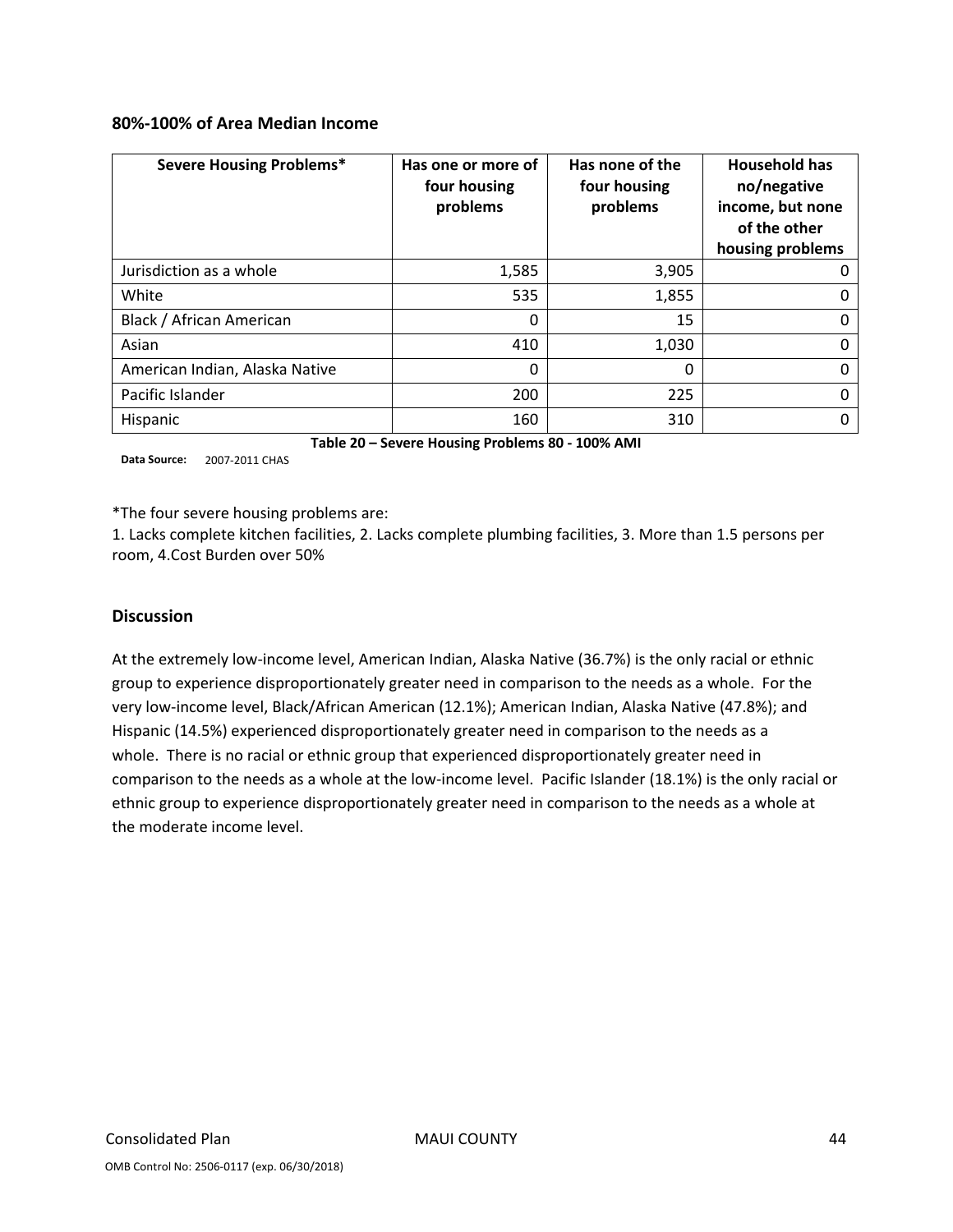### 80%-100% of Area Median Income

| Severe Housing Problems* | Has one or more of four housing problems | Has none of the four housing problems | Household has no/negative income, but none of the other housing problems |
|---|---|---|---|
| Jurisdiction as a whole | 1,585 | 3,905 | 0 |
| White | 535 | 1,855 | 0 |
| Black / African American | 0 | 15 | 0 |
| Asian | 410 | 1,030 | 0 |
| American Indian, Alaska Native | 0 | 0 | 0 |
| Pacific Islander | 200 | 225 | 0 |
| Hispanic | 160 | 310 | 0 |

**Table 20 – Severe Housing Problems 80 - 100% AMI**

**Data Source:** 2007-2011 CHAS

*The four severe housing problems are:
1. Lacks complete kitchen facilities, 2. Lacks complete plumbing facilities, 3. More than 1.5 persons per room, 4.Cost Burden over 50%

## Discussion

At the extremely low-income level, American Indian, Alaska Native (36.7%) is the only racial or ethnic group to experience disproportionately greater need in comparison to the needs as a whole. For the very low-income level, Black/African American (12.1%); American Indian, Alaska Native (47.8%); and Hispanic (14.5%) experienced disproportionately greater need in comparison to the needs as a whole. There is no racial or ethnic group that experienced disproportionately greater need in comparison to the needs as a whole at the low-income level. Pacific Islander (18.1%) is the only racial or ethnic group to experience disproportionately greater need in comparison to the needs as a whole at the moderate income level.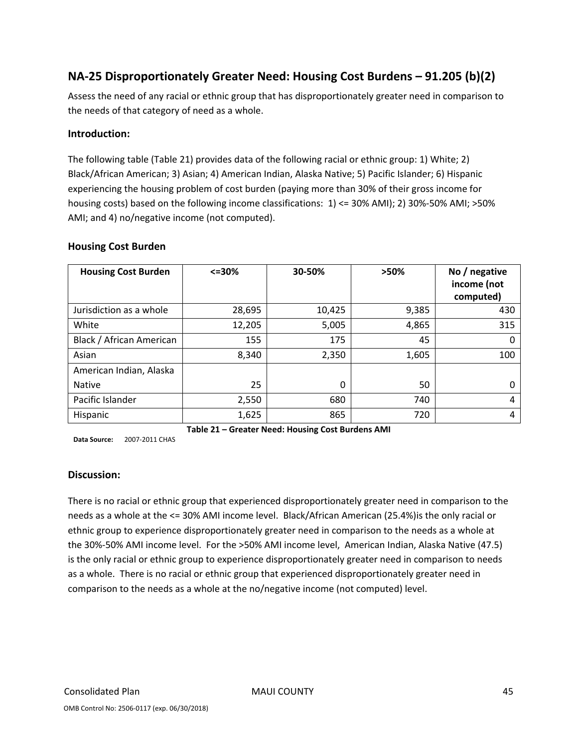## NA-25 Disproportionately Greater Need: Housing Cost Burdens – 91.205 (b)(2)

Assess the need of any racial or ethnic group that has disproportionately greater need in comparison to the needs of that category of need as a whole.

### Introduction:

The following table (Table 21) provides data of the following racial or ethnic group: 1) White; 2) Black/African American; 3) Asian; 4) American Indian, Alaska Native; 5) Pacific Islander; 6) Hispanic experiencing the housing problem of cost burden (paying more than 30% of their gross income for housing costs) based on the following income classifications: 1) <= 30% AMI); 2) 30%-50% AMI; >50% AMI; and 4) no/negative income (not computed).

### Housing Cost Burden

| Housing Cost Burden | <=30% | 30-50% | >50% | No / negative income (not computed) |
|---|---|---|---|---|
| Jurisdiction as a whole | 28,695 | 10,425 | 9,385 | 430 |
| White | 12,205 | 5,005 | 4,865 | 315 |
| Black / African American | 155 | 175 | 45 | 0 |
| Asian | 8,340 | 2,350 | 1,605 | 100 |
| American Indian, Alaska Native | 25 | 0 | 50 | 0 |
| Pacific Islander | 2,550 | 680 | 740 | 4 |
| Hispanic | 1,625 | 865 | 720 | 4 |

**Table 21 – Greater Need: Housing Cost Burdens AMI**

**Data Source:** 2007-2011 CHAS

### Discussion:

There is no racial or ethnic group that experienced disproportionately greater need in comparison to the needs as a whole at the <= 30% AMI income level. Black/African American (25.4%)is the only racial or ethnic group to experience disproportionately greater need in comparison to the needs as a whole at the 30%-50% AMI income level. For the >50% AMI income level, American Indian, Alaska Native (47.5) is the only racial or ethnic group to experience disproportionately greater need in comparison to needs as a whole. There is no racial or ethnic group that experienced disproportionately greater need in comparison to the needs as a whole at the no/negative income (not computed) level.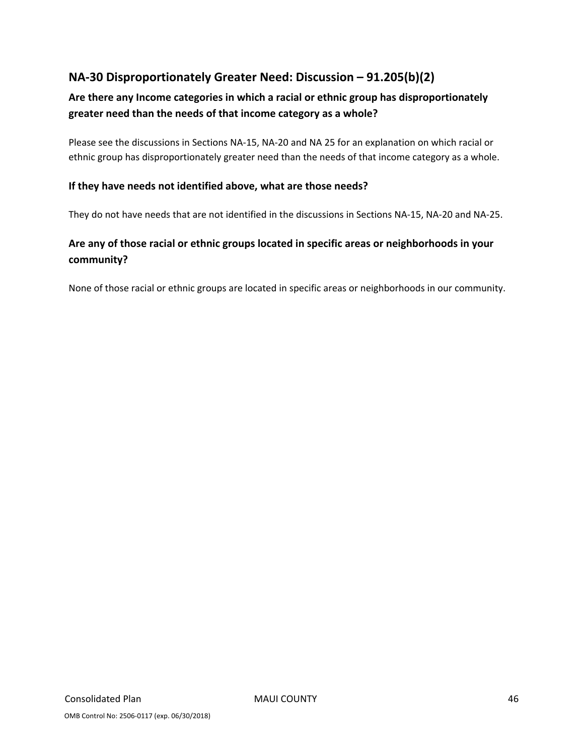## NA-30 Disproportionately Greater Need: Discussion – 91.205(b)(2)

### Are there any Income categories in which a racial or ethnic group has disproportionately greater need than the needs of that income category as a whole?

Please see the discussions in Sections NA-15, NA-20 and NA 25 for an explanation on which racial or ethnic group has disproportionately greater need than the needs of that income category as a whole.

### If they have needs not identified above, what are those needs?

They do not have needs that are not identified in the discussions in Sections NA-15, NA-20 and NA-25.

### Are any of those racial or ethnic groups located in specific areas or neighborhoods in your community?

None of those racial or ethnic groups are located in specific areas or neighborhoods in our community.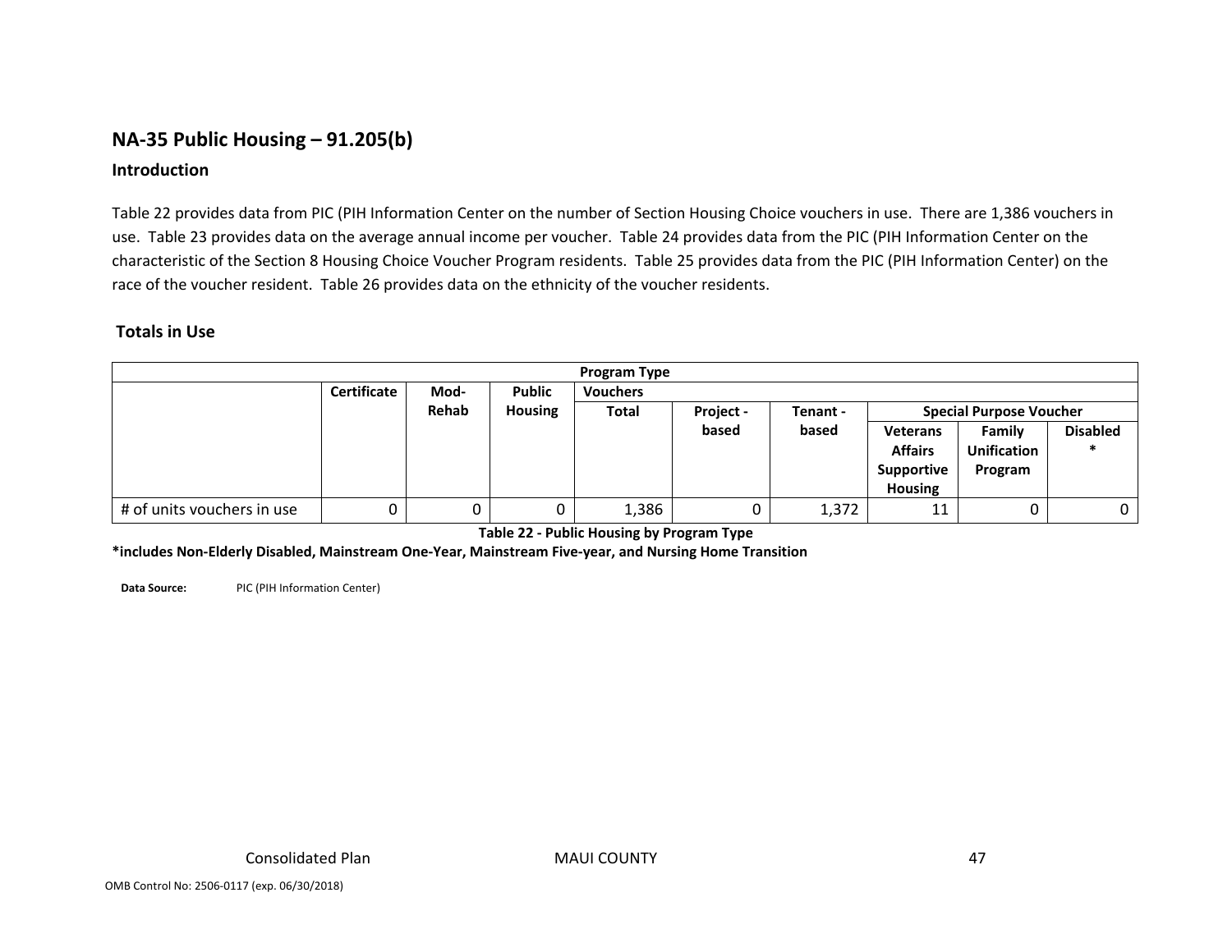## NA-35 Public Housing – 91.205(b)

### Introduction

Table 22 provides data from PIC (PIH Information Center on the number of Section Housing Choice vouchers in use. There are 1,386 vouchers in use. Table 23 provides data on the average annual income per voucher. Table 24 provides data from the PIC (PIH Information Center on the characteristic of the Section 8 Housing Choice Voucher Program residents. Table 25 provides data from the PIC (PIH Information Center) on the race of the voucher resident. Table 26 provides data on the ethnicity of the voucher residents.

### Totals in Use

| Program Type | | | | | | | | | |
|---|---|---|---|---|---|---|---|---|---|
| | Certificate | Mod-Rehab | Public Housing | Vouchers | | | | | |
| | | | | Total | Project - based | Tenant - based | Special Purpose Voucher | | |
| | | | | | | | Veterans Affairs Supportive Housing | Family Unification Program | Disabled * |
| # of units vouchers in use | 0 | 0 | 0 | 1,386 | 0 | 1,372 | 11 | 0 | 0 |

**Table 22 - Public Housing by Program Type**

**\*includes Non-Elderly Disabled, Mainstream One-Year, Mainstream Five-year, and Nursing Home Transition**

**Data Source:** PIC (PIH Information Center)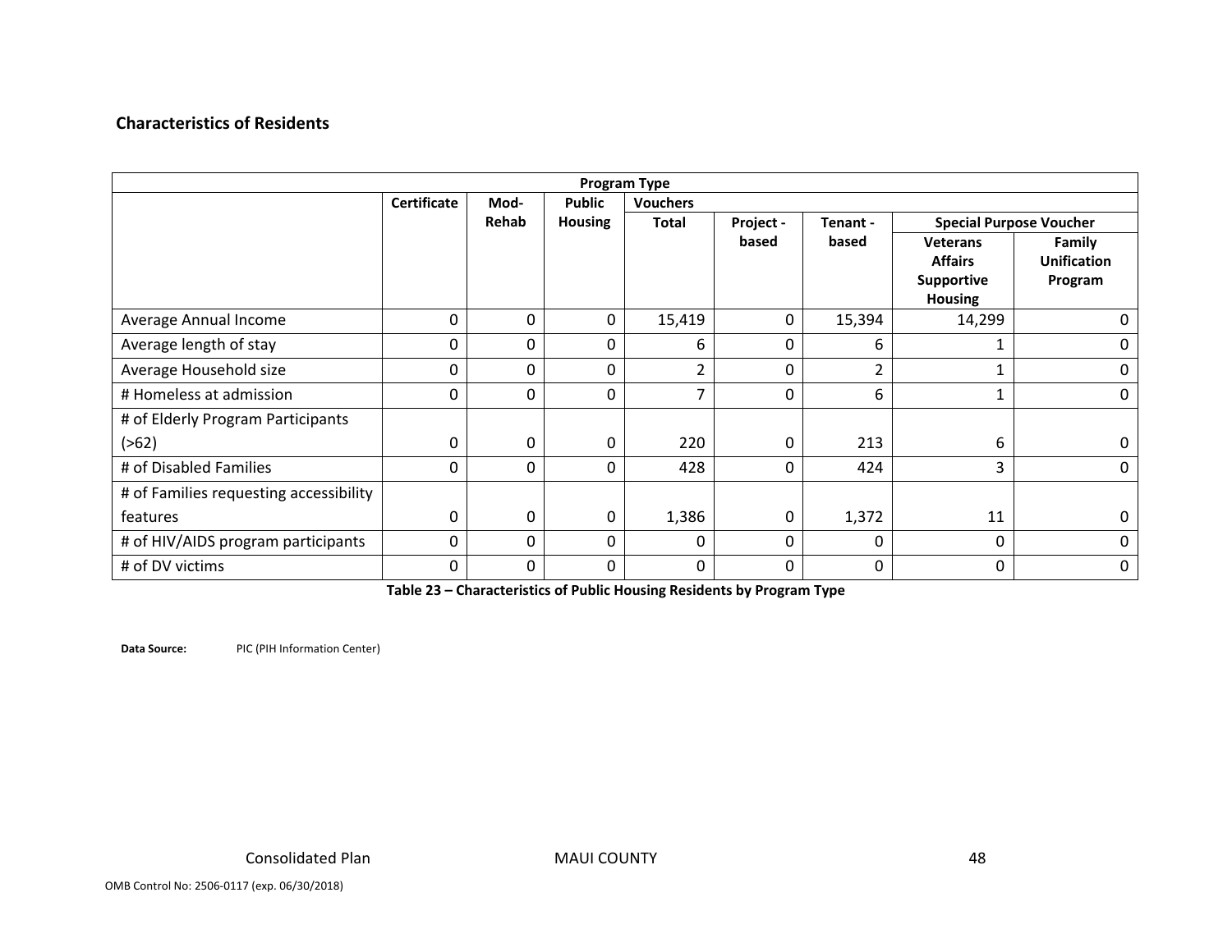## Characteristics of Residents

| Program Type | | | | | | | | |
|---|---|---|---|---|---|---|---|---|
| | Certificate | Mod-Rehab | Public Housing | Vouchers | | | | |
| | | | | Total | Project - based | Tenant - based | Special Purpose Voucher | |
| | | | | | | | Veterans Affairs Supportive Housing | Family Unification Program |
| Average Annual Income | 0 | 0 | 0 | 15,419 | 0 | 15,394 | 14,299 | 0 |
| Average length of stay | 0 | 0 | 0 | 6 | 0 | 6 | 1 | 0 |
| Average Household size | 0 | 0 | 0 | 2 | 0 | 2 | 1 | 0 |
| # Homeless at admission | 0 | 0 | 0 | 7 | 0 | 6 | 1 | 0 |
| # of Elderly Program Participants (>62) | 0 | 0 | 0 | 220 | 0 | 213 | 6 | 0 |
| # of Disabled Families | 0 | 0 | 0 | 428 | 0 | 424 | 3 | 0 |
| # of Families requesting accessibility features | 0 | 0 | 0 | 1,386 | 0 | 1,372 | 11 | 0 |
| # of HIV/AIDS program participants | 0 | 0 | 0 | 0 | 0 | 0 | 0 | 0 |
| # of DV victims | 0 | 0 | 0 | 0 | 0 | 0 | 0 | 0 |

**Table 23 – Characteristics of Public Housing Residents by Program Type**

**Data Source:** PIC (PIH Information Center)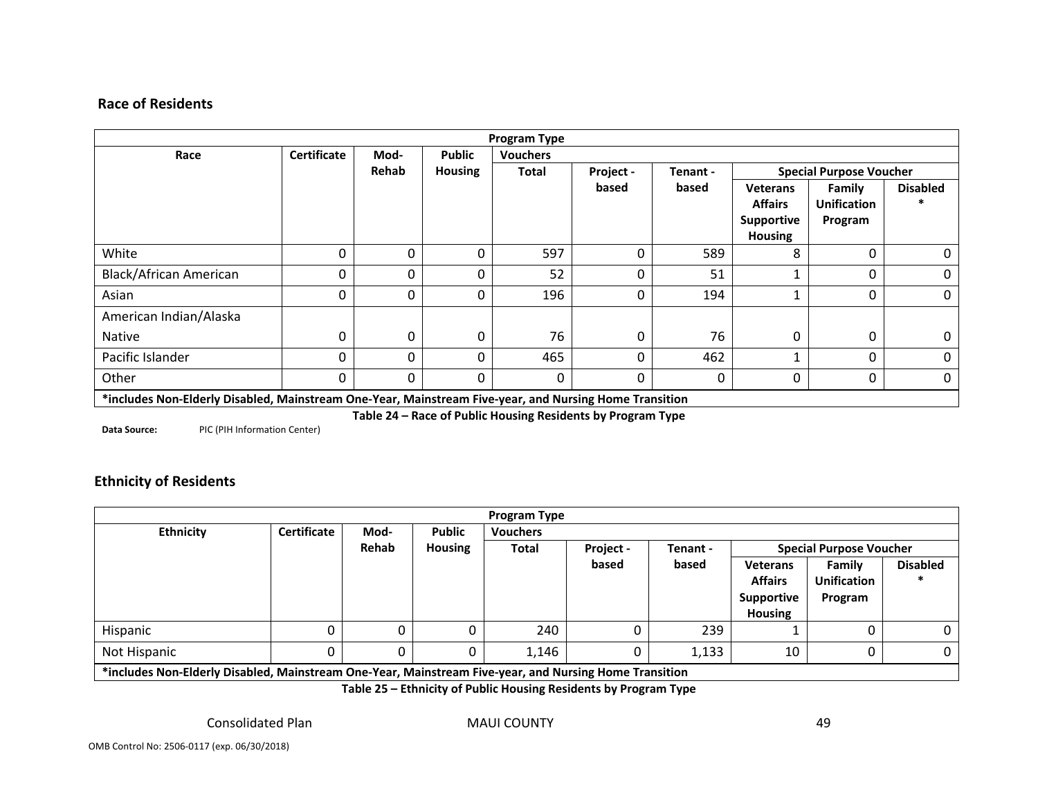### Race of Residents

| Program Type | | | | | | | | | |
|---|---|---|---|---|---|---|---|---|---|
| Race | Certificate | Mod-Rehab | Public Housing | Vouchers | | | | | |
| | | | | Total | Project - based | Tenant - based | Special Purpose Voucher | | |
| | | | | | | | Veterans Affairs Supportive Housing | Family Unification Program | Disabled * |
| White | 0 | 0 | 0 | 597 | 0 | 589 | 8 | 0 | 0 |
| Black/African American | 0 | 0 | 0 | 52 | 0 | 51 | 1 | 0 | 0 |
| Asian | 0 | 0 | 0 | 196 | 0 | 194 | 1 | 0 | 0 |
| American Indian/Alaska Native | 0 | 0 | 0 | 76 | 0 | 76 | 0 | 0 | 0 |
| Pacific Islander | 0 | 0 | 0 | 465 | 0 | 462 | 1 | 0 | 0 |
| Other | 0 | 0 | 0 | 0 | 0 | 0 | 0 | 0 | 0 |
| *includes Non-Elderly Disabled, Mainstream One-Year, Mainstream Five-year, and Nursing Home Transition | | | | | | | | | |

**Table 24 – Race of Public Housing Residents by Program Type**

**Data Source:** PIC (PIH Information Center)

### Ethnicity of Residents

| Program Type | | | | | | | | | |
|---|---|---|---|---|---|---|---|---|---|
| Ethnicity | Certificate | Mod-Rehab | Public Housing | Vouchers | | | | | |
| | | | | Total | Project - based | Tenant - based | Special Purpose Voucher | | |
| | | | | | | | Veterans Affairs Supportive Housing | Family Unification Program | Disabled * |
| Hispanic | 0 | 0 | 0 | 240 | 0 | 239 | 1 | 0 | 0 |
| Not Hispanic | 0 | 0 | 0 | 1,146 | 0 | 1,133 | 10 | 0 | 0 |
| *includes Non-Elderly Disabled, Mainstream One-Year, Mainstream Five-year, and Nursing Home Transition | | | | | | | | | |

**Table 25 – Ethnicity of Public Housing Residents by Program Type**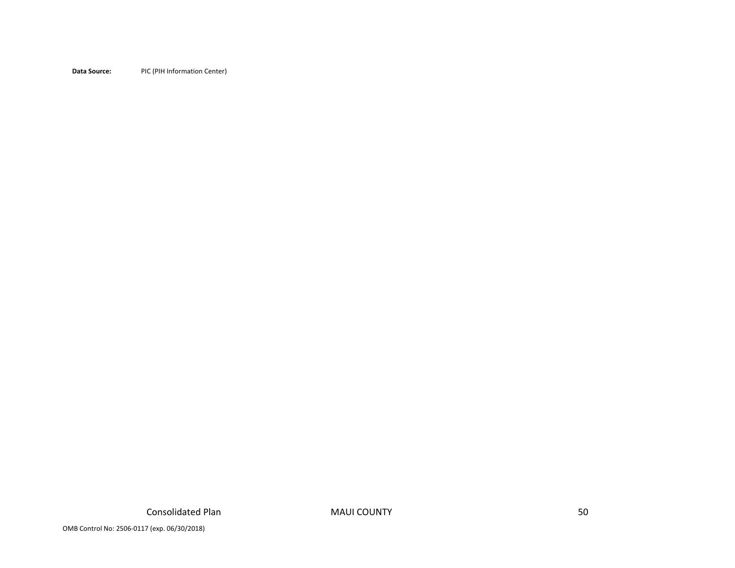**Data Source:** PIC (PIH Information Center)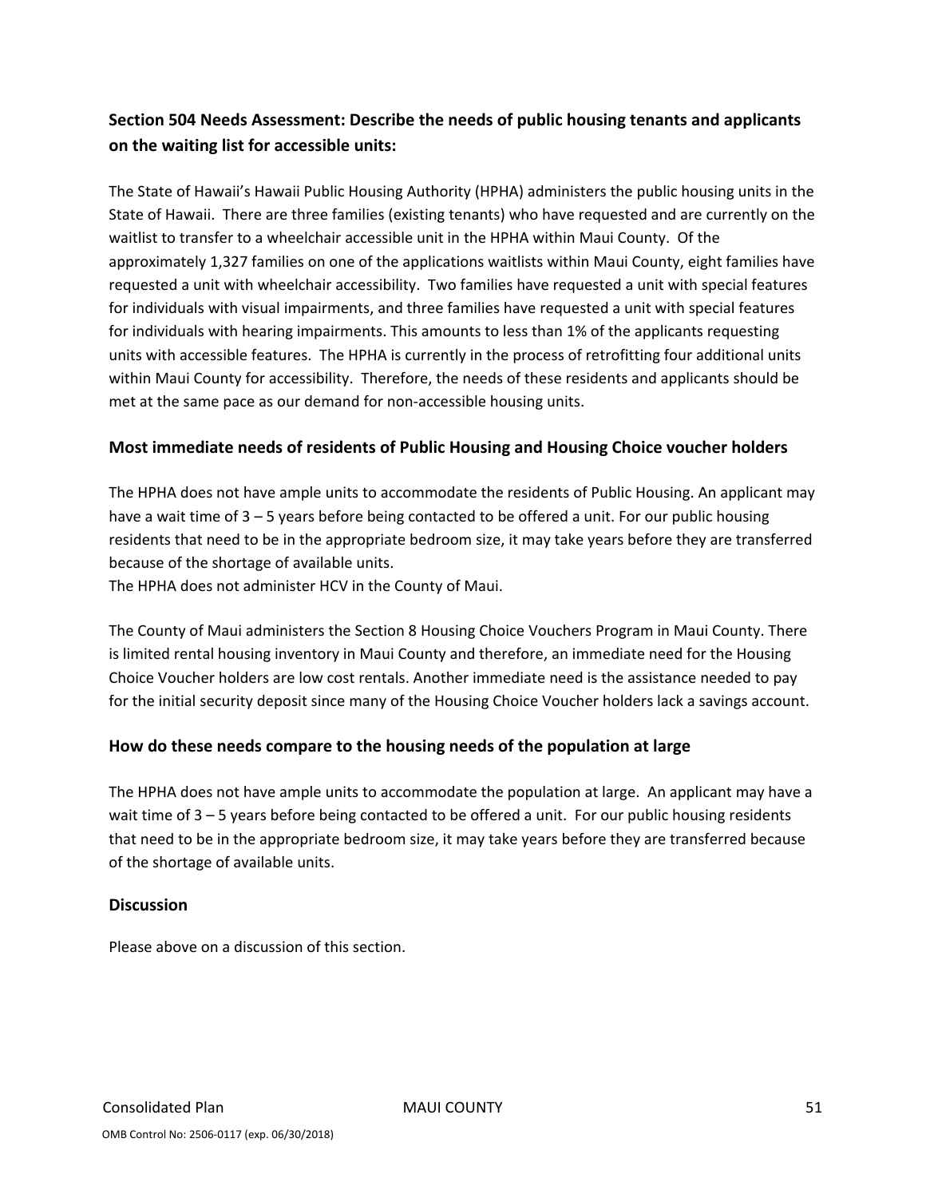### Section 504 Needs Assessment: Describe the needs of public housing tenants and applicants on the waiting list for accessible units:

The State of Hawaii's Hawaii Public Housing Authority (HPHA) administers the public housing units in the State of Hawaii. There are three families (existing tenants) who have requested and are currently on the waitlist to transfer to a wheelchair accessible unit in the HPHA within Maui County. Of the approximately 1,327 families on one of the applications waitlists within Maui County, eight families have requested a unit with wheelchair accessibility. Two families have requested a unit with special features for individuals with visual impairments, and three families have requested a unit with special features for individuals with hearing impairments. This amounts to less than 1% of the applicants requesting units with accessible features. The HPHA is currently in the process of retrofitting four additional units within Maui County for accessibility. Therefore, the needs of these residents and applicants should be met at the same pace as our demand for non-accessible housing units.

### Most immediate needs of residents of Public Housing and Housing Choice voucher holders

The HPHA does not have ample units to accommodate the residents of Public Housing. An applicant may have a wait time of 3 – 5 years before being contacted to be offered a unit. For our public housing residents that need to be in the appropriate bedroom size, it may take years before they are transferred because of the shortage of available units.
The HPHA does not administer HCV in the County of Maui.

The County of Maui administers the Section 8 Housing Choice Vouchers Program in Maui County. There is limited rental housing inventory in Maui County and therefore, an immediate need for the Housing Choice Voucher holders are low cost rentals. Another immediate need is the assistance needed to pay for the initial security deposit since many of the Housing Choice Voucher holders lack a savings account.

### How do these needs compare to the housing needs of the population at large

The HPHA does not have ample units to accommodate the population at large. An applicant may have a wait time of 3 – 5 years before being contacted to be offered a unit. For our public housing residents that need to be in the appropriate bedroom size, it may take years before they are transferred because of the shortage of available units.

### Discussion

Please above on a discussion of this section.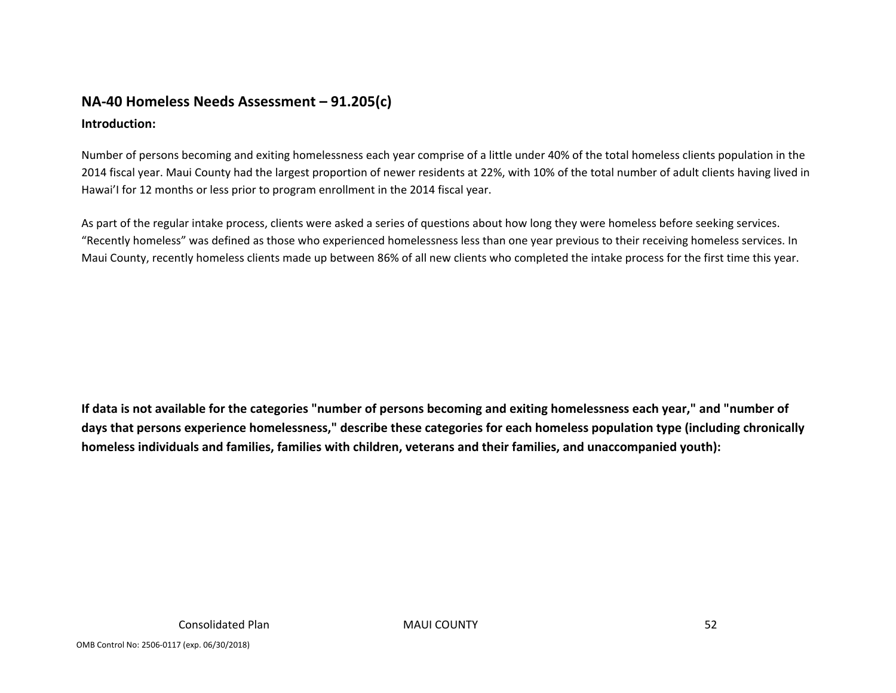## NA-40 Homeless Needs Assessment – 91.205(c)

**Introduction:**

Number of persons becoming and exiting homelessness each year comprise of a little under 40% of the total homeless clients population in the 2014 fiscal year. Maui County had the largest proportion of newer residents at 22%, with 10% of the total number of adult clients having lived in Hawai'I for 12 months or less prior to program enrollment in the 2014 fiscal year.

As part of the regular intake process, clients were asked a series of questions about how long they were homeless before seeking services. "Recently homeless" was defined as those who experienced homelessness less than one year previous to their receiving homeless services. In Maui County, recently homeless clients made up between 86% of all new clients who completed the intake process for the first time this year.

**If data is not available for the categories "number of persons becoming and exiting homelessness each year," and "number of days that persons experience homelessness," describe these categories for each homeless population type (including chronically homeless individuals and families, families with children, veterans and their families, and unaccompanied youth):**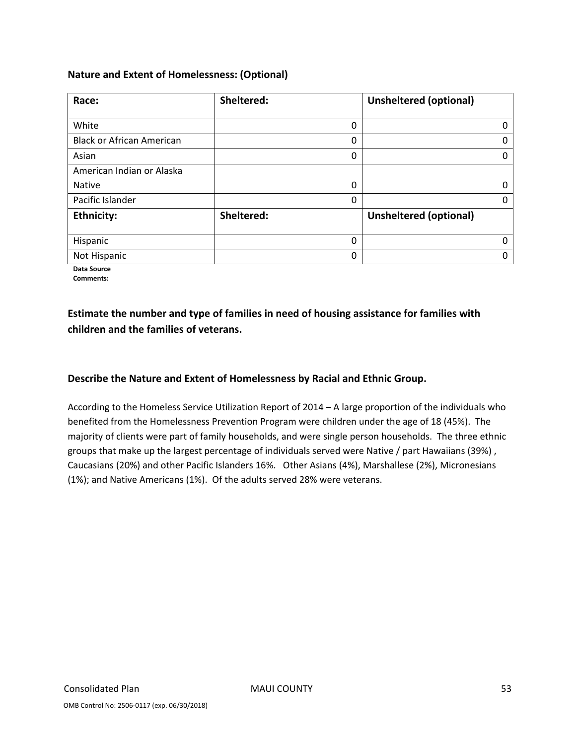**Nature and Extent of Homelessness: (Optional)**

| Race: | Sheltered: | Unsheltered (optional) |
|---|---|---|
| White | 0 | 0 |
| Black or African American | 0 | 0 |
| Asian | 0 | 0 |
| American Indian or Alaska Native | 0 | 0 |
| Pacific Islander | 0 | 0 |
| **Ethnicity:** | **Sheltered:** | **Unsheltered (optional)** |
| Hispanic | 0 | 0 |
| Not Hispanic | 0 | 0 |

**Data Source Comments:**

### Estimate the number and type of families in need of housing assistance for families with children and the families of veterans.

### Describe the Nature and Extent of Homelessness by Racial and Ethnic Group.

According to the Homeless Service Utilization Report of 2014 – A large proportion of the individuals who benefited from the Homelessness Prevention Program were children under the age of 18 (45%). The majority of clients were part of family households, and were single person households. The three ethnic groups that make up the largest percentage of individuals served were Native / part Hawaiians (39%) , Caucasians (20%) and other Pacific Islanders 16%. Other Asians (4%), Marshallese (2%), Micronesians (1%); and Native Americans (1%). Of the adults served 28% were veterans.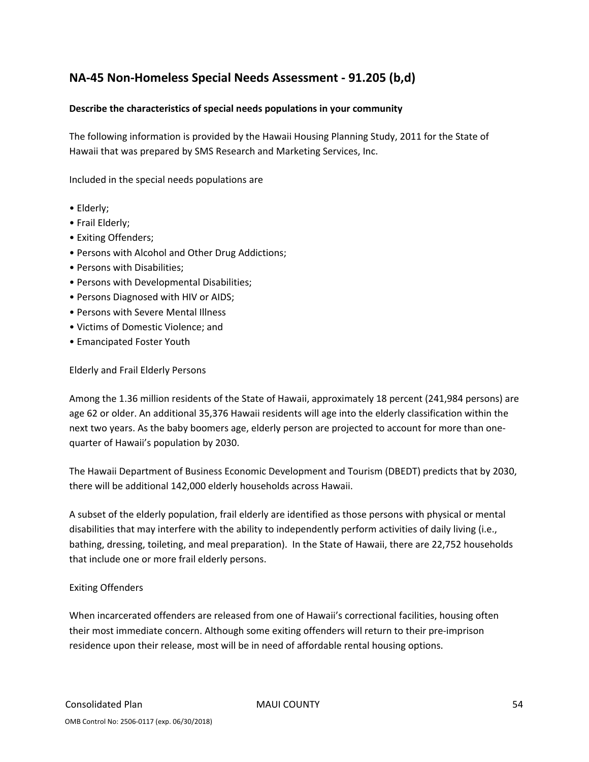## NA-45 Non-Homeless Special Needs Assessment - 91.205 (b,d)

**Describe the characteristics of special needs populations in your community**

The following information is provided by the Hawaii Housing Planning Study, 2011 for the State of Hawaii that was prepared by SMS Research and Marketing Services, Inc.

Included in the special needs populations are

- Elderly;
- Frail Elderly;
- Exiting Offenders;
- Persons with Alcohol and Other Drug Addictions;
- Persons with Disabilities;
- Persons with Developmental Disabilities;
- Persons Diagnosed with HIV or AIDS;
- Persons with Severe Mental Illness
- Victims of Domestic Violence; and
- Emancipated Foster Youth

Elderly and Frail Elderly Persons

Among the 1.36 million residents of the State of Hawaii, approximately 18 percent (241,984 persons) are age 62 or older. An additional 35,376 Hawaii residents will age into the elderly classification within the next two years. As the baby boomers age, elderly person are projected to account for more than one-quarter of Hawaii's population by 2030.

The Hawaii Department of Business Economic Development and Tourism (DBEDT) predicts that by 2030, there will be additional 142,000 elderly households across Hawaii.

A subset of the elderly population, frail elderly are identified as those persons with physical or mental disabilities that may interfere with the ability to independently perform activities of daily living (i.e., bathing, dressing, toileting, and meal preparation). In the State of Hawaii, there are 22,752 households that include one or more frail elderly persons.

Exiting Offenders

When incarcerated offenders are released from one of Hawaii's correctional facilities, housing often their most immediate concern. Although some exiting offenders will return to their pre-imprison residence upon their release, most will be in need of affordable rental housing options.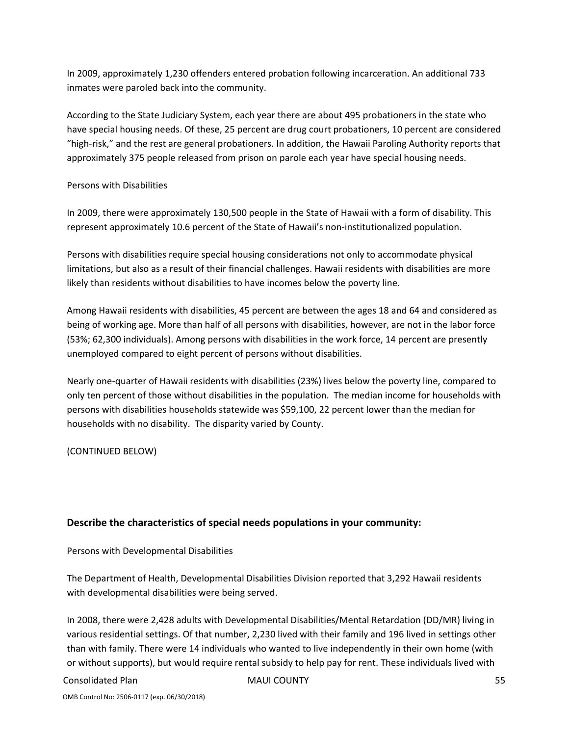In 2009, approximately 1,230 offenders entered probation following incarceration. An additional 733 inmates were paroled back into the community.

According to the State Judiciary System, each year there are about 495 probationers in the state who have special housing needs. Of these, 25 percent are drug court probationers, 10 percent are considered "high-risk," and the rest are general probationers. In addition, the Hawaii Paroling Authority reports that approximately 375 people released from prison on parole each year have special housing needs.

Persons with Disabilities

In 2009, there were approximately 130,500 people in the State of Hawaii with a form of disability. This represent approximately 10.6 percent of the State of Hawaii's non-institutionalized population.

Persons with disabilities require special housing considerations not only to accommodate physical limitations, but also as a result of their financial challenges. Hawaii residents with disabilities are more likely than residents without disabilities to have incomes below the poverty line.

Among Hawaii residents with disabilities, 45 percent are between the ages 18 and 64 and considered as being of working age. More than half of all persons with disabilities, however, are not in the labor force (53%; 62,300 individuals). Among persons with disabilities in the work force, 14 percent are presently unemployed compared to eight percent of persons without disabilities.

Nearly one-quarter of Hawaii residents with disabilities (23%) lives below the poverty line, compared to only ten percent of those without disabilities in the population. The median income for households with persons with disabilities households statewide was $59,100, 22 percent lower than the median for households with no disability. The disparity varied by County.

(CONTINUED BELOW)

### Describe the characteristics of special needs populations in your community:

Persons with Developmental Disabilities

The Department of Health, Developmental Disabilities Division reported that 3,292 Hawaii residents with developmental disabilities were being served.

In 2008, there were 2,428 adults with Developmental Disabilities/Mental Retardation (DD/MR) living in various residential settings. Of that number, 2,230 lived with their family and 196 lived in settings other than with family. There were 14 individuals who wanted to live independently in their own home (with or without supports), but would require rental subsidy to help pay for rent. These individuals lived with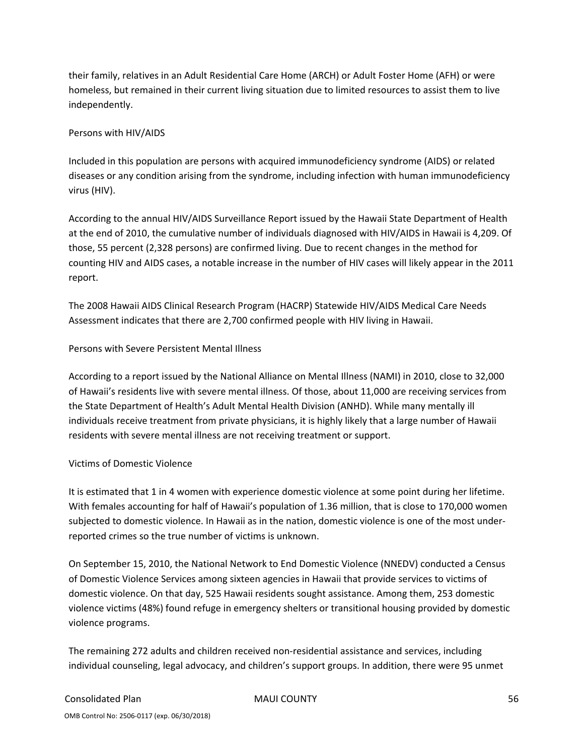their family, relatives in an Adult Residential Care Home (ARCH) or Adult Foster Home (AFH) or were homeless, but remained in their current living situation due to limited resources to assist them to live independently.

Persons with HIV/AIDS

Included in this population are persons with acquired immunodeficiency syndrome (AIDS) or related diseases or any condition arising from the syndrome, including infection with human immunodeficiency virus (HIV).

According to the annual HIV/AIDS Surveillance Report issued by the Hawaii State Department of Health at the end of 2010, the cumulative number of individuals diagnosed with HIV/AIDS in Hawaii is 4,209. Of those, 55 percent (2,328 persons) are confirmed living. Due to recent changes in the method for counting HIV and AIDS cases, a notable increase in the number of HIV cases will likely appear in the 2011 report.

The 2008 Hawaii AIDS Clinical Research Program (HACRP) Statewide HIV/AIDS Medical Care Needs Assessment indicates that there are 2,700 confirmed people with HIV living in Hawaii.

Persons with Severe Persistent Mental Illness

According to a report issued by the National Alliance on Mental Illness (NAMI) in 2010, close to 32,000 of Hawaii's residents live with severe mental illness. Of those, about 11,000 are receiving services from the State Department of Health's Adult Mental Health Division (ANHD). While many mentally ill individuals receive treatment from private physicians, it is highly likely that a large number of Hawaii residents with severe mental illness are not receiving treatment or support.

Victims of Domestic Violence

It is estimated that 1 in 4 women with experience domestic violence at some point during her lifetime. With females accounting for half of Hawaii's population of 1.36 million, that is close to 170,000 women subjected to domestic violence. In Hawaii as in the nation, domestic violence is one of the most under-reported crimes so the true number of victims is unknown.

On September 15, 2010, the National Network to End Domestic Violence (NNEDV) conducted a Census of Domestic Violence Services among sixteen agencies in Hawaii that provide services to victims of domestic violence. On that day, 525 Hawaii residents sought assistance. Among them, 253 domestic violence victims (48%) found refuge in emergency shelters or transitional housing provided by domestic violence programs.

The remaining 272 adults and children received non-residential assistance and services, including individual counseling, legal advocacy, and children's support groups. In addition, there were 95 unmet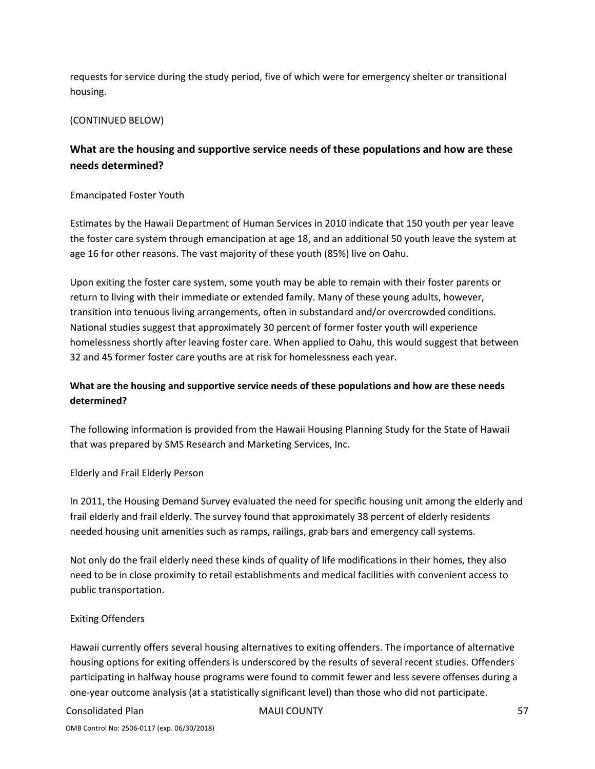requests for service during the study period, five of which were for emergency shelter or transitional housing.

(CONTINUED BELOW)

## What are the housing and supportive service needs of these populations and how are these needs determined?

Emancipated Foster Youth

Estimates by the Hawaii Department of Human Services in 2010 indicate that 150 youth per year leave the foster care system through emancipation at age 18, and an additional 50 youth leave the system at age 16 for other reasons. The vast majority of these youth (85%) live on Oahu.

Upon exiting the foster care system, some youth may be able to remain with their foster parents or return to living with their immediate or extended family. Many of these young adults, however, transition into tenuous living arrangements, often in substandard and/or overcrowded conditions. National studies suggest that approximately 30 percent of former foster youth will experience homelessness shortly after leaving foster care. When applied to Oahu, this would suggest that between 32 and 45 former foster care youths are at risk for homelessness each year.

## What are the housing and supportive service needs of these populations and how are these needs determined?

The following information is provided from the Hawaii Housing Planning Study for the State of Hawaii that was prepared by SMS Research and Marketing Services, Inc.

Elderly and Frail Elderly Person

In 2011, the Housing Demand Survey evaluated the need for specific housing unit among the elderly and frail elderly and frail elderly. The survey found that approximately 38 percent of elderly residents needed housing unit amenities such as ramps, railings, grab bars and emergency call systems.

Not only do the frail elderly need these kinds of quality of life modifications in their homes, they also need to be in close proximity to retail establishments and medical facilities with convenient access to public transportation.

Exiting Offenders

Hawaii currently offers several housing alternatives to exiting offenders. The importance of alternative housing options for exiting offenders is underscored by the results of several recent studies. Offenders participating in halfway house programs were found to commit fewer and less severe offenses during a one-year outcome analysis (at a statistically significant level) than those who did not participate.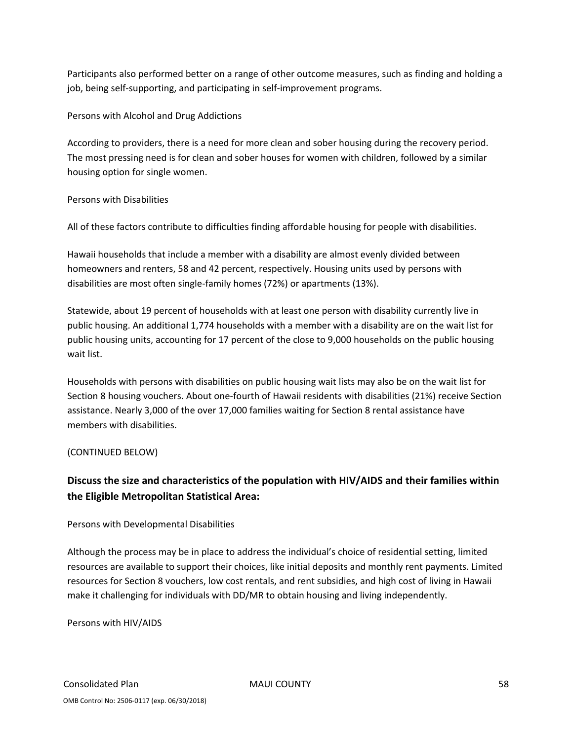Participants also performed better on a range of other outcome measures, such as finding and holding a job, being self-supporting, and participating in self-improvement programs.

Persons with Alcohol and Drug Addictions

According to providers, there is a need for more clean and sober housing during the recovery period. The most pressing need is for clean and sober houses for women with children, followed by a similar housing option for single women.

Persons with Disabilities

All of these factors contribute to difficulties finding affordable housing for people with disabilities.

Hawaii households that include a member with a disability are almost evenly divided between homeowners and renters, 58 and 42 percent, respectively. Housing units used by persons with disabilities are most often single-family homes (72%) or apartments (13%).

Statewide, about 19 percent of households with at least one person with disability currently live in public housing. An additional 1,774 households with a member with a disability are on the wait list for public housing units, accounting for 17 percent of the close to 9,000 households on the public housing wait list.

Households with persons with disabilities on public housing wait lists may also be on the wait list for Section 8 housing vouchers. About one-fourth of Hawaii residents with disabilities (21%) receive Section assistance. Nearly 3,000 of the over 17,000 families waiting for Section 8 rental assistance have members with disabilities.

(CONTINUED BELOW)

### Discuss the size and characteristics of the population with HIV/AIDS and their families within the Eligible Metropolitan Statistical Area:

Persons with Developmental Disabilities

Although the process may be in place to address the individual's choice of residential setting, limited resources are available to support their choices, like initial deposits and monthly rent payments. Limited resources for Section 8 vouchers, low cost rentals, and rent subsidies, and high cost of living in Hawaii make it challenging for individuals with DD/MR to obtain housing and living independently.

Persons with HIV/AIDS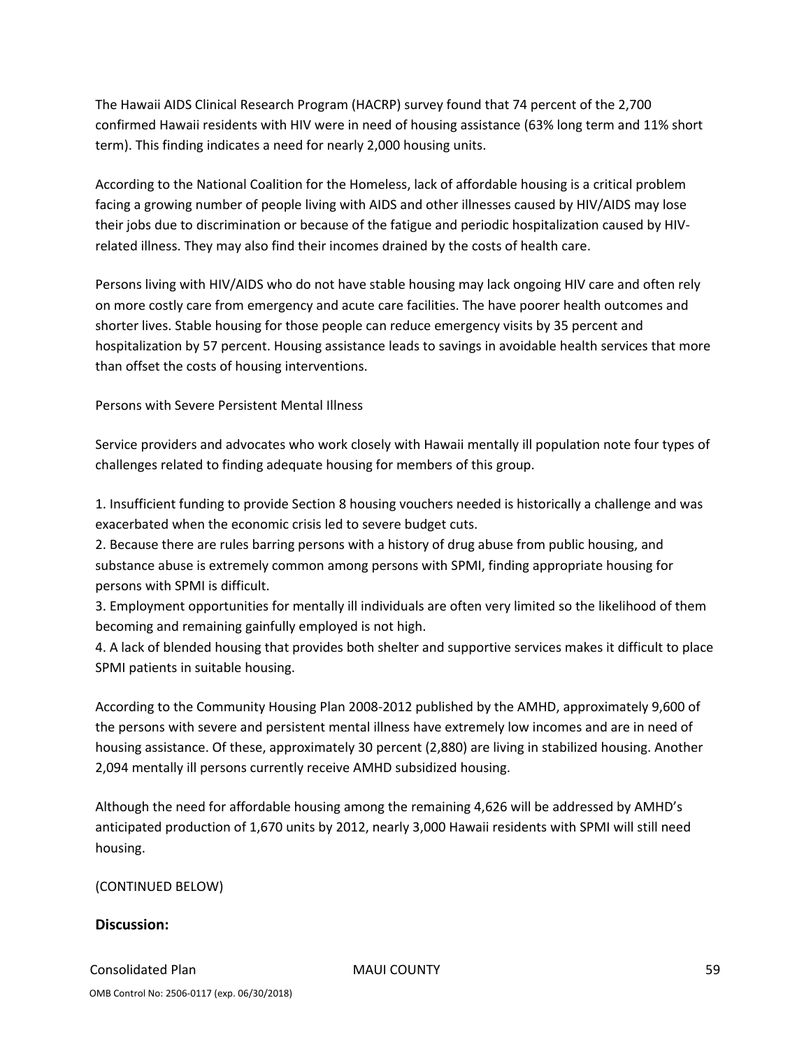The Hawaii AIDS Clinical Research Program (HACRP) survey found that 74 percent of the 2,700 confirmed Hawaii residents with HIV were in need of housing assistance (63% long term and 11% short term). This finding indicates a need for nearly 2,000 housing units.

According to the National Coalition for the Homeless, lack of affordable housing is a critical problem facing a growing number of people living with AIDS and other illnesses caused by HIV/AIDS may lose their jobs due to discrimination or because of the fatigue and periodic hospitalization caused by HIV-related illness. They may also find their incomes drained by the costs of health care.

Persons living with HIV/AIDS who do not have stable housing may lack ongoing HIV care and often rely on more costly care from emergency and acute care facilities. The have poorer health outcomes and shorter lives. Stable housing for those people can reduce emergency visits by 35 percent and hospitalization by 57 percent. Housing assistance leads to savings in avoidable health services that more than offset the costs of housing interventions.

Persons with Severe Persistent Mental Illness

Service providers and advocates who work closely with Hawaii mentally ill population note four types of challenges related to finding adequate housing for members of this group.

1. Insufficient funding to provide Section 8 housing vouchers needed is historically a challenge and was exacerbated when the economic crisis led to severe budget cuts.
2. Because there are rules barring persons with a history of drug abuse from public housing, and substance abuse is extremely common among persons with SPMI, finding appropriate housing for persons with SPMI is difficult.
3. Employment opportunities for mentally ill individuals are often very limited so the likelihood of them becoming and remaining gainfully employed is not high.
4. A lack of blended housing that provides both shelter and supportive services makes it difficult to place SPMI patients in suitable housing.

According to the Community Housing Plan 2008-2012 published by the AMHD, approximately 9,600 of the persons with severe and persistent mental illness have extremely low incomes and are in need of housing assistance. Of these, approximately 30 percent (2,880) are living in stabilized housing. Another 2,094 mentally ill persons currently receive AMHD subsidized housing.

Although the need for affordable housing among the remaining 4,626 will be addressed by AMHD's anticipated production of 1,670 units by 2012, nearly 3,000 Hawaii residents with SPMI will still need housing.

(CONTINUED BELOW)

**Discussion:**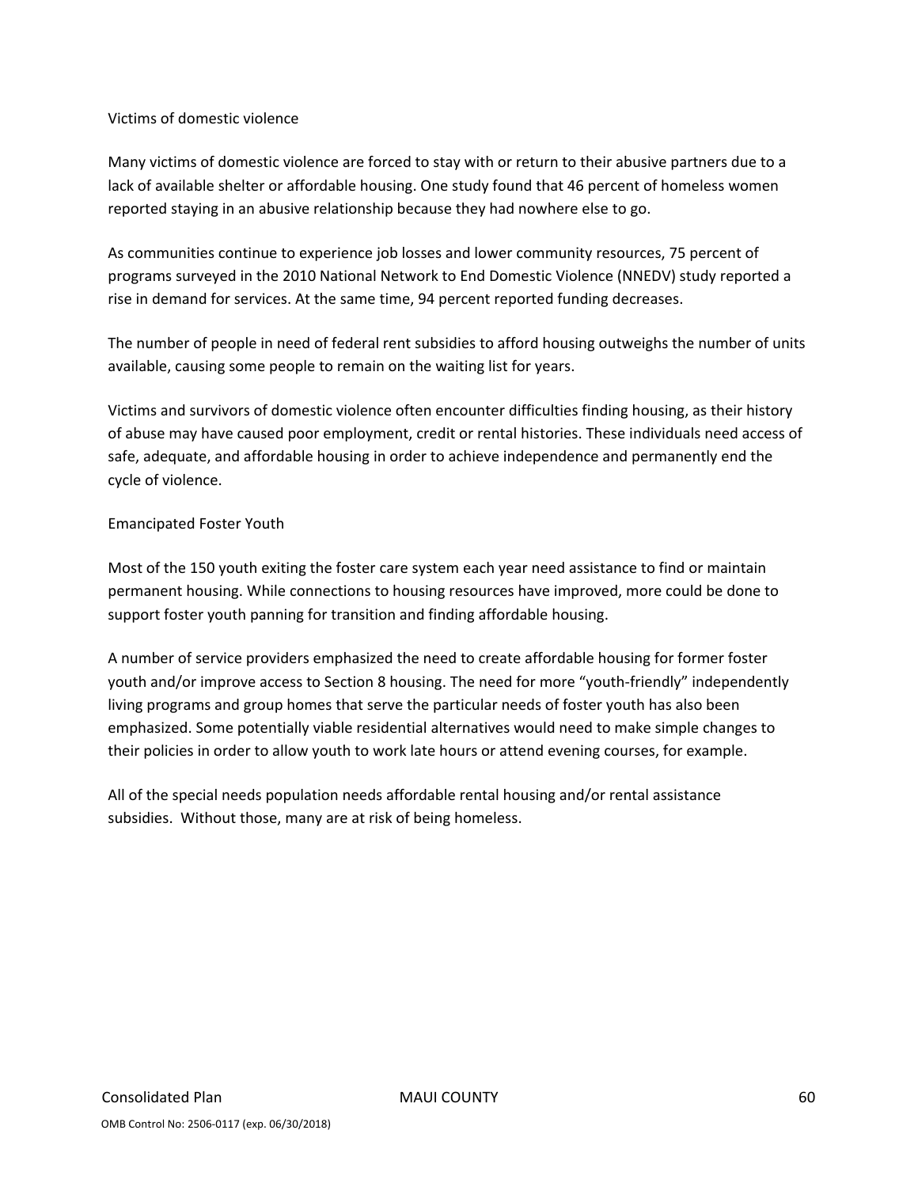Victims of domestic violence

Many victims of domestic violence are forced to stay with or return to their abusive partners due to a lack of available shelter or affordable housing. One study found that 46 percent of homeless women reported staying in an abusive relationship because they had nowhere else to go.

As communities continue to experience job losses and lower community resources, 75 percent of programs surveyed in the 2010 National Network to End Domestic Violence (NNEDV) study reported a rise in demand for services. At the same time, 94 percent reported funding decreases.

The number of people in need of federal rent subsidies to afford housing outweighs the number of units available, causing some people to remain on the waiting list for years.

Victims and survivors of domestic violence often encounter difficulties finding housing, as their history of abuse may have caused poor employment, credit or rental histories. These individuals need access of safe, adequate, and affordable housing in order to achieve independence and permanently end the cycle of violence.

Emancipated Foster Youth

Most of the 150 youth exiting the foster care system each year need assistance to find or maintain permanent housing. While connections to housing resources have improved, more could be done to support foster youth panning for transition and finding affordable housing.

A number of service providers emphasized the need to create affordable housing for former foster youth and/or improve access to Section 8 housing. The need for more “youth-friendly” independently living programs and group homes that serve the particular needs of foster youth has also been emphasized. Some potentially viable residential alternatives would need to make simple changes to their policies in order to allow youth to work late hours or attend evening courses, for example.

All of the special needs population needs affordable rental housing and/or rental assistance subsidies. Without those, many are at risk of being homeless.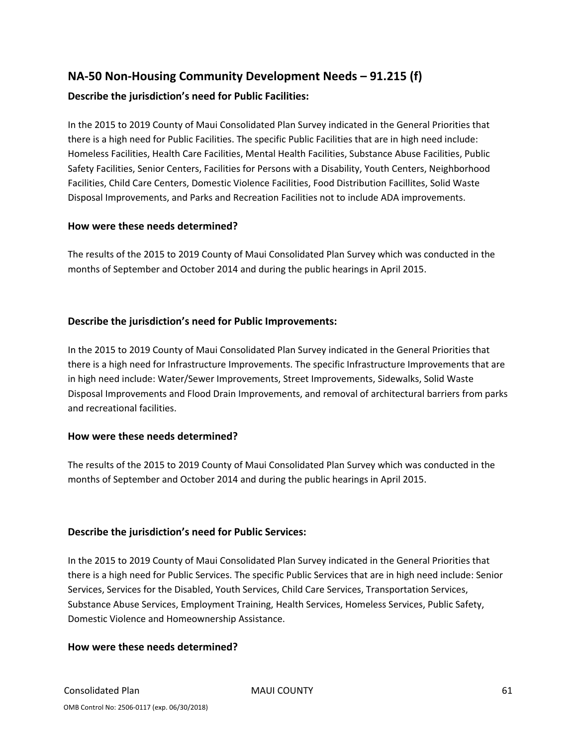## NA-50 Non-Housing Community Development Needs – 91.215 (f)

### Describe the jurisdiction's need for Public Facilities:

In the 2015 to 2019 County of Maui Consolidated Plan Survey indicated in the General Priorities that there is a high need for Public Facilities. The specific Public Facilities that are in high need include: Homeless Facilities, Health Care Facilities, Mental Health Facilities, Substance Abuse Facilities, Public Safety Facilities, Senior Centers, Facilities for Persons with a Disability, Youth Centers, Neighborhood Facilities, Child Care Centers, Domestic Violence Facilities, Food Distribution Facillites, Solid Waste Disposal Improvements, and Parks and Recreation Facilities not to include ADA improvements.

### How were these needs determined?

The results of the 2015 to 2019 County of Maui Consolidated Plan Survey which was conducted in the months of September and October 2014 and during the public hearings in April 2015.

### Describe the jurisdiction's need for Public Improvements:

In the 2015 to 2019 County of Maui Consolidated Plan Survey indicated in the General Priorities that there is a high need for Infrastructure Improvements. The specific Infrastructure Improvements that are in high need include: Water/Sewer Improvements, Street Improvements, Sidewalks, Solid Waste Disposal Improvements and Flood Drain Improvements, and removal of architectural barriers from parks and recreational facilities.

### How were these needs determined?

The results of the 2015 to 2019 County of Maui Consolidated Plan Survey which was conducted in the months of September and October 2014 and during the public hearings in April 2015.

### Describe the jurisdiction's need for Public Services:

In the 2015 to 2019 County of Maui Consolidated Plan Survey indicated in the General Priorities that there is a high need for Public Services. The specific Public Services that are in high need include: Senior Services, Services for the Disabled, Youth Services, Child Care Services, Transportation Services, Substance Abuse Services, Employment Training, Health Services, Homeless Services, Public Safety, Domestic Violence and Homeownership Assistance.

### How were these needs determined?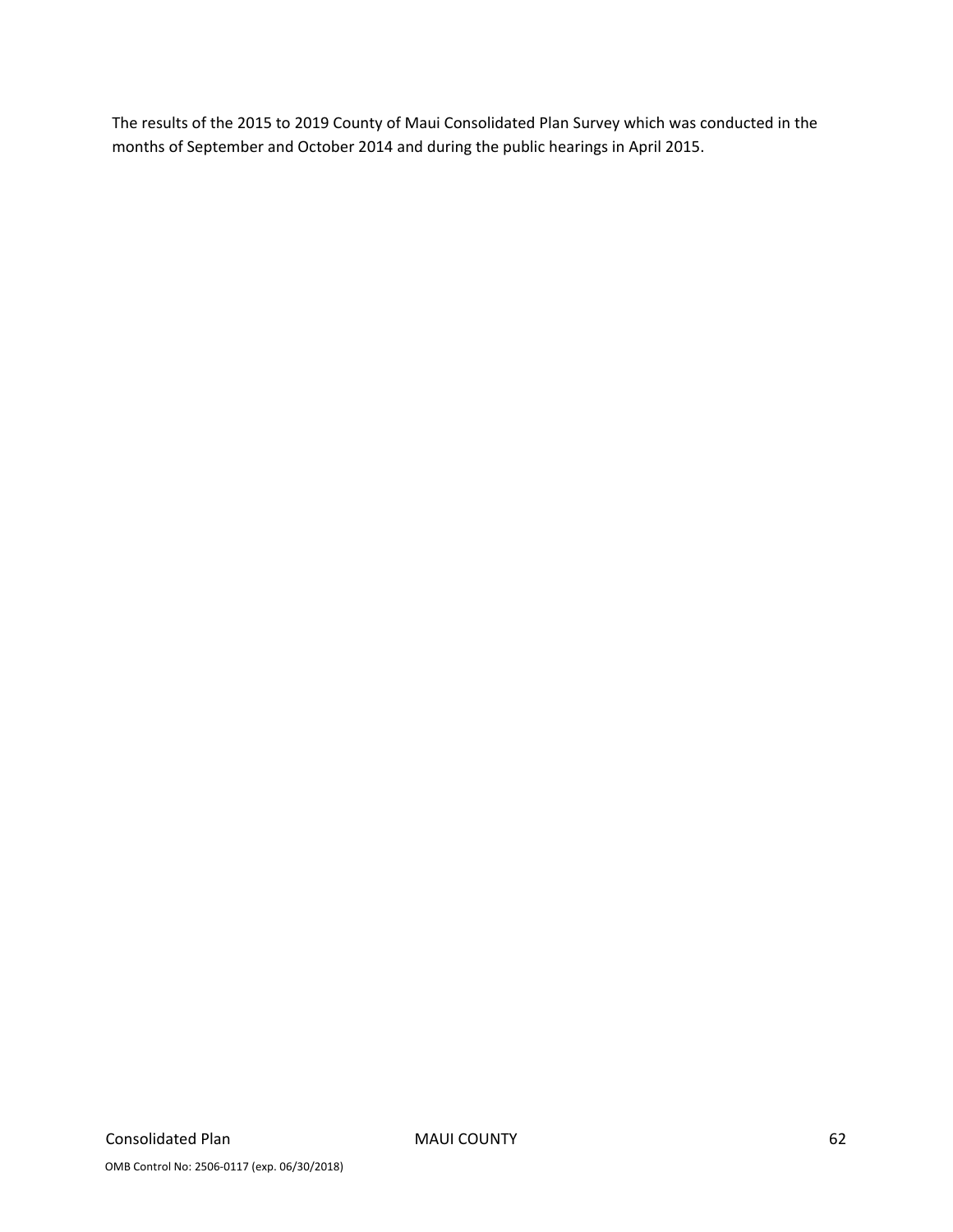The results of the 2015 to 2019 County of Maui Consolidated Plan Survey which was conducted in the months of September and October 2014 and during the public hearings in April 2015.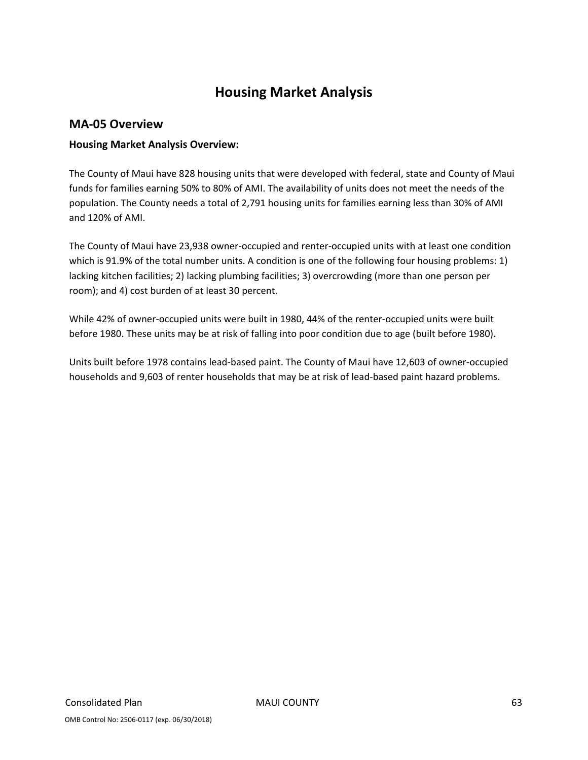# Housing Market Analysis

## MA-05 Overview

**Housing Market Analysis Overview:**

The County of Maui have 828 housing units that were developed with federal, state and County of Maui funds for families earning 50% to 80% of AMI. The availability of units does not meet the needs of the population. The County needs a total of 2,791 housing units for families earning less than 30% of AMI and 120% of AMI.

The County of Maui have 23,938 owner-occupied and renter-occupied units with at least one condition which is 91.9% of the total number units. A condition is one of the following four housing problems: 1) lacking kitchen facilities; 2) lacking plumbing facilities; 3) overcrowding (more than one person per room); and 4) cost burden of at least 30 percent.

While 42% of owner-occupied units were built in 1980, 44% of the renter-occupied units were built before 1980. These units may be at risk of falling into poor condition due to age (built before 1980).

Units built before 1978 contains lead-based paint. The County of Maui have 12,603 of owner-occupied households and 9,603 of renter households that may be at risk of lead-based paint hazard problems.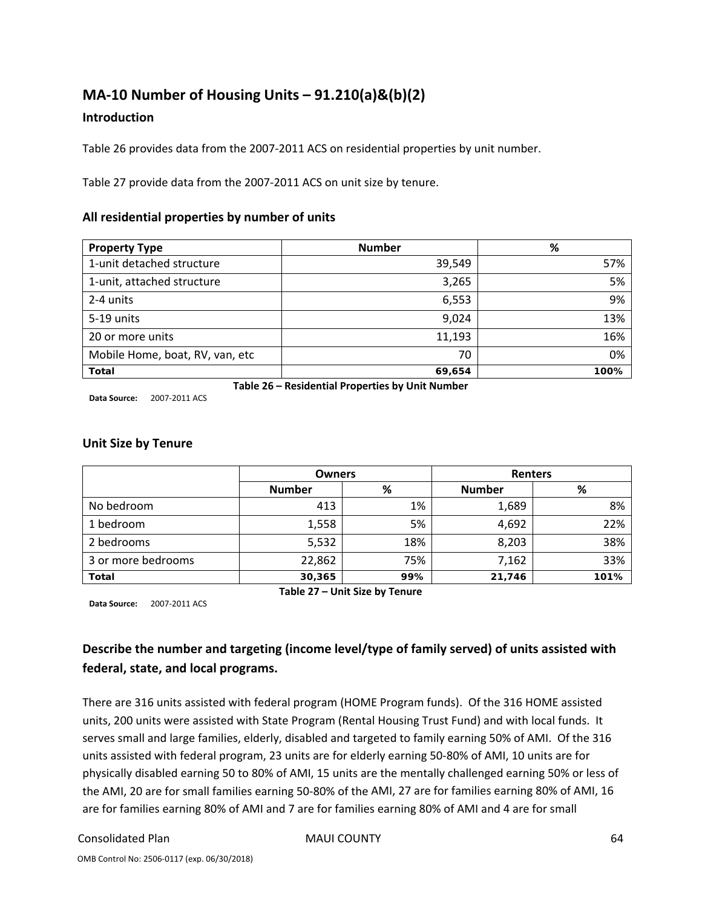## MA-10 Number of Housing Units – 91.210(a)&(b)(2)

### Introduction

Table 26 provides data from the 2007-2011 ACS on residential properties by unit number.

Table 27 provide data from the 2007-2011 ACS on unit size by tenure.

### All residential properties by number of units

| Property Type | Number | % |
|---|---|---|
| 1-unit detached structure | 39,549 | 57% |
| 1-unit, attached structure | 3,265 | 5% |
| 2-4 units | 6,553 | 9% |
| 5-19 units | 9,024 | 13% |
| 20 or more units | 11,193 | 16% |
| Mobile Home, boat, RV, van, etc | 70 | 0% |
| **Total** | **69,654** | **100%** |

**Table 26 – Residential Properties by Unit Number**

**Data Source:** 2007-2011 ACS

### Unit Size by Tenure

| | Owners | | Renters | |
|---|---|---|---|---|
| | **Number** | **%** | **Number** | **%** |
| No bedroom | 413 | 1% | 1,689 | 8% |
| 1 bedroom | 1,558 | 5% | 4,692 | 22% |
| 2 bedrooms | 5,532 | 18% | 8,203 | 38% |
| 3 or more bedrooms | 22,862 | 75% | 7,162 | 33% |
| **Total** | **30,365** | **99%** | **21,746** | **101%** |

**Table 27 – Unit Size by Tenure**

**Data Source:** 2007-2011 ACS

### Describe the number and targeting (income level/type of family served) of units assisted with federal, state, and local programs.

There are 316 units assisted with federal program (HOME Program funds). Of the 316 HOME assisted units, 200 units were assisted with State Program (Rental Housing Trust Fund) and with local funds. It serves small and large families, elderly, disabled and targeted to family earning 50% of AMI. Of the 316 units assisted with federal program, 23 units are for elderly earning 50-80% of AMI, 10 units are for physically disabled earning 50 to 80% of AMI, 15 units are the mentally challenged earning 50% or less of the AMI, 20 are for small families earning 50-80% of the AMI, 27 are for families earning 80% of AMI, 16 are for families earning 80% of AMI and 7 are for families earning 80% of AMI and 4 are for small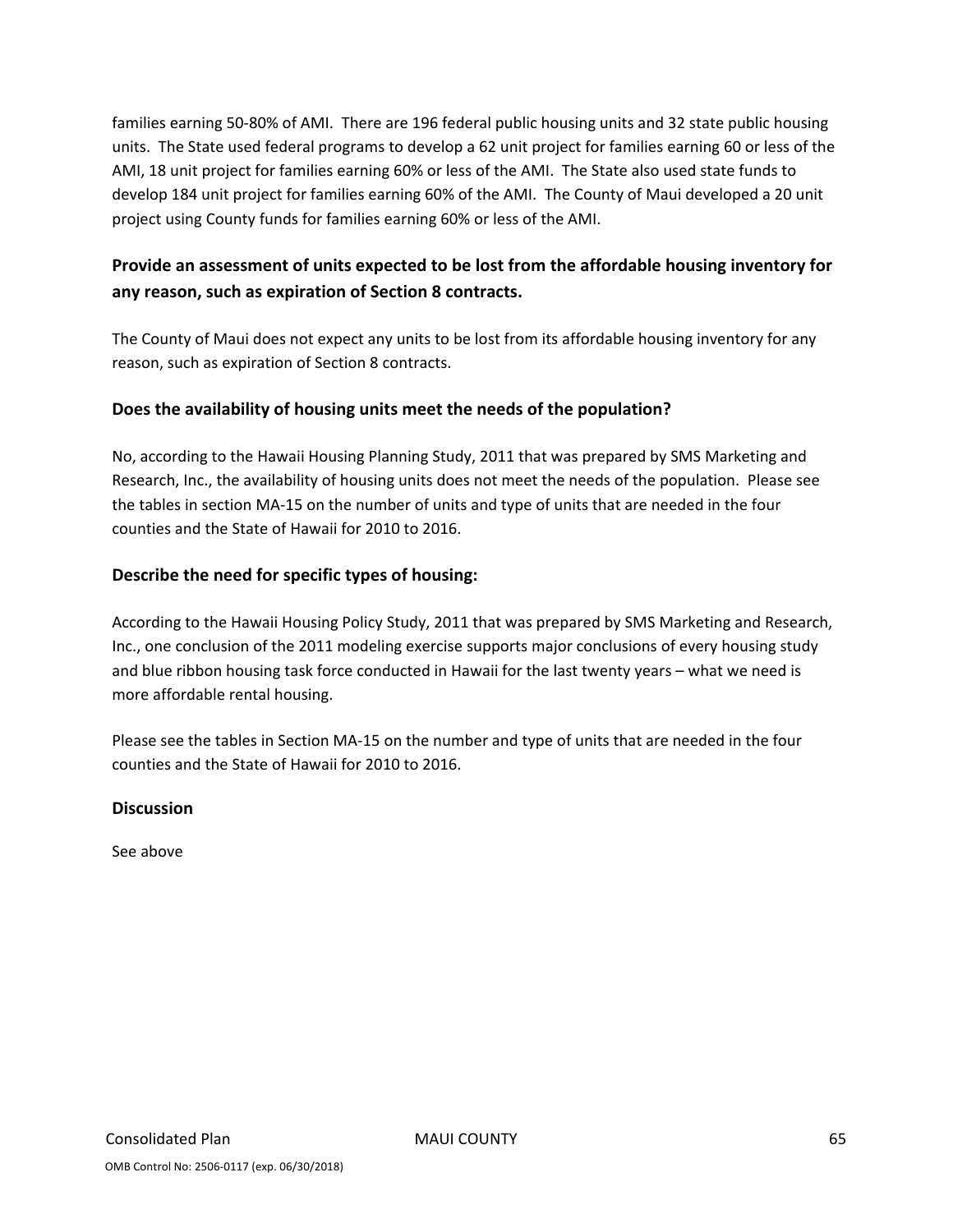families earning 50-80% of AMI. There are 196 federal public housing units and 32 state public housing units. The State used federal programs to develop a 62 unit project for families earning 60 or less of the AMI, 18 unit project for families earning 60% or less of the AMI. The State also used state funds to develop 184 unit project for families earning 60% of the AMI. The County of Maui developed a 20 unit project using County funds for families earning 60% or less of the AMI.

### Provide an assessment of units expected to be lost from the affordable housing inventory for any reason, such as expiration of Section 8 contracts.

The County of Maui does not expect any units to be lost from its affordable housing inventory for any reason, such as expiration of Section 8 contracts.

### Does the availability of housing units meet the needs of the population?

No, according to the Hawaii Housing Planning Study, 2011 that was prepared by SMS Marketing and Research, Inc., the availability of housing units does not meet the needs of the population. Please see the tables in section MA-15 on the number of units and type of units that are needed in the four counties and the State of Hawaii for 2010 to 2016.

### Describe the need for specific types of housing:

According to the Hawaii Housing Policy Study, 2011 that was prepared by SMS Marketing and Research, Inc., one conclusion of the 2011 modeling exercise supports major conclusions of every housing study and blue ribbon housing task force conducted in Hawaii for the last twenty years – what we need is more affordable rental housing.

Please see the tables in Section MA-15 on the number and type of units that are needed in the four counties and the State of Hawaii for 2010 to 2016.

### Discussion

See above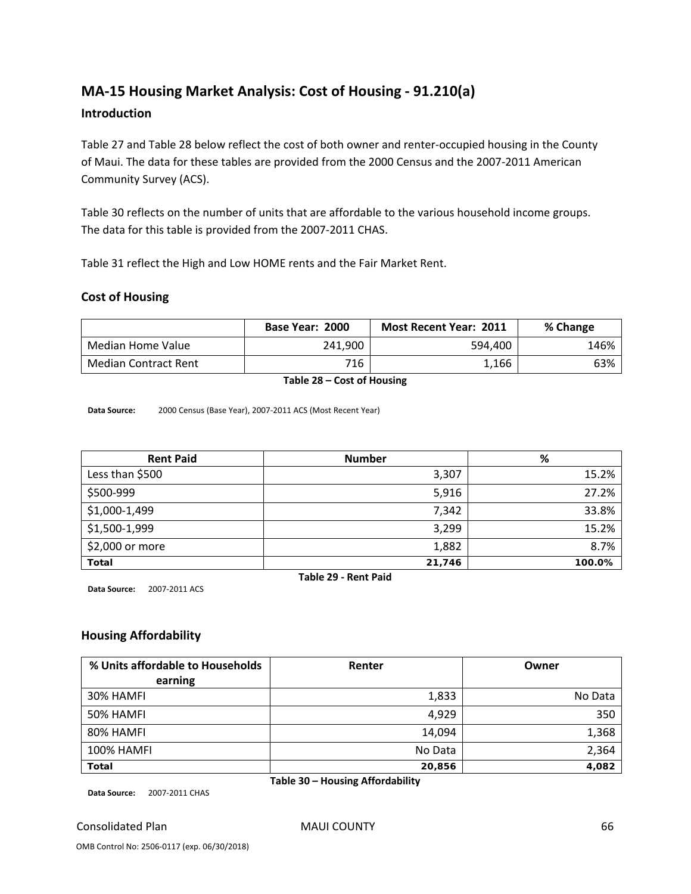## MA-15 Housing Market Analysis: Cost of Housing - 91.210(a)

### Introduction

Table 27 and Table 28 below reflect the cost of both owner and renter-occupied housing in the County of Maui. The data for these tables are provided from the 2000 Census and the 2007-2011 American Community Survey (ACS).

Table 30 reflects on the number of units that are affordable to the various household income groups. The data for this table is provided from the 2007-2011 CHAS.

Table 31 reflect the High and Low HOME rents and the Fair Market Rent.

### Cost of Housing

| | Base Year: 2000 | Most Recent Year: 2011 | % Change |
|---|---|---|---|
| Median Home Value | 241,900 | 594,400 | 146% |
| Median Contract Rent | 716 | 1,166 | 63% |

**Table 28 – Cost of Housing**

**Data Source:** 2000 Census (Base Year), 2007-2011 ACS (Most Recent Year)

| Rent Paid | Number | % |
|---|---|---|
| Less than $500 | 3,307 | 15.2% |
| $500-999 | 5,916 | 27.2% |
| $1,000-1,499 | 7,342 | 33.8% |
| $1,500-1,999 | 3,299 | 15.2% |
| $2,000 or more | 1,882 | 8.7% |
| **Total** | **21,746** | **100.0%** |

**Table 29 - Rent Paid**

**Data Source:** 2007-2011 ACS

### Housing Affordability

| % Units affordable to Households earning | Renter | Owner |
|---|---|---|
| 30% HAMFI | 1,833 | No Data |
| 50% HAMFI | 4,929 | 350 |
| 80% HAMFI | 14,094 | 1,368 |
| 100% HAMFI | No Data | 2,364 |
| **Total** | **20,856** | **4,082** |

**Table 30 – Housing Affordability**

**Data Source:** 2007-2011 CHAS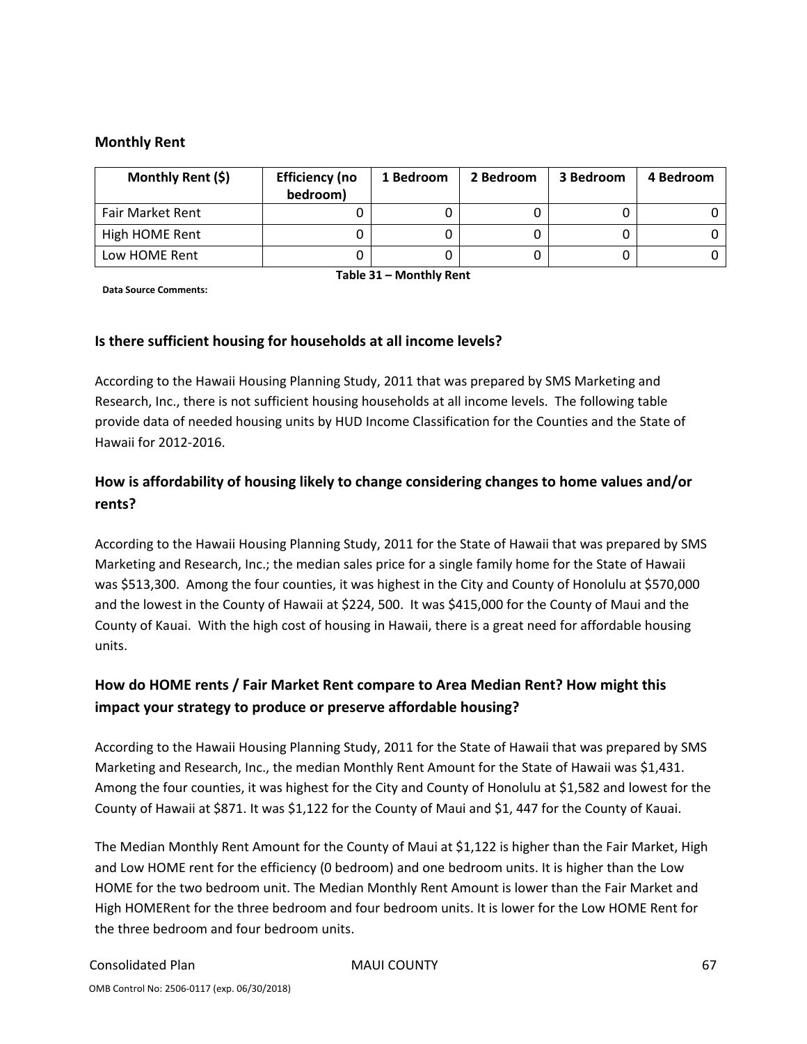### Monthly Rent

| Monthly Rent ($) | Efficiency (no bedroom) | 1 Bedroom | 2 Bedroom | 3 Bedroom | 4 Bedroom |
|---|---|---|---|---|---|
| Fair Market Rent | 0 | 0 | 0 | 0 | 0 |
| High HOME Rent | 0 | 0 | 0 | 0 | 0 |
| Low HOME Rent | 0 | 0 | 0 | 0 | 0 |

**Table 31 – Monthly Rent**

**Data Source Comments:**

## Is there sufficient housing for households at all income levels?

According to the Hawaii Housing Planning Study, 2011 that was prepared by SMS Marketing and Research, Inc., there is not sufficient housing households at all income levels. The following table provide data of needed housing units by HUD Income Classification for the Counties and the State of Hawaii for 2012-2016.

## How is affordability of housing likely to change considering changes to home values and/or rents?

According to the Hawaii Housing Planning Study, 2011 for the State of Hawaii that was prepared by SMS Marketing and Research, Inc.; the median sales price for a single family home for the State of Hawaii was $513,300. Among the four counties, it was highest in the City and County of Honolulu at $570,000 and the lowest in the County of Hawaii at $224, 500. It was $415,000 for the County of Maui and the County of Kauai. With the high cost of housing in Hawaii, there is a great need for affordable housing units.

## How do HOME rents / Fair Market Rent compare to Area Median Rent? How might this impact your strategy to produce or preserve affordable housing?

According to the Hawaii Housing Planning Study, 2011 for the State of Hawaii that was prepared by SMS Marketing and Research, Inc., the median Monthly Rent Amount for the State of Hawaii was $1,431. Among the four counties, it was highest for the City and County of Honolulu at $1,582 and lowest for the County of Hawaii at $871. It was $1,122 for the County of Maui and $1, 447 for the County of Kauai.

The Median Monthly Rent Amount for the County of Maui at $1,122 is higher than the Fair Market, High and Low HOME rent for the efficiency (0 bedroom) and one bedroom units. It is higher than the Low HOME for the two bedroom unit. The Median Monthly Rent Amount is lower than the Fair Market and High HOMERent for the three bedroom and four bedroom units. It is lower for the Low HOME Rent for the three bedroom and four bedroom units.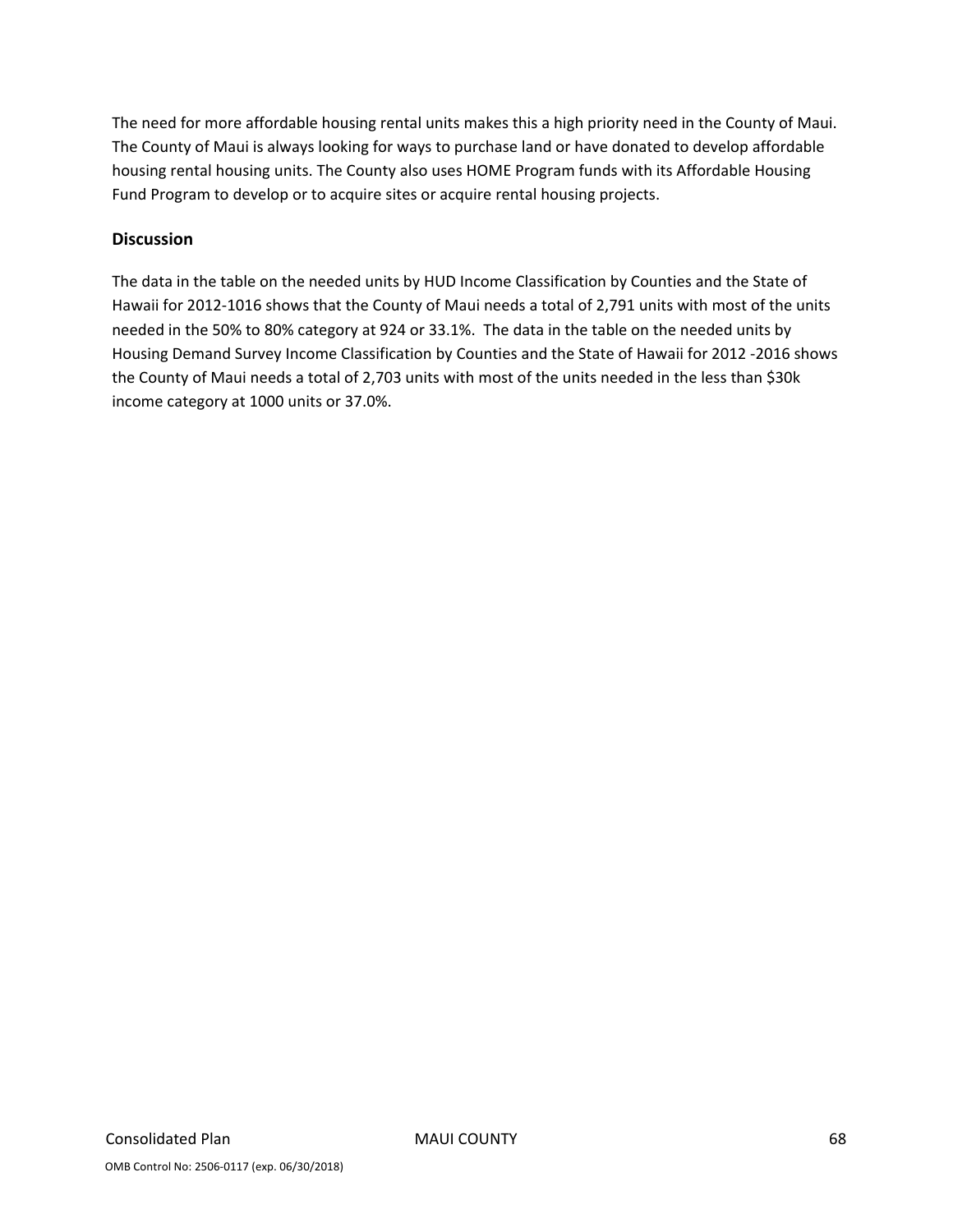The need for more affordable housing rental units makes this a high priority need in the County of Maui. The County of Maui is always looking for ways to purchase land or have donated to develop affordable housing rental housing units. The County also uses HOME Program funds with its Affordable Housing Fund Program to develop or to acquire sites or acquire rental housing projects.

## Discussion

The data in the table on the needed units by HUD Income Classification by Counties and the State of Hawaii for 2012-1016 shows that the County of Maui needs a total of 2,791 units with most of the units needed in the 50% to 80% category at 924 or 33.1%. The data in the table on the needed units by Housing Demand Survey Income Classification by Counties and the State of Hawaii for 2012 -2016 shows the County of Maui needs a total of 2,703 units with most of the units needed in the less than $30k income category at 1000 units or 37.0%.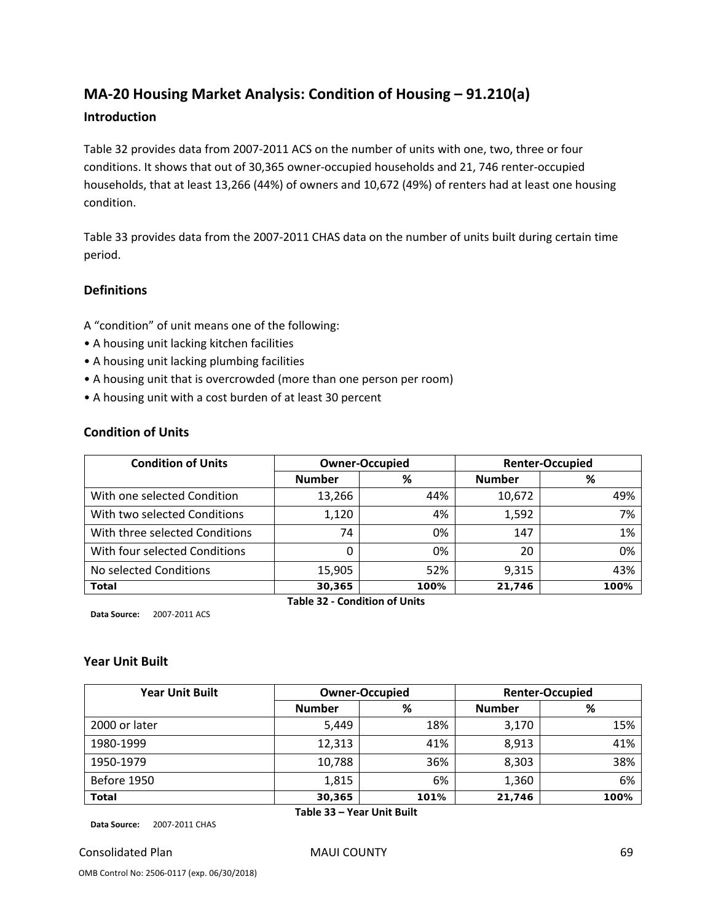## MA-20 Housing Market Analysis: Condition of Housing – 91.210(a)

### Introduction

Table 32 provides data from 2007-2011 ACS on the number of units with one, two, three or four conditions. It shows that out of 30,365 owner-occupied households and 21, 746 renter-occupied households, that at least 13,266 (44%) of owners and 10,672 (49%) of renters had at least one housing condition.

Table 33 provides data from the 2007-2011 CHAS data on the number of units built during certain time period.

### Definitions

A "condition" of unit means one of the following:

- A housing unit lacking kitchen facilities
- A housing unit lacking plumbing facilities
- A housing unit that is overcrowded (more than one person per room)
- A housing unit with a cost burden of at least 30 percent

### Condition of Units

| Condition of Units | Owner-Occupied | | Renter-Occupied | |
|---|---|---|---|---|
| | Number | % | Number | % |
| With one selected Condition | 13,266 | 44% | 10,672 | 49% |
| With two selected Conditions | 1,120 | 4% | 1,592 | 7% |
| With three selected Conditions | 74 | 0% | 147 | 1% |
| With four selected Conditions | 0 | 0% | 20 | 0% |
| No selected Conditions | 15,905 | 52% | 9,315 | 43% |
| **Total** | **30,365** | **100%** | **21,746** | **100%** |

**Table 32 - Condition of Units**

**Data Source:** 2007-2011 ACS

### Year Unit Built

| Year Unit Built | Owner-Occupied | | Renter-Occupied | |
|---|---|---|---|---|
| | Number | % | Number | % |
| 2000 or later | 5,449 | 18% | 3,170 | 15% |
| 1980-1999 | 12,313 | 41% | 8,913 | 41% |
| 1950-1979 | 10,788 | 36% | 8,303 | 38% |
| Before 1950 | 1,815 | 6% | 1,360 | 6% |
| **Total** | **30,365** | **101%** | **21,746** | **100%** |

**Table 33 – Year Unit Built**

**Data Source:** 2007-2011 CHAS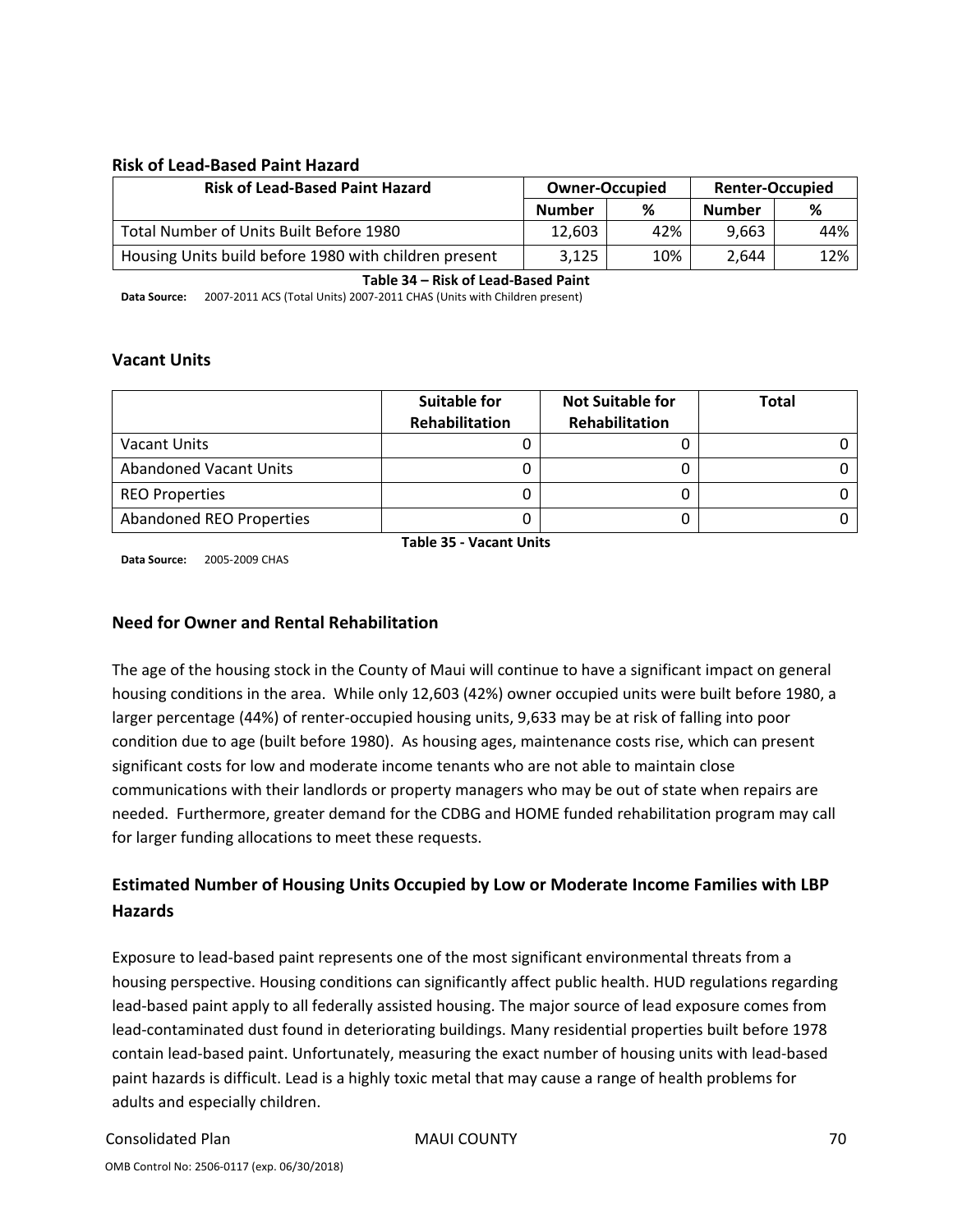### Risk of Lead-Based Paint Hazard

| Risk of Lead-Based Paint Hazard | Owner-Occupied | | Renter-Occupied | |
|---|---|---|---|---|
| | Number | % | Number | % |
| Total Number of Units Built Before 1980 | 12,603 | 42% | 9,663 | 44% |
| Housing Units build before 1980 with children present | 3,125 | 10% | 2,644 | 12% |

**Table 34 – Risk of Lead-Based Paint**

**Data Source:** 2007-2011 ACS (Total Units) 2007-2011 CHAS (Units with Children present)

### Vacant Units

| | Suitable for Rehabilitation | Not Suitable for Rehabilitation | Total |
|---|---|---|---|
| Vacant Units | 0 | 0 | 0 |
| Abandoned Vacant Units | 0 | 0 | 0 |
| REO Properties | 0 | 0 | 0 |
| Abandoned REO Properties | 0 | 0 | 0 |

**Table 35 - Vacant Units**

**Data Source:** 2005-2009 CHAS

### Need for Owner and Rental Rehabilitation

The age of the housing stock in the County of Maui will continue to have a significant impact on general housing conditions in the area. While only 12,603 (42%) owner occupied units were built before 1980, a larger percentage (44%) of renter-occupied housing units, 9,633 may be at risk of falling into poor condition due to age (built before 1980). As housing ages, maintenance costs rise, which can present significant costs for low and moderate income tenants who are not able to maintain close communications with their landlords or property managers who may be out of state when repairs are needed. Furthermore, greater demand for the CDBG and HOME funded rehabilitation program may call for larger funding allocations to meet these requests.

### Estimated Number of Housing Units Occupied by Low or Moderate Income Families with LBP Hazards

Exposure to lead-based paint represents one of the most significant environmental threats from a housing perspective. Housing conditions can significantly affect public health. HUD regulations regarding lead-based paint apply to all federally assisted housing. The major source of lead exposure comes from lead-contaminated dust found in deteriorating buildings. Many residential properties built before 1978 contain lead-based paint. Unfortunately, measuring the exact number of housing units with lead-based paint hazards is difficult. Lead is a highly toxic metal that may cause a range of health problems for adults and especially children.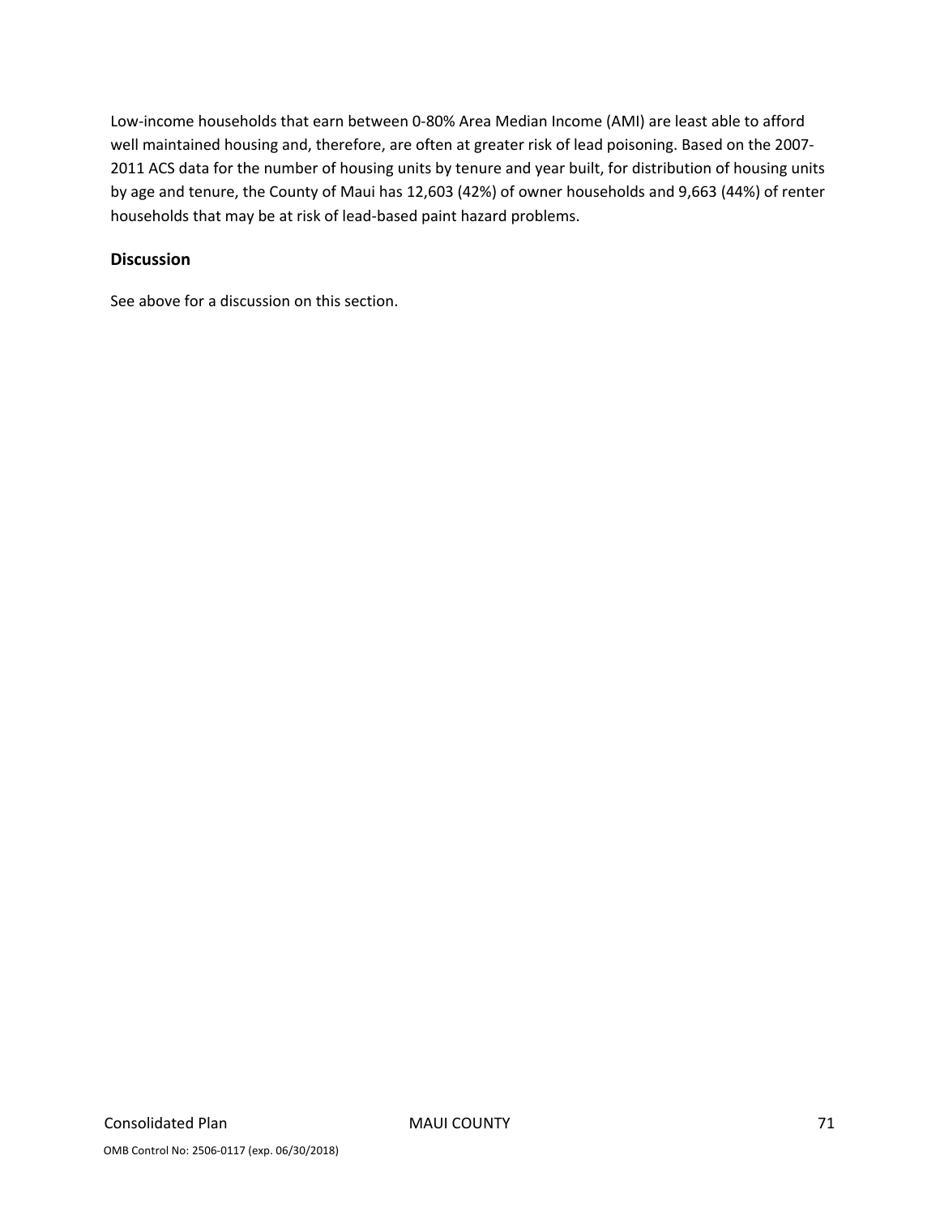Low-income households that earn between 0-80% Area Median Income (AMI) are least able to afford well maintained housing and, therefore, are often at greater risk of lead poisoning. Based on the 2007-2011 ACS data for the number of housing units by tenure and year built, for distribution of housing units by age and tenure, the County of Maui has 12,603 (42%) of owner households and 9,663 (44%) of renter households that may be at risk of lead-based paint hazard problems.

### Discussion

See above for a discussion on this section.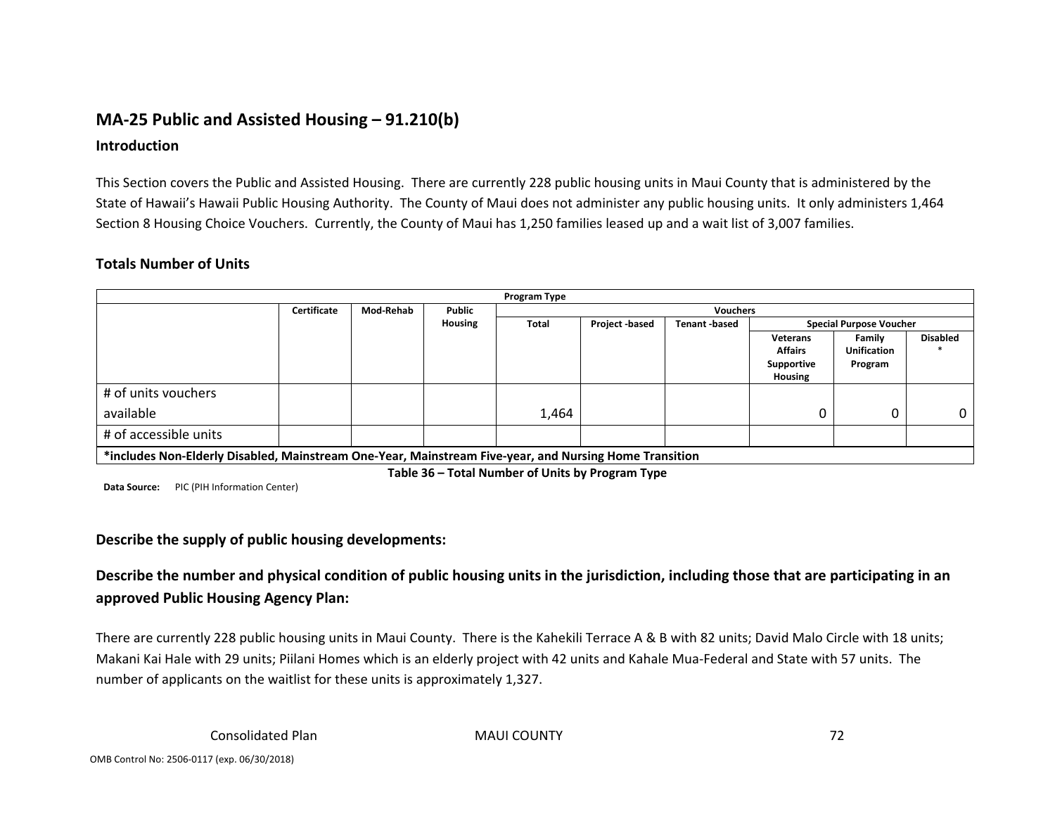## MA-25 Public and Assisted Housing – 91.210(b)

### Introduction

This Section covers the Public and Assisted Housing. There are currently 228 public housing units in Maui County that is administered by the State of Hawaii's Hawaii Public Housing Authority. The County of Maui does not administer any public housing units. It only administers 1,464 Section 8 Housing Choice Vouchers. Currently, the County of Maui has 1,250 families leased up and a wait list of 3,007 families.

### Totals Number of Units

| Program Type | | | | | | | | | |
|---|---|---|---|---|---|---|---|---|---|
| | Certificate | Mod-Rehab | Public Housing | Vouchers | | | | | |
| | | | | Total | Project -based | Tenant -based | Special Purpose Voucher | | |
| | | | | | | | Veterans Affairs Supportive Housing | Family Unification Program | Disabled * |
| # of units vouchers available | | | | 1,464 | | | 0 | 0 | 0 |
| # of accessible units | | | | | | | | | |
| *includes Non-Elderly Disabled, Mainstream One-Year, Mainstream Five-year, and Nursing Home Transition | | | | | | | | | |

Table 36 – Total Number of Units by Program Type

**Data Source:** PIC (PIH Information Center)

### Describe the supply of public housing developments:

### Describe the number and physical condition of public housing units in the jurisdiction, including those that are participating in an approved Public Housing Agency Plan:

There are currently 228 public housing units in Maui County. There is the Kahekili Terrace A & B with 82 units; David Malo Circle with 18 units; Makani Kai Hale with 29 units; Piilani Homes which is an elderly project with 42 units and Kahale Mua-Federal and State with 57 units. The number of applicants on the waitlist for these units is approximately 1,327.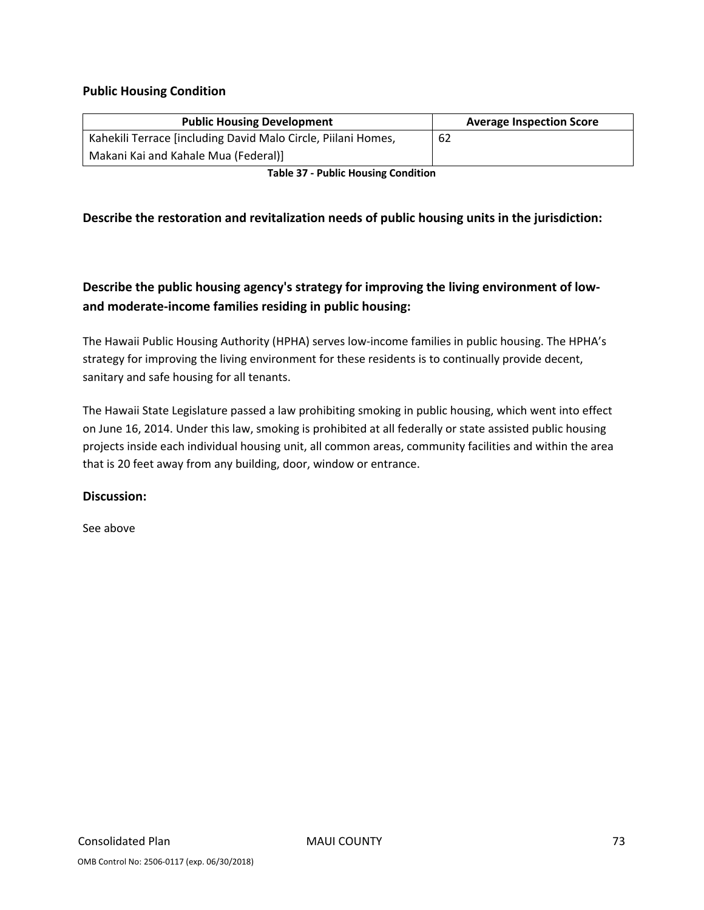### Public Housing Condition

| Public Housing Development | Average Inspection Score |
| --- | --- |
| Kahekili Terrace [including David Malo Circle, Piilani Homes, Makani Kai and Kahale Mua (Federal)] | 62 |

**Table 37 - Public Housing Condition**

### Describe the restoration and revitalization needs of public housing units in the jurisdiction:

### Describe the public housing agency's strategy for improving the living environment of low- and moderate-income families residing in public housing:

The Hawaii Public Housing Authority (HPHA) serves low-income families in public housing. The HPHA's strategy for improving the living environment for these residents is to continually provide decent, sanitary and safe housing for all tenants.

The Hawaii State Legislature passed a law prohibiting smoking in public housing, which went into effect on June 16, 2014. Under this law, smoking is prohibited at all federally or state assisted public housing projects inside each individual housing unit, all common areas, community facilities and within the area that is 20 feet away from any building, door, window or entrance.

### Discussion:

See above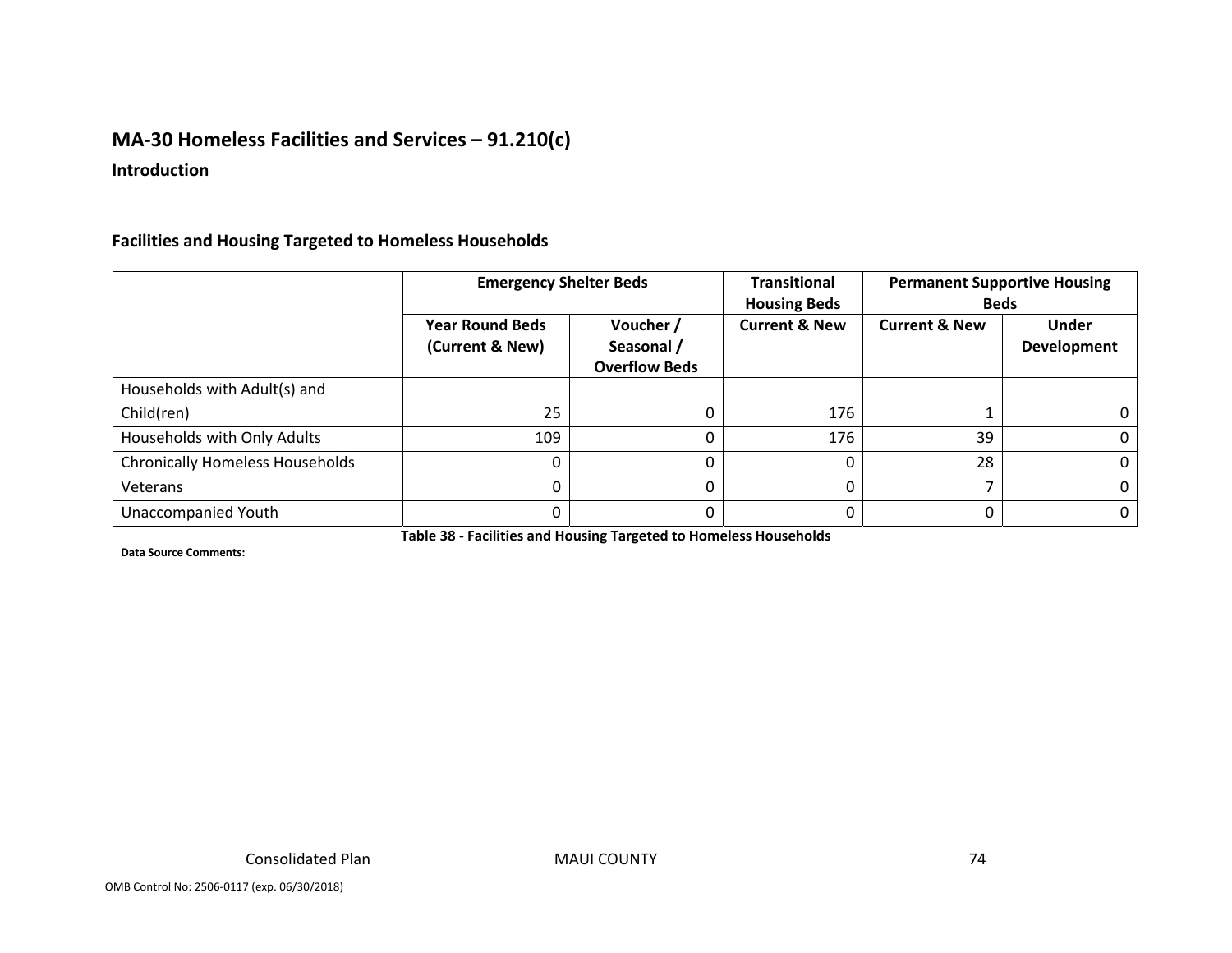## MA-30 Homeless Facilities and Services – 91.210(c)

### Introduction

### Facilities and Housing Targeted to Homeless Households

| | Emergency Shelter Beds | | Transitional Housing Beds | Permanent Supportive Housing Beds | |
|---|---|---|---|---|---|
| | Year Round Beds (Current & New) | Voucher / Seasonal / Overflow Beds | Current & New | Current & New | Under Development |
| Households with Adult(s) and Child(ren) | 25 | 0 | 176 | 1 | 0 |
| Households with Only Adults | 109 | 0 | 176 | 39 | 0 |
| Chronically Homeless Households | 0 | 0 | 0 | 28 | 0 |
| Veterans | 0 | 0 | 0 | 7 | 0 |
| Unaccompanied Youth | 0 | 0 | 0 | 0 | 0 |

**Table 38 - Facilities and Housing Targeted to Homeless Households**

**Data Source Comments:**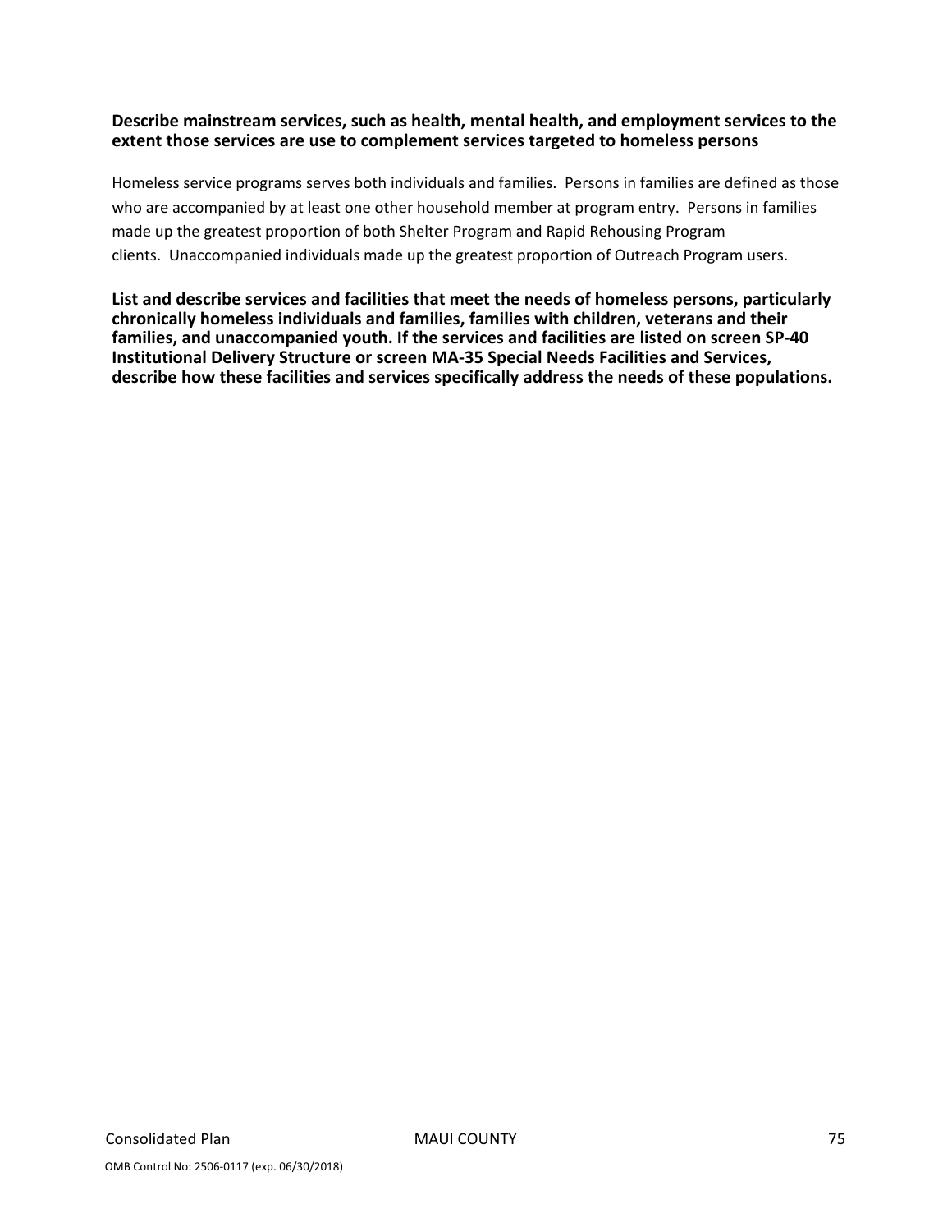**Describe mainstream services, such as health, mental health, and employment services to the extent those services are use to complement services targeted to homeless persons**

Homeless service programs serves both individuals and families. Persons in families are defined as those who are accompanied by at least one other household member at program entry. Persons in families made up the greatest proportion of both Shelter Program and Rapid Rehousing Program clients. Unaccompanied individuals made up the greatest proportion of Outreach Program users.

**List and describe services and facilities that meet the needs of homeless persons, particularly chronically homeless individuals and families, families with children, veterans and their families, and unaccompanied youth. If the services and facilities are listed on screen SP-40 Institutional Delivery Structure or screen MA-35 Special Needs Facilities and Services, describe how these facilities and services specifically address the needs of these populations.**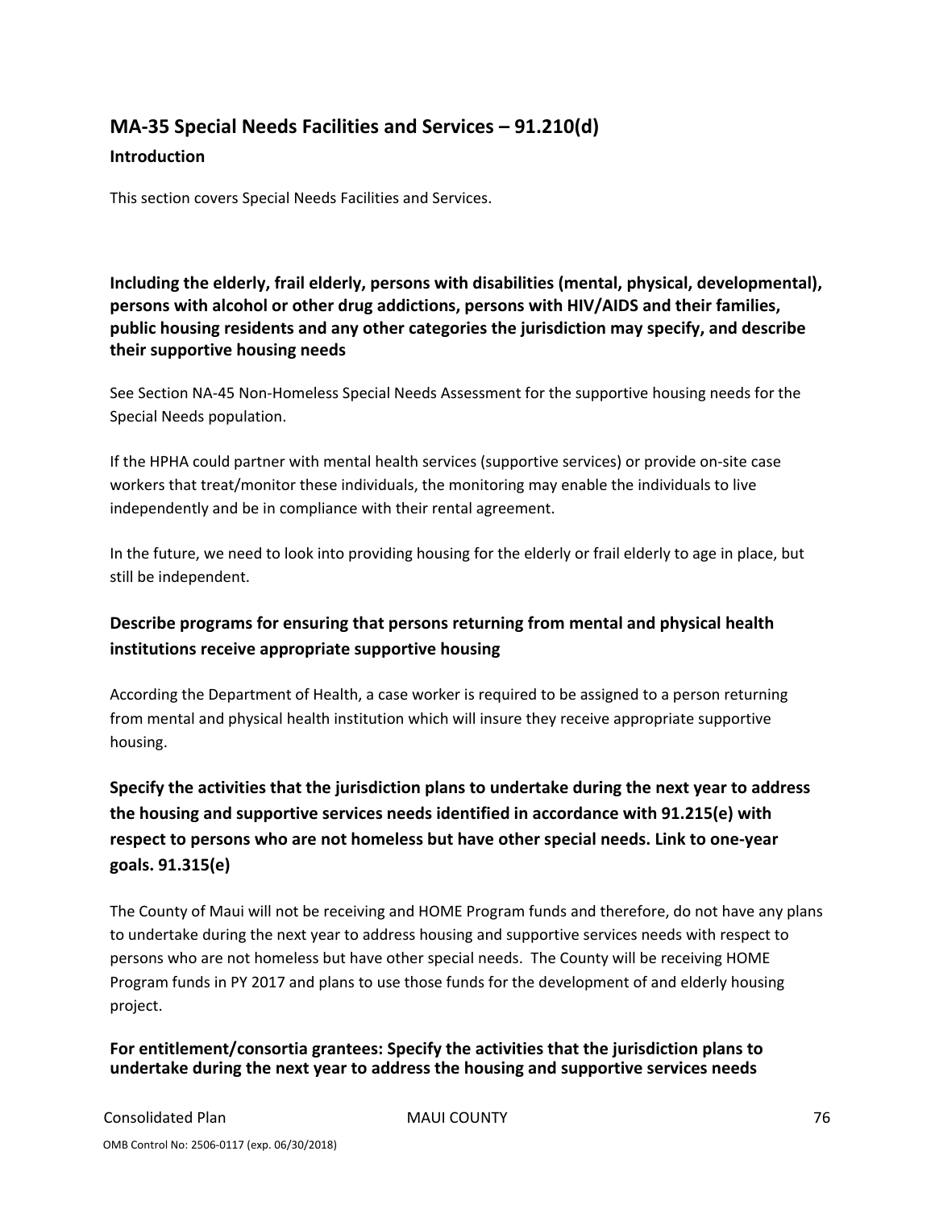## MA-35 Special Needs Facilities and Services – 91.210(d)

### Introduction

This section covers Special Needs Facilities and Services.

### Including the elderly, frail elderly, persons with disabilities (mental, physical, developmental), persons with alcohol or other drug addictions, persons with HIV/AIDS and their families, public housing residents and any other categories the jurisdiction may specify, and describe their supportive housing needs

See Section NA-45 Non-Homeless Special Needs Assessment for the supportive housing needs for the Special Needs population.

If the HPHA could partner with mental health services (supportive services) or provide on-site case workers that treat/monitor these individuals, the monitoring may enable the individuals to live independently and be in compliance with their rental agreement.

In the future, we need to look into providing housing for the elderly or frail elderly to age in place, but still be independent.

### Describe programs for ensuring that persons returning from mental and physical health institutions receive appropriate supportive housing

According the Department of Health, a case worker is required to be assigned to a person returning from mental and physical health institution which will insure they receive appropriate supportive housing.

### Specify the activities that the jurisdiction plans to undertake during the next year to address the housing and supportive services needs identified in accordance with 91.215(e) with respect to persons who are not homeless but have other special needs. Link to one-year goals. 91.315(e)

The County of Maui will not be receiving and HOME Program funds and therefore, do not have any plans to undertake during the next year to address housing and supportive services needs with respect to persons who are not homeless but have other special needs. The County will be receiving HOME Program funds in PY 2017 and plans to use those funds for the development of and elderly housing project.

### For entitlement/consortia grantees: Specify the activities that the jurisdiction plans to undertake during the next year to address the housing and supportive services needs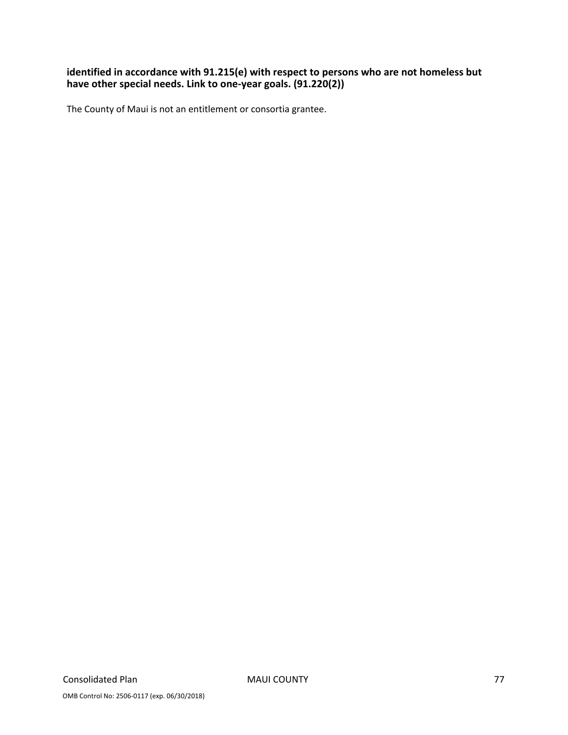**identified in accordance with 91.215(e) with respect to persons who are not homeless but have other special needs. Link to one-year goals. (91.220(2))**

The County of Maui is not an entitlement or consortia grantee.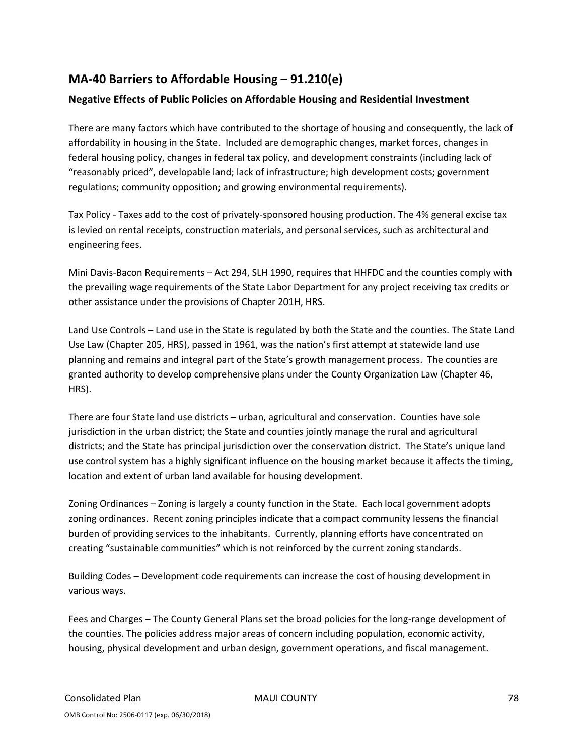## MA-40 Barriers to Affordable Housing – 91.210(e)

### Negative Effects of Public Policies on Affordable Housing and Residential Investment

There are many factors which have contributed to the shortage of housing and consequently, the lack of affordability in housing in the State. Included are demographic changes, market forces, changes in federal housing policy, changes in federal tax policy, and development constraints (including lack of "reasonably priced", developable land; lack of infrastructure; high development costs; government regulations; community opposition; and growing environmental requirements).

Tax Policy - Taxes add to the cost of privately-sponsored housing production. The 4% general excise tax is levied on rental receipts, construction materials, and personal services, such as architectural and engineering fees.

Mini Davis-Bacon Requirements – Act 294, SLH 1990, requires that HHFDC and the counties comply with the prevailing wage requirements of the State Labor Department for any project receiving tax credits or other assistance under the provisions of Chapter 201H, HRS.

Land Use Controls – Land use in the State is regulated by both the State and the counties. The State Land Use Law (Chapter 205, HRS), passed in 1961, was the nation's first attempt at statewide land use planning and remains and integral part of the State's growth management process. The counties are granted authority to develop comprehensive plans under the County Organization Law (Chapter 46, HRS).

There are four State land use districts – urban, agricultural and conservation. Counties have sole jurisdiction in the urban district; the State and counties jointly manage the rural and agricultural districts; and the State has principal jurisdiction over the conservation district. The State's unique land use control system has a highly significant influence on the housing market because it affects the timing, location and extent of urban land available for housing development.

Zoning Ordinances – Zoning is largely a county function in the State. Each local government adopts zoning ordinances. Recent zoning principles indicate that a compact community lessens the financial burden of providing services to the inhabitants. Currently, planning efforts have concentrated on creating "sustainable communities" which is not reinforced by the current zoning standards.

Building Codes – Development code requirements can increase the cost of housing development in various ways.

Fees and Charges – The County General Plans set the broad policies for the long-range development of the counties. The policies address major areas of concern including population, economic activity, housing, physical development and urban design, government operations, and fiscal management.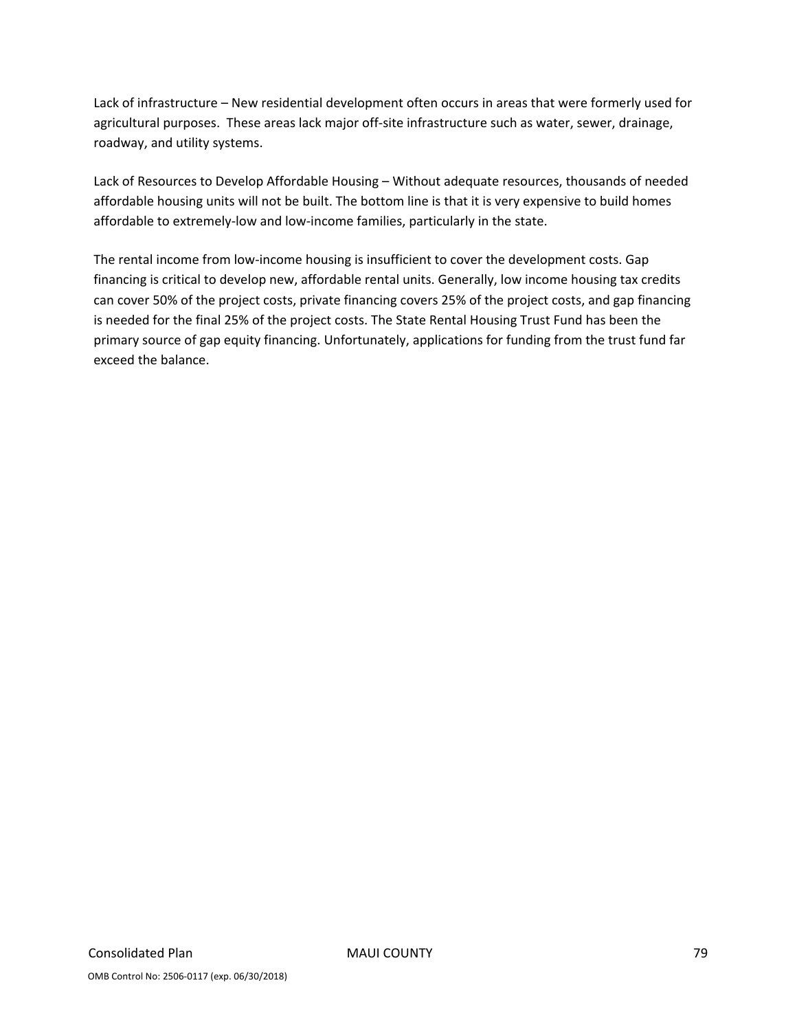Lack of infrastructure – New residential development often occurs in areas that were formerly used for agricultural purposes. These areas lack major off-site infrastructure such as water, sewer, drainage, roadway, and utility systems.

Lack of Resources to Develop Affordable Housing – Without adequate resources, thousands of needed affordable housing units will not be built. The bottom line is that it is very expensive to build homes affordable to extremely-low and low-income families, particularly in the state.

The rental income from low-income housing is insufficient to cover the development costs. Gap financing is critical to develop new, affordable rental units. Generally, low income housing tax credits can cover 50% of the project costs, private financing covers 25% of the project costs, and gap financing is needed for the final 25% of the project costs. The State Rental Housing Trust Fund has been the primary source of gap equity financing. Unfortunately, applications for funding from the trust fund far exceed the balance.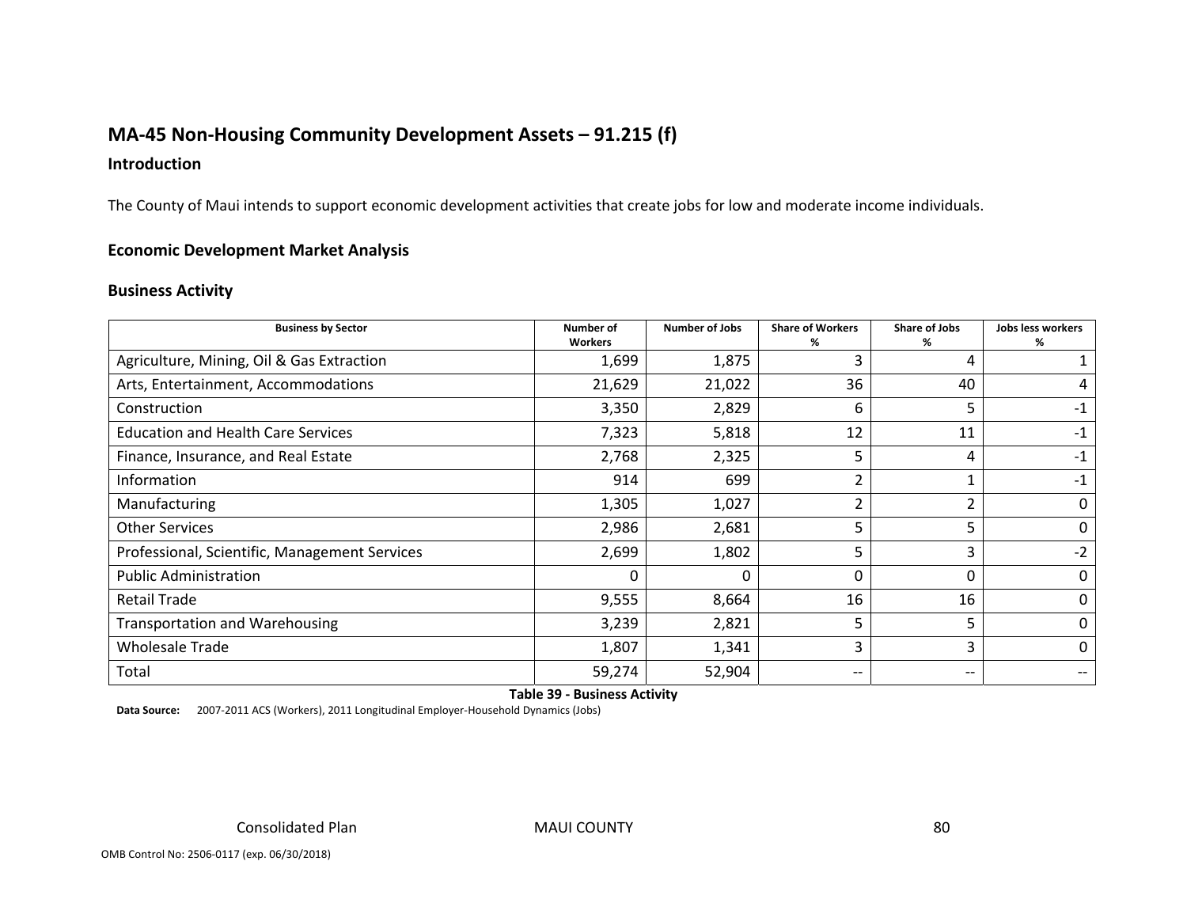## MA-45 Non-Housing Community Development Assets – 91.215 (f)

### Introduction

The County of Maui intends to support economic development activities that create jobs for low and moderate income individuals.

### Economic Development Market Analysis

### Business Activity

| Business by Sector | Number of Workers | Number of Jobs | Share of Workers % | Share of Jobs % | Jobs less workers % |
|---|---|---|---|---|---|
| Agriculture, Mining, Oil & Gas Extraction | 1,699 | 1,875 | 3 | 4 | 1 |
| Arts, Entertainment, Accommodations | 21,629 | 21,022 | 36 | 40 | 4 |
| Construction | 3,350 | 2,829 | 6 | 5 | -1 |
| Education and Health Care Services | 7,323 | 5,818 | 12 | 11 | -1 |
| Finance, Insurance, and Real Estate | 2,768 | 2,325 | 5 | 4 | -1 |
| Information | 914 | 699 | 2 | 1 | -1 |
| Manufacturing | 1,305 | 1,027 | 2 | 2 | 0 |
| Other Services | 2,986 | 2,681 | 5 | 5 | 0 |
| Professional, Scientific, Management Services | 2,699 | 1,802 | 5 | 3 | -2 |
| Public Administration | 0 | 0 | 0 | 0 | 0 |
| Retail Trade | 9,555 | 8,664 | 16 | 16 | 0 |
| Transportation and Warehousing | 3,239 | 2,821 | 5 | 5 | 0 |
| Wholesale Trade | 1,807 | 1,341 | 3 | 3 | 0 |
| Total | 59,274 | 52,904 | -- | -- | -- |

**Table 39 - Business Activity**

**Data Source:** 2007-2011 ACS (Workers), 2011 Longitudinal Employer-Household Dynamics (Jobs)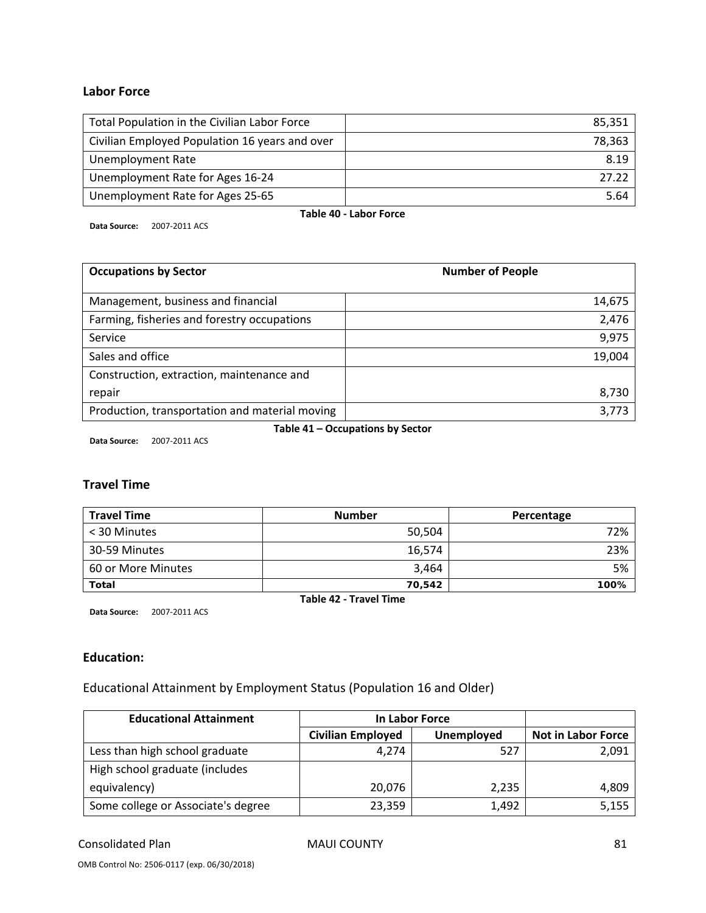### Labor Force

| | |
|---|---|
| Total Population in the Civilian Labor Force | 85,351 |
| Civilian Employed Population 16 years and over | 78,363 |
| Unemployment Rate | 8.19 |
| Unemployment Rate for Ages 16-24 | 27.22 |
| Unemployment Rate for Ages 25-65 | 5.64 |

**Table 40 - Labor Force**

**Data Source:** 2007-2011 ACS

| Occupations by Sector | Number of People |
|---|---|
| Management, business and financial | 14,675 |
| Farming, fisheries and forestry occupations | 2,476 |
| Service | 9,975 |
| Sales and office | 19,004 |
| Construction, extraction, maintenance and repair | 8,730 |
| Production, transportation and material moving | 3,773 |

**Table 41 – Occupations by Sector**

**Data Source:** 2007-2011 ACS

### Travel Time

| Travel Time | Number | Percentage |
|---|---|---|
| < 30 Minutes | 50,504 | 72% |
| 30-59 Minutes | 16,574 | 23% |
| 60 or More Minutes | 3,464 | 5% |
| **Total** | **70,542** | **100%** |

**Table 42 - Travel Time**

**Data Source:** 2007-2011 ACS

### Education:

Educational Attainment by Employment Status (Population 16 and Older)

| Educational Attainment | In Labor Force | | |
|---|---|---|---|
| | Civilian Employed | Unemployed | Not in Labor Force |
| Less than high school graduate | 4,274 | 527 | 2,091 |
| High school graduate (includes equivalency) | 20,076 | 2,235 | 4,809 |
| Some college or Associate's degree | 23,359 | 1,492 | 5,155 |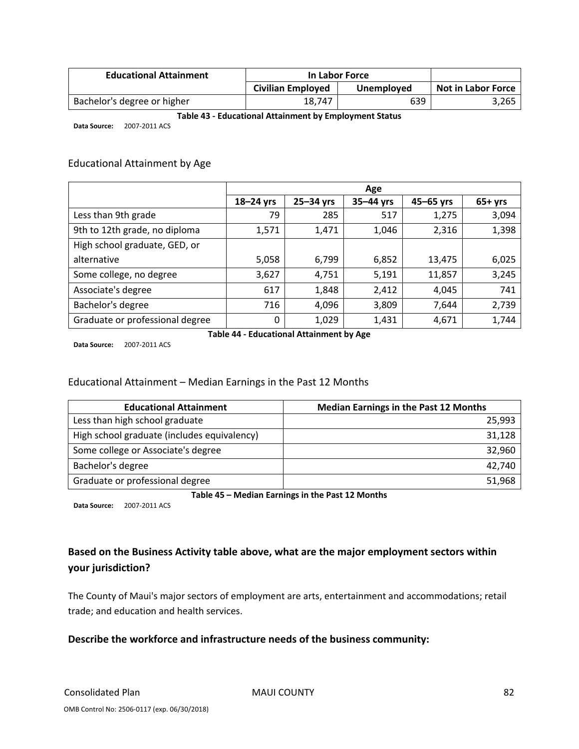| Educational Attainment | In Labor Force | | |
| --- | --- | --- | --- |
| | Civilian Employed | Unemployed | Not in Labor Force |
| Bachelor's degree or higher | 18,747 | 639 | 3,265 |

**Table 43 - Educational Attainment by Employment Status**

**Data Source:** 2007-2011 ACS

## Educational Attainment by Age

| | Age | | | | |
| --- | --- | --- | --- | --- | --- |
| | 18–24 yrs | 25–34 yrs | 35–44 yrs | 45–65 yrs | 65+ yrs |
| Less than 9th grade | 79 | 285 | 517 | 1,275 | 3,094 |
| 9th to 12th grade, no diploma | 1,571 | 1,471 | 1,046 | 2,316 | 1,398 |
| High school graduate, GED, or alternative | 5,058 | 6,799 | 6,852 | 13,475 | 6,025 |
| Some college, no degree | 3,627 | 4,751 | 5,191 | 11,857 | 3,245 |
| Associate's degree | 617 | 1,848 | 2,412 | 4,045 | 741 |
| Bachelor's degree | 716 | 4,096 | 3,809 | 7,644 | 2,739 |
| Graduate or professional degree | 0 | 1,029 | 1,431 | 4,671 | 1,744 |

**Table 44 - Educational Attainment by Age**

**Data Source:** 2007-2011 ACS

## Educational Attainment – Median Earnings in the Past 12 Months

| Educational Attainment | Median Earnings in the Past 12 Months |
| --- | --- |
| Less than high school graduate | 25,993 |
| High school graduate (includes equivalency) | 31,128 |
| Some college or Associate's degree | 32,960 |
| Bachelor's degree | 42,740 |
| Graduate or professional degree | 51,968 |

**Table 45 – Median Earnings in the Past 12 Months**

**Data Source:** 2007-2011 ACS

### Based on the Business Activity table above, what are the major employment sectors within your jurisdiction?

The County of Maui's major sectors of employment are arts, entertainment and accommodations; retail trade; and education and health services.

### Describe the workforce and infrastructure needs of the business community: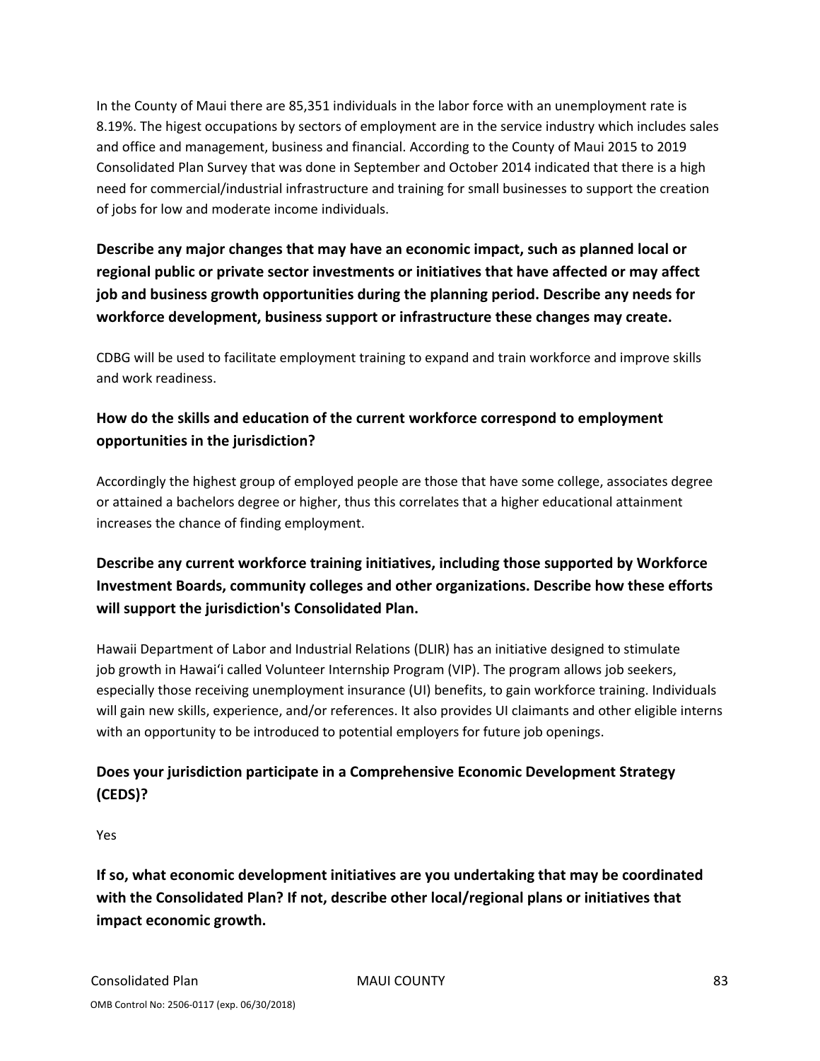In the County of Maui there are 85,351 individuals in the labor force with an unemployment rate is 8.19%. The higest occupations by sectors of employment are in the service industry which includes sales and office and management, business and financial. According to the County of Maui 2015 to 2019 Consolidated Plan Survey that was done in September and October 2014 indicated that there is a high need for commercial/industrial infrastructure and training for small businesses to support the creation of jobs for low and moderate income individuals.

### Describe any major changes that may have an economic impact, such as planned local or regional public or private sector investments or initiatives that have affected or may affect job and business growth opportunities during the planning period. Describe any needs for workforce development, business support or infrastructure these changes may create.

CDBG will be used to facilitate employment training to expand and train workforce and improve skills and work readiness.

### How do the skills and education of the current workforce correspond to employment opportunities in the jurisdiction?

Accordingly the highest group of employed people are those that have some college, associates degree or attained a bachelors degree or higher, thus this correlates that a higher educational attainment increases the chance of finding employment.

### Describe any current workforce training initiatives, including those supported by Workforce Investment Boards, community colleges and other organizations. Describe how these efforts will support the jurisdiction's Consolidated Plan.

Hawaii Department of Labor and Industrial Relations (DLIR) has an initiative designed to stimulate job growth in Hawaiʻi called Volunteer Internship Program (VIP). The program allows job seekers, especially those receiving unemployment insurance (UI) benefits, to gain workforce training. Individuals will gain new skills, experience, and/or references. It also provides UI claimants and other eligible interns with an opportunity to be introduced to potential employers for future job openings.

### Does your jurisdiction participate in a Comprehensive Economic Development Strategy (CEDS)?

Yes

### If so, what economic development initiatives are you undertaking that may be coordinated with the Consolidated Plan? If not, describe other local/regional plans or initiatives that impact economic growth.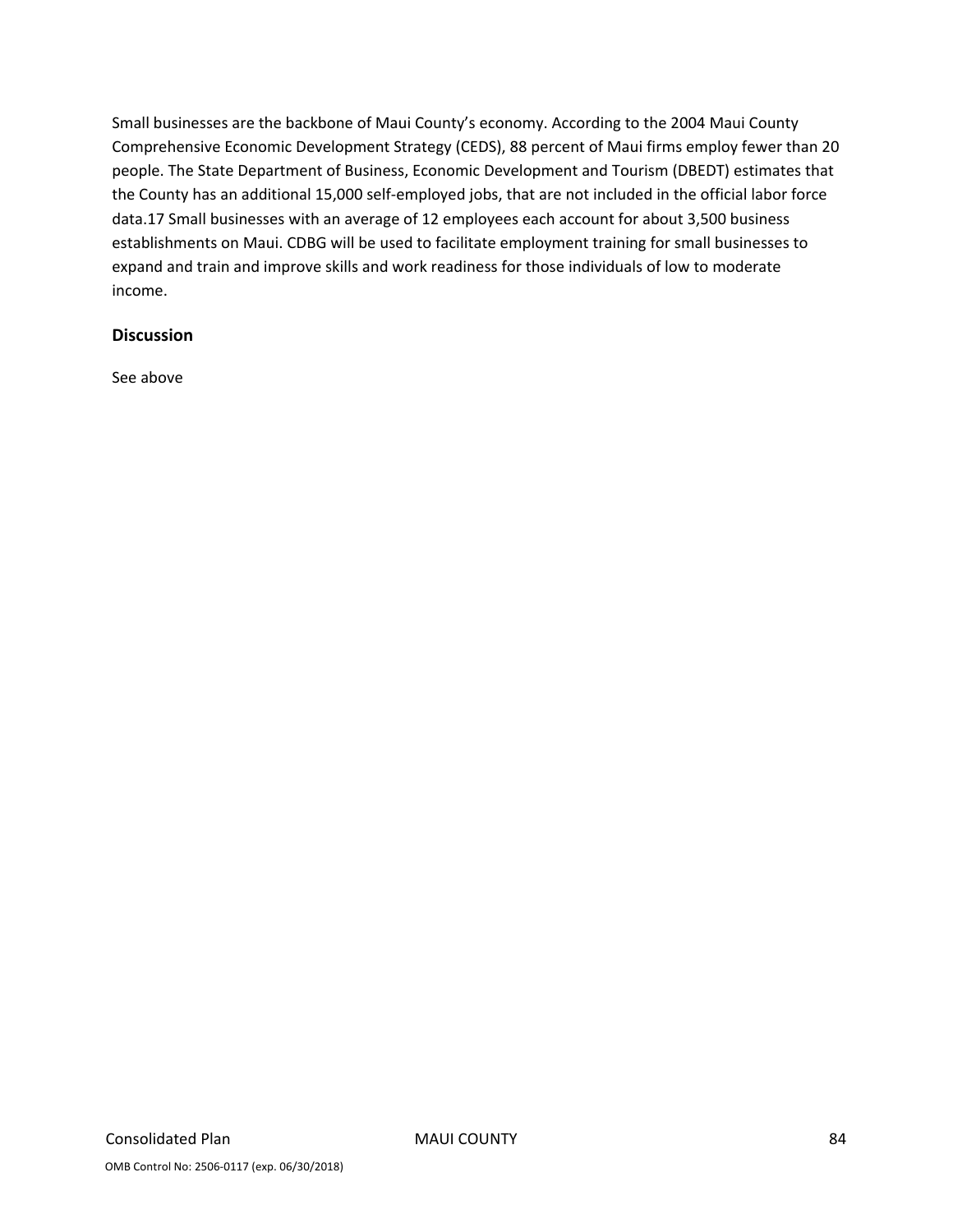Small businesses are the backbone of Maui County's economy. According to the 2004 Maui County Comprehensive Economic Development Strategy (CEDS), 88 percent of Maui firms employ fewer than 20 people. The State Department of Business, Economic Development and Tourism (DBEDT) estimates that the County has an additional 15,000 self-employed jobs, that are not included in the official labor force data.17 Small businesses with an average of 12 employees each account for about 3,500 business establishments on Maui. CDBG will be used to facilitate employment training for small businesses to expand and train and improve skills and work readiness for those individuals of low to moderate income.

### Discussion

See above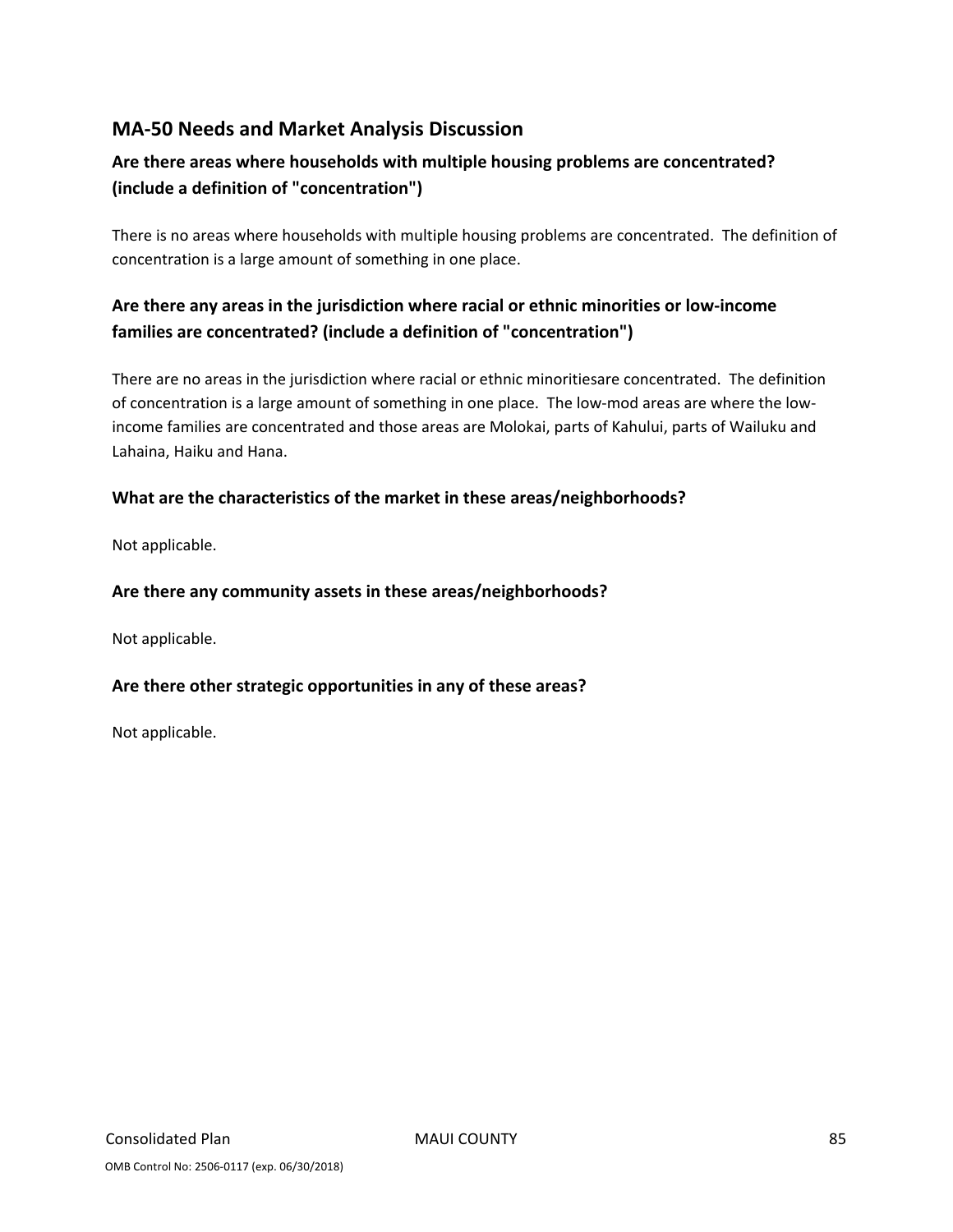## MA-50 Needs and Market Analysis Discussion

### Are there areas where households with multiple housing problems are concentrated? (include a definition of "concentration")

There is no areas where households with multiple housing problems are concentrated. The definition of concentration is a large amount of something in one place.

### Are there any areas in the jurisdiction where racial or ethnic minorities or low-income families are concentrated? (include a definition of "concentration")

There are no areas in the jurisdiction where racial or ethnic minoritiesare concentrated. The definition of concentration is a large amount of something in one place. The low-mod areas are where the low-income families are concentrated and those areas are Molokai, parts of Kahului, parts of Wailuku and Lahaina, Haiku and Hana.

### What are the characteristics of the market in these areas/neighborhoods?

Not applicable.

### Are there any community assets in these areas/neighborhoods?

Not applicable.

### Are there other strategic opportunities in any of these areas?

Not applicable.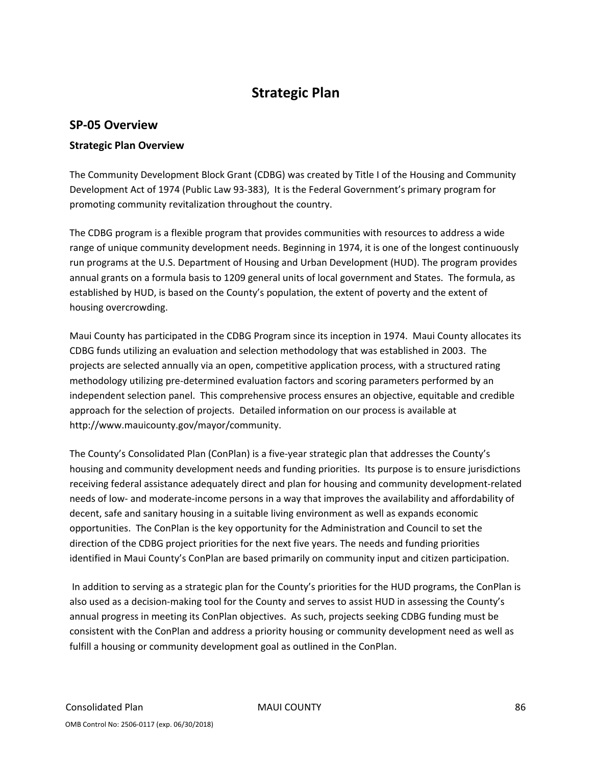# Strategic Plan

## SP-05 Overview

### Strategic Plan Overview

The Community Development Block Grant (CDBG) was created by Title I of the Housing and Community Development Act of 1974 (Public Law 93-383), It is the Federal Government's primary program for promoting community revitalization throughout the country.

The CDBG program is a flexible program that provides communities with resources to address a wide range of unique community development needs. Beginning in 1974, it is one of the longest continuously run programs at the U.S. Department of Housing and Urban Development (HUD). The program provides annual grants on a formula basis to 1209 general units of local government and States. The formula, as established by HUD, is based on the County's population, the extent of poverty and the extent of housing overcrowding.

Maui County has participated in the CDBG Program since its inception in 1974. Maui County allocates its CDBG funds utilizing an evaluation and selection methodology that was established in 2003. The projects are selected annually via an open, competitive application process, with a structured rating methodology utilizing pre-determined evaluation factors and scoring parameters performed by an independent selection panel. This comprehensive process ensures an objective, equitable and credible approach for the selection of projects. Detailed information on our process is available at http://www.mauicounty.gov/mayor/community.

The County's Consolidated Plan (ConPlan) is a five-year strategic plan that addresses the County's housing and community development needs and funding priorities. Its purpose is to ensure jurisdictions receiving federal assistance adequately direct and plan for housing and community development-related needs of low- and moderate-income persons in a way that improves the availability and affordability of decent, safe and sanitary housing in a suitable living environment as well as expands economic opportunities. The ConPlan is the key opportunity for the Administration and Council to set the direction of the CDBG project priorities for the next five years. The needs and funding priorities identified in Maui County's ConPlan are based primarily on community input and citizen participation.

In addition to serving as a strategic plan for the County's priorities for the HUD programs, the ConPlan is also used as a decision-making tool for the County and serves to assist HUD in assessing the County's annual progress in meeting its ConPlan objectives. As such, projects seeking CDBG funding must be consistent with the ConPlan and address a priority housing or community development need as well as fulfill a housing or community development goal as outlined in the ConPlan.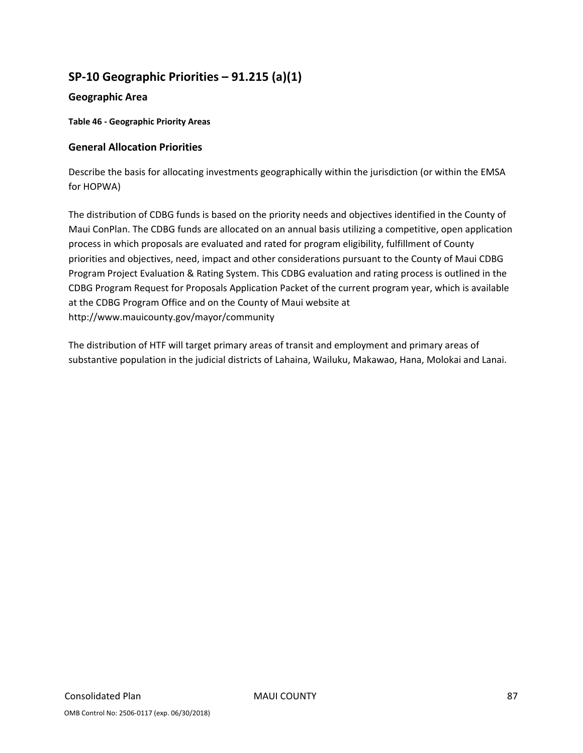## SP-10 Geographic Priorities – 91.215 (a)(1)

### Geographic Area

**Table 46 - Geographic Priority Areas**

### General Allocation Priorities

Describe the basis for allocating investments geographically within the jurisdiction (or within the EMSA for HOPWA)

The distribution of CDBG funds is based on the priority needs and objectives identified in the County of Maui ConPlan. The CDBG funds are allocated on an annual basis utilizing a competitive, open application process in which proposals are evaluated and rated for program eligibility, fulfillment of County priorities and objectives, need, impact and other considerations pursuant to the County of Maui CDBG Program Project Evaluation & Rating System. This CDBG evaluation and rating process is outlined in the CDBG Program Request for Proposals Application Packet of the current program year, which is available at the CDBG Program Office and on the County of Maui website at http://www.mauicounty.gov/mayor/community

The distribution of HTF will target primary areas of transit and employment and primary areas of substantive population in the judicial districts of Lahaina, Wailuku, Makawao, Hana, Molokai and Lanai.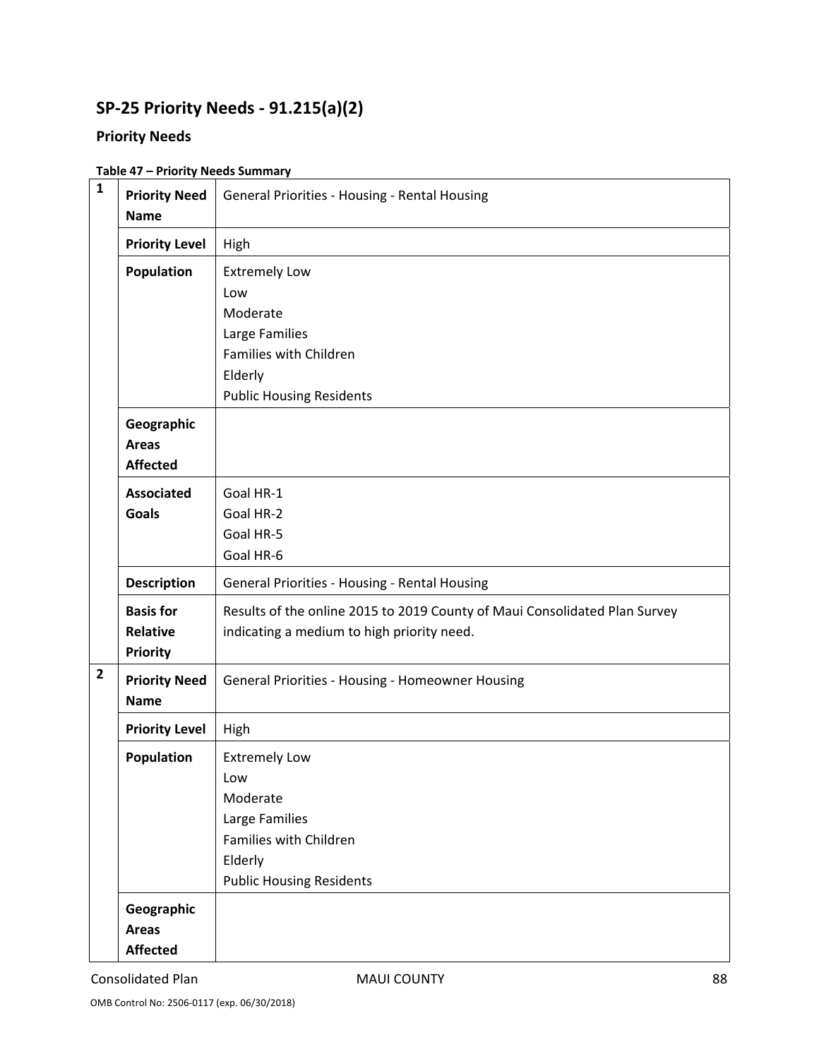## SP-25 Priority Needs - 91.215(a)(2)

### Priority Needs

**Table 47 – Priority Needs Summary**

| | | |
|---|---|---|
| 1 | **Priority Need Name** | General Priorities - Housing - Rental Housing |
| | **Priority Level** | High |
| | **Population** | Extremely Low<br>Low<br>Moderate<br>Large Families<br>Families with Children<br>Elderly<br>Public Housing Residents |
| | **Geographic Areas Affected** | |
| | **Associated Goals** | Goal HR-1<br>Goal HR-2<br>Goal HR-5<br>Goal HR-6 |
| | **Description** | General Priorities - Housing - Rental Housing |
| | **Basis for Relative Priority** | Results of the online 2015 to 2019 County of Maui Consolidated Plan Survey indicating a medium to high priority need. |
| 2 | **Priority Need Name** | General Priorities - Housing - Homeowner Housing |
| | **Priority Level** | High |
| | **Population** | Extremely Low<br>Low<br>Moderate<br>Large Families<br>Families with Children<br>Elderly<br>Public Housing Residents |
| | **Geographic Areas Affected** | |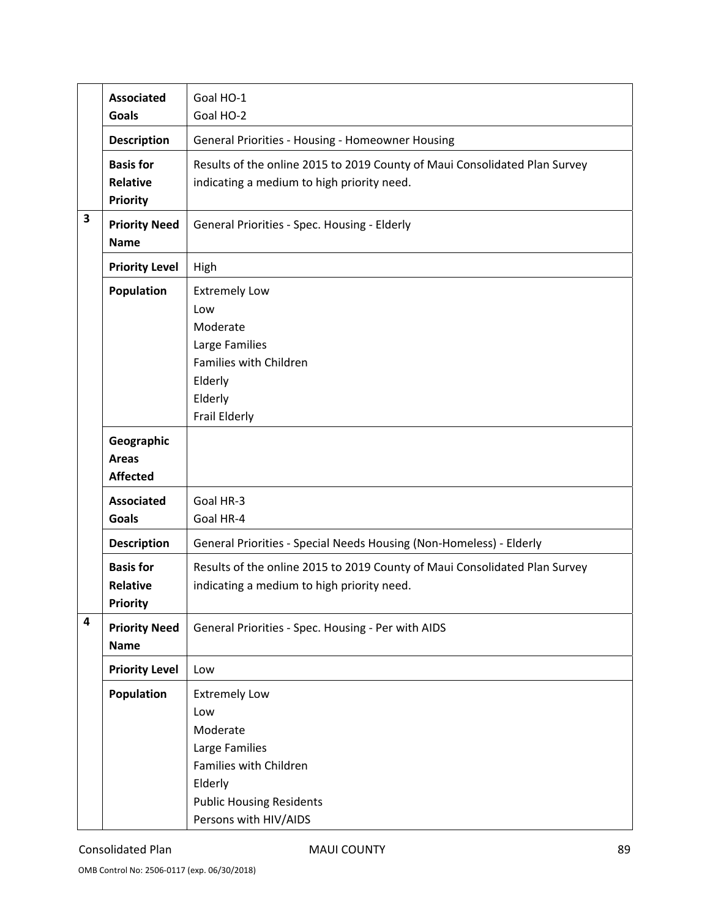| | | |
|---|---|---|
| | **Associated Goals** | Goal HO-1<br>Goal HO-2 |
| | **Description** | General Priorities - Housing - Homeowner Housing |
| | **Basis for Relative Priority** | Results of the online 2015 to 2019 County of Maui Consolidated Plan Survey indicating a medium to high priority need. |
| **3** | **Priority Need Name** | General Priorities - Spec. Housing - Elderly |
| | **Priority Level** | High |
| | **Population** | Extremely Low<br>Low<br>Moderate<br>Large Families<br>Families with Children<br>Elderly<br>Elderly<br>Frail Elderly |
| | **Geographic Areas Affected** | |
| | **Associated Goals** | Goal HR-3<br>Goal HR-4 |
| | **Description** | General Priorities - Special Needs Housing (Non-Homeless) - Elderly |
| | **Basis for Relative Priority** | Results of the online 2015 to 2019 County of Maui Consolidated Plan Survey indicating a medium to high priority need. |
| **4** | **Priority Need Name** | General Priorities - Spec. Housing - Per with AIDS |
| | **Priority Level** | Low |
| | **Population** | Extremely Low<br>Low<br>Moderate<br>Large Families<br>Families with Children<br>Elderly<br>Public Housing Residents<br>Persons with HIV/AIDS |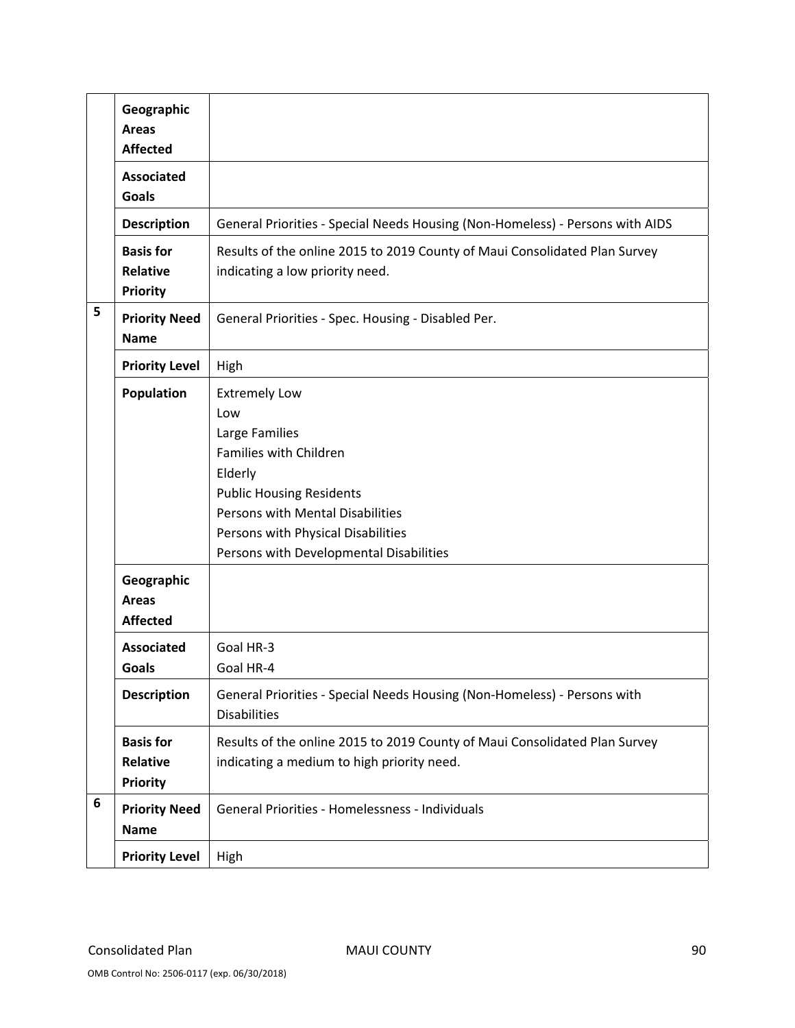| | | |
|---|---|---|
| | **Geographic Areas Affected** | |
| | **Associated Goals** | |
| | **Description** | General Priorities - Special Needs Housing (Non-Homeless) - Persons with AIDS |
| | **Basis for Relative Priority** | Results of the online 2015 to 2019 County of Maui Consolidated Plan Survey indicating a low priority need. |
| 5 | **Priority Need Name** | General Priorities - Spec. Housing - Disabled Per. |
| | **Priority Level** | High |
| | **Population** | Extremely Low<br>Low<br>Large Families<br>Families with Children<br>Elderly<br>Public Housing Residents<br>Persons with Mental Disabilities<br>Persons with Physical Disabilities<br>Persons with Developmental Disabilities |
| | **Geographic Areas Affected** | |
| | **Associated Goals** | Goal HR-3<br>Goal HR-4 |
| | **Description** | General Priorities - Special Needs Housing (Non-Homeless) - Persons with Disabilities |
| | **Basis for Relative Priority** | Results of the online 2015 to 2019 County of Maui Consolidated Plan Survey indicating a medium to high priority need. |
| 6 | **Priority Need Name** | General Priorities - Homelessness - Individuals |
| | **Priority Level** | High |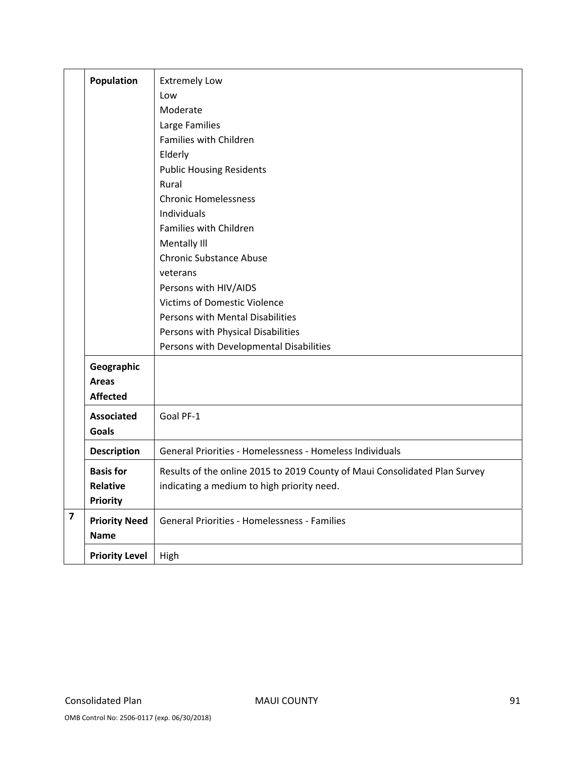| | | |
|---|---|---|
| | **Population** | Extremely Low<br>Low<br>Moderate<br>Large Families<br>Families with Children<br>Elderly<br>Public Housing Residents<br>Rural<br>Chronic Homelessness<br>Individuals<br>Families with Children<br>Mentally Ill<br>Chronic Substance Abuse<br>veterans<br>Persons with HIV/AIDS<br>Victims of Domestic Violence<br>Persons with Mental Disabilities<br>Persons with Physical Disabilities<br>Persons with Developmental Disabilities |
| | **Geographic Areas Affected** | |
| | **Associated Goals** | Goal PF-1 |
| | **Description** | General Priorities - Homelessness - Homeless Individuals |
| | **Basis for Relative Priority** | Results of the online 2015 to 2019 County of Maui Consolidated Plan Survey indicating a medium to high priority need. |
| **7** | **Priority Need Name** | General Priorities - Homelessness - Families |
| | **Priority Level** | High |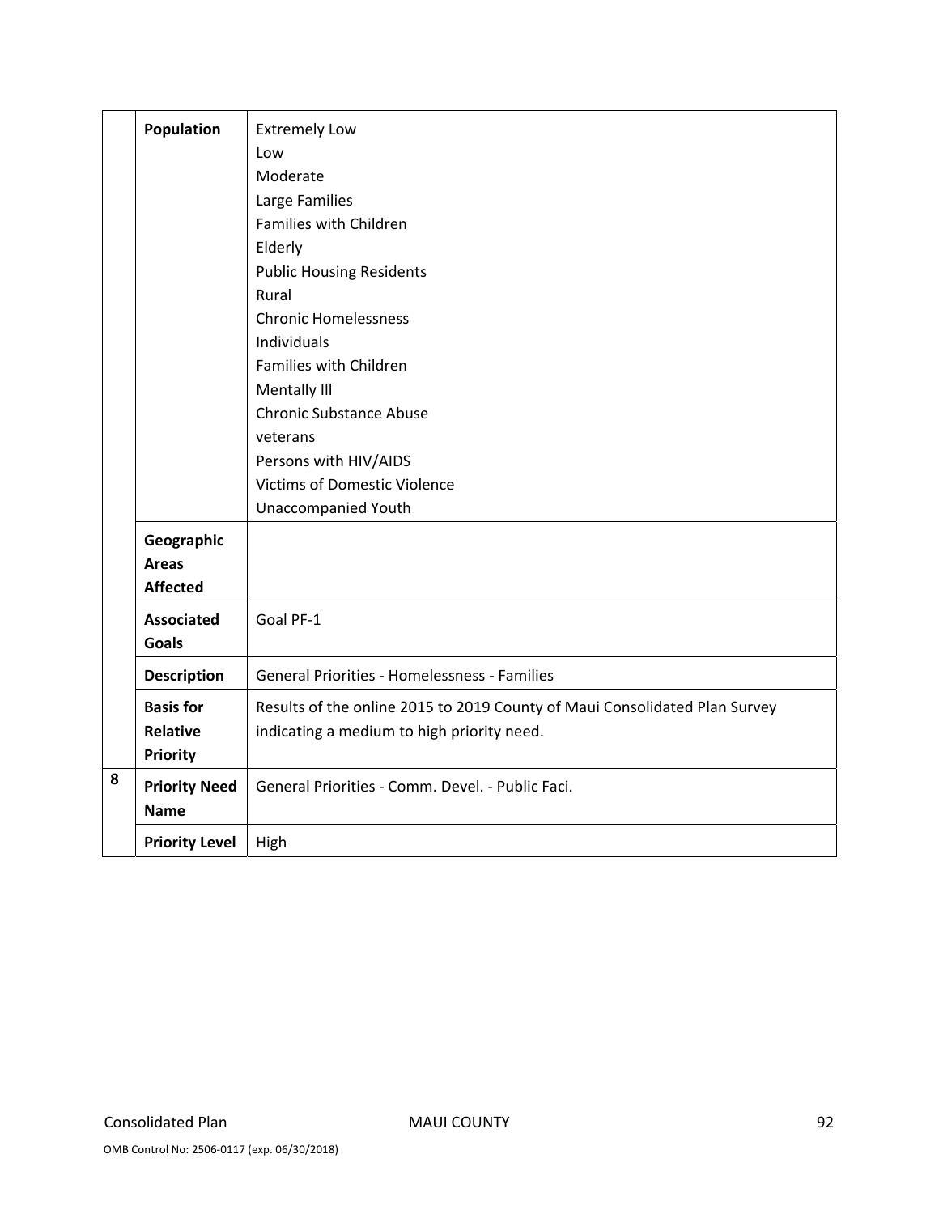| | | |
|---|---|---|
| | **Population** | Extremely Low<br>Low<br>Moderate<br>Large Families<br>Families with Children<br>Elderly<br>Public Housing Residents<br>Rural<br>Chronic Homelessness<br>Individuals<br>Families with Children<br>Mentally Ill<br>Chronic Substance Abuse<br>veterans<br>Persons with HIV/AIDS<br>Victims of Domestic Violence<br>Unaccompanied Youth |
| | **Geographic Areas Affected** | |
| | **Associated Goals** | Goal PF-1 |
| | **Description** | General Priorities - Homelessness - Families |
| | **Basis for Relative Priority** | Results of the online 2015 to 2019 County of Maui Consolidated Plan Survey indicating a medium to high priority need. |
| **8** | **Priority Need Name** | General Priorities - Comm. Devel. - Public Faci. |
| | **Priority Level** | High |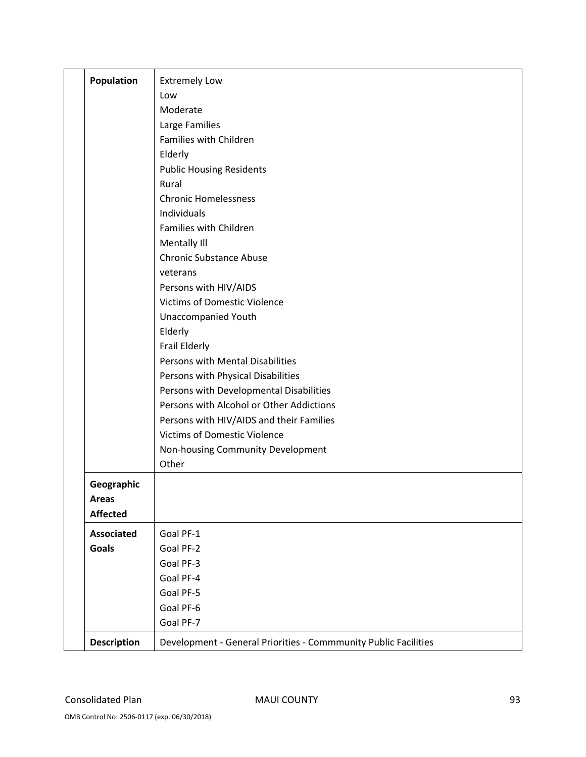| | | |
|---|---|---|
| | **Population** | Extremely Low<br>Low<br>Moderate<br>Large Families<br>Families with Children<br>Elderly<br>Public Housing Residents<br>Rural<br>Chronic Homelessness<br>Individuals<br>Families with Children<br>Mentally Ill<br>Chronic Substance Abuse<br>veterans<br>Persons with HIV/AIDS<br>Victims of Domestic Violence<br>Unaccompanied Youth<br>Elderly<br>Frail Elderly<br>Persons with Mental Disabilities<br>Persons with Physical Disabilities<br>Persons with Developmental Disabilities<br>Persons with Alcohol or Other Addictions<br>Persons with HIV/AIDS and their Families<br>Victims of Domestic Violence<br>Non-housing Community Development<br>Other |
| | **Geographic Areas Affected** | |
| | **Associated Goals** | Goal PF-1<br>Goal PF-2<br>Goal PF-3<br>Goal PF-4<br>Goal PF-5<br>Goal PF-6<br>Goal PF-7 |
| | **Description** | Development - General Priorities - Commmunity Public Facilities |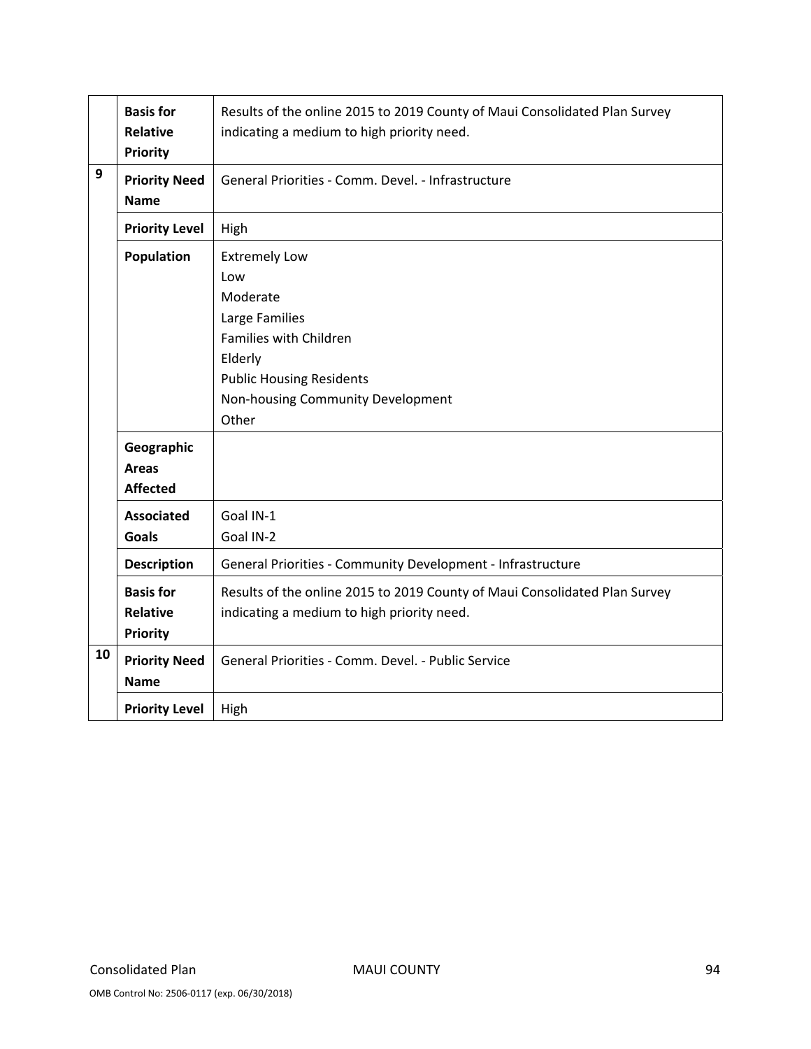| | | |
|---|---|---|
| | **Basis for Relative Priority** | Results of the online 2015 to 2019 County of Maui Consolidated Plan Survey indicating a medium to high priority need. |
| 9 | **Priority Need Name** | General Priorities - Comm. Devel. - Infrastructure |
| | **Priority Level** | High |
| | **Population** | Extremely Low<br>Low<br>Moderate<br>Large Families<br>Families with Children<br>Elderly<br>Public Housing Residents<br>Non-housing Community Development<br>Other |
| | **Geographic Areas Affected** | |
| | **Associated Goals** | Goal IN-1<br>Goal IN-2 |
| | **Description** | General Priorities - Community Development - Infrastructure |
| | **Basis for Relative Priority** | Results of the online 2015 to 2019 County of Maui Consolidated Plan Survey indicating a medium to high priority need. |
| 10 | **Priority Need Name** | General Priorities - Comm. Devel. - Public Service |
| | **Priority Level** | High |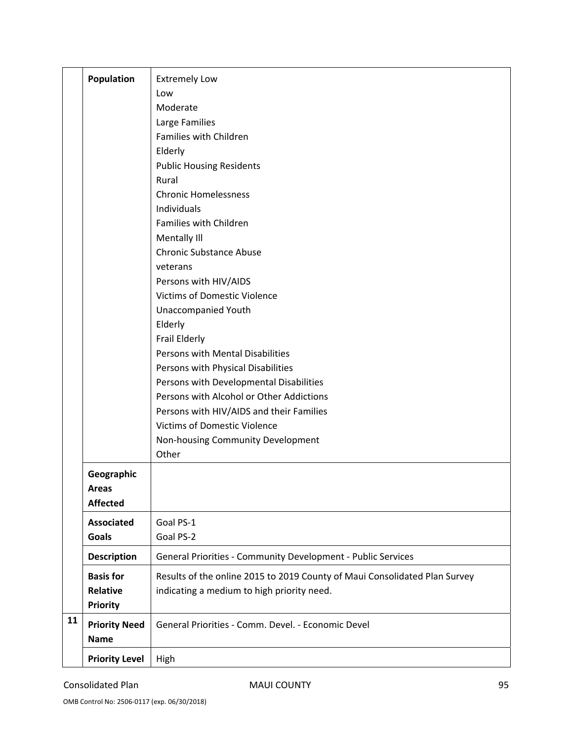| | | |
|---|---|---|
| | **Population** | Extremely Low<br>Low<br>Moderate<br>Large Families<br>Families with Children<br>Elderly<br>Public Housing Residents<br>Rural<br>Chronic Homelessness<br>Individuals<br>Families with Children<br>Mentally Ill<br>Chronic Substance Abuse<br>veterans<br>Persons with HIV/AIDS<br>Victims of Domestic Violence<br>Unaccompanied Youth<br>Elderly<br>Frail Elderly<br>Persons with Mental Disabilities<br>Persons with Physical Disabilities<br>Persons with Developmental Disabilities<br>Persons with Alcohol or Other Addictions<br>Persons with HIV/AIDS and their Families<br>Victims of Domestic Violence<br>Non-housing Community Development<br>Other |
| | **Geographic Areas Affected** | |
| | **Associated Goals** | Goal PS-1<br>Goal PS-2 |
| | **Description** | General Priorities - Community Development - Public Services |
| | **Basis for Relative Priority** | Results of the online 2015 to 2019 County of Maui Consolidated Plan Survey indicating a medium to high priority need. |
| **11** | **Priority Need Name** | General Priorities - Comm. Devel. - Economic Devel |
| | **Priority Level** | High |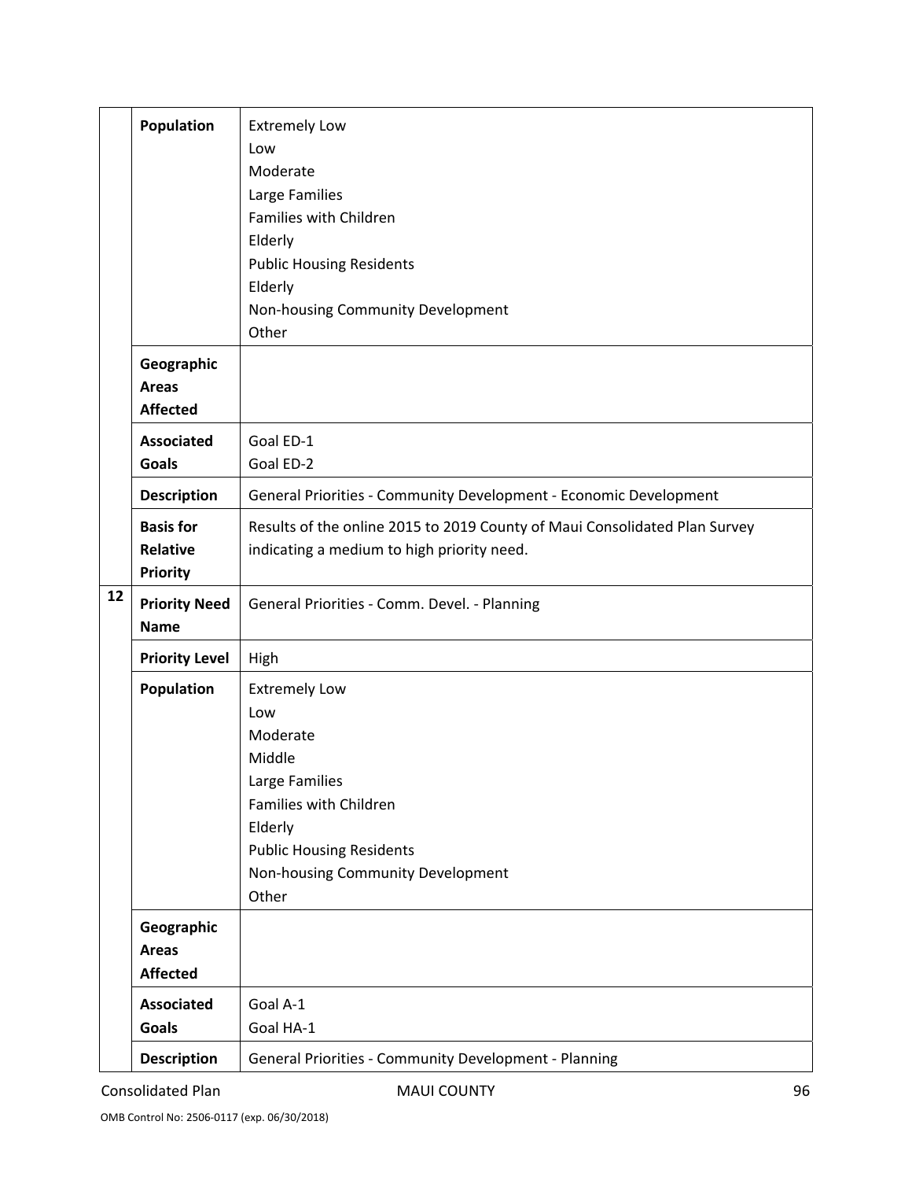| | | |
|---|---|---|
| | **Population** | Extremely Low<br>Low<br>Moderate<br>Large Families<br>Families with Children<br>Elderly<br>Public Housing Residents<br>Elderly<br>Non-housing Community Development<br>Other |
| | **Geographic Areas Affected** | |
| | **Associated Goals** | Goal ED-1<br>Goal ED-2 |
| | **Description** | General Priorities - Community Development - Economic Development |
| | **Basis for Relative Priority** | Results of the online 2015 to 2019 County of Maui Consolidated Plan Survey indicating a medium to high priority need. |
| **12** | **Priority Need Name** | General Priorities - Comm. Devel. - Planning |
| | **Priority Level** | High |
| | **Population** | Extremely Low<br>Low<br>Moderate<br>Middle<br>Large Families<br>Families with Children<br>Elderly<br>Public Housing Residents<br>Non-housing Community Development<br>Other |
| | **Geographic Areas Affected** | |
| | **Associated Goals** | Goal A-1<br>Goal HA-1 |
| | **Description** | General Priorities - Community Development - Planning |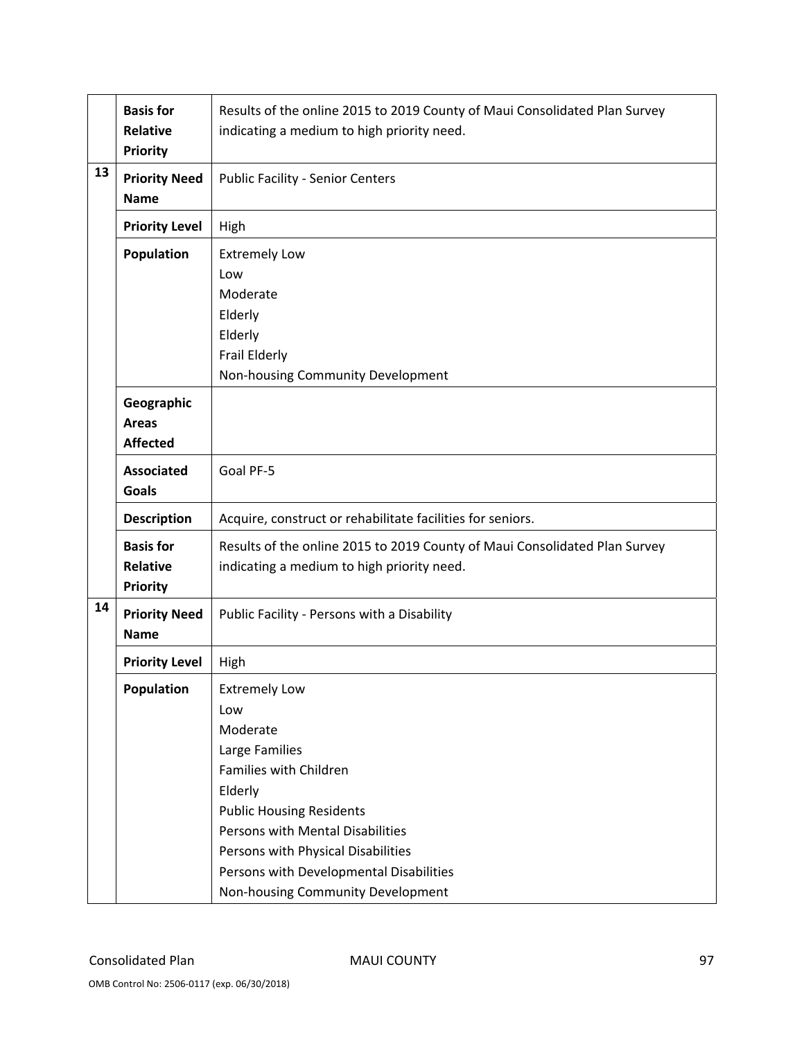| | | |
|---|---|---|
| | **Basis for Relative Priority** | Results of the online 2015 to 2019 County of Maui Consolidated Plan Survey indicating a medium to high priority need. |
| 13 | **Priority Need Name** | Public Facility - Senior Centers |
| | **Priority Level** | High |
| | **Population** | Extremely Low<br>Low<br>Moderate<br>Elderly<br>Elderly<br>Frail Elderly<br>Non-housing Community Development |
| | **Geographic Areas Affected** | |
| | **Associated Goals** | Goal PF-5 |
| | **Description** | Acquire, construct or rehabilitate facilities for seniors. |
| | **Basis for Relative Priority** | Results of the online 2015 to 2019 County of Maui Consolidated Plan Survey indicating a medium to high priority need. |
| 14 | **Priority Need Name** | Public Facility - Persons with a Disability |
| | **Priority Level** | High |
| | **Population** | Extremely Low<br>Low<br>Moderate<br>Large Families<br>Families with Children<br>Elderly<br>Public Housing Residents<br>Persons with Mental Disabilities<br>Persons with Physical Disabilities<br>Persons with Developmental Disabilities<br>Non-housing Community Development |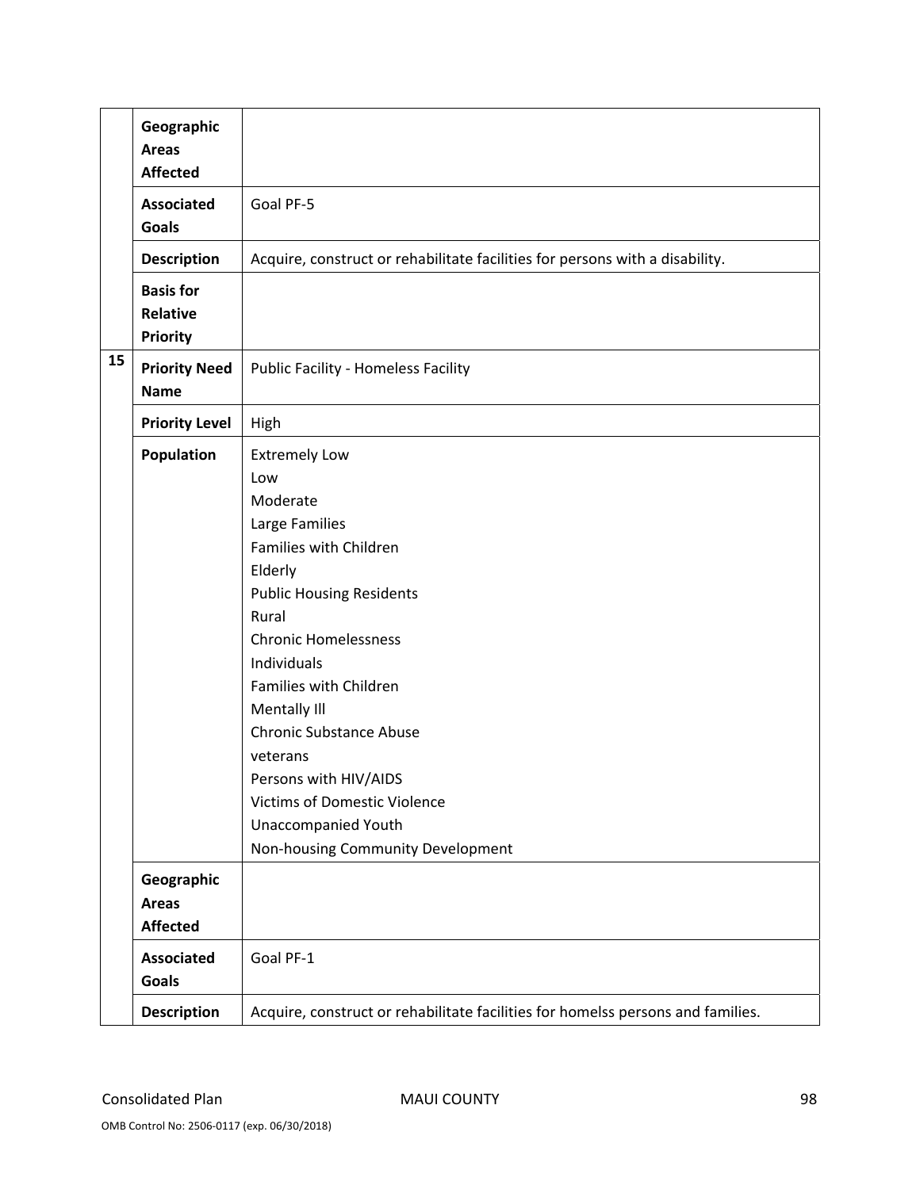| | | |
|---|---|---|
| | **Geographic Areas Affected** | |
| | **Associated Goals** | Goal PF-5 |
| | **Description** | Acquire, construct or rehabilitate facilities for persons with a disability. |
| | **Basis for Relative Priority** | |
| 15 | **Priority Need Name** | Public Facility - Homeless Facility |
| | **Priority Level** | High |
| | **Population** | Extremely Low<br>Low<br>Moderate<br>Large Families<br>Families with Children<br>Elderly<br>Public Housing Residents<br>Rural<br>Chronic Homelessness<br>Individuals<br>Families with Children<br>Mentally Ill<br>Chronic Substance Abuse<br>veterans<br>Persons with HIV/AIDS<br>Victims of Domestic Violence<br>Unaccompanied Youth<br>Non-housing Community Development |
| | **Geographic Areas Affected** | |
| | **Associated Goals** | Goal PF-1 |
| | **Description** | Acquire, construct or rehabilitate facilities for homelss persons and families. |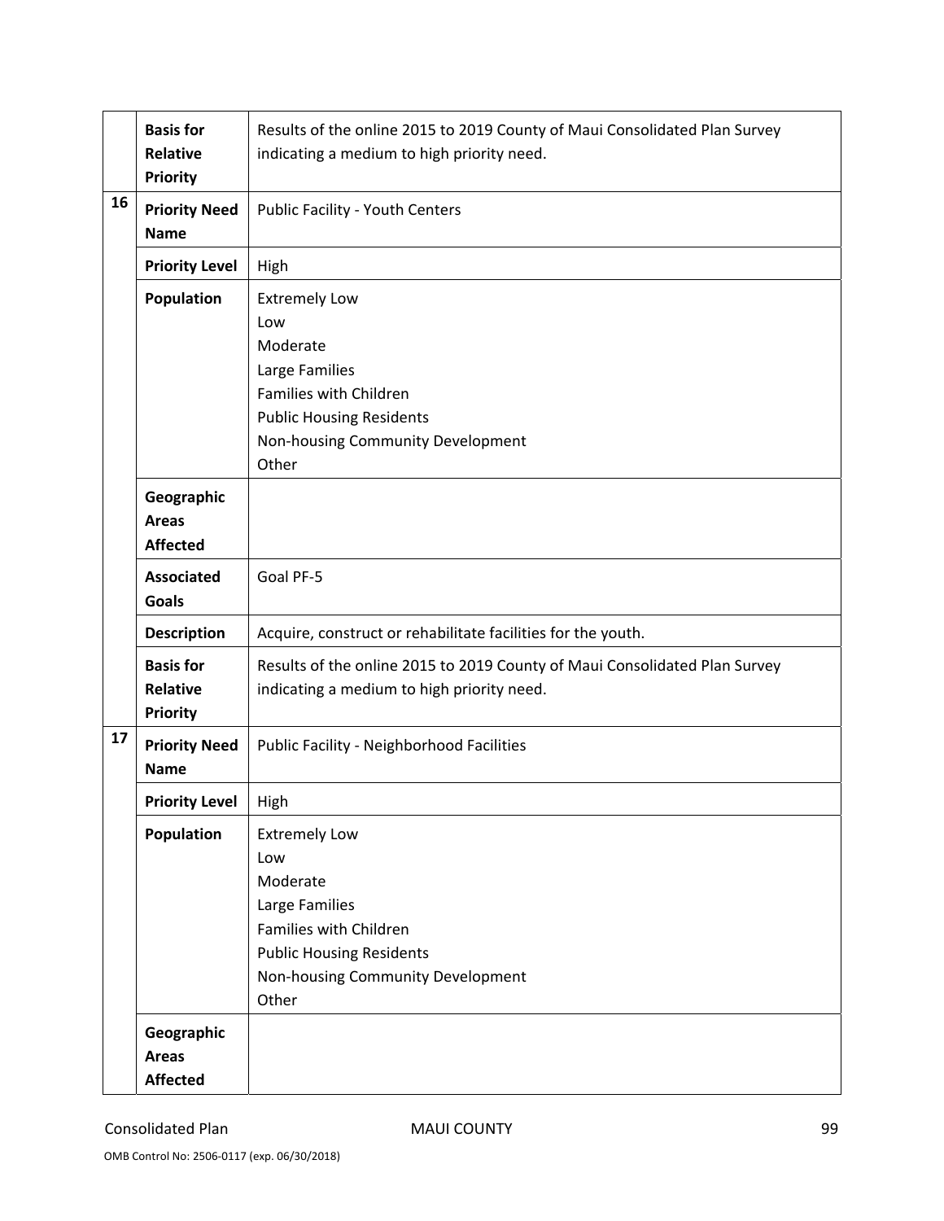| | | |
|---|---|---|
| | **Basis for Relative Priority** | Results of the online 2015 to 2019 County of Maui Consolidated Plan Survey indicating a medium to high priority need. |
| 16 | **Priority Need Name** | Public Facility - Youth Centers |
| | **Priority Level** | High |
| | **Population** | Extremely Low<br>Low<br>Moderate<br>Large Families<br>Families with Children<br>Public Housing Residents<br>Non-housing Community Development<br>Other |
| | **Geographic Areas Affected** | |
| | **Associated Goals** | Goal PF-5 |
| | **Description** | Acquire, construct or rehabilitate facilities for the youth. |
| | **Basis for Relative Priority** | Results of the online 2015 to 2019 County of Maui Consolidated Plan Survey indicating a medium to high priority need. |
| 17 | **Priority Need Name** | Public Facility - Neighborhood Facilities |
| | **Priority Level** | High |
| | **Population** | Extremely Low<br>Low<br>Moderate<br>Large Families<br>Families with Children<br>Public Housing Residents<br>Non-housing Community Development<br>Other |
| | **Geographic Areas Affected** | |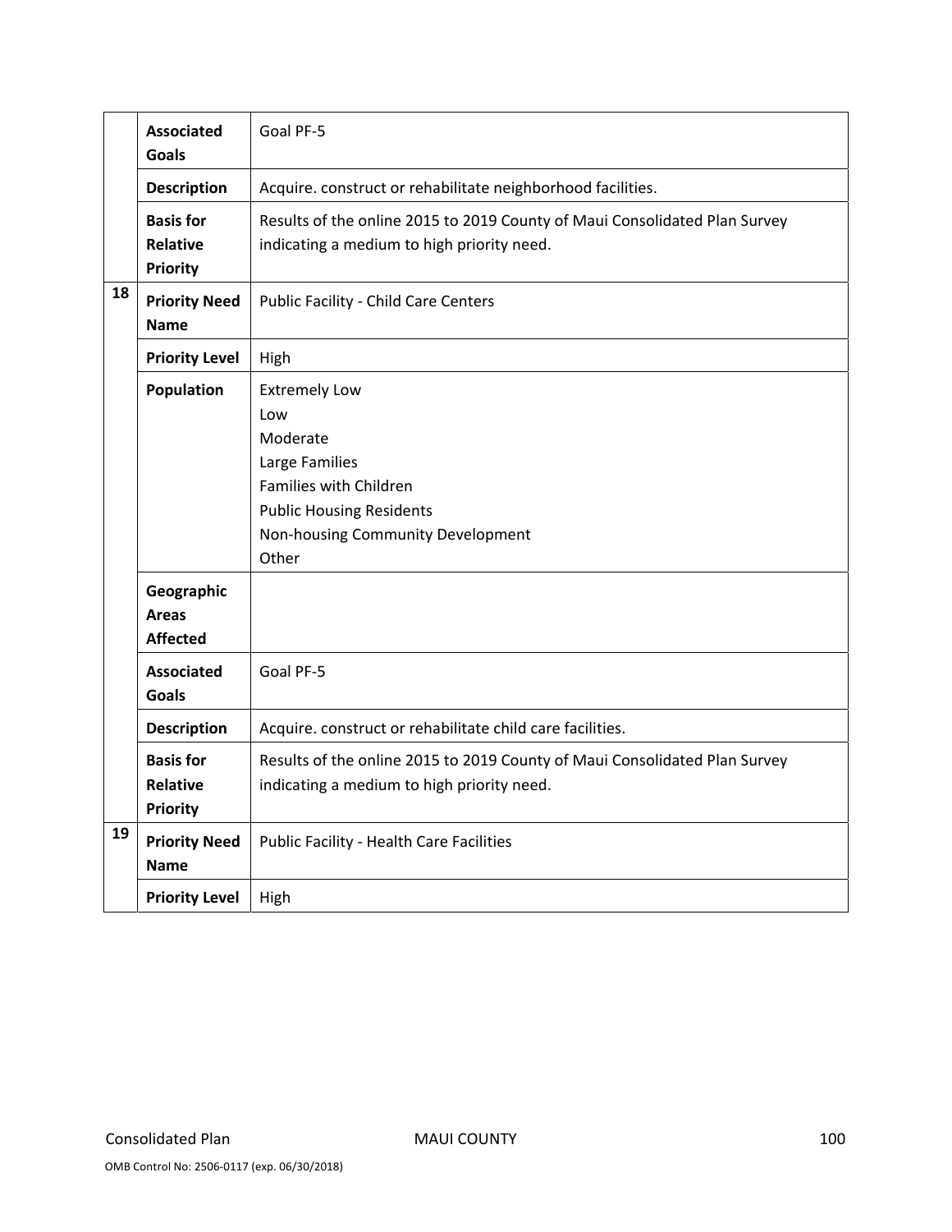| | | |
|---|---|---|
| | **Associated Goals** | Goal PF-5 |
| | **Description** | Acquire. construct or rehabilitate neighborhood facilities. |
| | **Basis for Relative Priority** | Results of the online 2015 to 2019 County of Maui Consolidated Plan Survey indicating a medium to high priority need. |
| 18 | **Priority Need Name** | Public Facility - Child Care Centers |
| | **Priority Level** | High |
| | **Population** | Extremely Low<br>Low<br>Moderate<br>Large Families<br>Families with Children<br>Public Housing Residents<br>Non-housing Community Development<br>Other |
| | **Geographic Areas Affected** | |
| | **Associated Goals** | Goal PF-5 |
| | **Description** | Acquire. construct or rehabilitate child care facilities. |
| | **Basis for Relative Priority** | Results of the online 2015 to 2019 County of Maui Consolidated Plan Survey indicating a medium to high priority need. |
| 19 | **Priority Need Name** | Public Facility - Health Care Facilities |
| | **Priority Level** | High |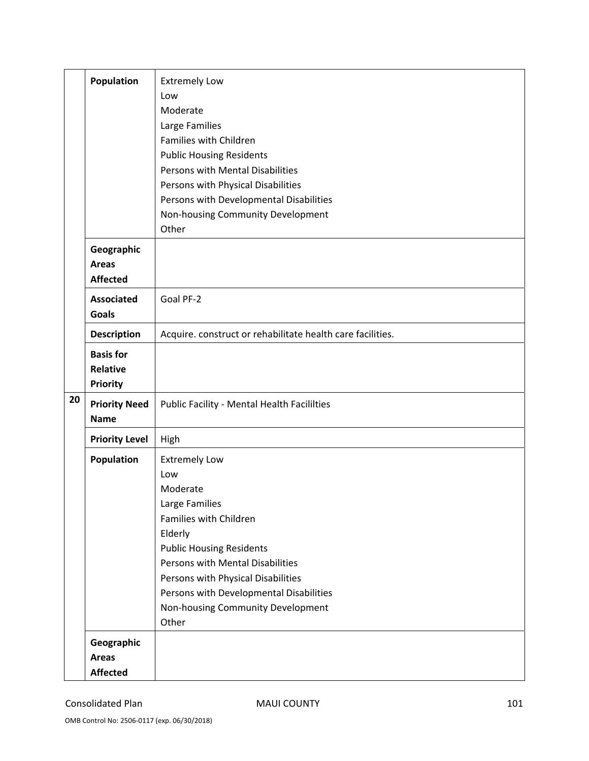| | | |
|---|---|---|
| | **Population** | Extremely Low<br>Low<br>Moderate<br>Large Families<br>Families with Children<br>Public Housing Residents<br>Persons with Mental Disabilities<br>Persons with Physical Disabilities<br>Persons with Developmental Disabilities<br>Non-housing Community Development<br>Other |
| | **Geographic Areas Affected** | |
| | **Associated Goals** | Goal PF-2 |
| | **Description** | Acquire. construct or rehabilitate health care facilities. |
| | **Basis for Relative Priority** | |
| **20** | **Priority Need Name** | Public Facility - Mental Health Facililties |
| | **Priority Level** | High |
| | **Population** | Extremely Low<br>Low<br>Moderate<br>Large Families<br>Families with Children<br>Elderly<br>Public Housing Residents<br>Persons with Mental Disabilities<br>Persons with Physical Disabilities<br>Persons with Developmental Disabilities<br>Non-housing Community Development<br>Other |
| | **Geographic Areas Affected** | |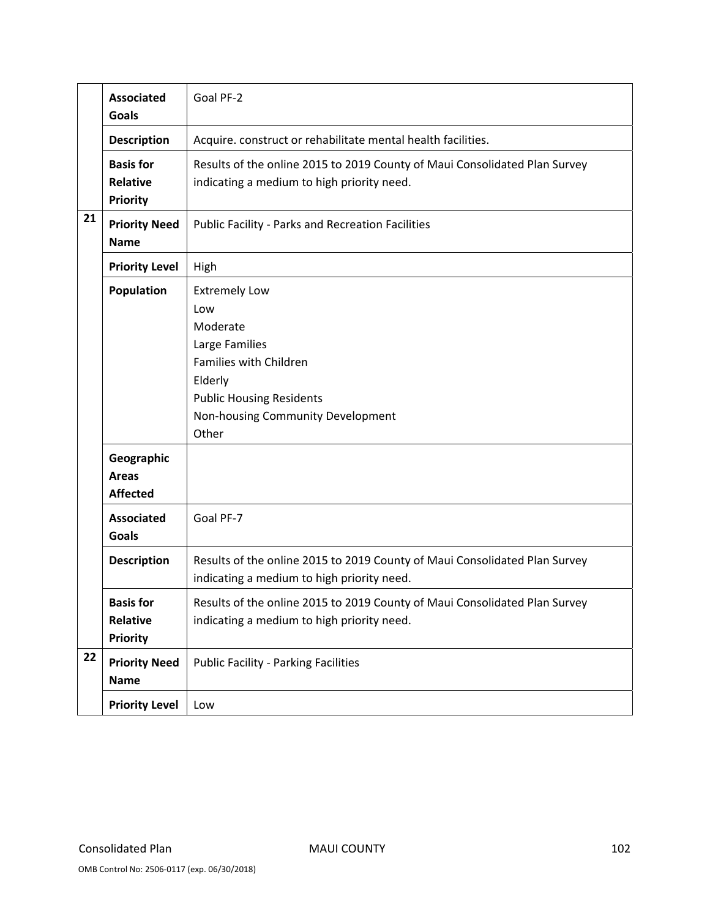| | | |
|---|---|---|
| | **Associated Goals** | Goal PF-2 |
| | **Description** | Acquire. construct or rehabilitate mental health facilities. |
| | **Basis for Relative Priority** | Results of the online 2015 to 2019 County of Maui Consolidated Plan Survey indicating a medium to high priority need. |
| **21** | **Priority Need Name** | Public Facility - Parks and Recreation Facilities |
| | **Priority Level** | High |
| | **Population** | Extremely Low<br>Low<br>Moderate<br>Large Families<br>Families with Children<br>Elderly<br>Public Housing Residents<br>Non-housing Community Development<br>Other |
| | **Geographic Areas Affected** | |
| | **Associated Goals** | Goal PF-7 |
| | **Description** | Results of the online 2015 to 2019 County of Maui Consolidated Plan Survey indicating a medium to high priority need. |
| | **Basis for Relative Priority** | Results of the online 2015 to 2019 County of Maui Consolidated Plan Survey indicating a medium to high priority need. |
| **22** | **Priority Need Name** | Public Facility - Parking Facilities |
| | **Priority Level** | Low |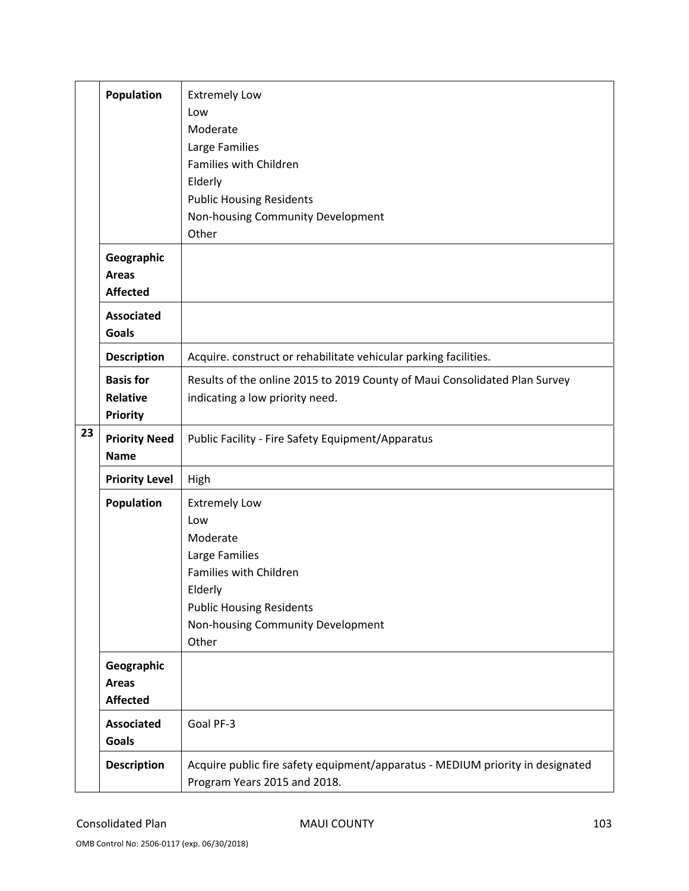| | | |
|---|---|---|
| | **Population** | Extremely Low<br>Low<br>Moderate<br>Large Families<br>Families with Children<br>Elderly<br>Public Housing Residents<br>Non-housing Community Development<br>Other |
| | **Geographic Areas Affected** | |
| | **Associated Goals** | |
| | **Description** | Acquire. construct or rehabilitate vehicular parking facilities. |
| | **Basis for Relative Priority** | Results of the online 2015 to 2019 County of Maui Consolidated Plan Survey indicating a low priority need. |
| 23 | **Priority Need Name** | Public Facility - Fire Safety Equipment/Apparatus |
| | **Priority Level** | High |
| | **Population** | Extremely Low<br>Low<br>Moderate<br>Large Families<br>Families with Children<br>Elderly<br>Public Housing Residents<br>Non-housing Community Development<br>Other |
| | **Geographic Areas Affected** | |
| | **Associated Goals** | Goal PF-3 |
| | **Description** | Acquire public fire safety equipment/apparatus - MEDIUM priority in designated Program Years 2015 and 2018. |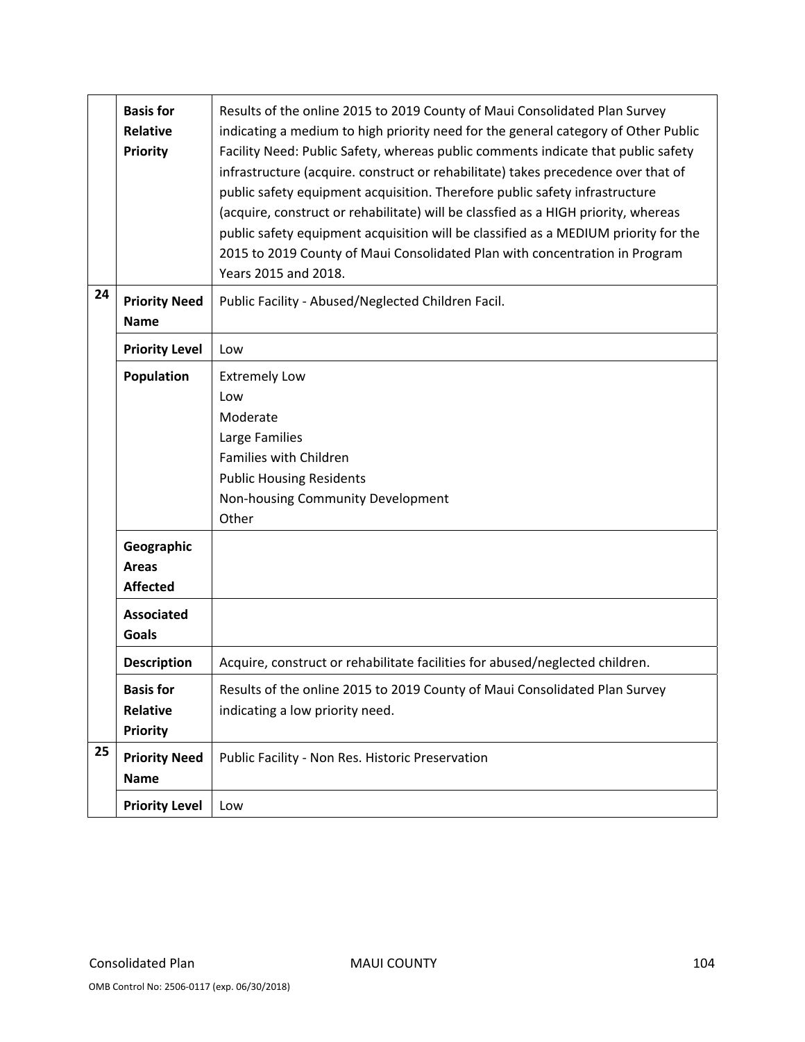| | | |
|---|---|---|
| | **Basis for Relative Priority** | Results of the online 2015 to 2019 County of Maui Consolidated Plan Survey indicating a medium to high priority need for the general category of Other Public Facility Need: Public Safety, whereas public comments indicate that public safety infrastructure (acquire. construct or rehabilitate) takes precedence over that of public safety equipment acquisition. Therefore public safety infrastructure (acquire, construct or rehabilitate) will be classfied as a HIGH priority, whereas public safety equipment acquisition will be classified as a MEDIUM priority for the 2015 to 2019 County of Maui Consolidated Plan with concentration in Program Years 2015 and 2018. |
| 24 | **Priority Need Name** | Public Facility - Abused/Neglected Children Facil. |
| | **Priority Level** | Low |
| | **Population** | Extremely Low<br>Low<br>Moderate<br>Large Families<br>Families with Children<br>Public Housing Residents<br>Non-housing Community Development<br>Other |
| | **Geographic Areas Affected** | |
| | **Associated Goals** | |
| | **Description** | Acquire, construct or rehabilitate facilities for abused/neglected children. |
| | **Basis for Relative Priority** | Results of the online 2015 to 2019 County of Maui Consolidated Plan Survey indicating a low priority need. |
| 25 | **Priority Need Name** | Public Facility - Non Res. Historic Preservation |
| | **Priority Level** | Low |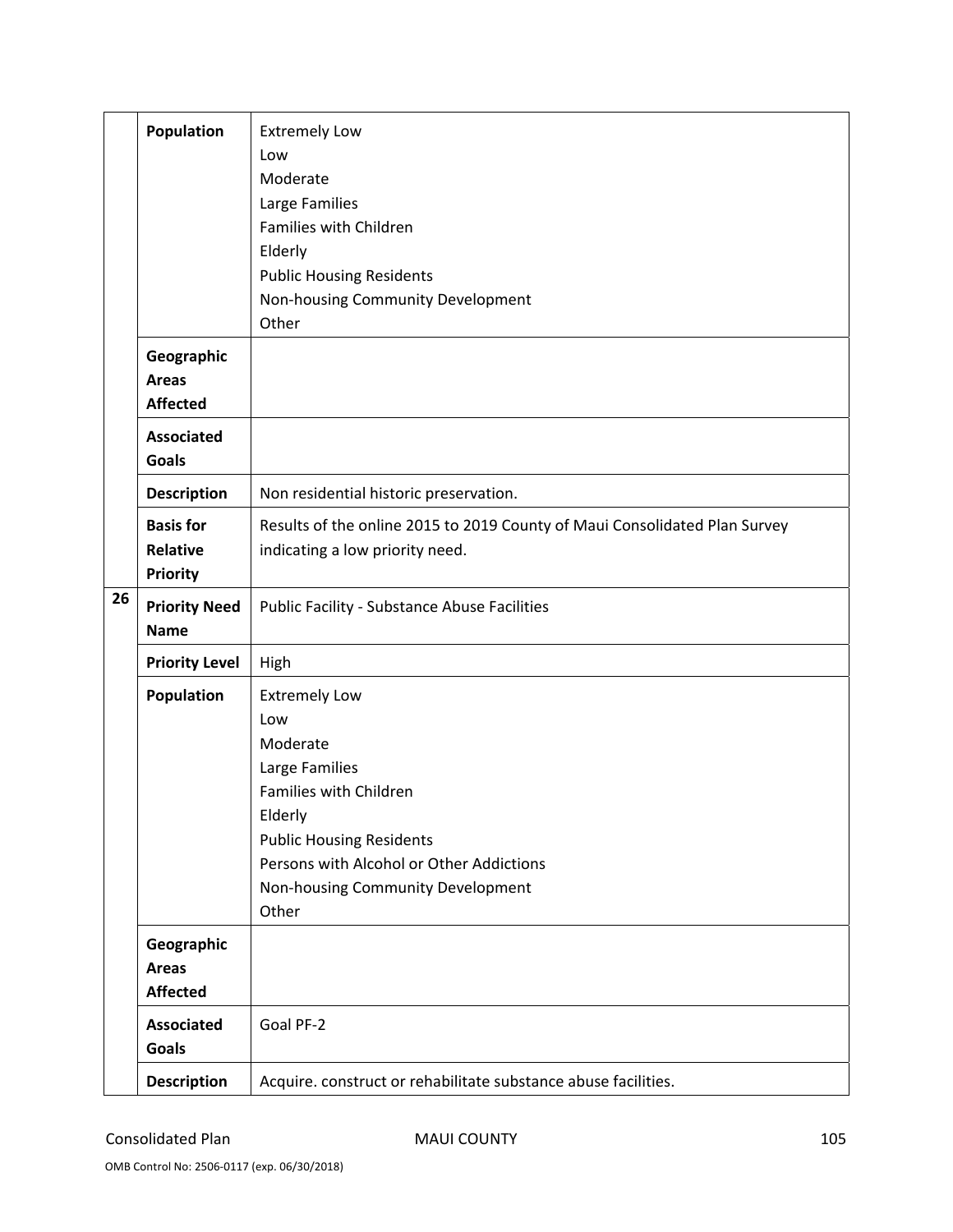| | | |
|---|---|---|
| | **Population** | Extremely Low<br>Low<br>Moderate<br>Large Families<br>Families with Children<br>Elderly<br>Public Housing Residents<br>Non-housing Community Development<br>Other |
| | **Geographic Areas Affected** | |
| | **Associated Goals** | |
| | **Description** | Non residential historic preservation. |
| | **Basis for Relative Priority** | Results of the online 2015 to 2019 County of Maui Consolidated Plan Survey indicating a low priority need. |
| 26 | **Priority Need Name** | Public Facility - Substance Abuse Facilities |
| | **Priority Level** | High |
| | **Population** | Extremely Low<br>Low<br>Moderate<br>Large Families<br>Families with Children<br>Elderly<br>Public Housing Residents<br>Persons with Alcohol or Other Addictions<br>Non-housing Community Development<br>Other |
| | **Geographic Areas Affected** | |
| | **Associated Goals** | Goal PF-2 |
| | **Description** | Acquire. construct or rehabilitate substance abuse facilities. |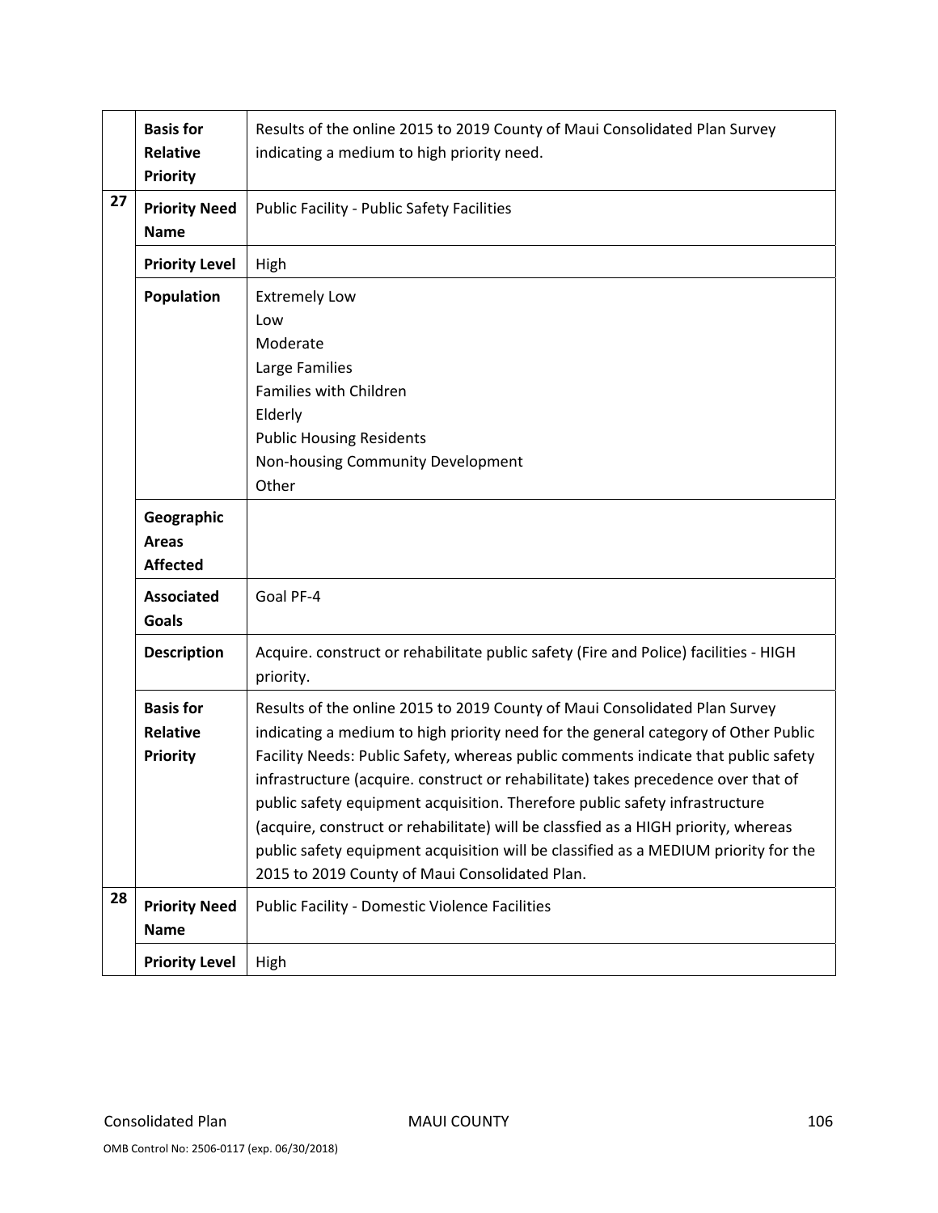| | | |
|---|---|---|
| | **Basis for Relative Priority** | Results of the online 2015 to 2019 County of Maui Consolidated Plan Survey indicating a medium to high priority need. |
| 27 | **Priority Need Name** | Public Facility - Public Safety Facilities |
| | **Priority Level** | High |
| | **Population** | Extremely Low<br>Low<br>Moderate<br>Large Families<br>Families with Children<br>Elderly<br>Public Housing Residents<br>Non-housing Community Development<br>Other |
| | **Geographic Areas Affected** | |
| | **Associated Goals** | Goal PF-4 |
| | **Description** | Acquire. construct or rehabilitate public safety (Fire and Police) facilities - HIGH priority. |
| | **Basis for Relative Priority** | Results of the online 2015 to 2019 County of Maui Consolidated Plan Survey indicating a medium to high priority need for the general category of Other Public Facility Needs: Public Safety, whereas public comments indicate that public safety infrastructure (acquire. construct or rehabilitate) takes precedence over that of public safety equipment acquisition. Therefore public safety infrastructure (acquire, construct or rehabilitate) will be classfied as a HIGH priority, whereas public safety equipment acquisition will be classified as a MEDIUM priority for the 2015 to 2019 County of Maui Consolidated Plan. |
| 28 | **Priority Need Name** | Public Facility - Domestic Violence Facilities |
| | **Priority Level** | High |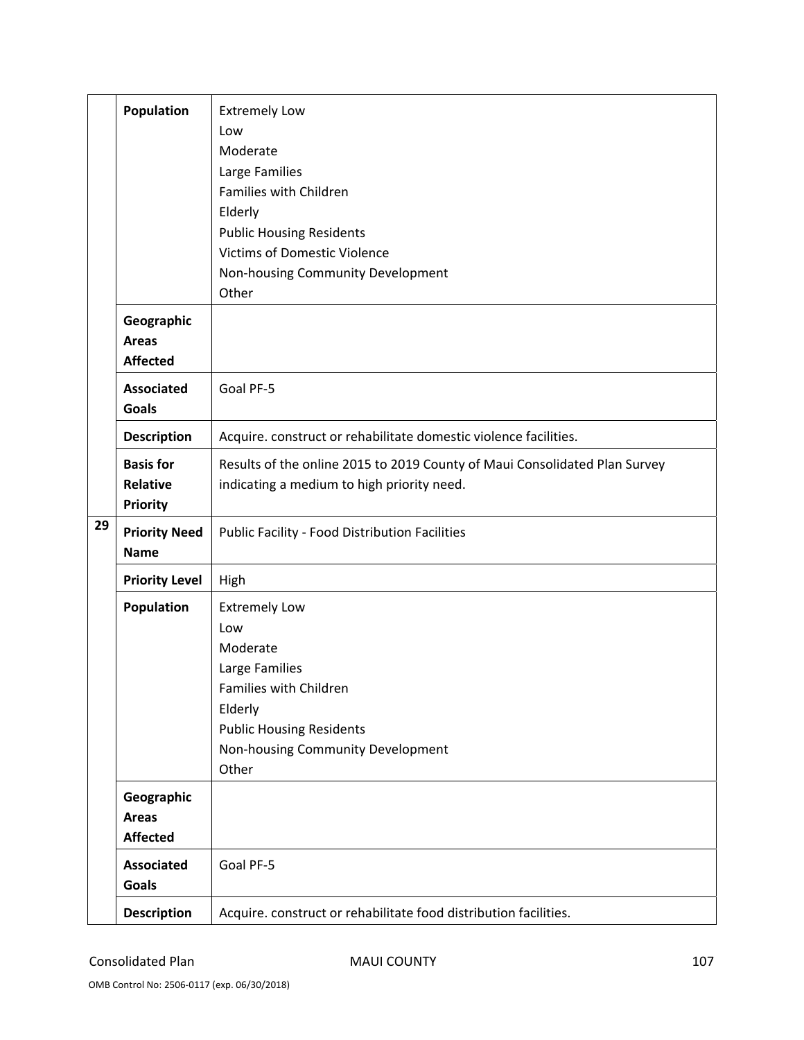| | | |
|---|---|---|
| | **Population** | Extremely Low<br>Low<br>Moderate<br>Large Families<br>Families with Children<br>Elderly<br>Public Housing Residents<br>Victims of Domestic Violence<br>Non-housing Community Development<br>Other |
| | **Geographic Areas Affected** | |
| | **Associated Goals** | Goal PF-5 |
| | **Description** | Acquire. construct or rehabilitate domestic violence facilities. |
| | **Basis for Relative Priority** | Results of the online 2015 to 2019 County of Maui Consolidated Plan Survey indicating a medium to high priority need. |
| 29 | **Priority Need Name** | Public Facility - Food Distribution Facilities |
| | **Priority Level** | High |
| | **Population** | Extremely Low<br>Low<br>Moderate<br>Large Families<br>Families with Children<br>Elderly<br>Public Housing Residents<br>Non-housing Community Development<br>Other |
| | **Geographic Areas Affected** | |
| | **Associated Goals** | Goal PF-5 |
| | **Description** | Acquire. construct or rehabilitate food distribution facilities. |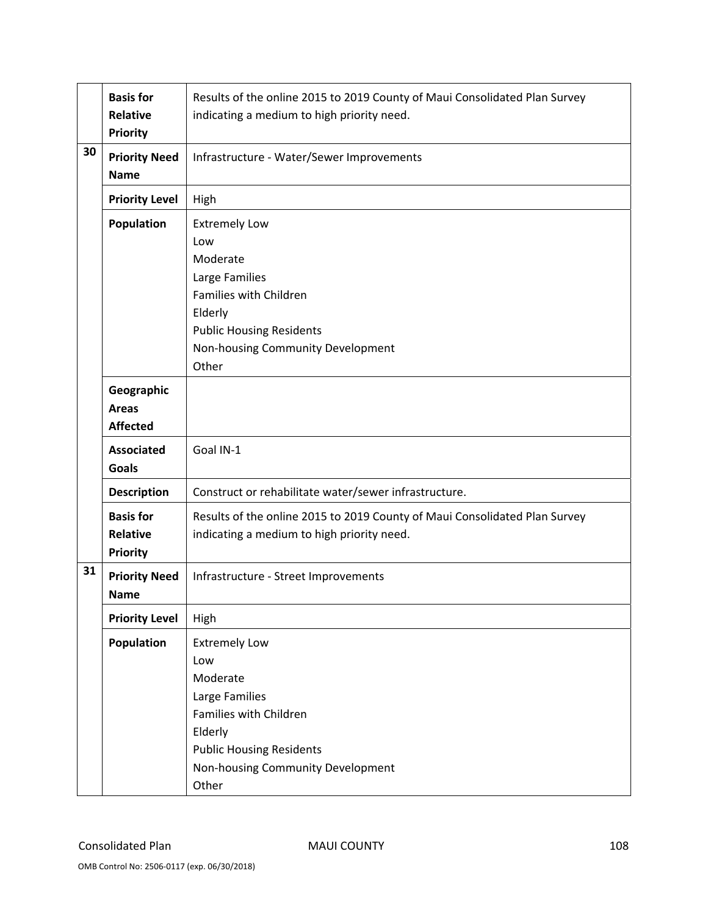| | | |
|---|---|---|
| | **Basis for Relative Priority** | Results of the online 2015 to 2019 County of Maui Consolidated Plan Survey indicating a medium to high priority need. |
| 30 | **Priority Need Name** | Infrastructure - Water/Sewer Improvements |
| | **Priority Level** | High |
| | **Population** | Extremely Low<br>Low<br>Moderate<br>Large Families<br>Families with Children<br>Elderly<br>Public Housing Residents<br>Non-housing Community Development<br>Other |
| | **Geographic Areas Affected** | |
| | **Associated Goals** | Goal IN-1 |
| | **Description** | Construct or rehabilitate water/sewer infrastructure. |
| | **Basis for Relative Priority** | Results of the online 2015 to 2019 County of Maui Consolidated Plan Survey indicating a medium to high priority need. |
| 31 | **Priority Need Name** | Infrastructure - Street Improvements |
| | **Priority Level** | High |
| | **Population** | Extremely Low<br>Low<br>Moderate<br>Large Families<br>Families with Children<br>Elderly<br>Public Housing Residents<br>Non-housing Community Development<br>Other |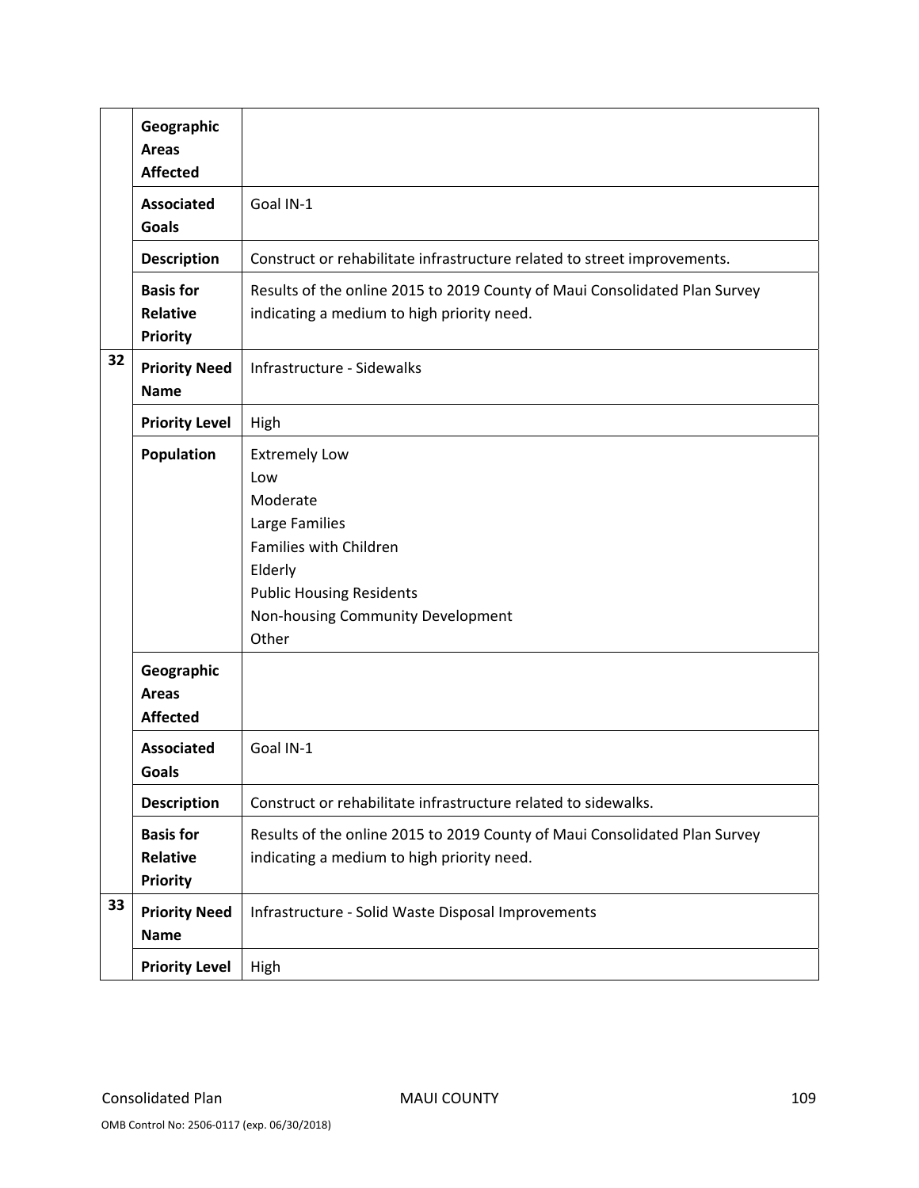| | | |
|---|---|---|
| | **Geographic Areas Affected** | |
| | **Associated Goals** | Goal IN-1 |
| | **Description** | Construct or rehabilitate infrastructure related to street improvements. |
| | **Basis for Relative Priority** | Results of the online 2015 to 2019 County of Maui Consolidated Plan Survey indicating a medium to high priority need. |
| 32 | **Priority Need Name** | Infrastructure - Sidewalks |
| | **Priority Level** | High |
| | **Population** | Extremely Low<br>Low<br>Moderate<br>Large Families<br>Families with Children<br>Elderly<br>Public Housing Residents<br>Non-housing Community Development<br>Other |
| | **Geographic Areas Affected** | |
| | **Associated Goals** | Goal IN-1 |
| | **Description** | Construct or rehabilitate infrastructure related to sidewalks. |
| | **Basis for Relative Priority** | Results of the online 2015 to 2019 County of Maui Consolidated Plan Survey indicating a medium to high priority need. |
| 33 | **Priority Need Name** | Infrastructure - Solid Waste Disposal Improvements |
| | **Priority Level** | High |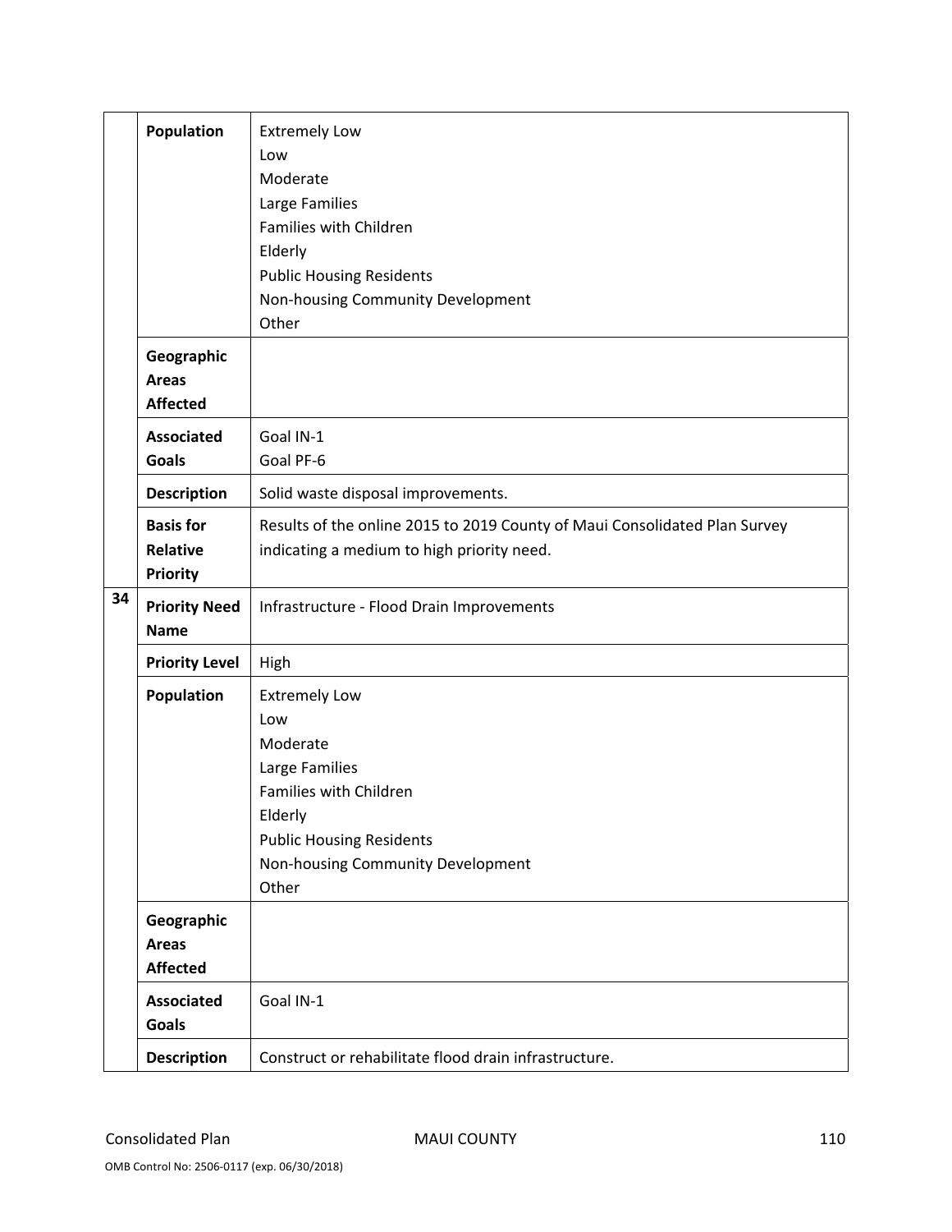| | | |
|---|---|---|
| | **Population** | Extremely Low<br>Low<br>Moderate<br>Large Families<br>Families with Children<br>Elderly<br>Public Housing Residents<br>Non-housing Community Development<br>Other |
| | **Geographic Areas Affected** | |
| | **Associated Goals** | Goal IN-1<br>Goal PF-6 |
| | **Description** | Solid waste disposal improvements. |
| | **Basis for Relative Priority** | Results of the online 2015 to 2019 County of Maui Consolidated Plan Survey indicating a medium to high priority need. |
| 34 | **Priority Need Name** | Infrastructure - Flood Drain Improvements |
| | **Priority Level** | High |
| | **Population** | Extremely Low<br>Low<br>Moderate<br>Large Families<br>Families with Children<br>Elderly<br>Public Housing Residents<br>Non-housing Community Development<br>Other |
| | **Geographic Areas Affected** | |
| | **Associated Goals** | Goal IN-1 |
| | **Description** | Construct or rehabilitate flood drain infrastructure. |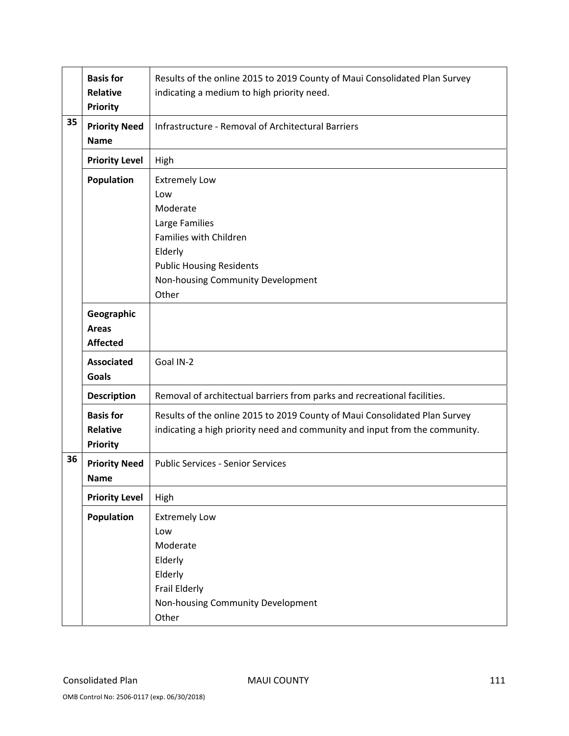| | | |
|---|---|---|
| | **Basis for Relative Priority** | Results of the online 2015 to 2019 County of Maui Consolidated Plan Survey indicating a medium to high priority need. |
| 35 | **Priority Need Name** | Infrastructure - Removal of Architectural Barriers |
| | **Priority Level** | High |
| | **Population** | Extremely Low<br>Low<br>Moderate<br>Large Families<br>Families with Children<br>Elderly<br>Public Housing Residents<br>Non-housing Community Development<br>Other |
| | **Geographic Areas Affected** | |
| | **Associated Goals** | Goal IN-2 |
| | **Description** | Removal of architectual barriers from parks and recreational facilities. |
| | **Basis for Relative Priority** | Results of the online 2015 to 2019 County of Maui Consolidated Plan Survey indicating a high priority need and community and input from the community. |
| 36 | **Priority Need Name** | Public Services - Senior Services |
| | **Priority Level** | High |
| | **Population** | Extremely Low<br>Low<br>Moderate<br>Elderly<br>Elderly<br>Frail Elderly<br>Non-housing Community Development<br>Other |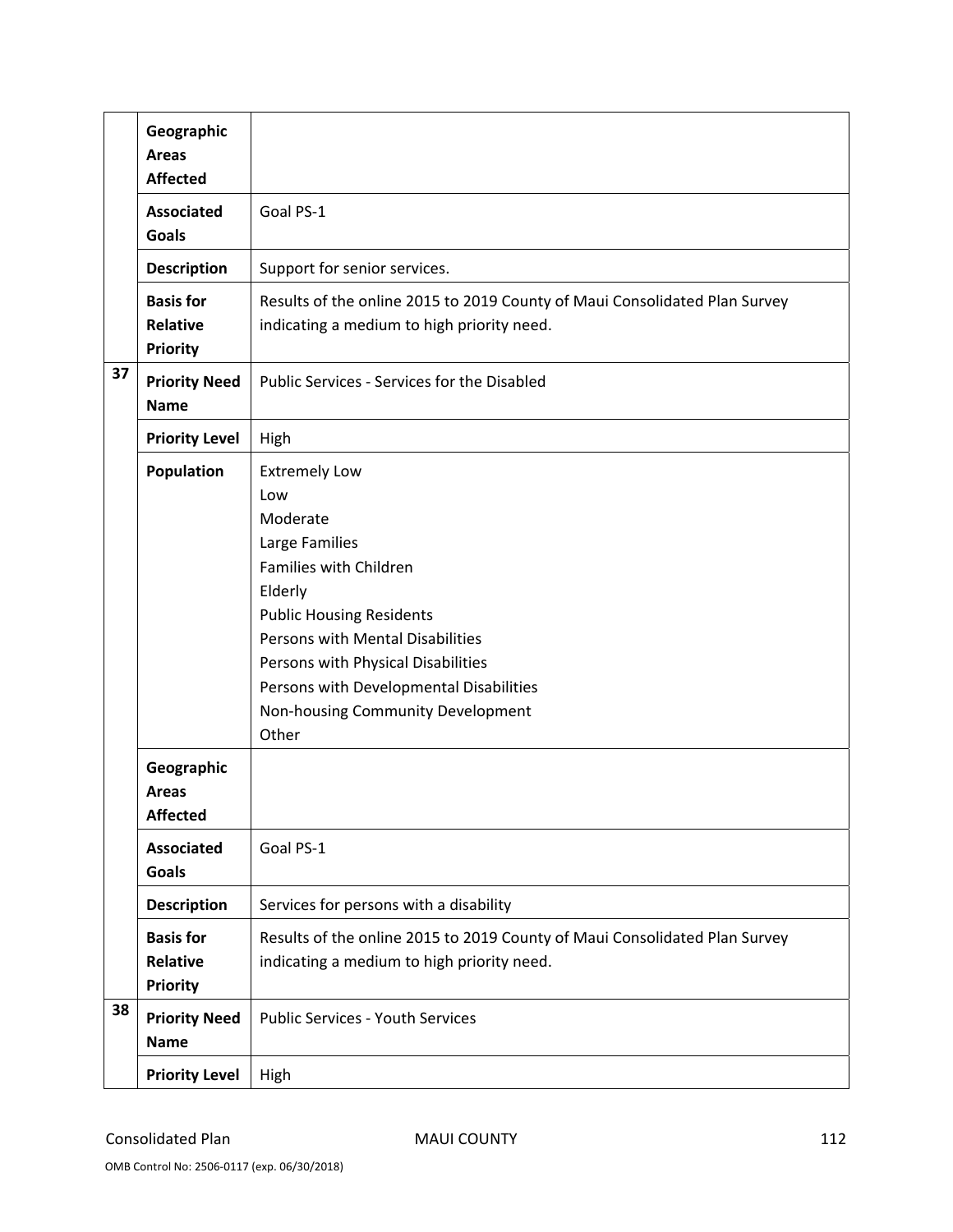| | | |
|---|---|---|
| | **Geographic Areas Affected** | |
| | **Associated Goals** | Goal PS-1 |
| | **Description** | Support for senior services. |
| | **Basis for Relative Priority** | Results of the online 2015 to 2019 County of Maui Consolidated Plan Survey indicating a medium to high priority need. |
| **37** | **Priority Need Name** | Public Services - Services for the Disabled |
| | **Priority Level** | High |
| | **Population** | Extremely Low<br>Low<br>Moderate<br>Large Families<br>Families with Children<br>Elderly<br>Public Housing Residents<br>Persons with Mental Disabilities<br>Persons with Physical Disabilities<br>Persons with Developmental Disabilities<br>Non-housing Community Development<br>Other |
| | **Geographic Areas Affected** | |
| | **Associated Goals** | Goal PS-1 |
| | **Description** | Services for persons with a disability |
| | **Basis for Relative Priority** | Results of the online 2015 to 2019 County of Maui Consolidated Plan Survey indicating a medium to high priority need. |
| **38** | **Priority Need Name** | Public Services - Youth Services |
| | **Priority Level** | High |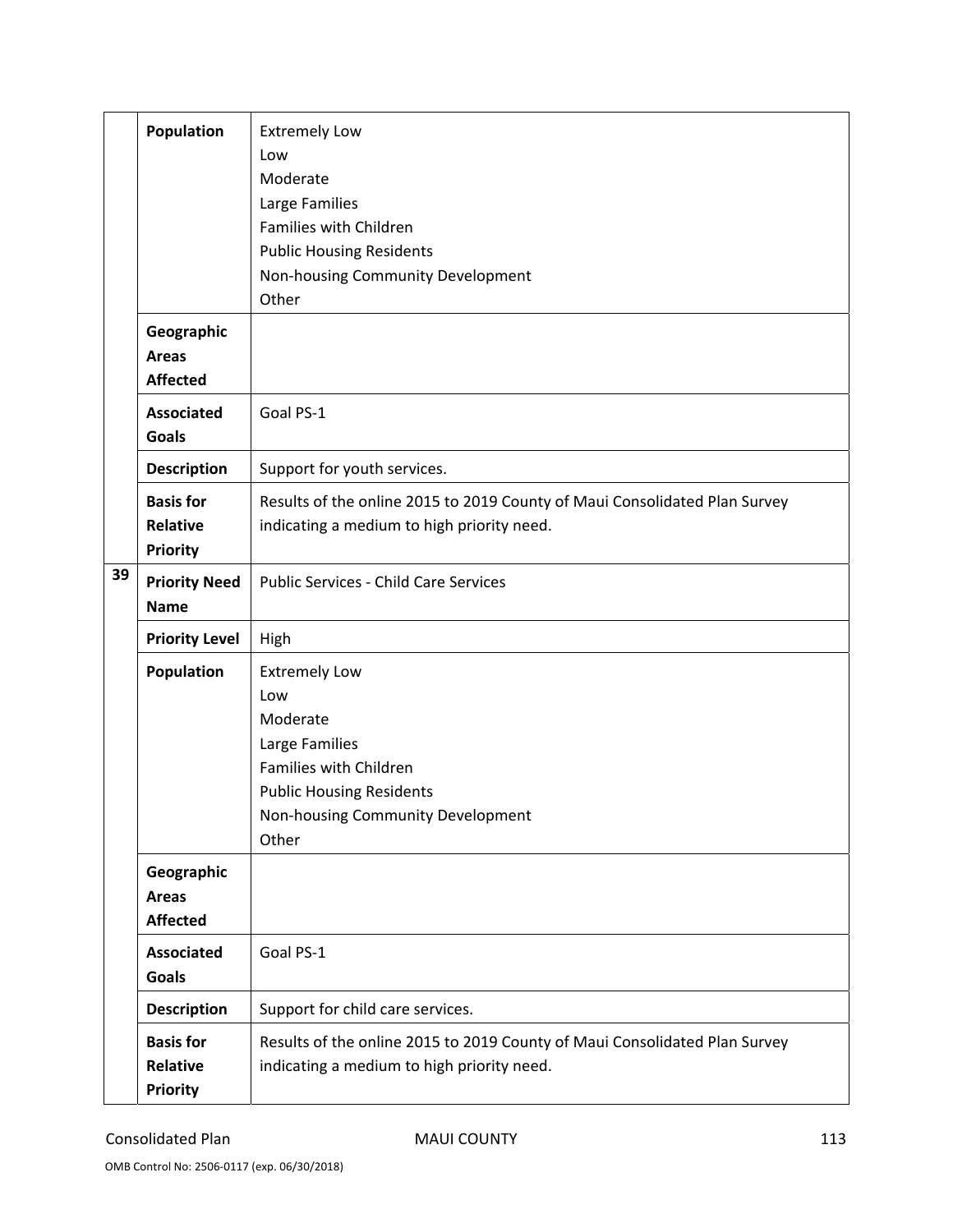|  |  |  |
|---|---|---|
|  | **Population** | Extremely Low<br>Low<br>Moderate<br>Large Families<br>Families with Children<br>Public Housing Residents<br>Non-housing Community Development<br>Other |
|  | **Geographic Areas Affected** |  |
|  | **Associated Goals** | Goal PS-1 |
|  | **Description** | Support for youth services. |
|  | **Basis for Relative Priority** | Results of the online 2015 to 2019 County of Maui Consolidated Plan Survey indicating a medium to high priority need. |
| 39 | **Priority Need Name** | Public Services - Child Care Services |
|  | **Priority Level** | High |
|  | **Population** | Extremely Low<br>Low<br>Moderate<br>Large Families<br>Families with Children<br>Public Housing Residents<br>Non-housing Community Development<br>Other |
|  | **Geographic Areas Affected** |  |
|  | **Associated Goals** | Goal PS-1 |
|  | **Description** | Support for child care services. |
|  | **Basis for Relative Priority** | Results of the online 2015 to 2019 County of Maui Consolidated Plan Survey indicating a medium to high priority need. |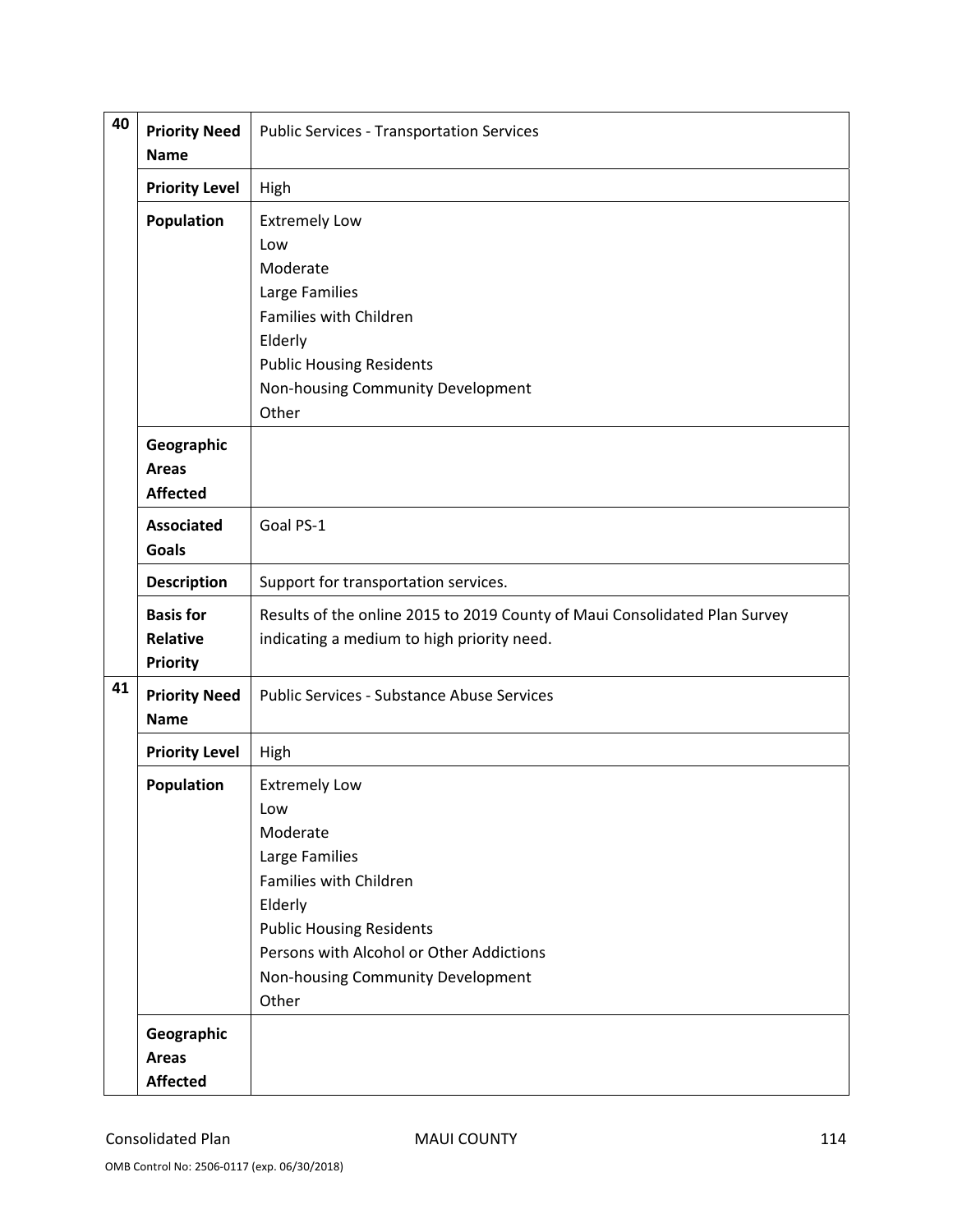| | | |
|---|---|---|
| 40 | **Priority Need Name** | Public Services - Transportation Services |
| | **Priority Level** | High |
| | **Population** | Extremely Low<br>Low<br>Moderate<br>Large Families<br>Families with Children<br>Elderly<br>Public Housing Residents<br>Non-housing Community Development<br>Other |
| | **Geographic Areas Affected** | |
| | **Associated Goals** | Goal PS-1 |
| | **Description** | Support for transportation services. |
| | **Basis for Relative Priority** | Results of the online 2015 to 2019 County of Maui Consolidated Plan Survey indicating a medium to high priority need. |
| 41 | **Priority Need Name** | Public Services - Substance Abuse Services |
| | **Priority Level** | High |
| | **Population** | Extremely Low<br>Low<br>Moderate<br>Large Families<br>Families with Children<br>Elderly<br>Public Housing Residents<br>Persons with Alcohol or Other Addictions<br>Non-housing Community Development<br>Other |
| | **Geographic Areas Affected** | |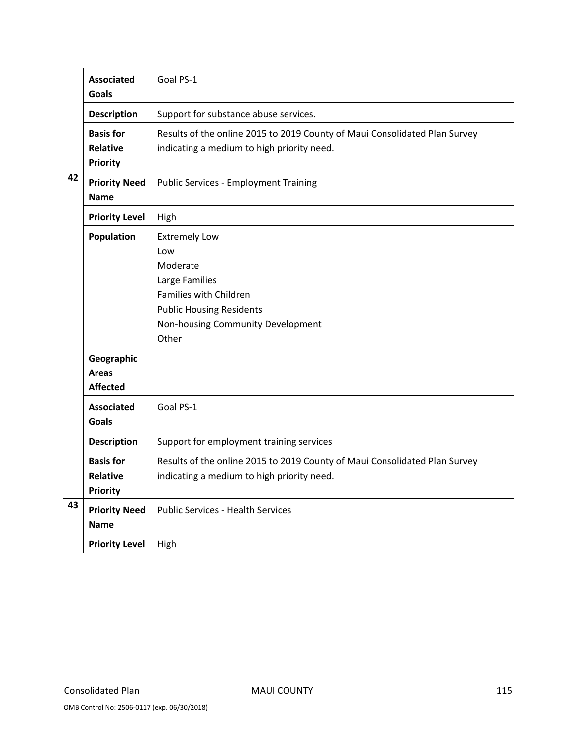| | | |
|---|---|---|
| | **Associated Goals** | Goal PS-1 |
| | **Description** | Support for substance abuse services. |
| | **Basis for Relative Priority** | Results of the online 2015 to 2019 County of Maui Consolidated Plan Survey indicating a medium to high priority need. |
| 42 | **Priority Need Name** | Public Services - Employment Training |
| | **Priority Level** | High |
| | **Population** | Extremely Low<br>Low<br>Moderate<br>Large Families<br>Families with Children<br>Public Housing Residents<br>Non-housing Community Development<br>Other |
| | **Geographic Areas Affected** | |
| | **Associated Goals** | Goal PS-1 |
| | **Description** | Support for employment training services |
| | **Basis for Relative Priority** | Results of the online 2015 to 2019 County of Maui Consolidated Plan Survey indicating a medium to high priority need. |
| 43 | **Priority Need Name** | Public Services - Health Services |
| | **Priority Level** | High |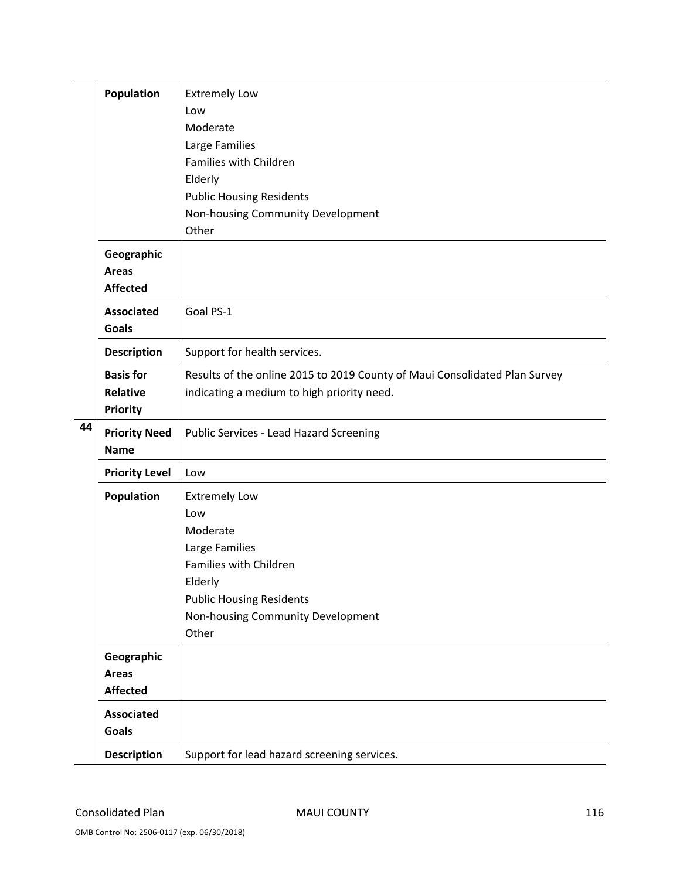| | | |
|---|---|---|
| | **Population** | Extremely Low<br>Low<br>Moderate<br>Large Families<br>Families with Children<br>Elderly<br>Public Housing Residents<br>Non-housing Community Development<br>Other |
| | **Geographic Areas Affected** | |
| | **Associated Goals** | Goal PS-1 |
| | **Description** | Support for health services. |
| | **Basis for Relative Priority** | Results of the online 2015 to 2019 County of Maui Consolidated Plan Survey indicating a medium to high priority need. |
| 44 | **Priority Need Name** | Public Services - Lead Hazard Screening |
| | **Priority Level** | Low |
| | **Population** | Extremely Low<br>Low<br>Moderate<br>Large Families<br>Families with Children<br>Elderly<br>Public Housing Residents<br>Non-housing Community Development<br>Other |
| | **Geographic Areas Affected** | |
| | **Associated Goals** | |
| | **Description** | Support for lead hazard screening services. |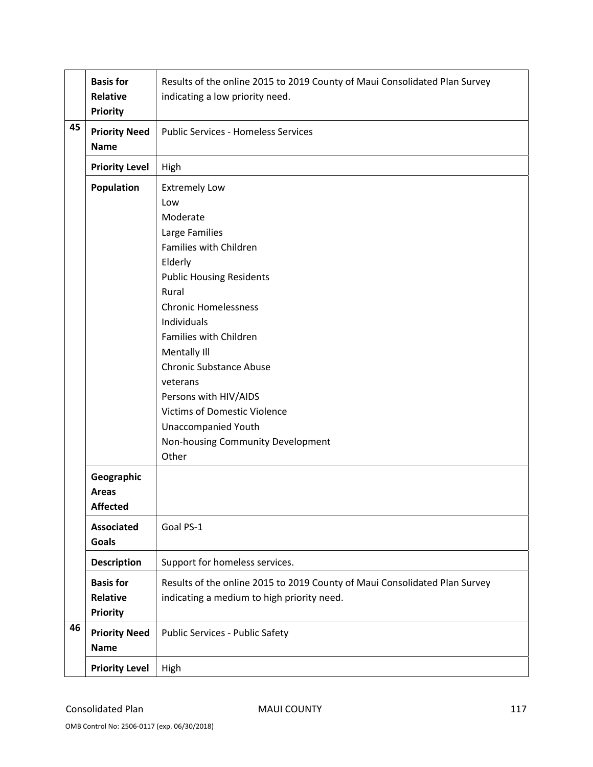| | | |
|---|---|---|
| | **Basis for Relative Priority** | Results of the online 2015 to 2019 County of Maui Consolidated Plan Survey indicating a low priority need. |
| 45 | **Priority Need Name** | Public Services - Homeless Services |
| | **Priority Level** | High |
| | **Population** | Extremely Low<br>Low<br>Moderate<br>Large Families<br>Families with Children<br>Elderly<br>Public Housing Residents<br>Rural<br>Chronic Homelessness<br>Individuals<br>Families with Children<br>Mentally Ill<br>Chronic Substance Abuse<br>veterans<br>Persons with HIV/AIDS<br>Victims of Domestic Violence<br>Unaccompanied Youth<br>Non-housing Community Development<br>Other |
| | **Geographic Areas Affected** | |
| | **Associated Goals** | Goal PS-1 |
| | **Description** | Support for homeless services. |
| | **Basis for Relative Priority** | Results of the online 2015 to 2019 County of Maui Consolidated Plan Survey indicating a medium to high priority need. |
| 46 | **Priority Need Name** | Public Services - Public Safety |
| | **Priority Level** | High |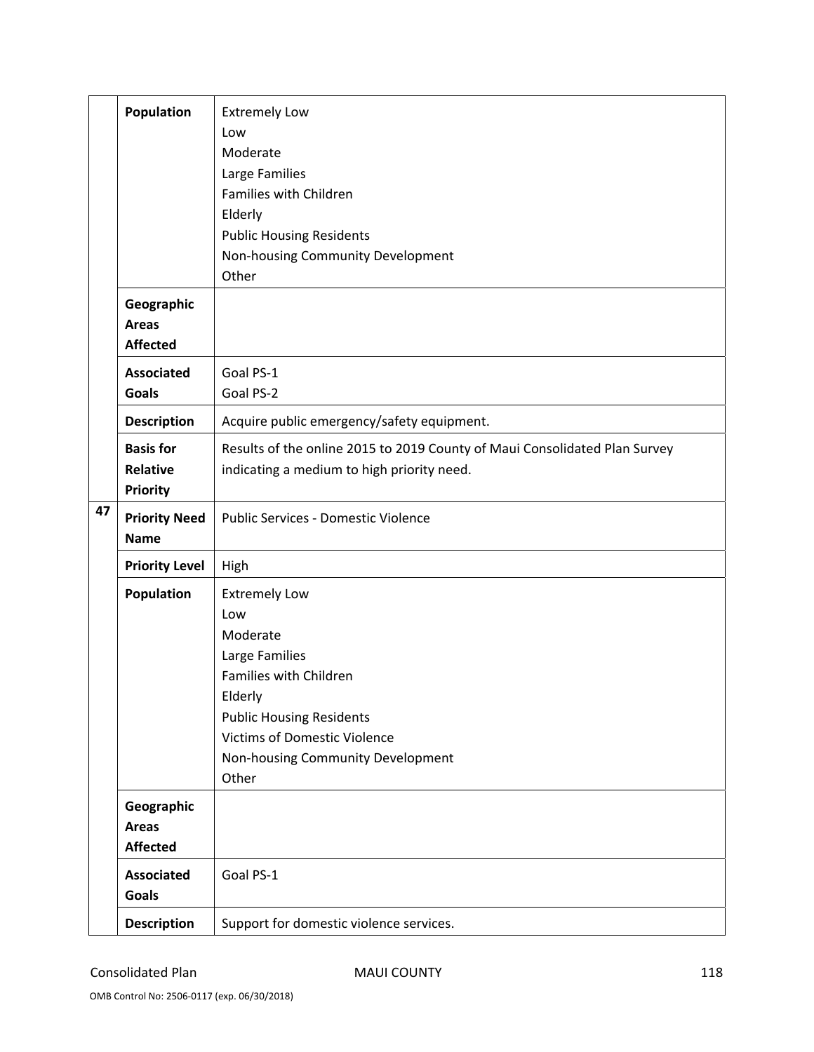| | | |
|---|---|---|
| | **Population** | Extremely Low<br>Low<br>Moderate<br>Large Families<br>Families with Children<br>Elderly<br>Public Housing Residents<br>Non-housing Community Development<br>Other |
| | **Geographic Areas Affected** | |
| | **Associated Goals** | Goal PS-1<br>Goal PS-2 |
| | **Description** | Acquire public emergency/safety equipment. |
| | **Basis for Relative Priority** | Results of the online 2015 to 2019 County of Maui Consolidated Plan Survey indicating a medium to high priority need. |
| 47 | **Priority Need Name** | Public Services - Domestic Violence |
| | **Priority Level** | High |
| | **Population** | Extremely Low<br>Low<br>Moderate<br>Large Families<br>Families with Children<br>Elderly<br>Public Housing Residents<br>Victims of Domestic Violence<br>Non-housing Community Development<br>Other |
| | **Geographic Areas Affected** | |
| | **Associated Goals** | Goal PS-1 |
| | **Description** | Support for domestic violence services. |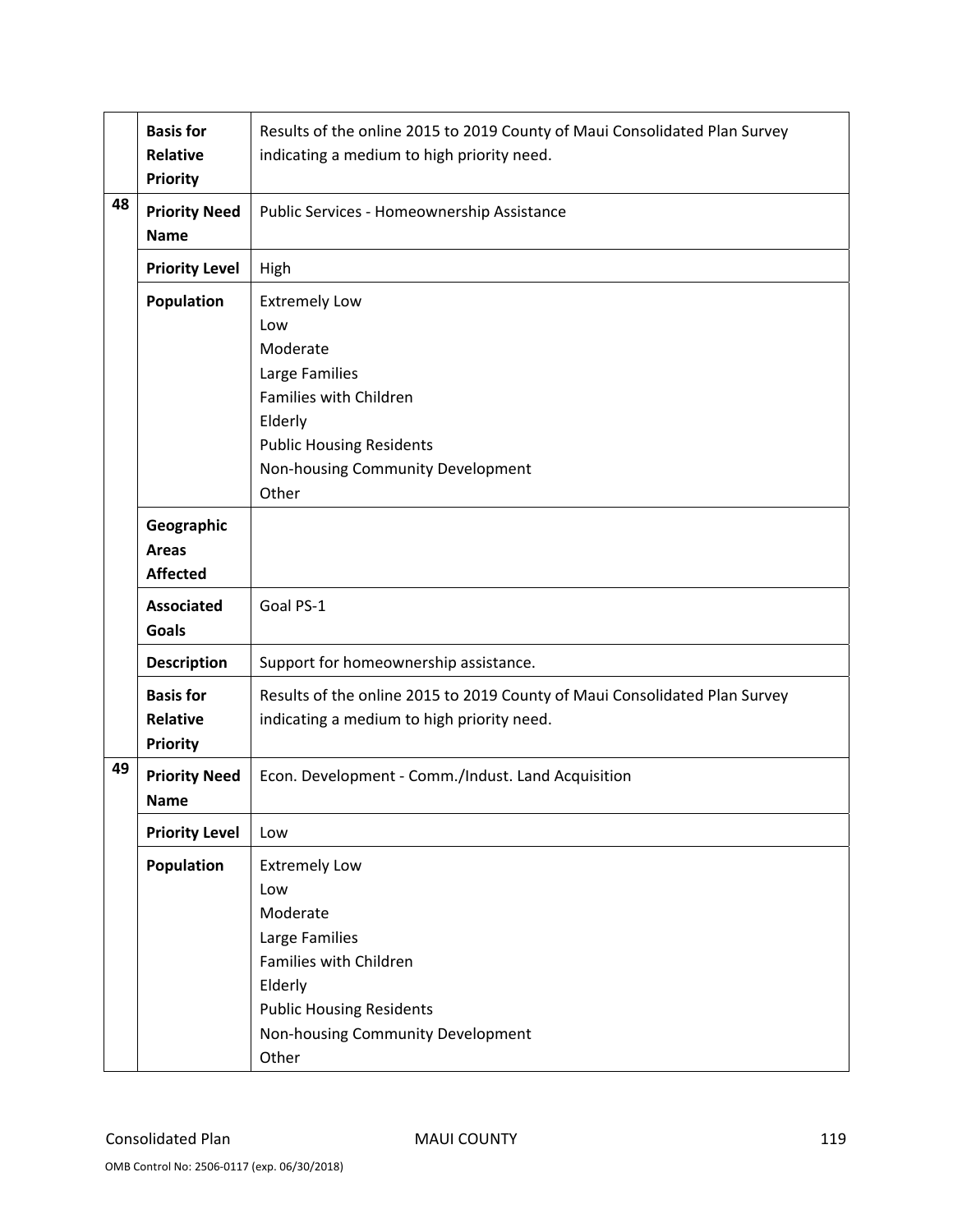| | | |
|---|---|---|
| | **Basis for Relative Priority** | Results of the online 2015 to 2019 County of Maui Consolidated Plan Survey indicating a medium to high priority need. |
| 48 | **Priority Need Name** | Public Services - Homeownership Assistance |
| | **Priority Level** | High |
| | **Population** | Extremely Low<br>Low<br>Moderate<br>Large Families<br>Families with Children<br>Elderly<br>Public Housing Residents<br>Non-housing Community Development<br>Other |
| | **Geographic Areas Affected** | |
| | **Associated Goals** | Goal PS-1 |
| | **Description** | Support for homeownership assistance. |
| | **Basis for Relative Priority** | Results of the online 2015 to 2019 County of Maui Consolidated Plan Survey indicating a medium to high priority need. |
| 49 | **Priority Need Name** | Econ. Development - Comm./Indust. Land Acquisition |
| | **Priority Level** | Low |
| | **Population** | Extremely Low<br>Low<br>Moderate<br>Large Families<br>Families with Children<br>Elderly<br>Public Housing Residents<br>Non-housing Community Development<br>Other |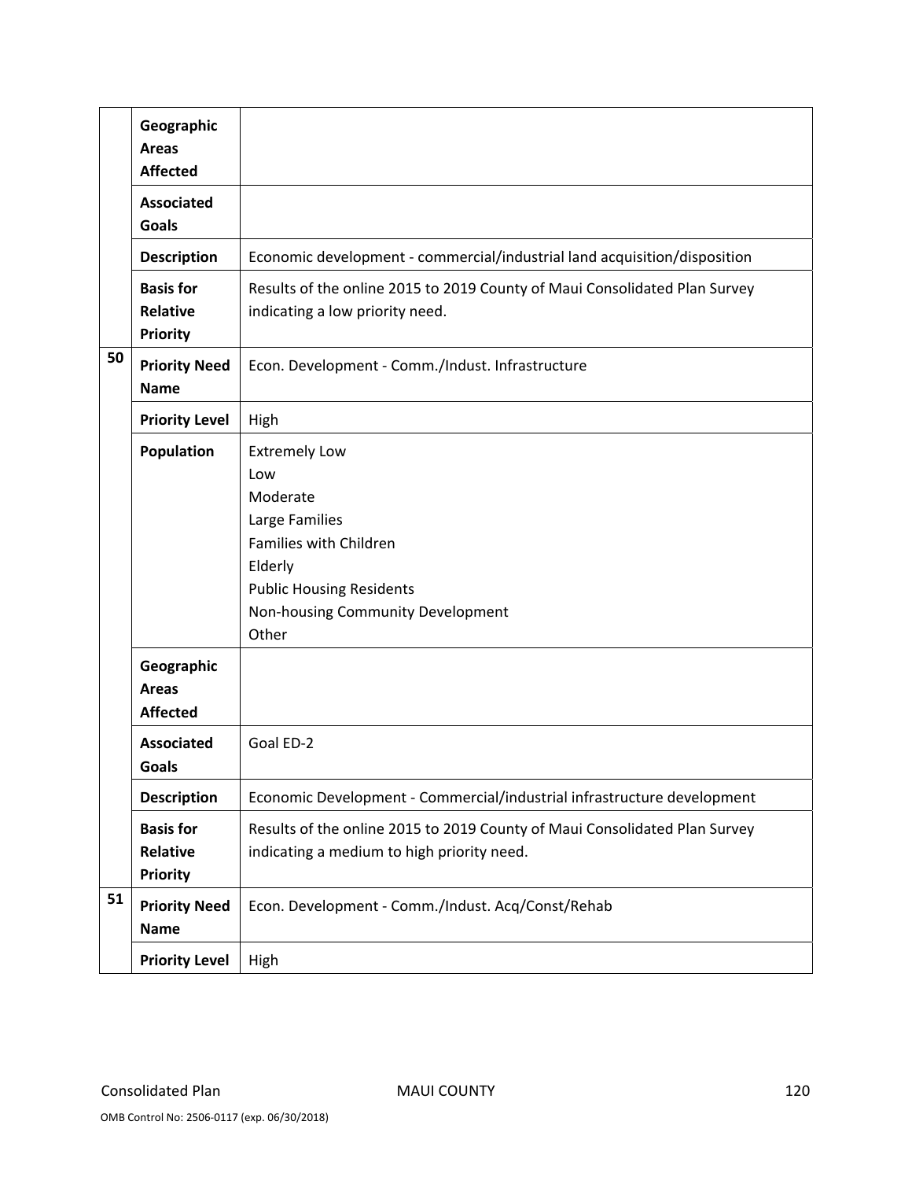| | | |
|---|---|---|
| | **Geographic Areas Affected** | |
| | **Associated Goals** | |
| | **Description** | Economic development - commercial/industrial land acquisition/disposition |
| | **Basis for Relative Priority** | Results of the online 2015 to 2019 County of Maui Consolidated Plan Survey indicating a low priority need. |
| 50 | **Priority Need Name** | Econ. Development - Comm./Indust. Infrastructure |
| | **Priority Level** | High |
| | **Population** | Extremely Low<br>Low<br>Moderate<br>Large Families<br>Families with Children<br>Elderly<br>Public Housing Residents<br>Non-housing Community Development<br>Other |
| | **Geographic Areas Affected** | |
| | **Associated Goals** | Goal ED-2 |
| | **Description** | Economic Development - Commercial/industrial infrastructure development |
| | **Basis for Relative Priority** | Results of the online 2015 to 2019 County of Maui Consolidated Plan Survey indicating a medium to high priority need. |
| 51 | **Priority Need Name** | Econ. Development - Comm./Indust. Acq/Const/Rehab |
| | **Priority Level** | High |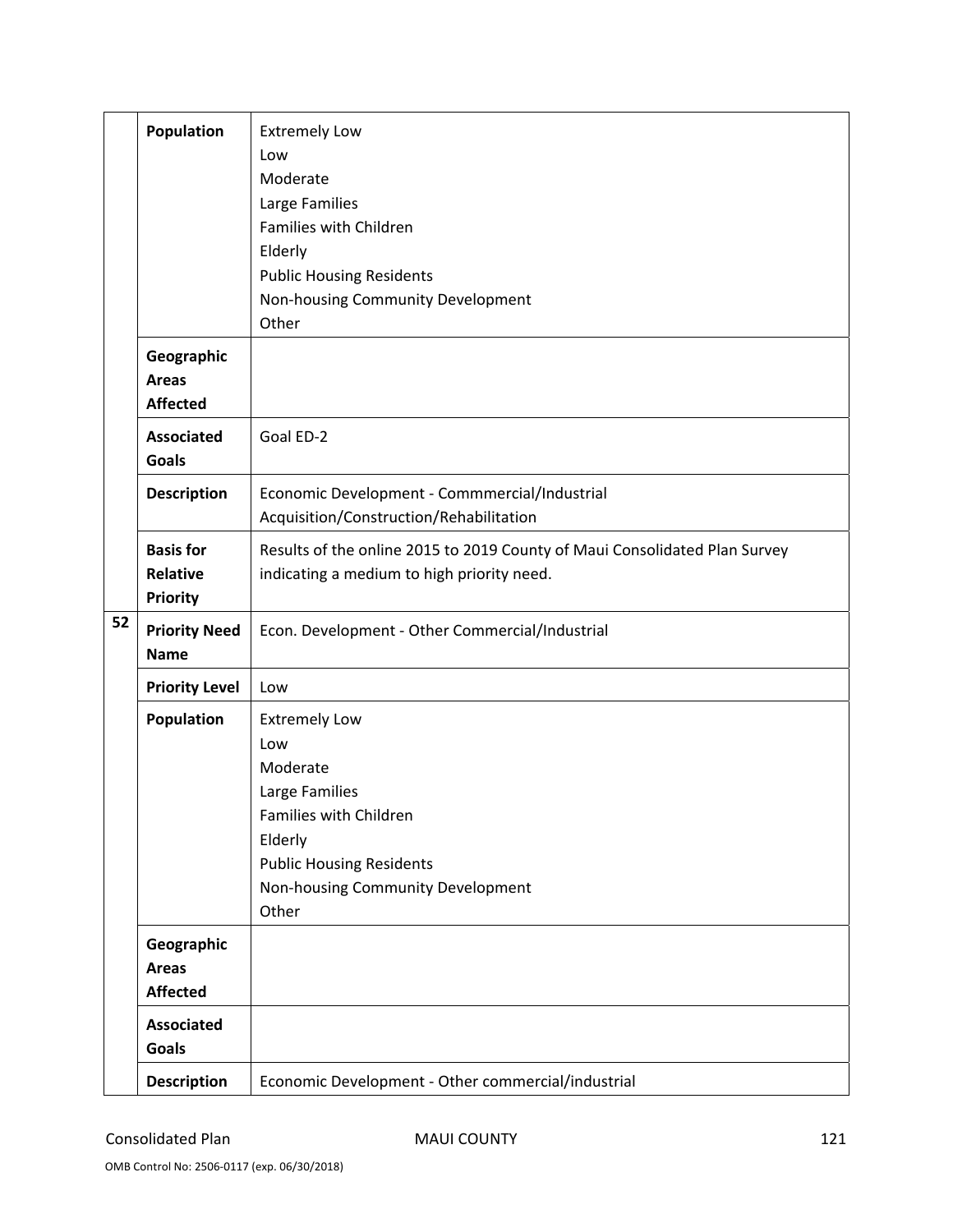| | | |
|---|---|---|
| | **Population** | Extremely Low<br>Low<br>Moderate<br>Large Families<br>Families with Children<br>Elderly<br>Public Housing Residents<br>Non-housing Community Development<br>Other |
| | **Geographic Areas Affected** | |
| | **Associated Goals** | Goal ED-2 |
| | **Description** | Economic Development - Commmercial/Industrial Acquisition/Construction/Rehabilitation |
| | **Basis for Relative Priority** | Results of the online 2015 to 2019 County of Maui Consolidated Plan Survey indicating a medium to high priority need. |
| 52 | **Priority Need Name** | Econ. Development - Other Commercial/Industrial |
| | **Priority Level** | Low |
| | **Population** | Extremely Low<br>Low<br>Moderate<br>Large Families<br>Families with Children<br>Elderly<br>Public Housing Residents<br>Non-housing Community Development<br>Other |
| | **Geographic Areas Affected** | |
| | **Associated Goals** | |
| | **Description** | Economic Development - Other commercial/industrial |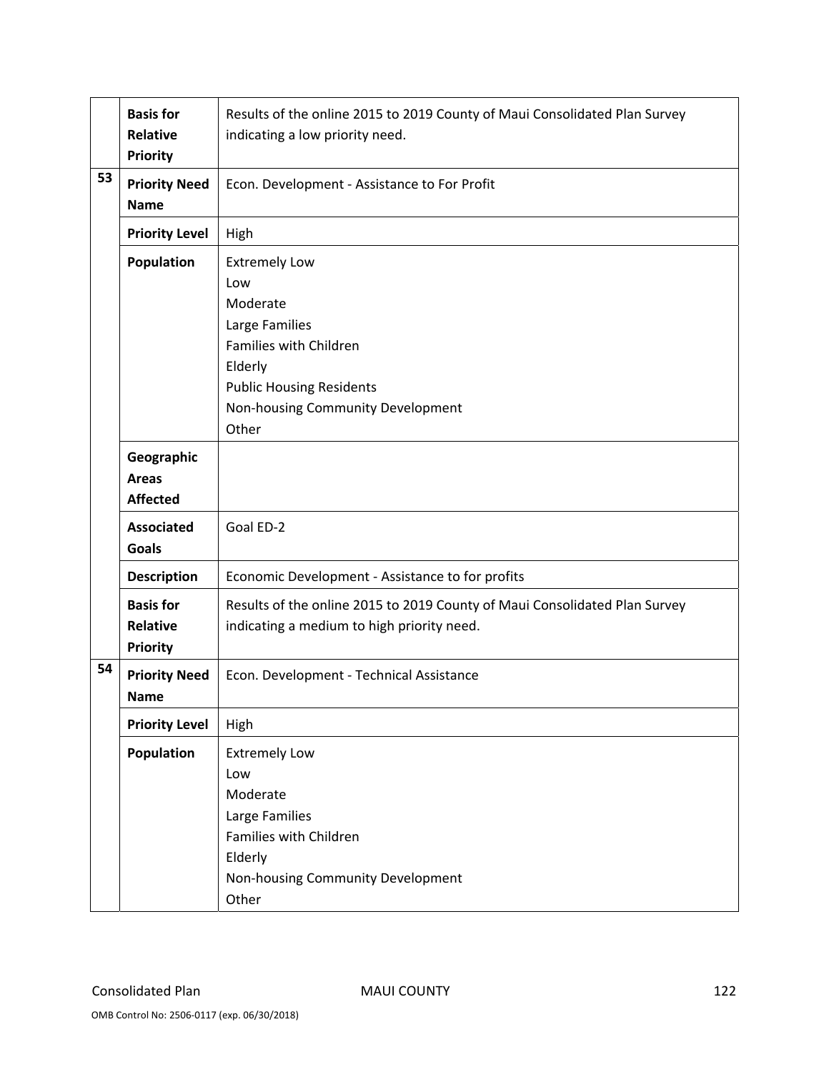| | | |
|---|---|---|
| | **Basis for Relative Priority** | Results of the online 2015 to 2019 County of Maui Consolidated Plan Survey indicating a low priority need. |
| **53** | **Priority Need Name** | Econ. Development - Assistance to For Profit |
| | **Priority Level** | High |
| | **Population** | Extremely Low<br>Low<br>Moderate<br>Large Families<br>Families with Children<br>Elderly<br>Public Housing Residents<br>Non-housing Community Development<br>Other |
| | **Geographic Areas Affected** | |
| | **Associated Goals** | Goal ED-2 |
| | **Description** | Economic Development - Assistance to for profits |
| | **Basis for Relative Priority** | Results of the online 2015 to 2019 County of Maui Consolidated Plan Survey indicating a medium to high priority need. |
| **54** | **Priority Need Name** | Econ. Development - Technical Assistance |
| | **Priority Level** | High |
| | **Population** | Extremely Low<br>Low<br>Moderate<br>Large Families<br>Families with Children<br>Elderly<br>Non-housing Community Development<br>Other |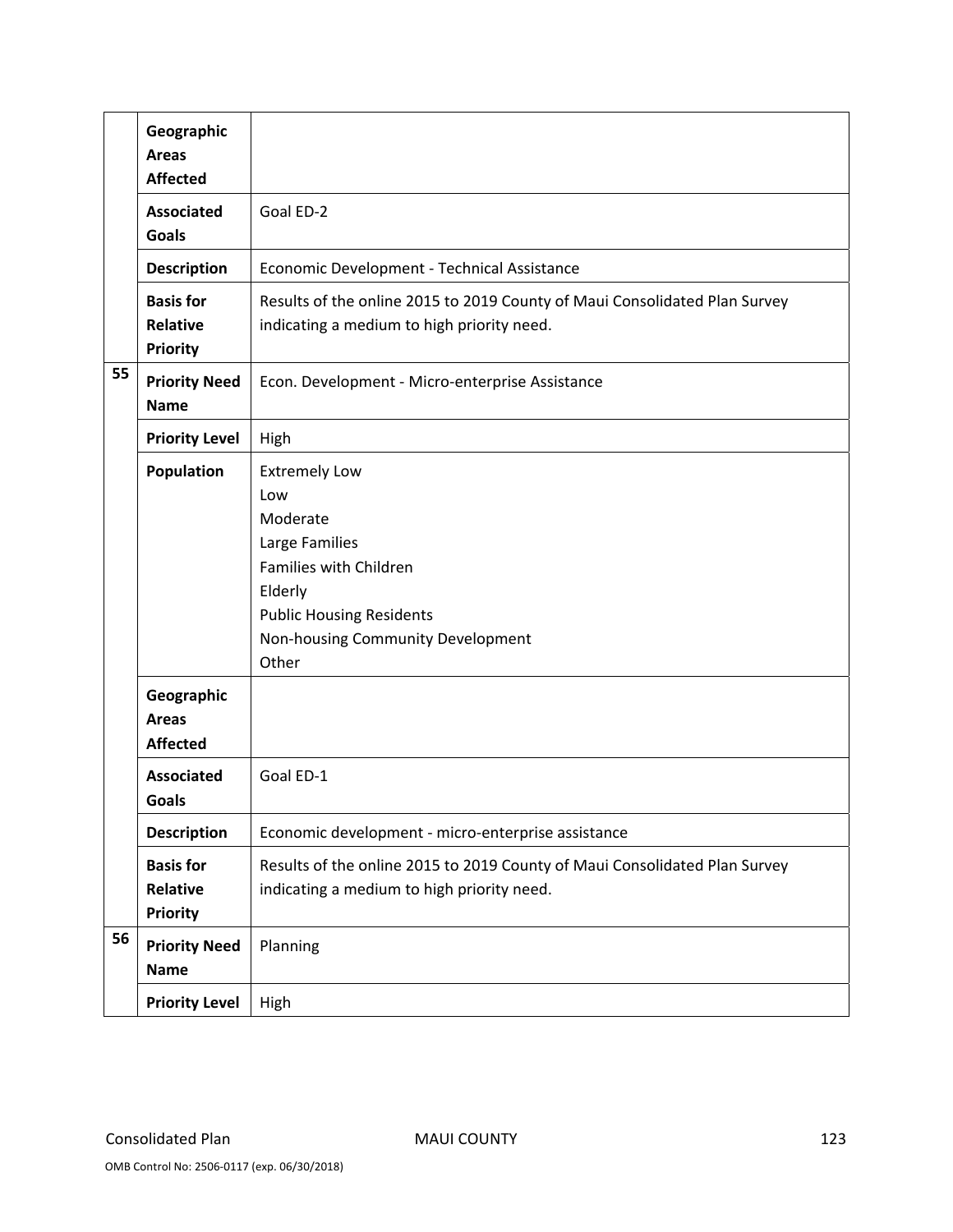| | | |
|---|---|---|
| | **Geographic Areas Affected** | |
| | **Associated Goals** | Goal ED-2 |
| | **Description** | Economic Development - Technical Assistance |
| | **Basis for Relative Priority** | Results of the online 2015 to 2019 County of Maui Consolidated Plan Survey indicating a medium to high priority need. |
| 55 | **Priority Need Name** | Econ. Development - Micro-enterprise Assistance |
| | **Priority Level** | High |
| | **Population** | Extremely Low<br>Low<br>Moderate<br>Large Families<br>Families with Children<br>Elderly<br>Public Housing Residents<br>Non-housing Community Development<br>Other |
| | **Geographic Areas Affected** | |
| | **Associated Goals** | Goal ED-1 |
| | **Description** | Economic development - micro-enterprise assistance |
| | **Basis for Relative Priority** | Results of the online 2015 to 2019 County of Maui Consolidated Plan Survey indicating a medium to high priority need. |
| 56 | **Priority Need Name** | Planning |
| | **Priority Level** | High |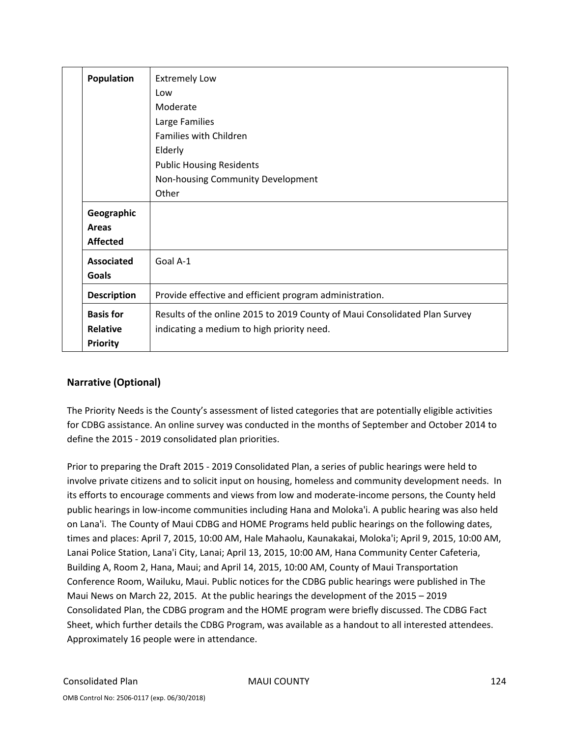| | | |
|---|---|---|
| | **Population** | Extremely Low<br>Low<br>Moderate<br>Large Families<br>Families with Children<br>Elderly<br>Public Housing Residents<br>Non-housing Community Development<br>Other |
| | **Geographic Areas Affected** | |
| | **Associated Goals** | Goal A-1 |
| | **Description** | Provide effective and efficient program administration. |
| | **Basis for Relative Priority** | Results of the online 2015 to 2019 County of Maui Consolidated Plan Survey indicating a medium to high priority need. |

## Narrative (Optional)

The Priority Needs is the County's assessment of listed categories that are potentially eligible activities for CDBG assistance. An online survey was conducted in the months of September and October 2014 to define the 2015 - 2019 consolidated plan priorities.

Prior to preparing the Draft 2015 - 2019 Consolidated Plan, a series of public hearings were held to involve private citizens and to solicit input on housing, homeless and community development needs. In its efforts to encourage comments and views from low and moderate-income persons, the County held public hearings in low-income communities including Hana and Moloka'i. A public hearing was also held on Lana'i. The County of Maui CDBG and HOME Programs held public hearings on the following dates, times and places: April 7, 2015, 10:00 AM, Hale Mahaolu, Kaunakakai, Moloka'i; April 9, 2015, 10:00 AM, Lanai Police Station, Lana'i City, Lanai; April 13, 2015, 10:00 AM, Hana Community Center Cafeteria, Building A, Room 2, Hana, Maui; and April 14, 2015, 10:00 AM, County of Maui Transportation Conference Room, Wailuku, Maui. Public notices for the CDBG public hearings were published in The Maui News on March 22, 2015. At the public hearings the development of the 2015 – 2019 Consolidated Plan, the CDBG program and the HOME program were briefly discussed. The CDBG Fact Sheet, which further details the CDBG Program, was available as a handout to all interested attendees. Approximately 16 people were in attendance.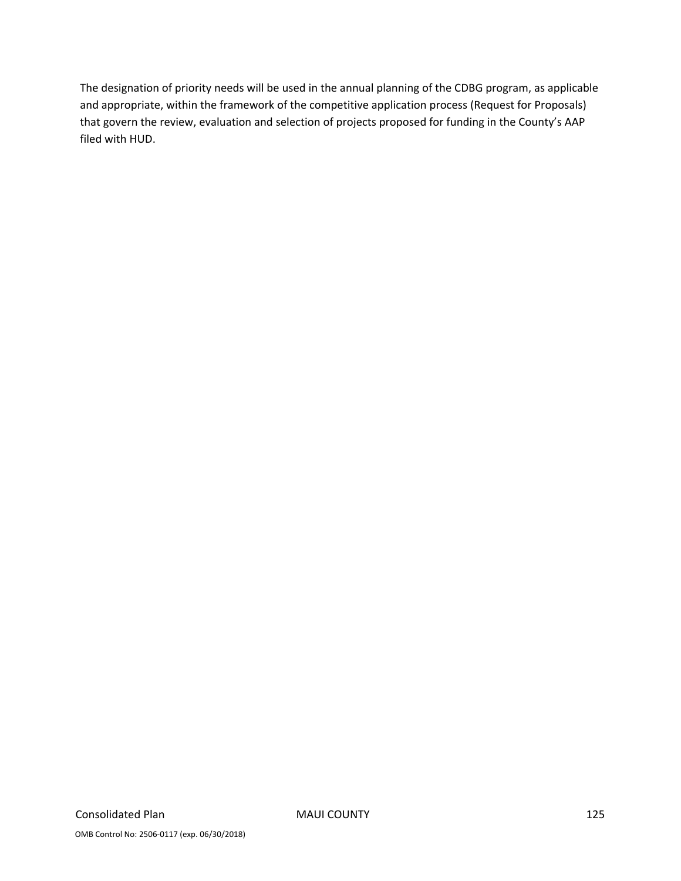The designation of priority needs will be used in the annual planning of the CDBG program, as applicable and appropriate, within the framework of the competitive application process (Request for Proposals) that govern the review, evaluation and selection of projects proposed for funding in the County's AAP filed with HUD.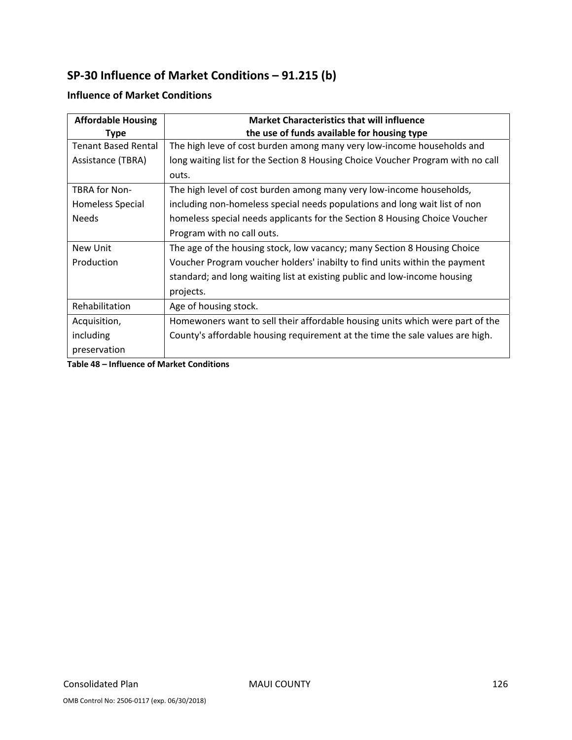## SP-30 Influence of Market Conditions – 91.215 (b)

### Influence of Market Conditions

| Affordable Housing Type | Market Characteristics that will influence the use of funds available for housing type |
|---|---|
| Tenant Based Rental Assistance (TBRA) | The high leve of cost burden among many very low-income households and long waiting list for the Section 8 Housing Choice Voucher Program with no call outs. |
| TBRA for Non-Homeless Special Needs | The high level of cost burden among many very low-income households, including non-homeless special needs populations and long wait list of non homeless special needs applicants for the Section 8 Housing Choice Voucher Program with no call outs. |
| New Unit Production | The age of the housing stock, low vacancy; many Section 8 Housing Choice Voucher Program voucher holders' inabilty to find units within the payment standard; and long waiting list at existing public and low-income housing projects. |
| Rehabilitation | Age of housing stock. |
| Acquisition, including preservation | Homewoners want to sell their affordable housing units which were part of the County's affordable housing requirement at the time the sale values are high. |

**Table 48 – Influence of Market Conditions**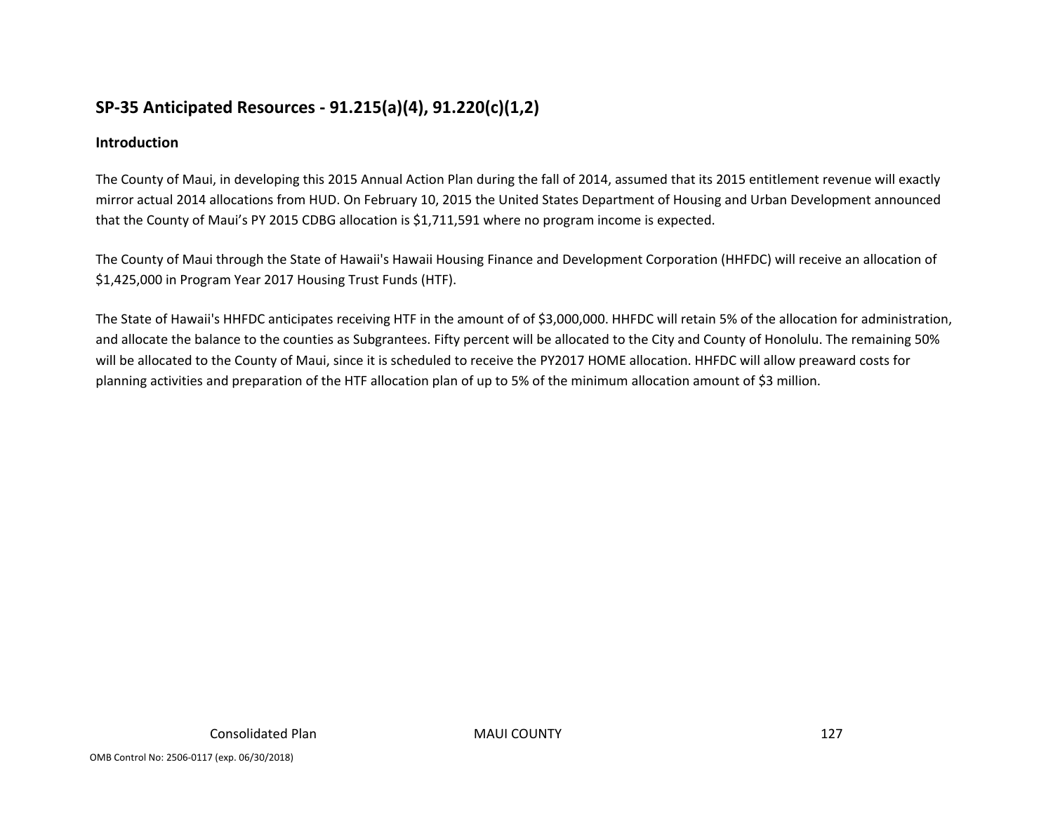## SP-35 Anticipated Resources - 91.215(a)(4), 91.220(c)(1,2)

### Introduction

The County of Maui, in developing this 2015 Annual Action Plan during the fall of 2014, assumed that its 2015 entitlement revenue will exactly mirror actual 2014 allocations from HUD. On February 10, 2015 the United States Department of Housing and Urban Development announced that the County of Maui's PY 2015 CDBG allocation is $1,711,591 where no program income is expected.

The County of Maui through the State of Hawaii's Hawaii Housing Finance and Development Corporation (HHFDC) will receive an allocation of $1,425,000 in Program Year 2017 Housing Trust Funds (HTF).

The State of Hawaii's HHFDC anticipates receiving HTF in the amount of of $3,000,000. HHFDC will retain 5% of the allocation for administration, and allocate the balance to the counties as Subgrantees. Fifty percent will be allocated to the City and County of Honolulu. The remaining 50% will be allocated to the County of Maui, since it is scheduled to receive the PY2017 HOME allocation. HHFDC will allow preaward costs for planning activities and preparation of the HTF allocation plan of up to 5% of the minimum allocation amount of $3 million.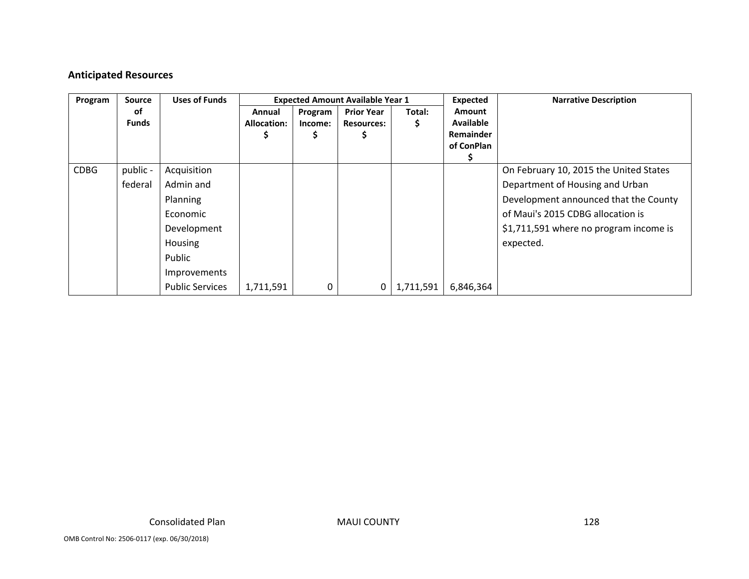**Anticipated Resources**

| Program | Source of Funds | Uses of Funds | Expected Amount Available Year 1 | | | | Expected Amount Available Remainder of ConPlan $ | Narrative Description |
|---|---|---|---|---|---|---|---|---|
| | | | Annual Allocation: $ | Program Income: $ | Prior Year Resources: $ | Total: $ | | |
| CDBG | public - federal | Acquisition<br>Admin and Planning<br>Economic Development<br>Housing<br>Public Improvements<br>Public Services | 1,711,591 | 0 | 0 | 1,711,591 | 6,846,364 | On February 10, 2015 the United States Department of Housing and Urban Development announced that the County of Maui's 2015 CDBG allocation is $1,711,591 where no program income is expected. |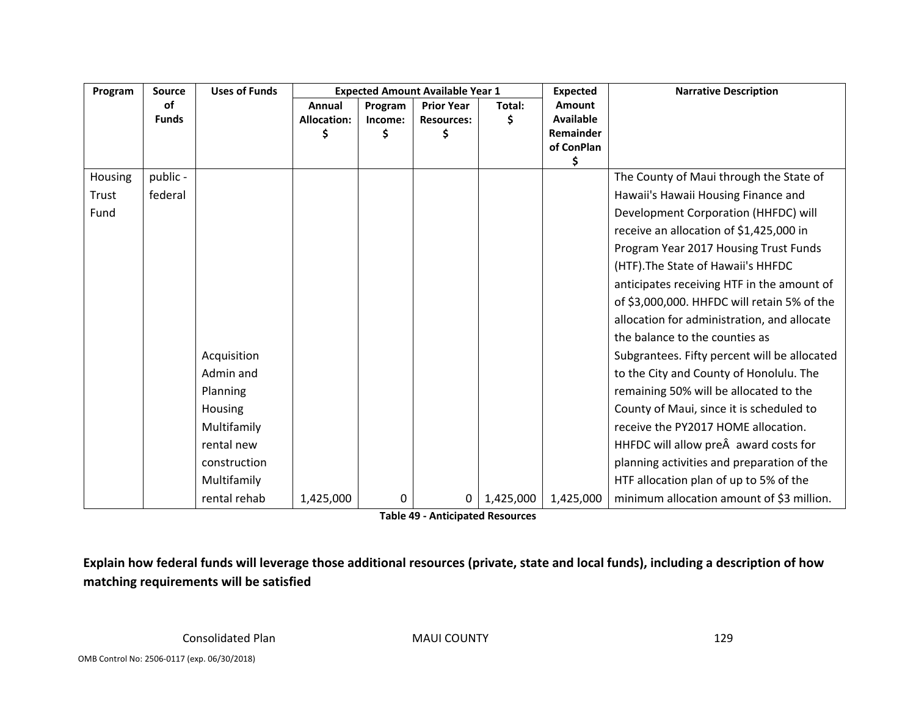| Program | Source of Funds | Uses of Funds | Expected Amount Available Year 1 | | | | Expected Amount Available Remainder of ConPlan $ | Narrative Description |
|---|---|---|---|---|---|---|---|---|
| | | | Annual Allocation: $ | Program Income: $ | Prior Year Resources: $ | Total: $ | | |
| Housing Trust Fund | public - federal | Acquisition Admin and Planning Housing Multifamily rental new construction Multifamily rental rehab | 1,425,000 | 0 | 0 | 1,425,000 | 1,425,000 | The County of Maui through the State of Hawaii's Hawaii Housing Finance and Development Corporation (HHFDC) will receive an allocation of $1,425,000 in Program Year 2017 Housing Trust Funds (HTF).The State of Hawaii's HHFDC anticipates receiving HTF in the amount of of $3,000,000. HHFDC will retain 5% of the allocation for administration, and allocate the balance to the counties as Subgrantees. Fifty percent will be allocated to the City and County of Honolulu. The remaining 50% will be allocated to the County of Maui, since it is scheduled to receive the PY2017 HOME allocation. HHFDC will allow preÂ  award costs for planning activities and preparation of the HTF allocation plan of up to 5% of the minimum allocation amount of $3 million. |

**Table 49 - Anticipated Resources**

**Explain how federal funds will leverage those additional resources (private, state and local funds), including a description of how matching requirements will be satisfied**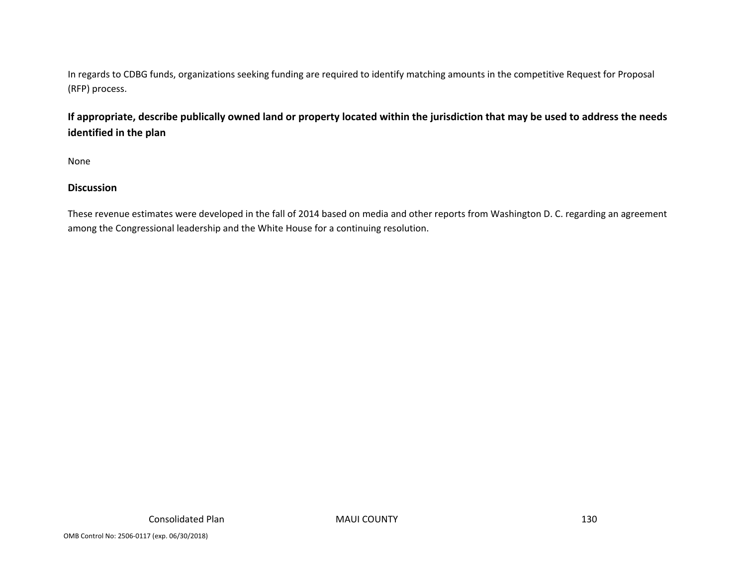In regards to CDBG funds, organizations seeking funding are required to identify matching amounts in the competitive Request for Proposal (RFP) process.

**If appropriate, describe publically owned land or property located within the jurisdiction that may be used to address the needs identified in the plan**

None

**Discussion**

These revenue estimates were developed in the fall of 2014 based on media and other reports from Washington D. C. regarding an agreement among the Congressional leadership and the White House for a continuing resolution.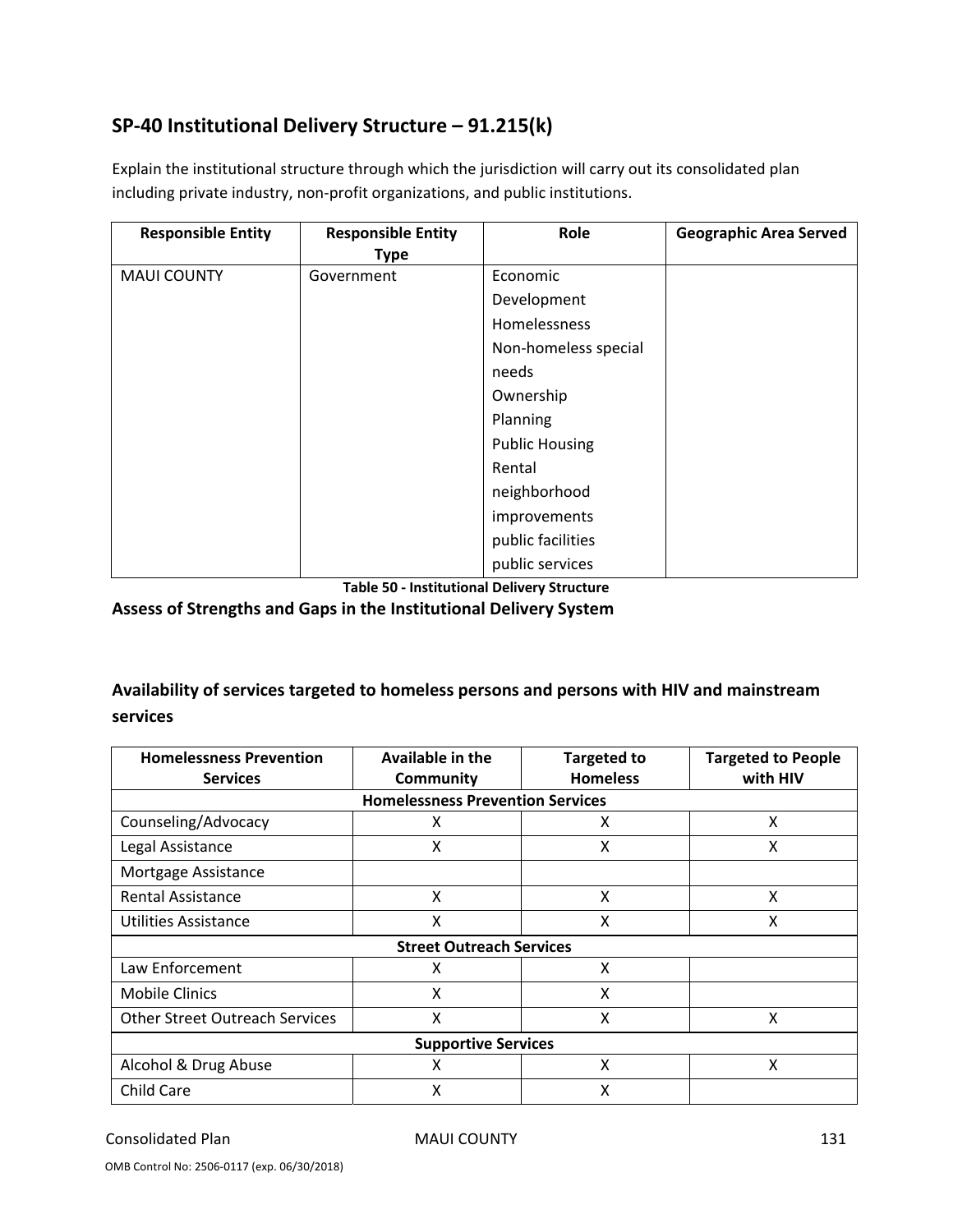## SP-40 Institutional Delivery Structure – 91.215(k)

Explain the institutional structure through which the jurisdiction will carry out its consolidated plan including private industry, non-profit organizations, and public institutions.

| Responsible Entity | Responsible Entity Type | Role | Geographic Area Served |
|---|---|---|---|
| MAUI COUNTY | Government | Economic Development<br>Homelessness<br>Non-homeless special needs<br>Ownership<br>Planning<br>Public Housing<br>Rental<br>neighborhood improvements<br>public facilities<br>public services | |

**Table 50 - Institutional Delivery Structure**

### Assess of Strengths and Gaps in the Institutional Delivery System

### Availability of services targeted to homeless persons and persons with HIV and mainstream services

| Homelessness Prevention Services | Available in the Community | Targeted to Homeless | Targeted to People with HIV |
|---|---|---|---|
| **Homelessness Prevention Services** | | | |
| Counseling/Advocacy | X | X | X |
| Legal Assistance | X | X | X |
| Mortgage Assistance | | | |
| Rental Assistance | X | X | X |
| Utilities Assistance | X | X | X |
| **Street Outreach Services** | | | |
| Law Enforcement | X | X | |
| Mobile Clinics | X | X | |
| Other Street Outreach Services | X | X | X |
| **Supportive Services** | | | |
| Alcohol & Drug Abuse | X | X | X |
| Child Care | X | X | |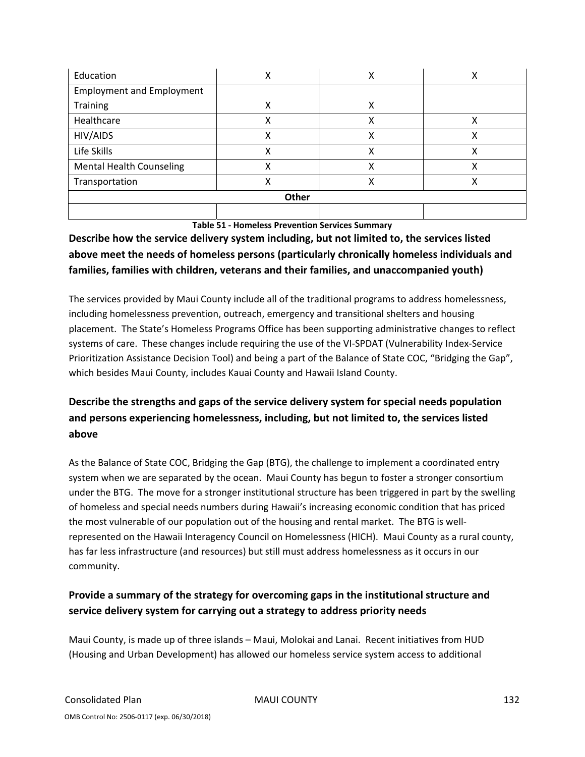| Education | X | X | X |
|---|---|---|---|
| Employment and Employment Training | X | X | |
| Healthcare | X | X | X |
| HIV/AIDS | X | X | X |
| Life Skills | X | X | X |
| Mental Health Counseling | X | X | X |
| Transportation | X | X | X |
| **Other** | | | |
| | | | |

**Table 51 - Homeless Prevention Services Summary**

## Describe how the service delivery system including, but not limited to, the services listed above meet the needs of homeless persons (particularly chronically homeless individuals and families, families with children, veterans and their families, and unaccompanied youth)

The services provided by Maui County include all of the traditional programs to address homelessness, including homelessness prevention, outreach, emergency and transitional shelters and housing placement. The State's Homeless Programs Office has been supporting administrative changes to reflect systems of care. These changes include requiring the use of the VI-SPDAT (Vulnerability Index-Service Prioritization Assistance Decision Tool) and being a part of the Balance of State COC, "Bridging the Gap", which besides Maui County, includes Kauai County and Hawaii Island County.

## Describe the strengths and gaps of the service delivery system for special needs population and persons experiencing homelessness, including, but not limited to, the services listed above

As the Balance of State COC, Bridging the Gap (BTG), the challenge to implement a coordinated entry system when we are separated by the ocean. Maui County has begun to foster a stronger consortium under the BTG. The move for a stronger institutional structure has been triggered in part by the swelling of homeless and special needs numbers during Hawaii's increasing economic condition that has priced the most vulnerable of our population out of the housing and rental market. The BTG is well-represented on the Hawaii Interagency Council on Homelessness (HICH). Maui County as a rural county, has far less infrastructure (and resources) but still must address homelessness as it occurs in our community.

## Provide a summary of the strategy for overcoming gaps in the institutional structure and service delivery system for carrying out a strategy to address priority needs

Maui County, is made up of three islands – Maui, Molokai and Lanai. Recent initiatives from HUD (Housing and Urban Development) has allowed our homeless service system access to additional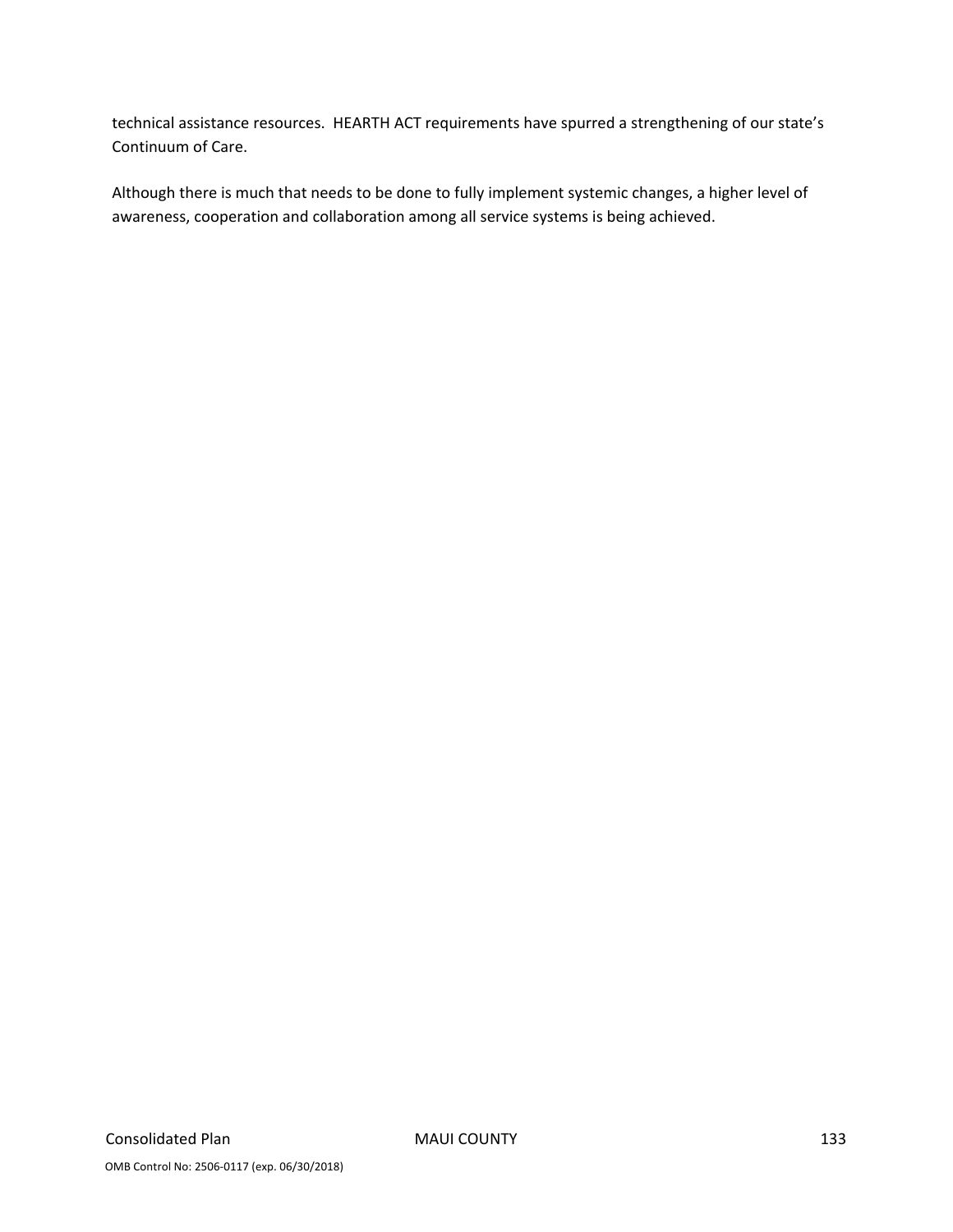technical assistance resources.  HEARTH ACT requirements have spurred a strengthening of our state's Continuum of Care.

Although there is much that needs to be done to fully implement systemic changes, a higher level of awareness, cooperation and collaboration among all service systems is being achieved.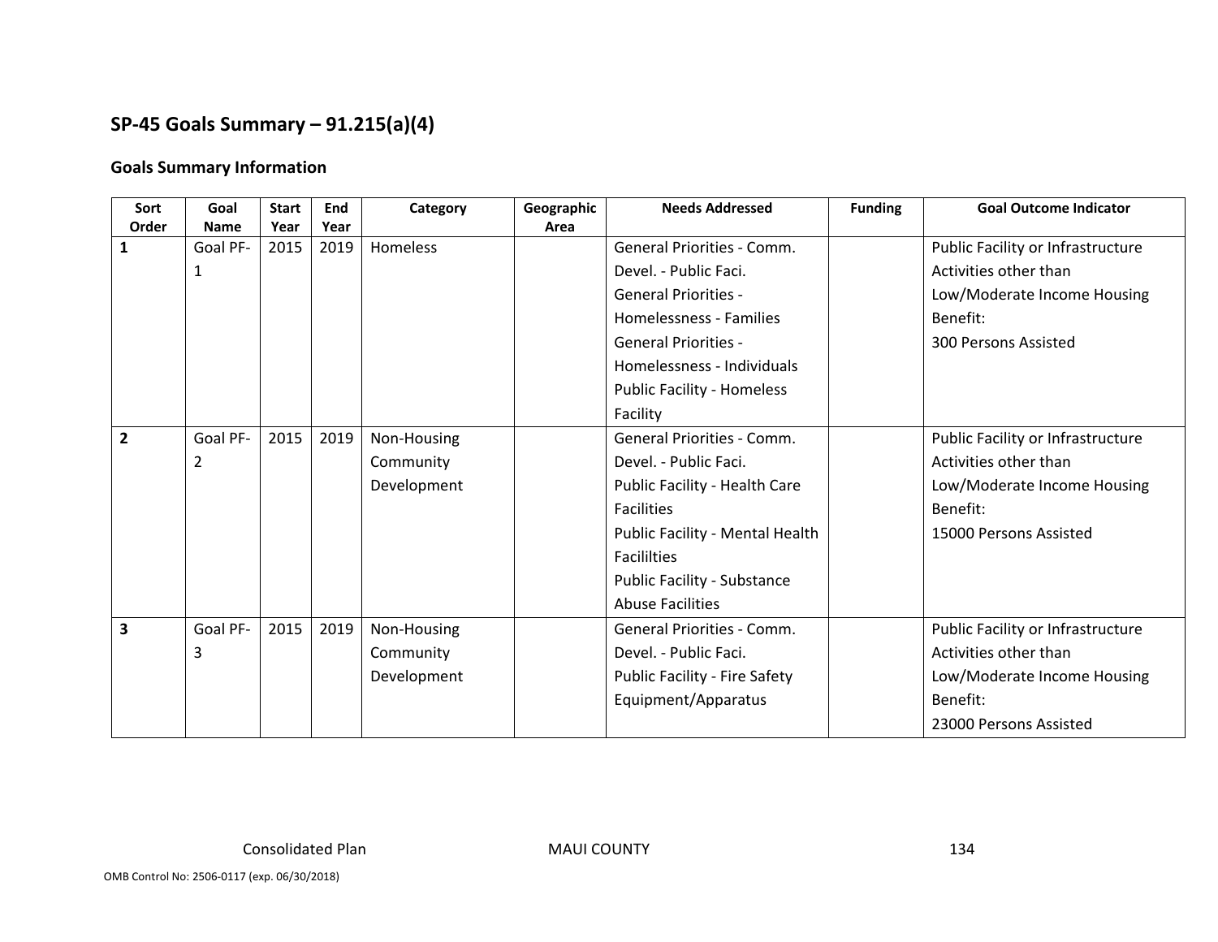## SP-45 Goals Summary – 91.215(a)(4)

### Goals Summary Information

| Sort Order | Goal Name | Start Year | End Year | Category | Geographic Area | Needs Addressed | Funding | Goal Outcome Indicator |
|---|---|---|---|---|---|---|---|---|
| **1** | Goal PF-1 | 2015 | 2019 | Homeless | | General Priorities - Comm. Devel. - Public Faci.<br>General Priorities - Homelessness - Families<br>General Priorities - Homelessness - Individuals<br>Public Facility - Homeless Facility | | Public Facility or Infrastructure Activities other than Low/Moderate Income Housing Benefit:<br>300 Persons Assisted |
| **2** | Goal PF-2 | 2015 | 2019 | Non-Housing Community Development | | General Priorities - Comm. Devel. - Public Faci.<br>Public Facility - Health Care Facilities<br>Public Facility - Mental Health Facililties<br>Public Facility - Substance Abuse Facilities | | Public Facility or Infrastructure Activities other than Low/Moderate Income Housing Benefit:<br>15000 Persons Assisted |
| **3** | Goal PF-3 | 2015 | 2019 | Non-Housing Community Development | | General Priorities - Comm. Devel. - Public Faci.<br>Public Facility - Fire Safety Equipment/Apparatus | | Public Facility or Infrastructure Activities other than Low/Moderate Income Housing Benefit:<br>23000 Persons Assisted |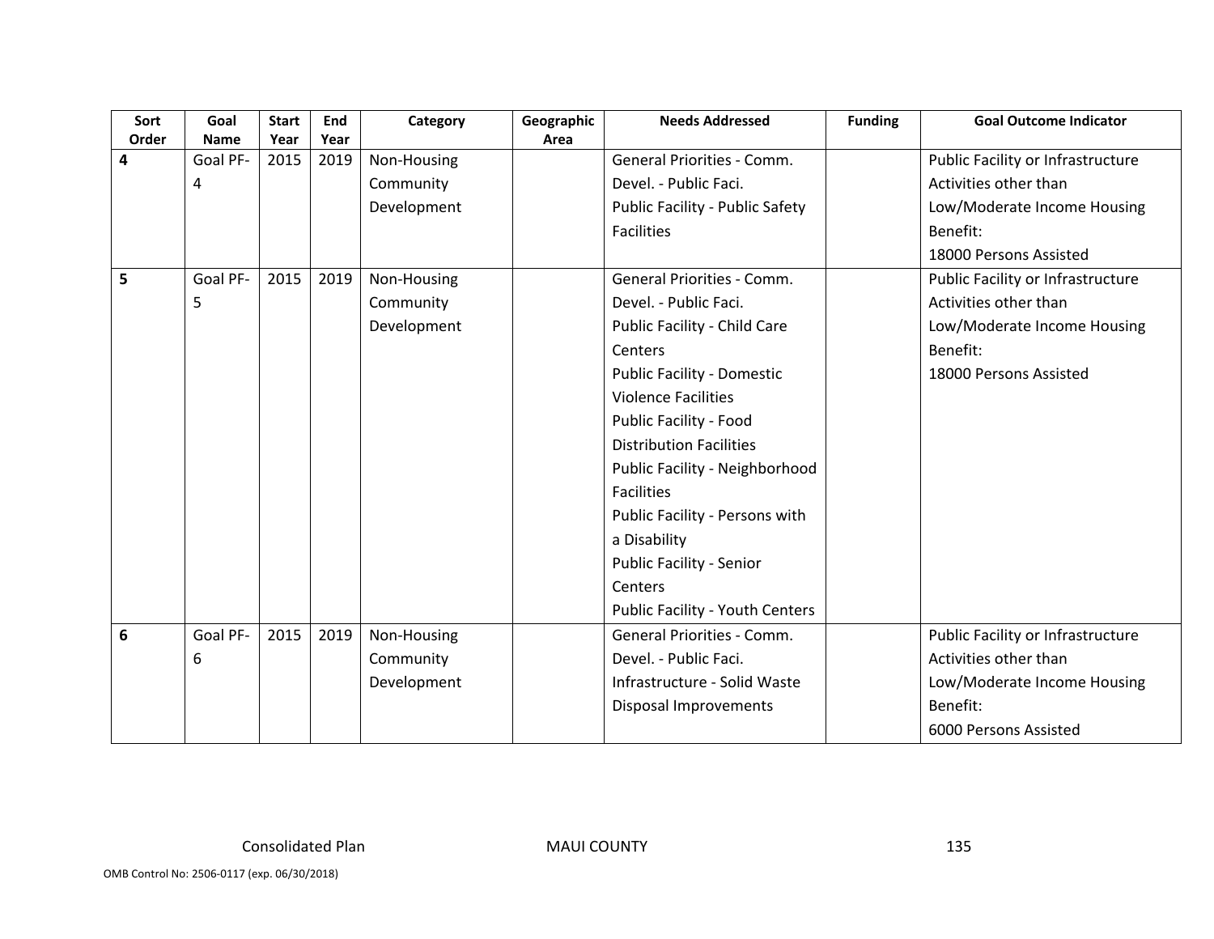| Sort Order | Goal Name | Start Year | End Year | Category | Geographic Area | Needs Addressed | Funding | Goal Outcome Indicator |
|---|---|---|---|---|---|---|---|---|
| **4** | Goal PF-4 | 2015 | 2019 | Non-Housing Community Development | | General Priorities - Comm. Devel. - Public Faci.<br>Public Facility - Public Safety Facilities | | Public Facility or Infrastructure Activities other than Low/Moderate Income Housing Benefit:<br>18000 Persons Assisted |
| **5** | Goal PF-5 | 2015 | 2019 | Non-Housing Community Development | | General Priorities - Comm. Devel. - Public Faci.<br>Public Facility - Child Care Centers<br>Public Facility - Domestic Violence Facilities<br>Public Facility - Food Distribution Facilities<br>Public Facility - Neighborhood Facilities<br>Public Facility - Persons with a Disability<br>Public Facility - Senior Centers<br>Public Facility - Youth Centers | | Public Facility or Infrastructure Activities other than Low/Moderate Income Housing Benefit:<br>18000 Persons Assisted |
| **6** | Goal PF-6 | 2015 | 2019 | Non-Housing Community Development | | General Priorities - Comm. Devel. - Public Faci.<br>Infrastructure - Solid Waste Disposal Improvements | | Public Facility or Infrastructure Activities other than Low/Moderate Income Housing Benefit:<br>6000 Persons Assisted |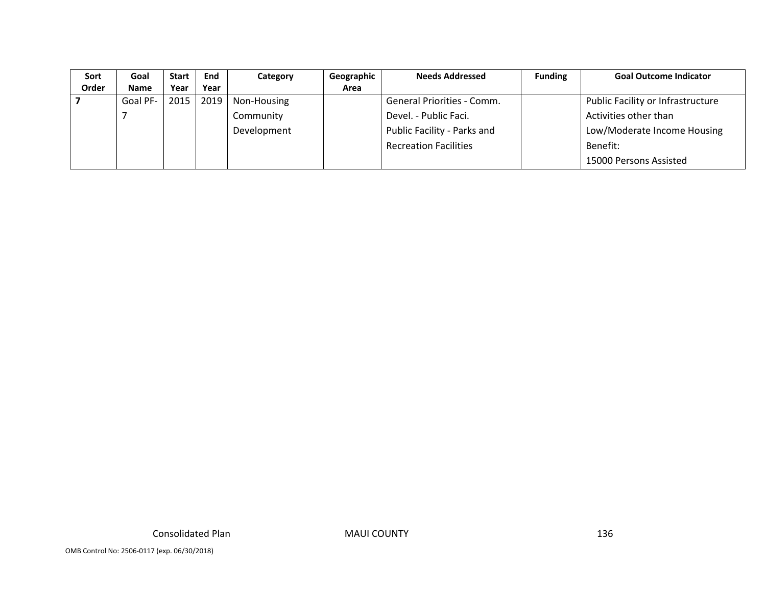| Sort Order | Goal Name | Start Year | End Year | Category | Geographic Area | Needs Addressed | Funding | Goal Outcome Indicator |
|---|---|---|---|---|---|---|---|---|
| **7** | Goal PF-7 | 2015 | 2019 | Non-Housing Community Development | | General Priorities - Comm. Devel. - Public Faci. Public Facility - Parks and Recreation Facilities | | Public Facility or Infrastructure Activities other than Low/Moderate Income Housing Benefit: 15000 Persons Assisted |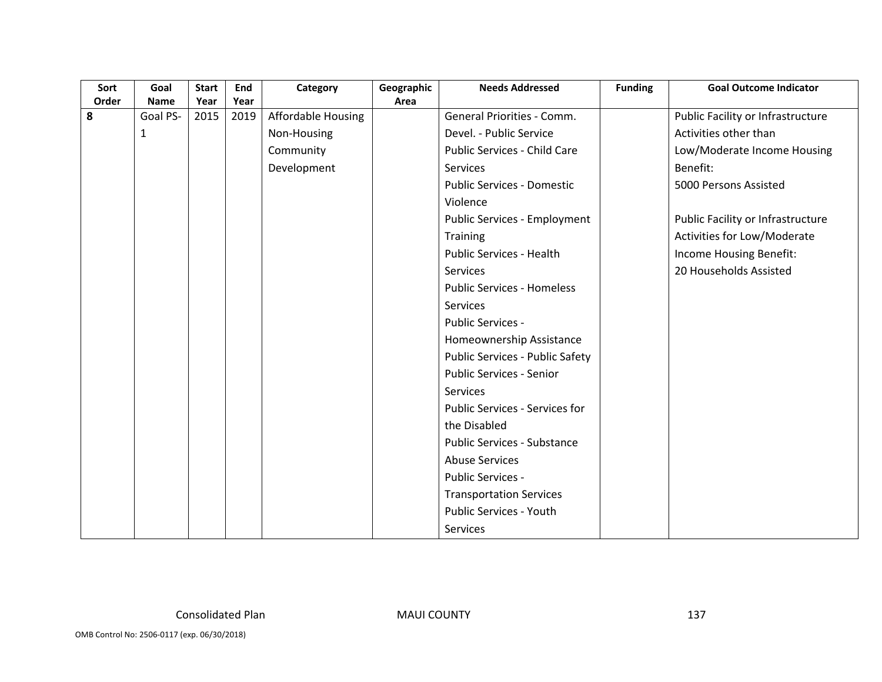| Sort Order | Goal Name | Start Year | End Year | Category | Geographic Area | Needs Addressed | Funding | Goal Outcome Indicator |
|---|---|---|---|---|---|---|---|---|
| **8** | Goal PS-1 | 2015 | 2019 | Affordable Housing<br>Non-Housing Community Development | | General Priorities - Comm. Devel. - Public Service<br>Public Services - Child Care Services<br>Public Services - Domestic Violence<br>Public Services - Employment Training<br>Public Services - Health Services<br>Public Services - Homeless Services<br>Public Services - Homeownership Assistance<br>Public Services - Public Safety<br>Public Services - Senior Services<br>Public Services - Services for the Disabled<br>Public Services - Substance Abuse Services<br>Public Services - Transportation Services<br>Public Services - Youth Services | | Public Facility or Infrastructure Activities other than Low/Moderate Income Housing Benefit:<br>5000 Persons Assisted<br><br>Public Facility or Infrastructure Activities for Low/Moderate Income Housing Benefit:<br>20 Households Assisted |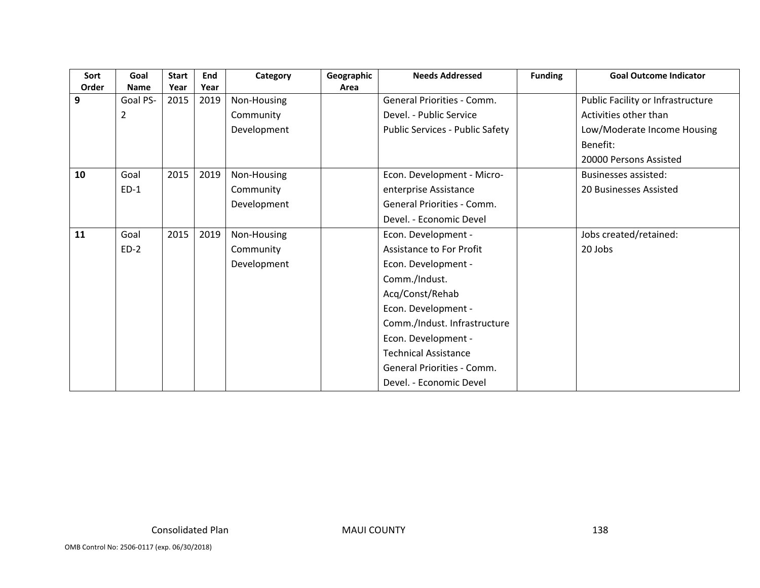| Sort Order | Goal Name | Start Year | End Year | Category | Geographic Area | Needs Addressed | Funding | Goal Outcome Indicator |
|---|---|---|---|---|---|---|---|---|
| **9** | Goal PS-2 | 2015 | 2019 | Non-Housing Community Development | | General Priorities - Comm. Devel. - Public Service<br>Public Services - Public Safety | | Public Facility or Infrastructure Activities other than Low/Moderate Income Housing Benefit:<br>20000 Persons Assisted |
| **10** | Goal ED-1 | 2015 | 2019 | Non-Housing Community Development | | Econ. Development - Micro-enterprise Assistance<br>General Priorities - Comm. Devel. - Economic Devel | | Businesses assisted:<br>20 Businesses Assisted |
| **11** | Goal ED-2 | 2015 | 2019 | Non-Housing Community Development | | Econ. Development - Assistance to For Profit<br>Econ. Development - Comm./Indust. Acq/Const/Rehab<br>Econ. Development - Comm./Indust. Infrastructure<br>Econ. Development - Technical Assistance<br>General Priorities - Comm. Devel. - Economic Devel | | Jobs created/retained:<br>20 Jobs |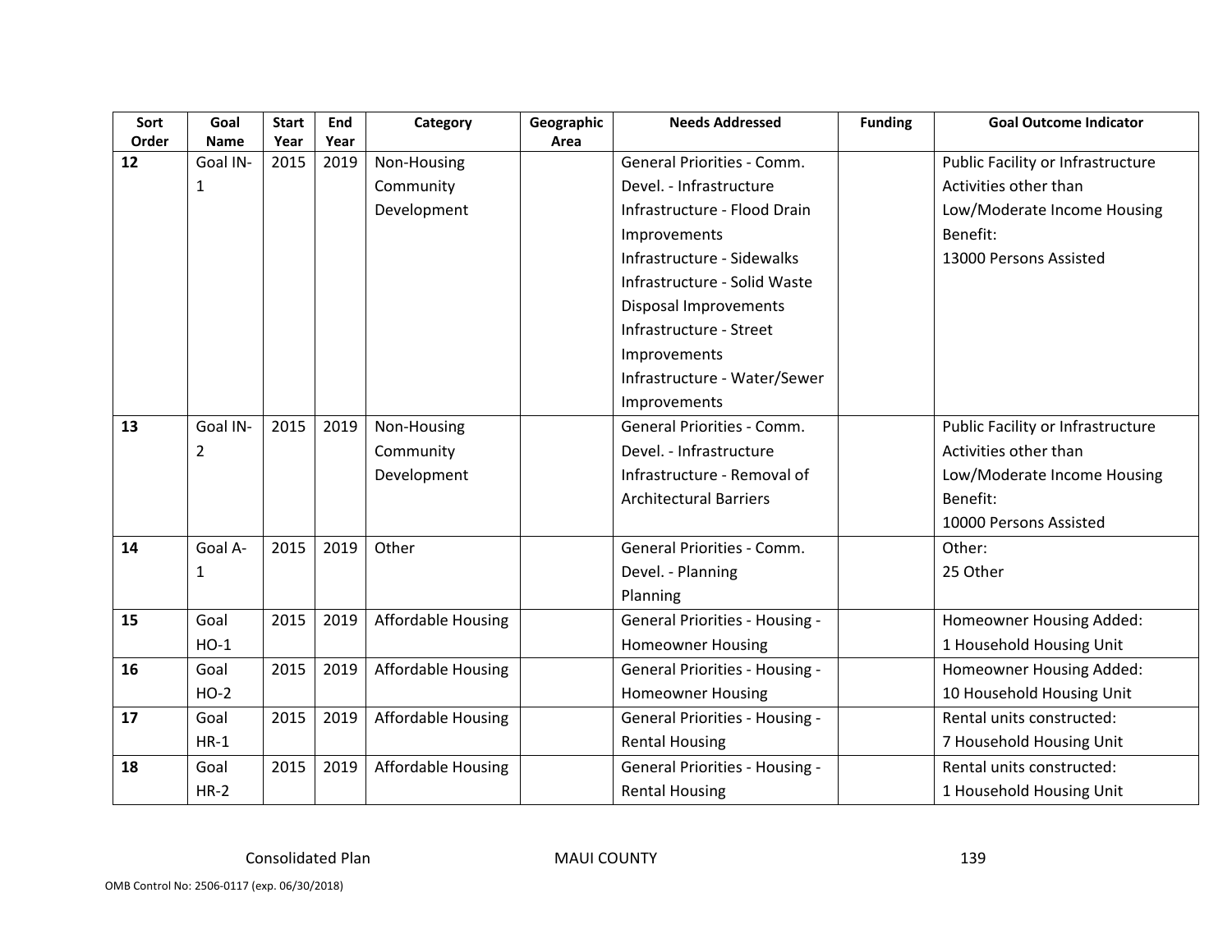| Sort Order | Goal Name | Start Year | End Year | Category | Geographic Area | Needs Addressed | Funding | Goal Outcome Indicator |
|---|---|---|---|---|---|---|---|---|
| **12** | Goal IN-1 | 2015 | 2019 | Non-Housing Community Development | | General Priorities - Comm. Devel. - Infrastructure<br>Infrastructure - Flood Drain Improvements<br>Infrastructure - Sidewalks<br>Infrastructure - Solid Waste Disposal Improvements<br>Infrastructure - Street Improvements<br>Infrastructure - Water/Sewer Improvements | | Public Facility or Infrastructure Activities other than Low/Moderate Income Housing Benefit:<br>13000 Persons Assisted |
| **13** | Goal IN-2 | 2015 | 2019 | Non-Housing Community Development | | General Priorities - Comm. Devel. - Infrastructure<br>Infrastructure - Removal of Architectural Barriers | | Public Facility or Infrastructure Activities other than Low/Moderate Income Housing Benefit:<br>10000 Persons Assisted |
| **14** | Goal A-1 | 2015 | 2019 | Other | | General Priorities - Comm. Devel. - Planning<br>Planning | | Other:<br>25 Other |
| **15** | Goal HO-1 | 2015 | 2019 | Affordable Housing | | General Priorities - Housing - Homeowner Housing | | Homeowner Housing Added:<br>1 Household Housing Unit |
| **16** | Goal HO-2 | 2015 | 2019 | Affordable Housing | | General Priorities - Housing - Homeowner Housing | | Homeowner Housing Added:<br>10 Household Housing Unit |
| **17** | Goal HR-1 | 2015 | 2019 | Affordable Housing | | General Priorities - Housing - Rental Housing | | Rental units constructed:<br>7 Household Housing Unit |
| **18** | Goal HR-2 | 2015 | 2019 | Affordable Housing | | General Priorities - Housing - Rental Housing | | Rental units constructed:<br>1 Household Housing Unit |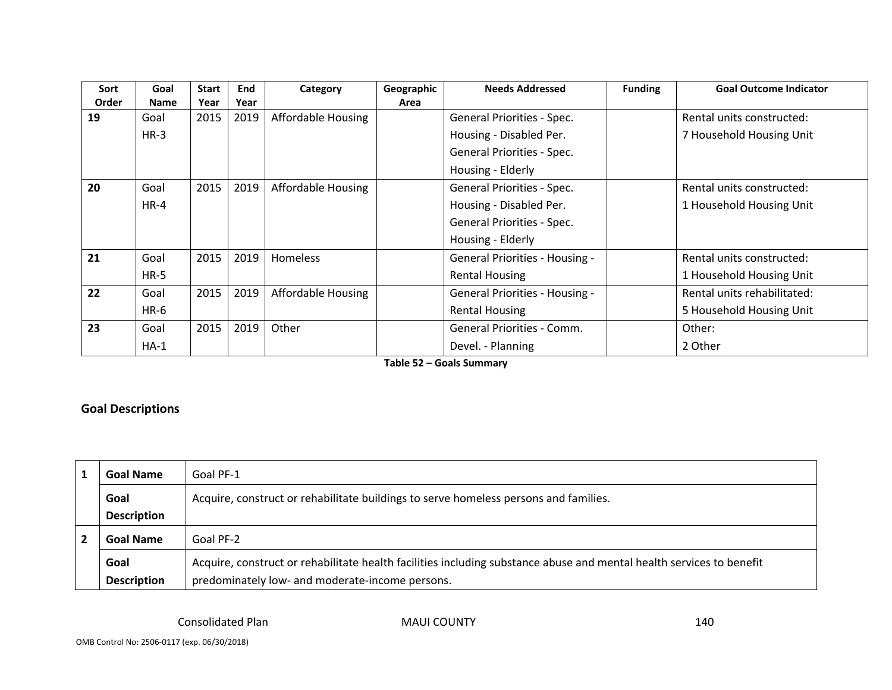| Sort Order | Goal Name | Start Year | End Year | Category | Geographic Area | Needs Addressed | Funding | Goal Outcome Indicator |
|---|---|---|---|---|---|---|---|---|
| 19 | Goal HR-3 | 2015 | 2019 | Affordable Housing | | General Priorities - Spec. Housing - Disabled Per. General Priorities - Spec. Housing - Elderly | | Rental units constructed: 7 Household Housing Unit |
| 20 | Goal HR-4 | 2015 | 2019 | Affordable Housing | | General Priorities - Spec. Housing - Disabled Per. General Priorities - Spec. Housing - Elderly | | Rental units constructed: 1 Household Housing Unit |
| 21 | Goal HR-5 | 2015 | 2019 | Homeless | | General Priorities - Housing - Rental Housing | | Rental units constructed: 1 Household Housing Unit |
| 22 | Goal HR-6 | 2015 | 2019 | Affordable Housing | | General Priorities - Housing - Rental Housing | | Rental units rehabilitated: 5 Household Housing Unit |
| 23 | Goal HA-1 | 2015 | 2019 | Other | | General Priorities - Comm. Devel. - Planning | | Other: 2 Other |

**Table 52 – Goals Summary**

## Goal Descriptions

| | | |
|---|---|---|
| 1 | **Goal Name** | Goal PF-1 |
| | **Goal Description** | Acquire, construct or rehabilitate buildings to serve homeless persons and families. |
| 2 | **Goal Name** | Goal PF-2 |
| | **Goal Description** | Acquire, construct or rehabilitate health facilities including substance abuse and mental health services to benefit predominately low- and moderate-income persons. |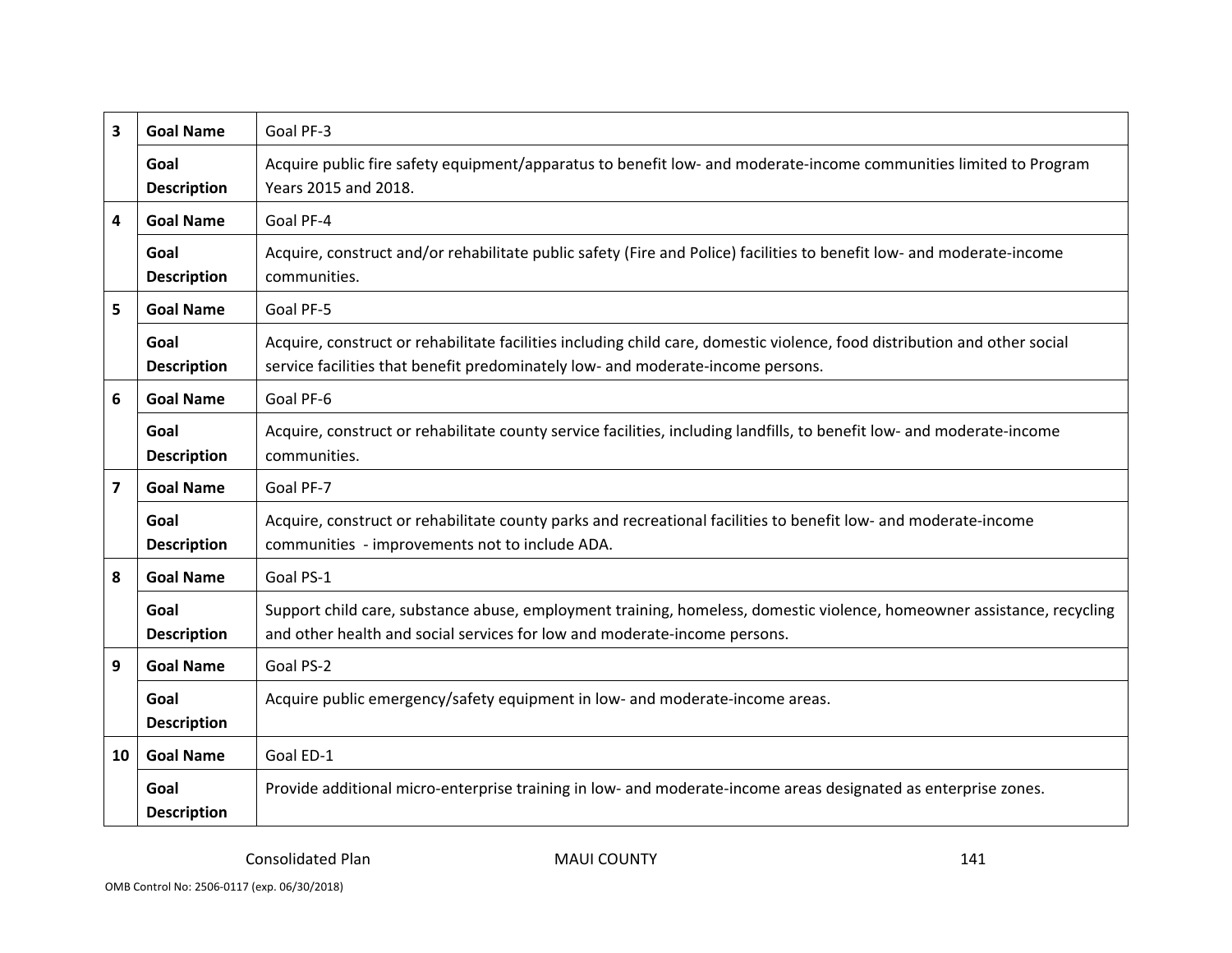| | | |
|---|---|---|
| 3 | **Goal Name** | Goal PF-3 |
| | **Goal Description** | Acquire public fire safety equipment/apparatus to benefit low- and moderate-income communities limited to Program Years 2015 and 2018. |
| 4 | **Goal Name** | Goal PF-4 |
| | **Goal Description** | Acquire, construct and/or rehabilitate public safety (Fire and Police) facilities to benefit low- and moderate-income communities. |
| 5 | **Goal Name** | Goal PF-5 |
| | **Goal Description** | Acquire, construct or rehabilitate facilities including child care, domestic violence, food distribution and other social service facilities that benefit predominately low- and moderate-income persons. |
| 6 | **Goal Name** | Goal PF-6 |
| | **Goal Description** | Acquire, construct or rehabilitate county service facilities, including landfills, to benefit low- and moderate-income communities. |
| 7 | **Goal Name** | Goal PF-7 |
| | **Goal Description** | Acquire, construct or rehabilitate county parks and recreational facilities to benefit low- and moderate-income communities - improvements not to include ADA. |
| 8 | **Goal Name** | Goal PS-1 |
| | **Goal Description** | Support child care, substance abuse, employment training, homeless, domestic violence, homeowner assistance, recycling and other health and social services for low and moderate-income persons. |
| 9 | **Goal Name** | Goal PS-2 |
| | **Goal Description** | Acquire public emergency/safety equipment in low- and moderate-income areas. |
| 10 | **Goal Name** | Goal ED-1 |
| | **Goal Description** | Provide additional micro-enterprise training in low- and moderate-income areas designated as enterprise zones. |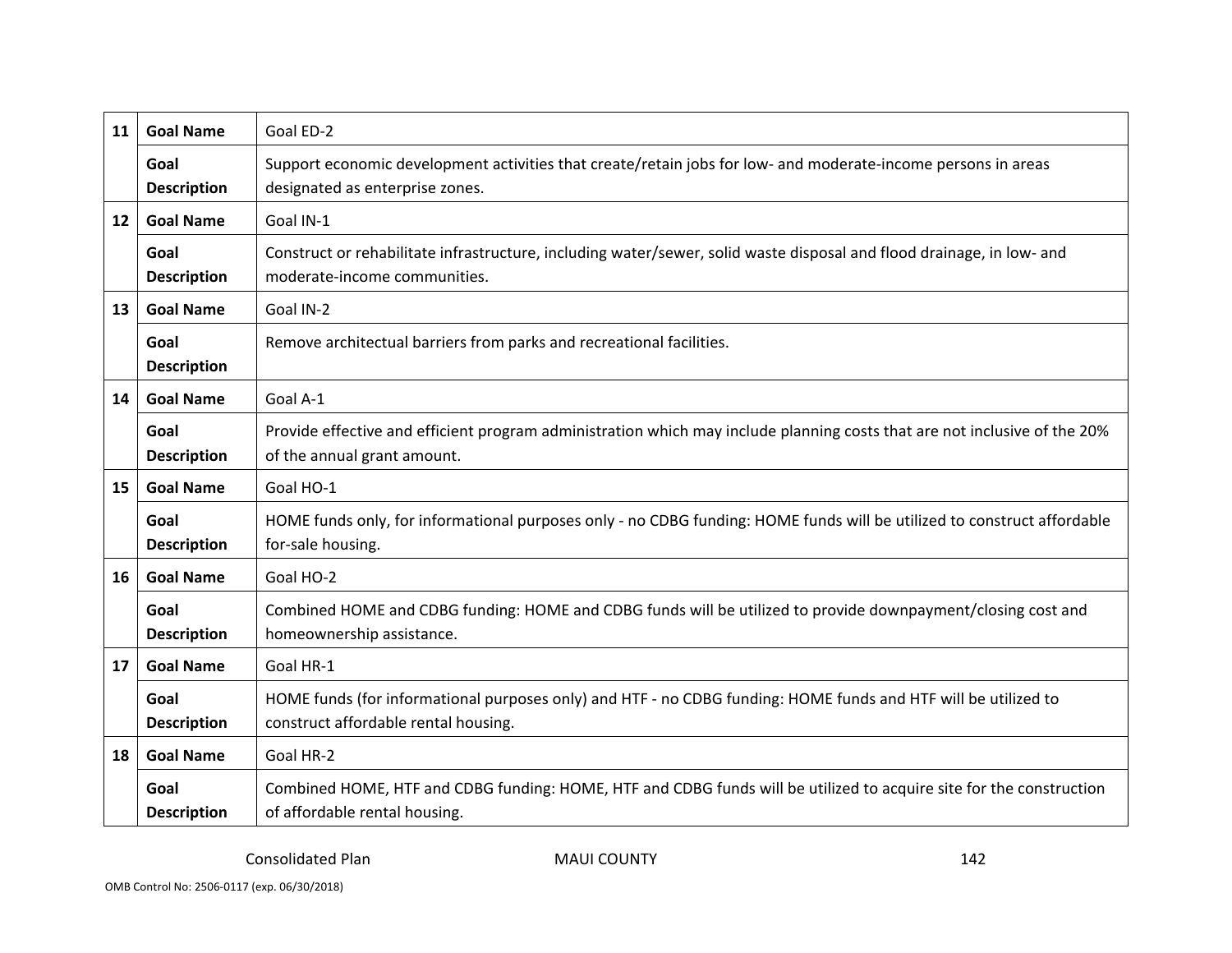| | | |
|---|---|---|
| 11 | **Goal Name** | Goal ED-2 |
| | **Goal Description** | Support economic development activities that create/retain jobs for low- and moderate-income persons in areas designated as enterprise zones. |
| 12 | **Goal Name** | Goal IN-1 |
| | **Goal Description** | Construct or rehabilitate infrastructure, including water/sewer, solid waste disposal and flood drainage, in low- and moderate-income communities. |
| 13 | **Goal Name** | Goal IN-2 |
| | **Goal Description** | Remove architectual barriers from parks and recreational facilities. |
| 14 | **Goal Name** | Goal A-1 |
| | **Goal Description** | Provide effective and efficient program administration which may include planning costs that are not inclusive of the 20% of the annual grant amount. |
| 15 | **Goal Name** | Goal HO-1 |
| | **Goal Description** | HOME funds only, for informational purposes only - no CDBG funding: HOME funds will be utilized to construct affordable for-sale housing. |
| 16 | **Goal Name** | Goal HO-2 |
| | **Goal Description** | Combined HOME and CDBG funding: HOME and CDBG funds will be utilized to provide downpayment/closing cost and homeownership assistance. |
| 17 | **Goal Name** | Goal HR-1 |
| | **Goal Description** | HOME funds (for informational purposes only) and HTF - no CDBG funding: HOME funds and HTF will be utilized to construct affordable rental housing. |
| 18 | **Goal Name** | Goal HR-2 |
| | **Goal Description** | Combined HOME, HTF and CDBG funding: HOME, HTF and CDBG funds will be utilized to acquire site for the construction of affordable rental housing. |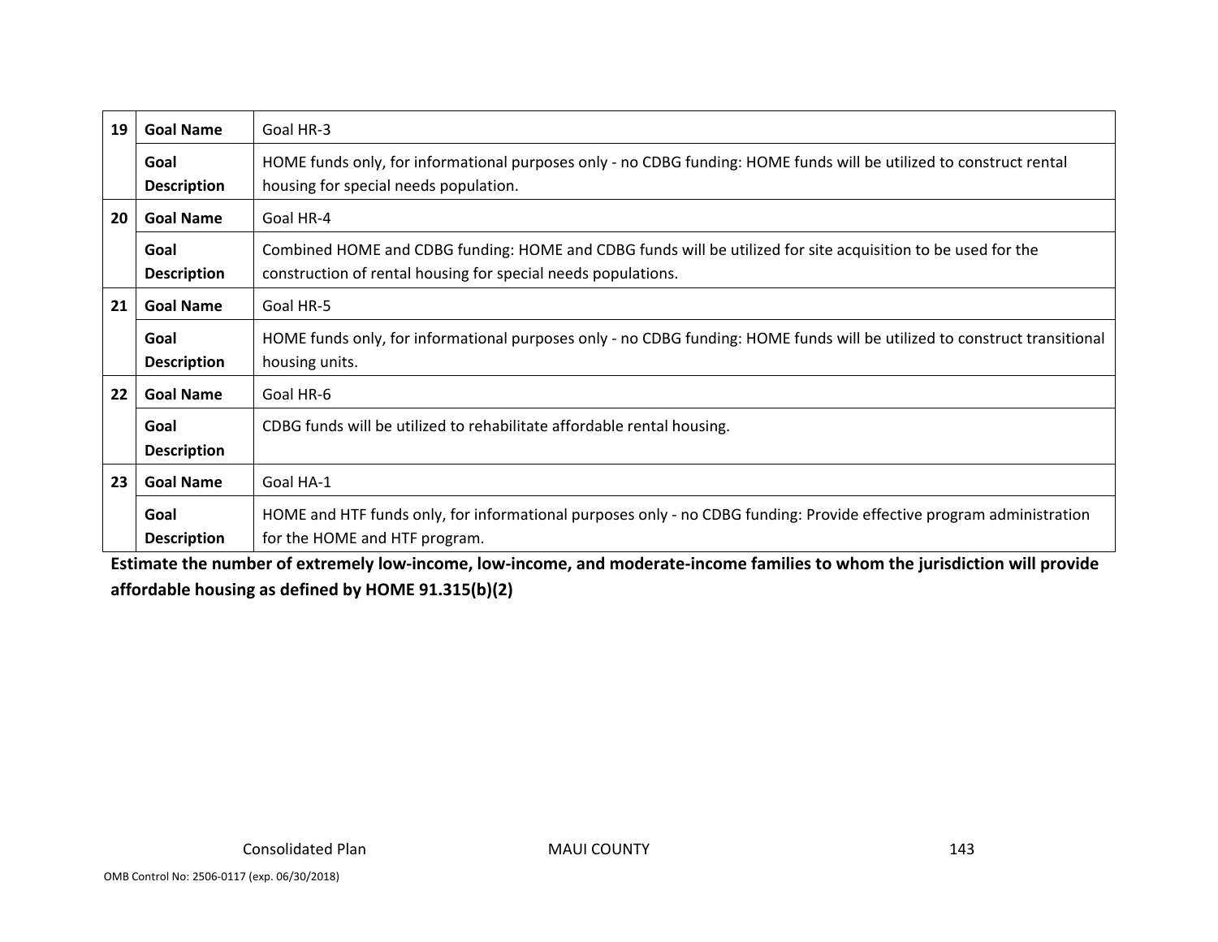| | | |
|---|---|---|
| 19 | **Goal Name** | Goal HR-3 |
| | **Goal Description** | HOME funds only, for informational purposes only - no CDBG funding: HOME funds will be utilized to construct rental housing for special needs population. |
| 20 | **Goal Name** | Goal HR-4 |
| | **Goal Description** | Combined HOME and CDBG funding: HOME and CDBG funds will be utilized for site acquisition to be used for the construction of rental housing for special needs populations. |
| 21 | **Goal Name** | Goal HR-5 |
| | **Goal Description** | HOME funds only, for informational purposes only - no CDBG funding: HOME funds will be utilized to construct transitional housing units. |
| 22 | **Goal Name** | Goal HR-6 |
| | **Goal Description** | CDBG funds will be utilized to rehabilitate affordable rental housing. |
| 23 | **Goal Name** | Goal HA-1 |
| | **Goal Description** | HOME and HTF funds only, for informational purposes only - no CDBG funding: Provide effective program administration for the HOME and HTF program. |

**Estimate the number of extremely low-income, low-income, and moderate-income families to whom the jurisdiction will provide affordable housing as defined by HOME 91.315(b)(2)**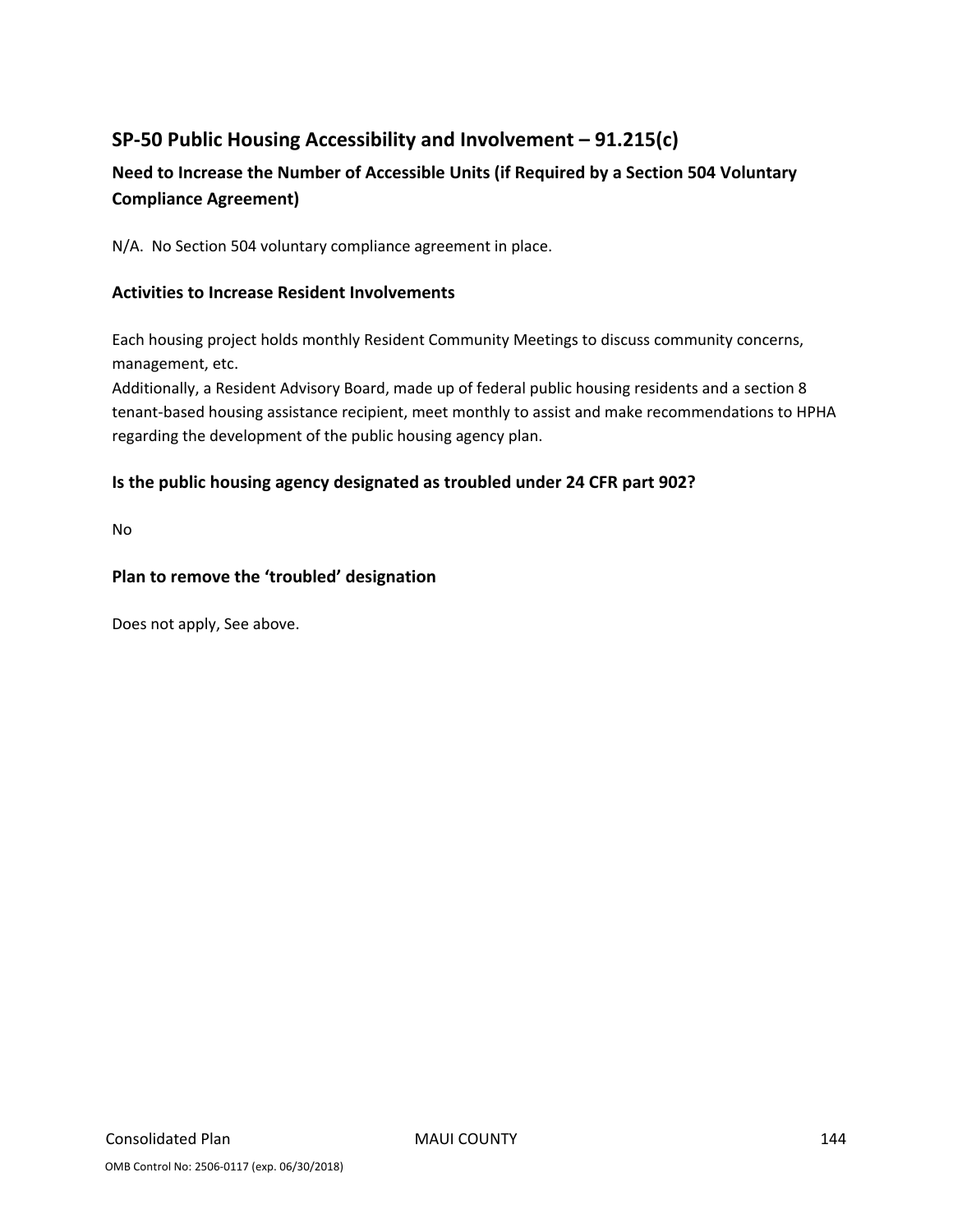## SP-50 Public Housing Accessibility and Involvement – 91.215(c)

### Need to Increase the Number of Accessible Units (if Required by a Section 504 Voluntary Compliance Agreement)

N/A. No Section 504 voluntary compliance agreement in place.

### Activities to Increase Resident Involvements

Each housing project holds monthly Resident Community Meetings to discuss community concerns, management, etc.
Additionally, a Resident Advisory Board, made up of federal public housing residents and a section 8 tenant-based housing assistance recipient, meet monthly to assist and make recommendations to HPHA regarding the development of the public housing agency plan.

### Is the public housing agency designated as troubled under 24 CFR part 902?

No

### Plan to remove the 'troubled' designation

Does not apply, See above.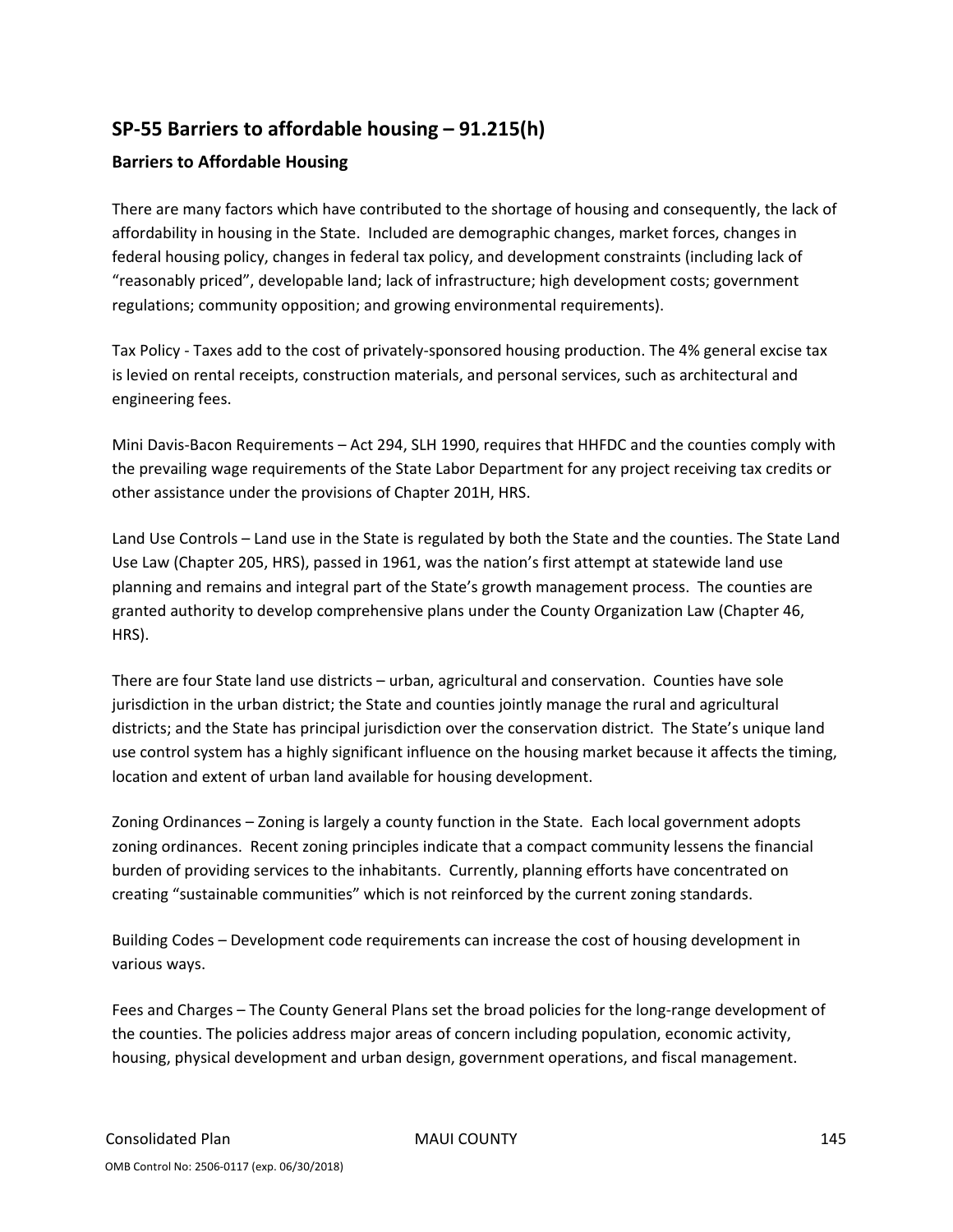## SP-55 Barriers to affordable housing – 91.215(h)

### Barriers to Affordable Housing

There are many factors which have contributed to the shortage of housing and consequently, the lack of affordability in housing in the State. Included are demographic changes, market forces, changes in federal housing policy, changes in federal tax policy, and development constraints (including lack of "reasonably priced", developable land; lack of infrastructure; high development costs; government regulations; community opposition; and growing environmental requirements).

Tax Policy - Taxes add to the cost of privately-sponsored housing production. The 4% general excise tax is levied on rental receipts, construction materials, and personal services, such as architectural and engineering fees.

Mini Davis-Bacon Requirements – Act 294, SLH 1990, requires that HHFDC and the counties comply with the prevailing wage requirements of the State Labor Department for any project receiving tax credits or other assistance under the provisions of Chapter 201H, HRS.

Land Use Controls – Land use in the State is regulated by both the State and the counties. The State Land Use Law (Chapter 205, HRS), passed in 1961, was the nation's first attempt at statewide land use planning and remains and integral part of the State's growth management process. The counties are granted authority to develop comprehensive plans under the County Organization Law (Chapter 46, HRS).

There are four State land use districts – urban, agricultural and conservation. Counties have sole jurisdiction in the urban district; the State and counties jointly manage the rural and agricultural districts; and the State has principal jurisdiction over the conservation district. The State's unique land use control system has a highly significant influence on the housing market because it affects the timing, location and extent of urban land available for housing development.

Zoning Ordinances – Zoning is largely a county function in the State. Each local government adopts zoning ordinances. Recent zoning principles indicate that a compact community lessens the financial burden of providing services to the inhabitants. Currently, planning efforts have concentrated on creating "sustainable communities" which is not reinforced by the current zoning standards.

Building Codes – Development code requirements can increase the cost of housing development in various ways.

Fees and Charges – The County General Plans set the broad policies for the long-range development of the counties. The policies address major areas of concern including population, economic activity, housing, physical development and urban design, government operations, and fiscal management.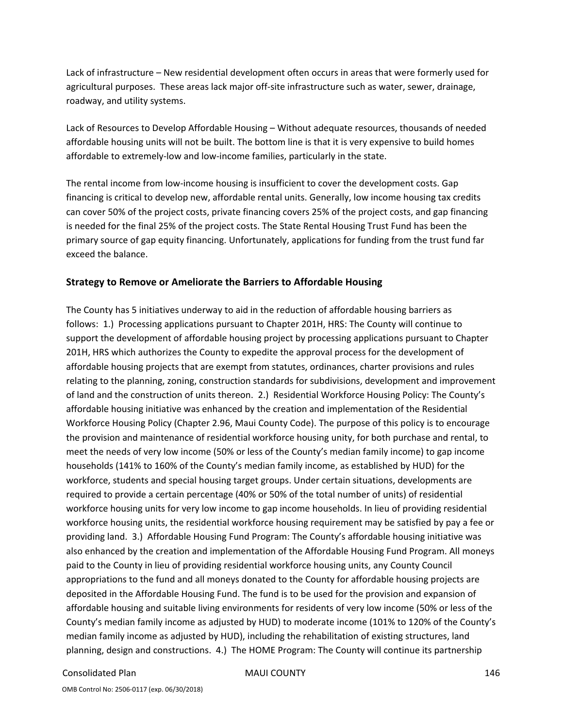Lack of infrastructure – New residential development often occurs in areas that were formerly used for agricultural purposes. These areas lack major off-site infrastructure such as water, sewer, drainage, roadway, and utility systems.

Lack of Resources to Develop Affordable Housing – Without adequate resources, thousands of needed affordable housing units will not be built. The bottom line is that it is very expensive to build homes affordable to extremely-low and low-income families, particularly in the state.

The rental income from low-income housing is insufficient to cover the development costs. Gap financing is critical to develop new, affordable rental units. Generally, low income housing tax credits can cover 50% of the project costs, private financing covers 25% of the project costs, and gap financing is needed for the final 25% of the project costs. The State Rental Housing Trust Fund has been the primary source of gap equity financing. Unfortunately, applications for funding from the trust fund far exceed the balance.

### Strategy to Remove or Ameliorate the Barriers to Affordable Housing

The County has 5 initiatives underway to aid in the reduction of affordable housing barriers as follows: 1.) Processing applications pursuant to Chapter 201H, HRS: The County will continue to support the development of affordable housing project by processing applications pursuant to Chapter 201H, HRS which authorizes the County to expedite the approval process for the development of affordable housing projects that are exempt from statutes, ordinances, charter provisions and rules relating to the planning, zoning, construction standards for subdivisions, development and improvement of land and the construction of units thereon. 2.) Residential Workforce Housing Policy: The County's affordable housing initiative was enhanced by the creation and implementation of the Residential Workforce Housing Policy (Chapter 2.96, Maui County Code). The purpose of this policy is to encourage the provision and maintenance of residential workforce housing unity, for both purchase and rental, to meet the needs of very low income (50% or less of the County's median family income) to gap income households (141% to 160% of the County's median family income, as established by HUD) for the workforce, students and special housing target groups. Under certain situations, developments are required to provide a certain percentage (40% or 50% of the total number of units) of residential workforce housing units for very low income to gap income households. In lieu of providing residential workforce housing units, the residential workforce housing requirement may be satisfied by pay a fee or providing land. 3.) Affordable Housing Fund Program: The County's affordable housing initiative was also enhanced by the creation and implementation of the Affordable Housing Fund Program. All moneys paid to the County in lieu of providing residential workforce housing units, any County Council appropriations to the fund and all moneys donated to the County for affordable housing projects are deposited in the Affordable Housing Fund. The fund is to be used for the provision and expansion of affordable housing and suitable living environments for residents of very low income (50% or less of the County's median family income as adjusted by HUD) to moderate income (101% to 120% of the County's median family income as adjusted by HUD), including the rehabilitation of existing structures, land planning, design and constructions. 4.) The HOME Program: The County will continue its partnership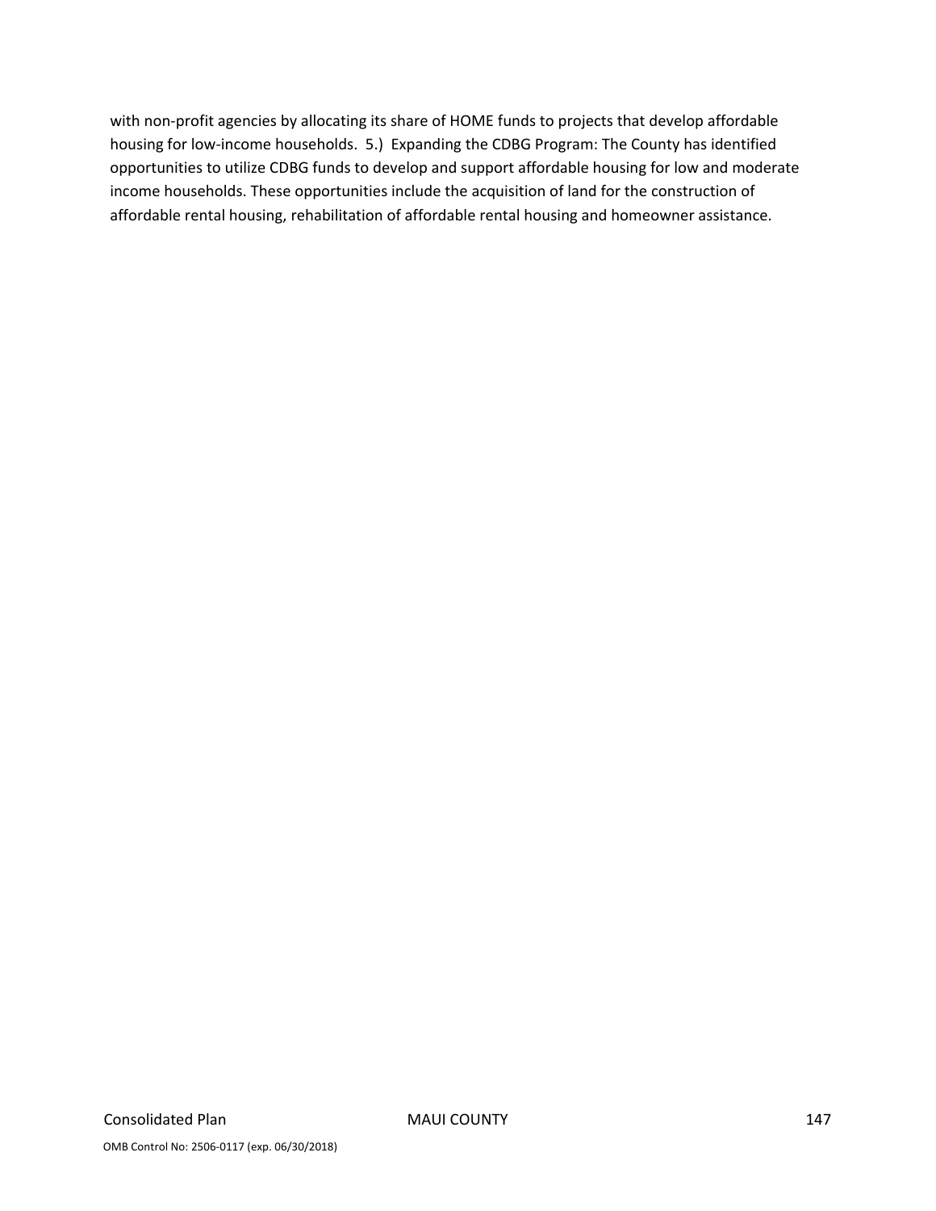with non-profit agencies by allocating its share of HOME funds to projects that develop affordable housing for low-income households.  5.)  Expanding the CDBG Program: The County has identified opportunities to utilize CDBG funds to develop and support affordable housing for low and moderate income households. These opportunities include the acquisition of land for the construction of affordable rental housing, rehabilitation of affordable rental housing and homeowner assistance.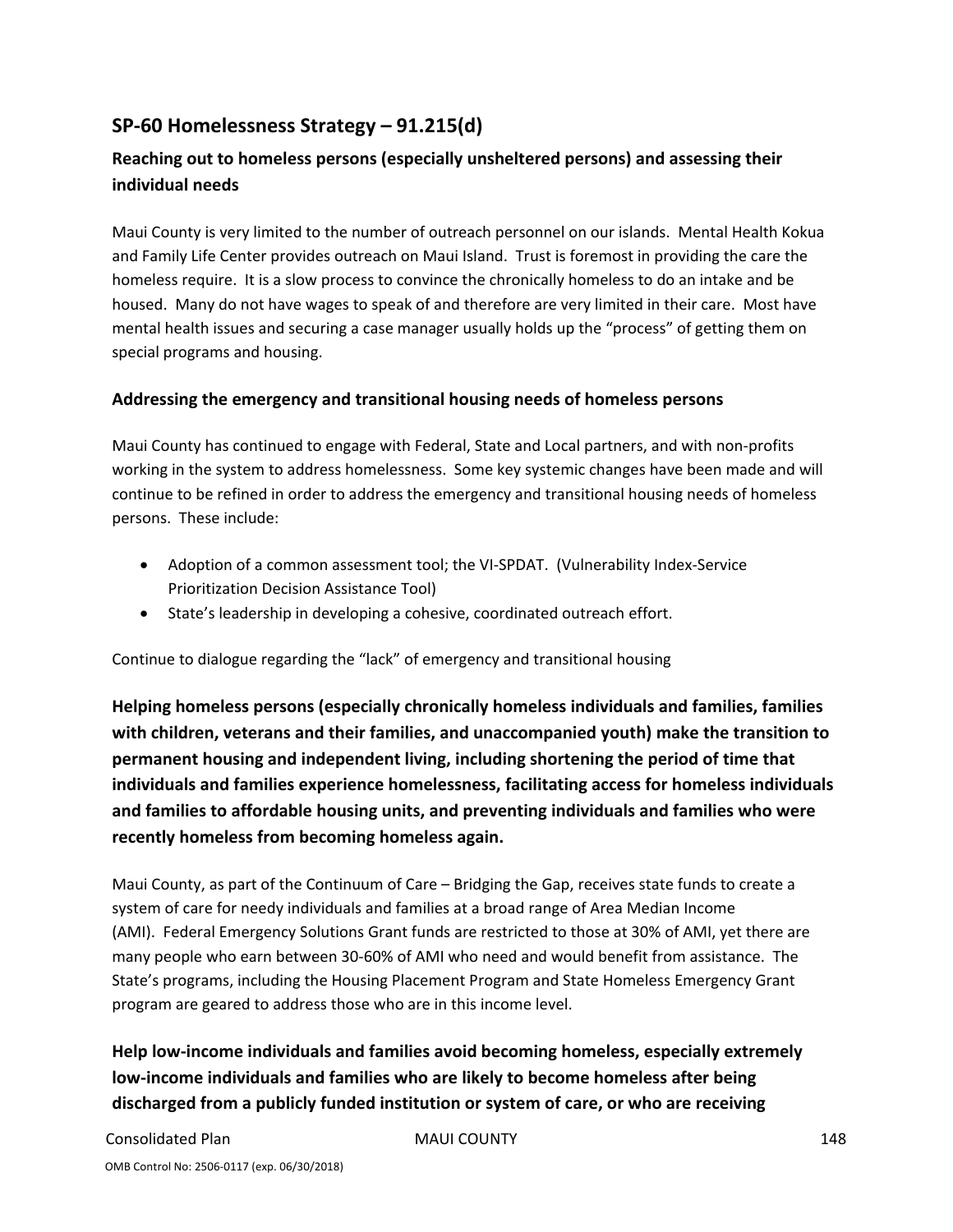## SP-60 Homelessness Strategy – 91.215(d)

### Reaching out to homeless persons (especially unsheltered persons) and assessing their individual needs

Maui County is very limited to the number of outreach personnel on our islands. Mental Health Kokua and Family Life Center provides outreach on Maui Island. Trust is foremost in providing the care the homeless require. It is a slow process to convince the chronically homeless to do an intake and be housed. Many do not have wages to speak of and therefore are very limited in their care. Most have mental health issues and securing a case manager usually holds up the "process" of getting them on special programs and housing.

### Addressing the emergency and transitional housing needs of homeless persons

Maui County has continued to engage with Federal, State and Local partners, and with non-profits working in the system to address homelessness. Some key systemic changes have been made and will continue to be refined in order to address the emergency and transitional housing needs of homeless persons. These include:

- Adoption of a common assessment tool; the VI-SPDAT. (Vulnerability Index-Service Prioritization Decision Assistance Tool)
- State's leadership in developing a cohesive, coordinated outreach effort.

Continue to dialogue regarding the "lack" of emergency and transitional housing

### Helping homeless persons (especially chronically homeless individuals and families, families with children, veterans and their families, and unaccompanied youth) make the transition to permanent housing and independent living, including shortening the period of time that individuals and families experience homelessness, facilitating access for homeless individuals and families to affordable housing units, and preventing individuals and families who were recently homeless from becoming homeless again.

Maui County, as part of the Continuum of Care – Bridging the Gap, receives state funds to create a system of care for needy individuals and families at a broad range of Area Median Income (AMI). Federal Emergency Solutions Grant funds are restricted to those at 30% of AMI, yet there are many people who earn between 30-60% of AMI who need and would benefit from assistance. The State's programs, including the Housing Placement Program and State Homeless Emergency Grant program are geared to address those who are in this income level.

### Help low-income individuals and families avoid becoming homeless, especially extremely low-income individuals and families who are likely to become homeless after being discharged from a publicly funded institution or system of care, or who are receiving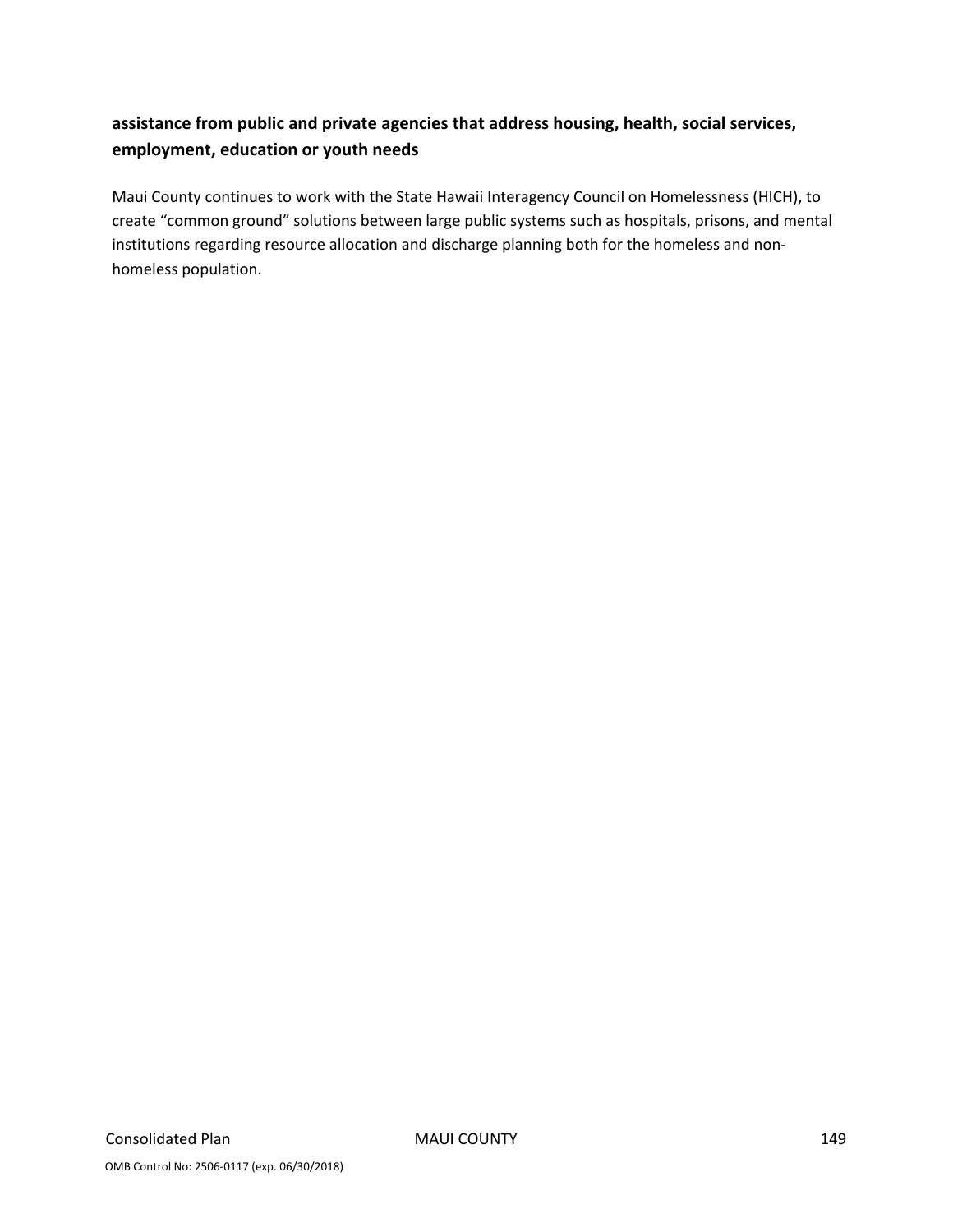**assistance from public and private agencies that address housing, health, social services, employment, education or youth needs**

Maui County continues to work with the State Hawaii Interagency Council on Homelessness (HICH), to create "common ground" solutions between large public systems such as hospitals, prisons, and mental institutions regarding resource allocation and discharge planning both for the homeless and non-homeless population.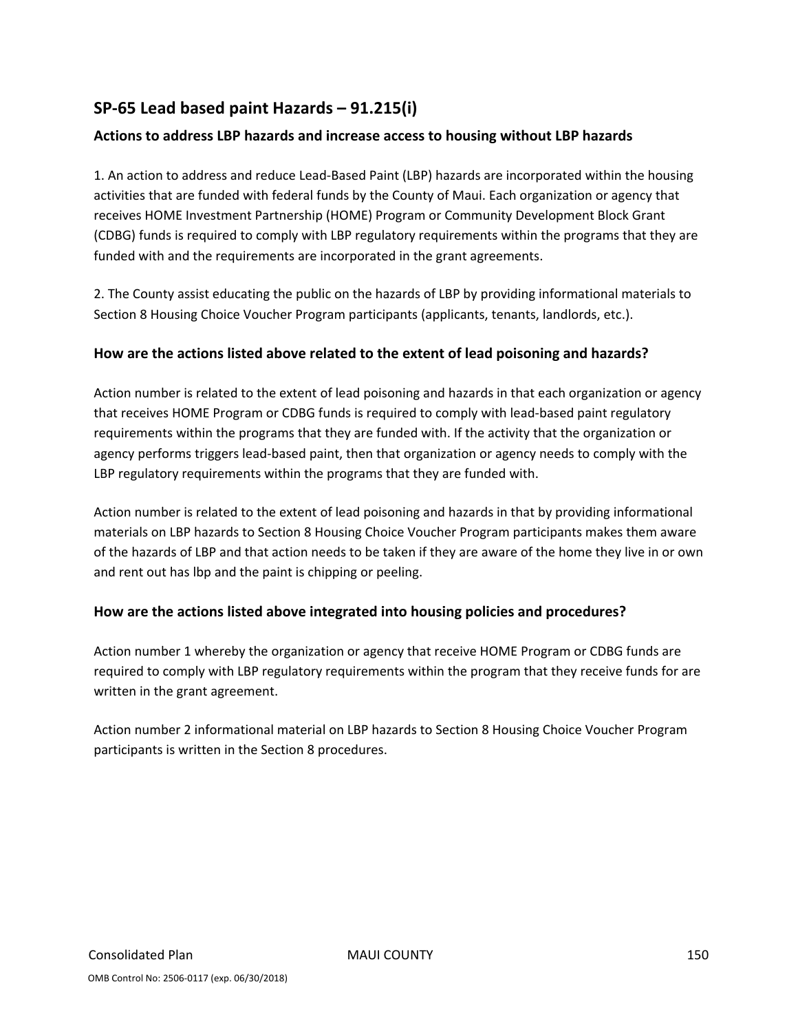## SP-65 Lead based paint Hazards – 91.215(i)

### Actions to address LBP hazards and increase access to housing without LBP hazards

1. An action to address and reduce Lead-Based Paint (LBP) hazards are incorporated within the housing activities that are funded with federal funds by the County of Maui. Each organization or agency that receives HOME Investment Partnership (HOME) Program or Community Development Block Grant (CDBG) funds is required to comply with LBP regulatory requirements within the programs that they are funded with and the requirements are incorporated in the grant agreements.

2. The County assist educating the public on the hazards of LBP by providing informational materials to Section 8 Housing Choice Voucher Program participants (applicants, tenants, landlords, etc.).

### How are the actions listed above related to the extent of lead poisoning and hazards?

Action number is related to the extent of lead poisoning and hazards in that each organization or agency that receives HOME Program or CDBG funds is required to comply with lead-based paint regulatory requirements within the programs that they are funded with. If the activity that the organization or agency performs triggers lead-based paint, then that organization or agency needs to comply with the LBP regulatory requirements within the programs that they are funded with.

Action number is related to the extent of lead poisoning and hazards in that by providing informational materials on LBP hazards to Section 8 Housing Choice Voucher Program participants makes them aware of the hazards of LBP and that action needs to be taken if they are aware of the home they live in or own and rent out has lbp and the paint is chipping or peeling.

### How are the actions listed above integrated into housing policies and procedures?

Action number 1 whereby the organization or agency that receive HOME Program or CDBG funds are required to comply with LBP regulatory requirements within the program that they receive funds for are written in the grant agreement.

Action number 2 informational material on LBP hazards to Section 8 Housing Choice Voucher Program participants is written in the Section 8 procedures.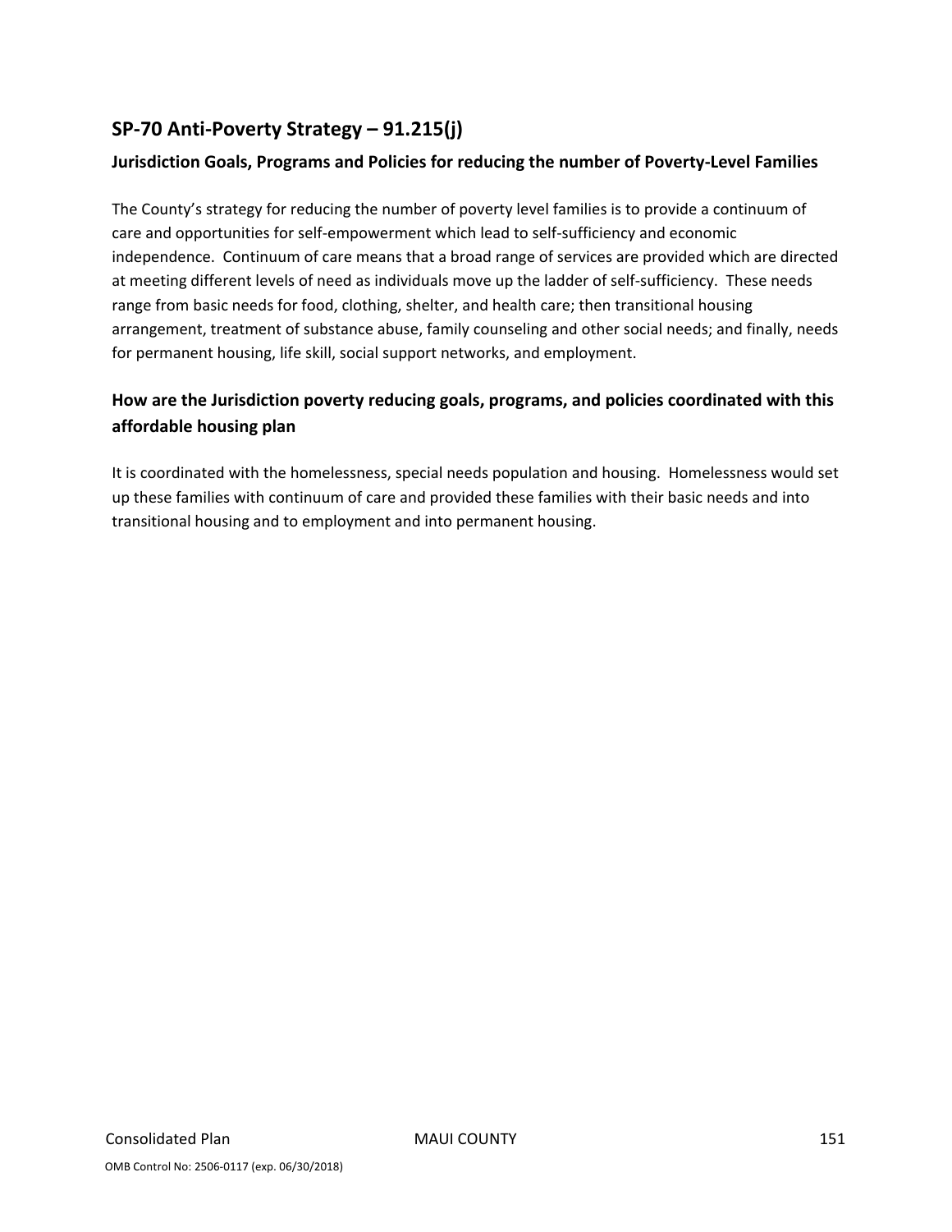## SP-70 Anti-Poverty Strategy – 91.215(j)

### Jurisdiction Goals, Programs and Policies for reducing the number of Poverty-Level Families

The County's strategy for reducing the number of poverty level families is to provide a continuum of care and opportunities for self-empowerment which lead to self-sufficiency and economic independence. Continuum of care means that a broad range of services are provided which are directed at meeting different levels of need as individuals move up the ladder of self-sufficiency. These needs range from basic needs for food, clothing, shelter, and health care; then transitional housing arrangement, treatment of substance abuse, family counseling and other social needs; and finally, needs for permanent housing, life skill, social support networks, and employment.

### How are the Jurisdiction poverty reducing goals, programs, and policies coordinated with this affordable housing plan

It is coordinated with the homelessness, special needs population and housing. Homelessness would set up these families with continuum of care and provided these families with their basic needs and into transitional housing and to employment and into permanent housing.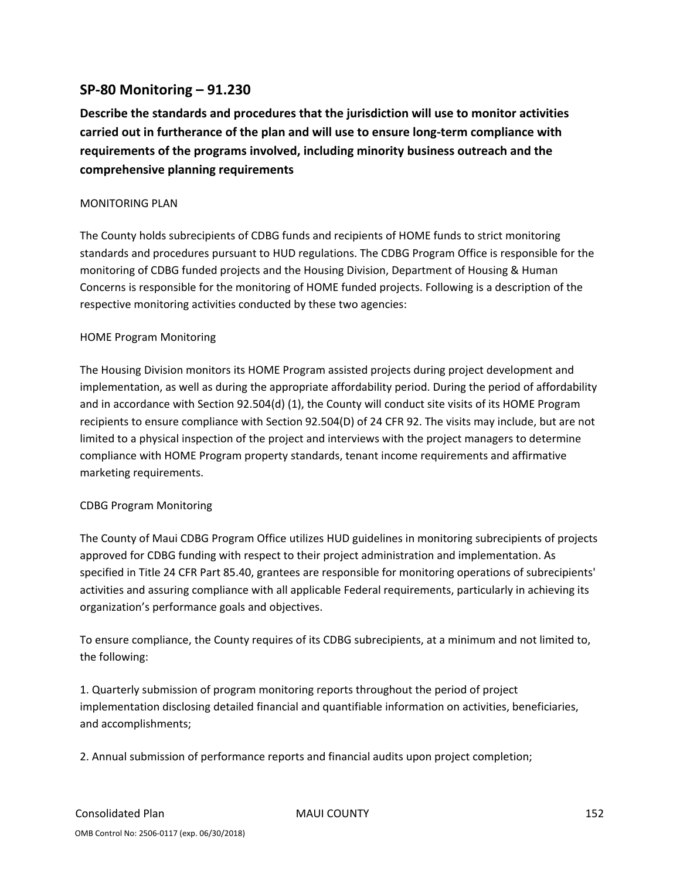## SP-80 Monitoring – 91.230

**Describe the standards and procedures that the jurisdiction will use to monitor activities carried out in furtherance of the plan and will use to ensure long-term compliance with requirements of the programs involved, including minority business outreach and the comprehensive planning requirements**

MONITORING PLAN

The County holds subrecipients of CDBG funds and recipients of HOME funds to strict monitoring standards and procedures pursuant to HUD regulations. The CDBG Program Office is responsible for the monitoring of CDBG funded projects and the Housing Division, Department of Housing & Human Concerns is responsible for the monitoring of HOME funded projects. Following is a description of the respective monitoring activities conducted by these two agencies:

HOME Program Monitoring

The Housing Division monitors its HOME Program assisted projects during project development and implementation, as well as during the appropriate affordability period. During the period of affordability and in accordance with Section 92.504(d) (1), the County will conduct site visits of its HOME Program recipients to ensure compliance with Section 92.504(D) of 24 CFR 92. The visits may include, but are not limited to a physical inspection of the project and interviews with the project managers to determine compliance with HOME Program property standards, tenant income requirements and affirmative marketing requirements.

CDBG Program Monitoring

The County of Maui CDBG Program Office utilizes HUD guidelines in monitoring subrecipients of projects approved for CDBG funding with respect to their project administration and implementation. As specified in Title 24 CFR Part 85.40, grantees are responsible for monitoring operations of subrecipients' activities and assuring compliance with all applicable Federal requirements, particularly in achieving its organization's performance goals and objectives.

To ensure compliance, the County requires of its CDBG subrecipients, at a minimum and not limited to, the following:

1. Quarterly submission of program monitoring reports throughout the period of project implementation disclosing detailed financial and quantifiable information on activities, beneficiaries, and accomplishments;

2. Annual submission of performance reports and financial audits upon project completion;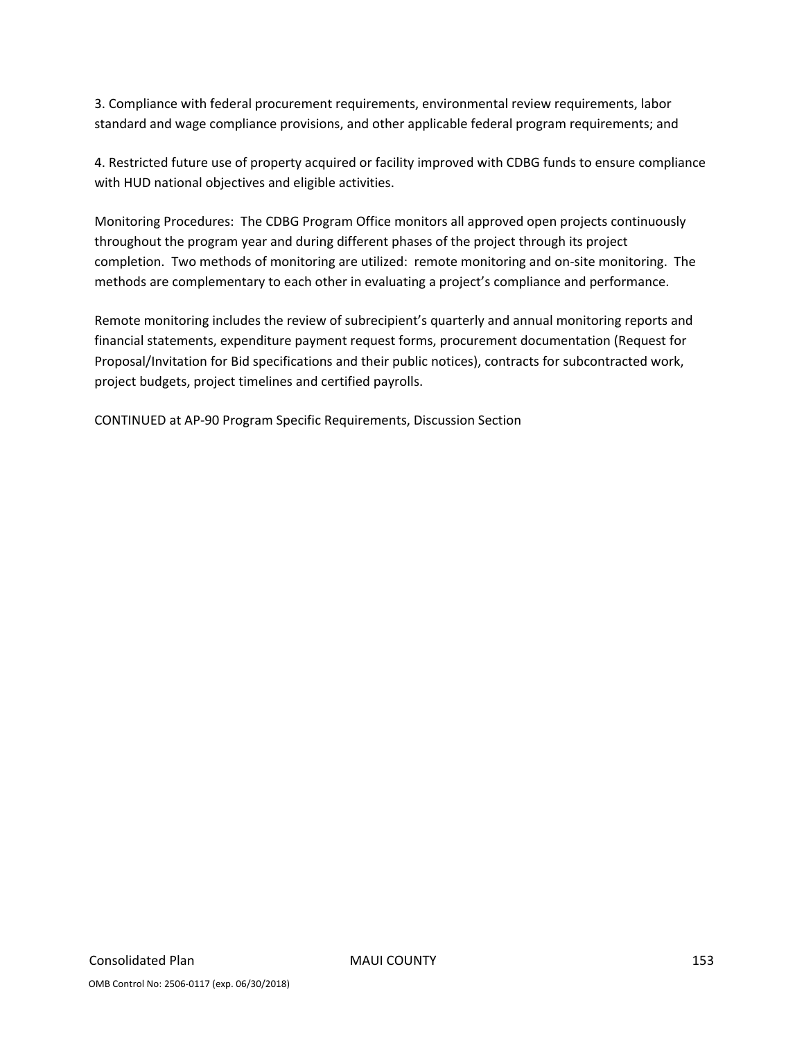3. Compliance with federal procurement requirements, environmental review requirements, labor standard and wage compliance provisions, and other applicable federal program requirements; and

4. Restricted future use of property acquired or facility improved with CDBG funds to ensure compliance with HUD national objectives and eligible activities.

Monitoring Procedures: The CDBG Program Office monitors all approved open projects continuously throughout the program year and during different phases of the project through its project completion. Two methods of monitoring are utilized: remote monitoring and on-site monitoring. The methods are complementary to each other in evaluating a project's compliance and performance.

Remote monitoring includes the review of subrecipient's quarterly and annual monitoring reports and financial statements, expenditure payment request forms, procurement documentation (Request for Proposal/Invitation for Bid specifications and their public notices), contracts for subcontracted work, project budgets, project timelines and certified payrolls.

CONTINUED at AP-90 Program Specific Requirements, Discussion Section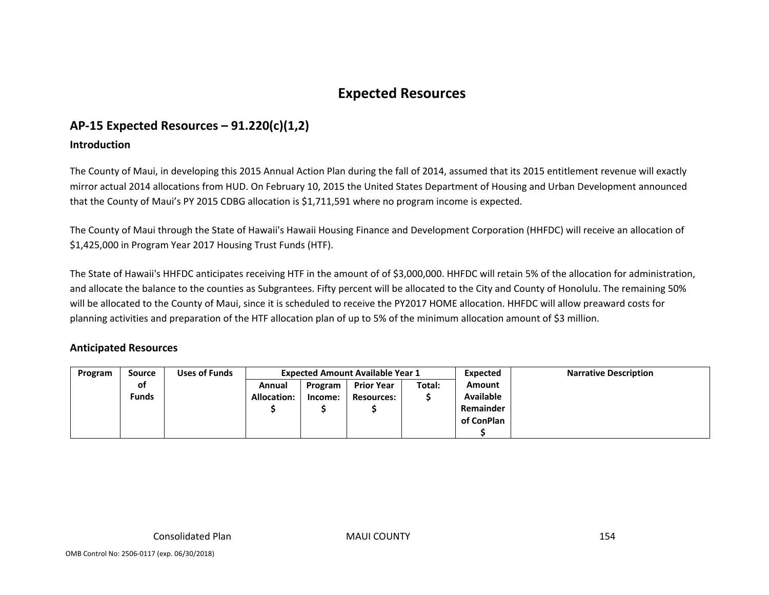# Expected Resources

## AP-15 Expected Resources – 91.220(c)(1,2)

### Introduction

The County of Maui, in developing this 2015 Annual Action Plan during the fall of 2014, assumed that its 2015 entitlement revenue will exactly mirror actual 2014 allocations from HUD. On February 10, 2015 the United States Department of Housing and Urban Development announced that the County of Maui's PY 2015 CDBG allocation is $1,711,591 where no program income is expected.

The County of Maui through the State of Hawaii's Hawaii Housing Finance and Development Corporation (HHFDC) will receive an allocation of $1,425,000 in Program Year 2017 Housing Trust Funds (HTF).

The State of Hawaii's HHFDC anticipates receiving HTF in the amount of of $3,000,000. HHFDC will retain 5% of the allocation for administration, and allocate the balance to the counties as Subgrantees. Fifty percent will be allocated to the City and County of Honolulu. The remaining 50% will be allocated to the County of Maui, since it is scheduled to receive the PY2017 HOME allocation. HHFDC will allow preaward costs for planning activities and preparation of the HTF allocation plan of up to 5% of the minimum allocation amount of $3 million.

### Anticipated Resources

| Program | Source of Funds | Uses of Funds | Expected Amount Available Year 1 | | | | Expected Amount Available Remainder of ConPlan $ | Narrative Description |
|---|---|---|---|---|---|---|---|---|
| | | | Annual Allocation: $ | Program Income: $ | Prior Year Resources: $ | Total: $ | | |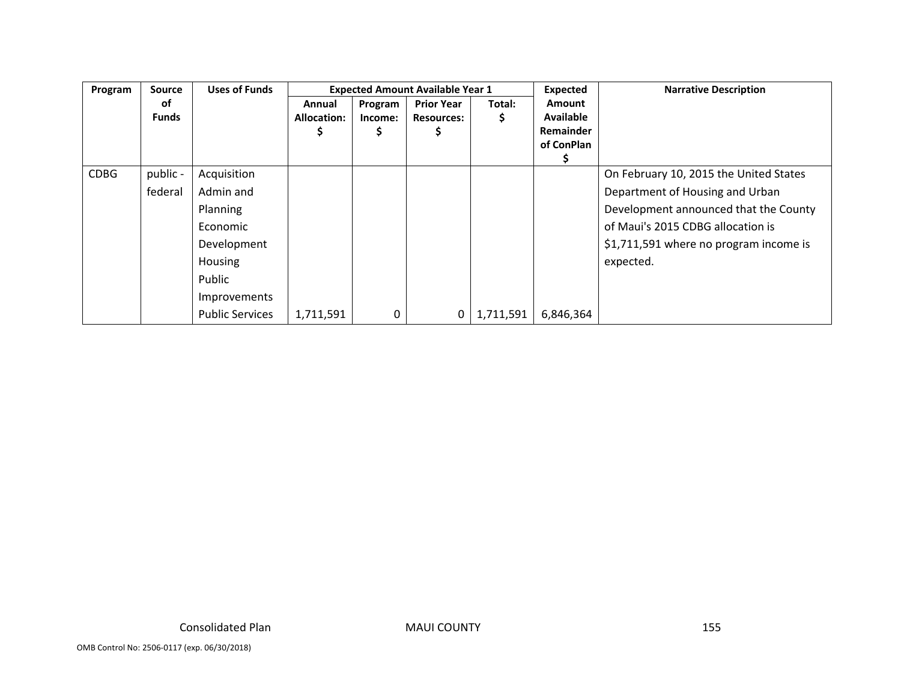| Program | Source of Funds | Uses of Funds | Expected Amount Available Year 1 | | | | Expected Amount Available Remainder of ConPlan $ | Narrative Description |
|---|---|---|---|---|---|---|---|---|
| | | | Annual Allocation: $ | Program Income: $ | Prior Year Resources: $ | Total: $ | | |
| CDBG | public - federal | Acquisition Admin and Planning Economic Development Housing Public Improvements Public Services | 1,711,591 | 0 | 0 | 1,711,591 | 6,846,364 | On February 10, 2015 the United States Department of Housing and Urban Development announced that the County of Maui's 2015 CDBG allocation is $1,711,591 where no program income is expected. |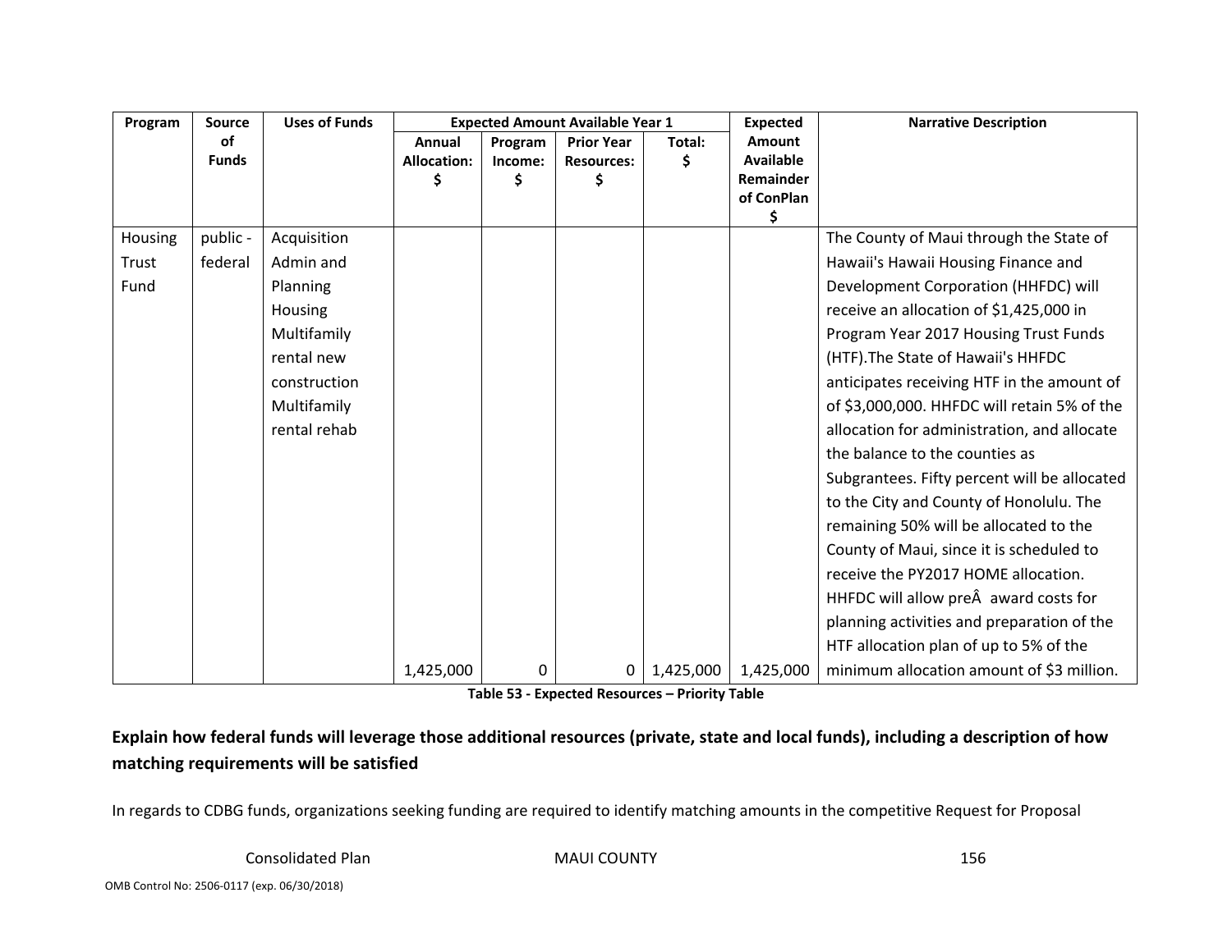| Program | Source of Funds | Uses of Funds | Expected Amount Available Year 1 | | | | Expected Amount Available Remainder of ConPlan $ | Narrative Description |
|---|---|---|---|---|---|---|---|---|
| | | | Annual Allocation: $ | Program Income: $ | Prior Year Resources: $ | Total: $ | | |
| Housing Trust Fund | public - federal | Acquisition Admin and Planning Housing Multifamily rental new construction Multifamily rental rehab | 1,425,000 | 0 | 0 | 1,425,000 | 1,425,000 | The County of Maui through the State of Hawaii's Hawaii Housing Finance and Development Corporation (HHFDC) will receive an allocation of $1,425,000 in Program Year 2017 Housing Trust Funds (HTF).The State of Hawaii's HHFDC anticipates receiving HTF in the amount of of $3,000,000. HHFDC will retain 5% of the allocation for administration, and allocate the balance to the counties as Subgrantees. Fifty percent will be allocated to the City and County of Honolulu. The remaining 50% will be allocated to the County of Maui, since it is scheduled to receive the PY2017 HOME allocation. HHFDC will allow preÂ award costs for planning activities and preparation of the HTF allocation plan of up to 5% of the minimum allocation amount of $3 million. |

Table 53 - Expected Resources – Priority Table

**Explain how federal funds will leverage those additional resources (private, state and local funds), including a description of how matching requirements will be satisfied**

In regards to CDBG funds, organizations seeking funding are required to identify matching amounts in the competitive Request for Proposal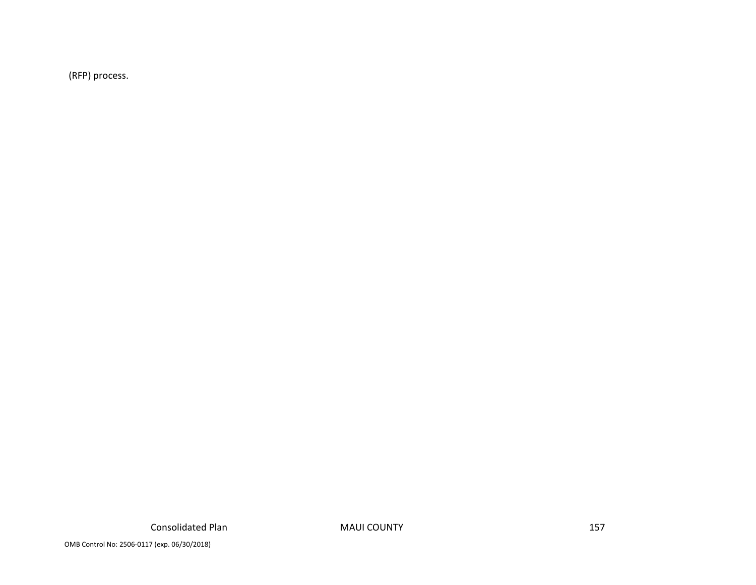(RFP) process.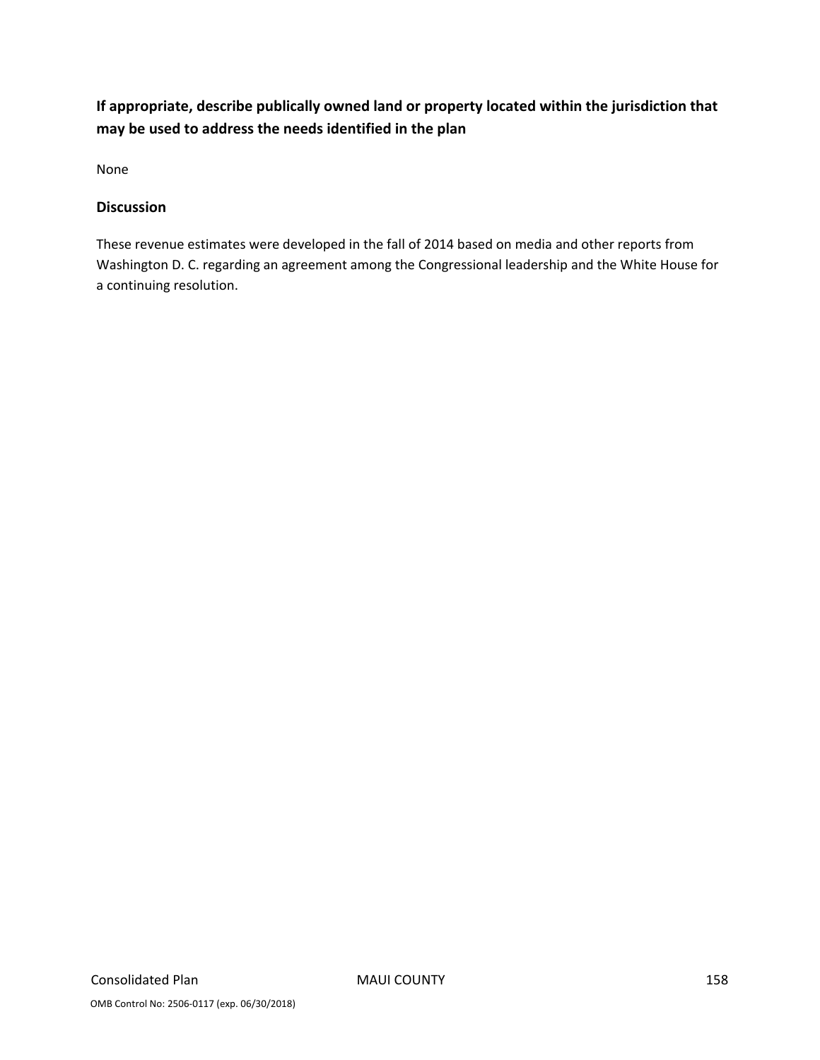**If appropriate, describe publically owned land or property located within the jurisdiction that may be used to address the needs identified in the plan**

None

### Discussion

These revenue estimates were developed in the fall of 2014 based on media and other reports from Washington D. C. regarding an agreement among the Congressional leadership and the White House for a continuing resolution.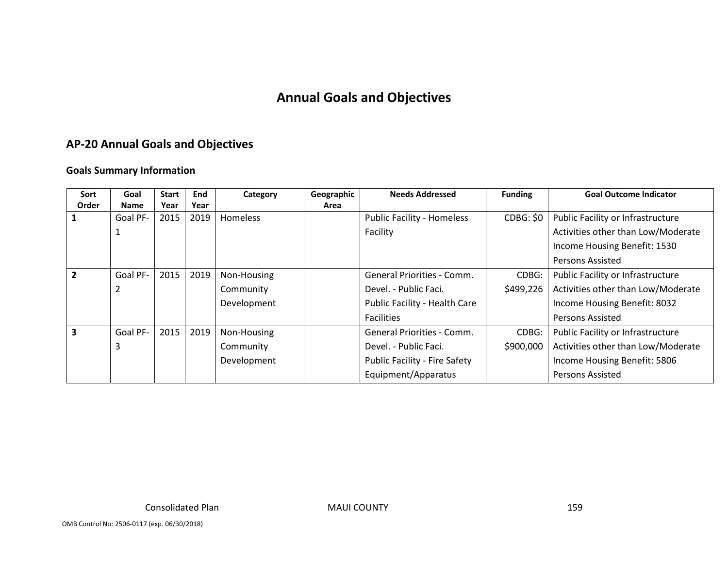# Annual Goals and Objectives

## AP-20 Annual Goals and Objectives

### Goals Summary Information

| Sort Order | Goal Name | Start Year | End Year | Category | Geographic Area | Needs Addressed | Funding | Goal Outcome Indicator |
|---|---|---|---|---|---|---|---|---|
| 1 | Goal PF-1 | 2015 | 2019 | Homeless | | Public Facility - Homeless Facility | CDBG: $0 | Public Facility or Infrastructure Activities other than Low/Moderate Income Housing Benefit: 1530 Persons Assisted |
| 2 | Goal PF-2 | 2015 | 2019 | Non-Housing Community Development | | General Priorities - Comm. Devel. - Public Faci. Public Facility - Health Care Facilities | CDBG: $499,226 | Public Facility or Infrastructure Activities other than Low/Moderate Income Housing Benefit: 8032 Persons Assisted |
| 3 | Goal PF-3 | 2015 | 2019 | Non-Housing Community Development | | General Priorities - Comm. Devel. - Public Faci. Public Facility - Fire Safety Equipment/Apparatus | CDBG: $900,000 | Public Facility or Infrastructure Activities other than Low/Moderate Income Housing Benefit: 5806 Persons Assisted |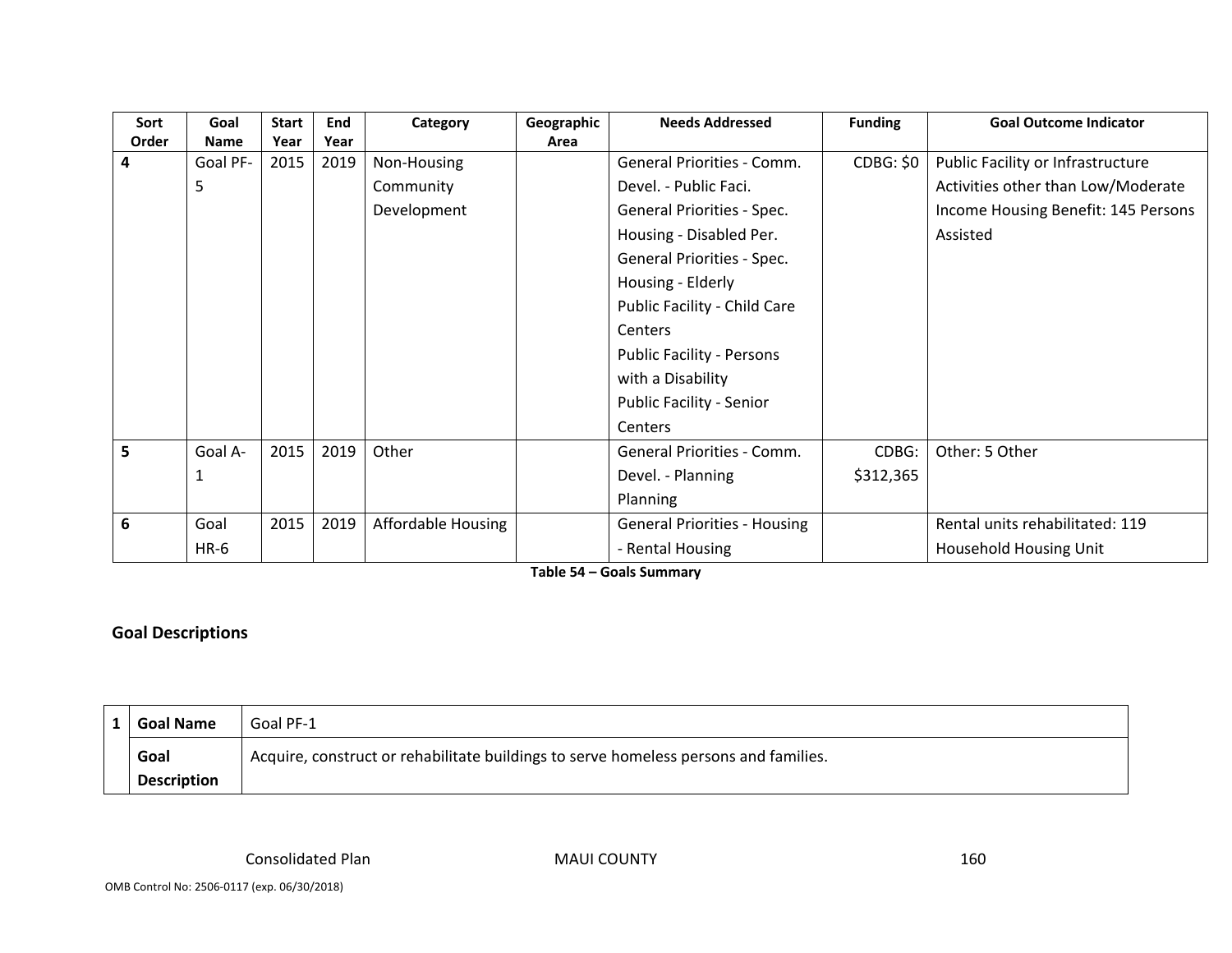| Sort Order | Goal Name | Start Year | End Year | Category | Geographic Area | Needs Addressed | Funding | Goal Outcome Indicator |
|---|---|---|---|---|---|---|---|---|
| 4 | Goal PF-5 | 2015 | 2019 | Non-Housing Community Development | | General Priorities - Comm. Devel. - Public Faci. General Priorities - Spec. Housing - Disabled Per. General Priorities - Spec. Housing - Elderly Public Facility - Child Care Centers Public Facility - Persons with a Disability Public Facility - Senior Centers | CDBG: $0 | Public Facility or Infrastructure Activities other than Low/Moderate Income Housing Benefit: 145 Persons Assisted |
| 5 | Goal A-1 | 2015 | 2019 | Other | | General Priorities - Comm. Devel. - Planning Planning | CDBG: $312,365 | Other: 5 Other |
| 6 | Goal HR-6 | 2015 | 2019 | Affordable Housing | | General Priorities - Housing - Rental Housing | | Rental units rehabilitated: 119 Household Housing Unit |

**Table 54 – Goals Summary**

## Goal Descriptions

| 1 | Goal Name | Goal PF-1 |
|---|---|---|
| | Goal Description | Acquire, construct or rehabilitate buildings to serve homeless persons and families. |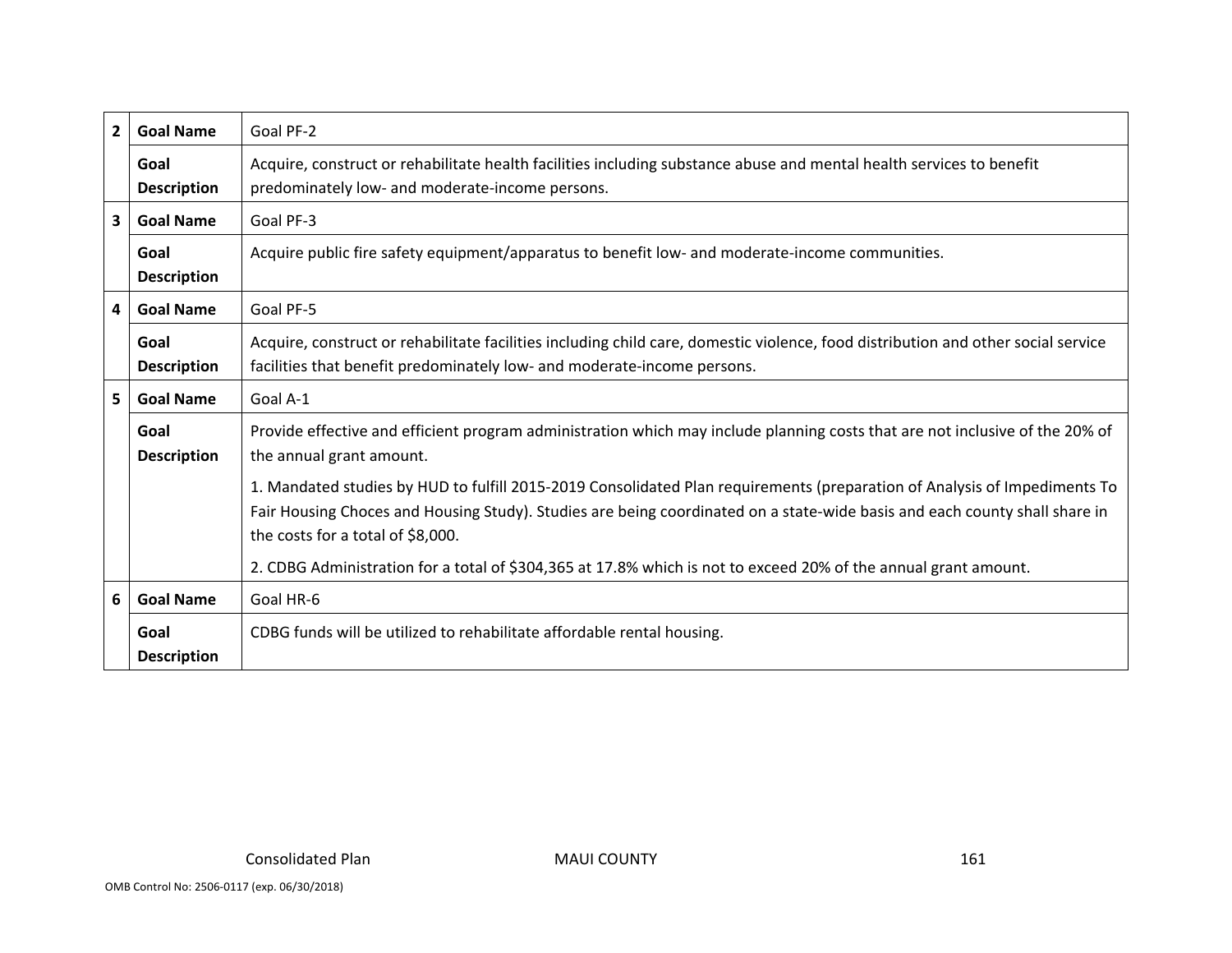| | | |
|---|---|---|
| 2 | **Goal Name** | Goal PF-2 |
| | **Goal Description** | Acquire, construct or rehabilitate health facilities including substance abuse and mental health services to benefit predominately low- and moderate-income persons. |
| 3 | **Goal Name** | Goal PF-3 |
| | **Goal Description** | Acquire public fire safety equipment/apparatus to benefit low- and moderate-income communities. |
| 4 | **Goal Name** | Goal PF-5 |
| | **Goal Description** | Acquire, construct or rehabilitate facilities including child care, domestic violence, food distribution and other social service facilities that benefit predominately low- and moderate-income persons. |
| 5 | **Goal Name** | Goal A-1 |
| | **Goal Description** | Provide effective and efficient program administration which may include planning costs that are not inclusive of the 20% of the annual grant amount.<br><br>1. Mandated studies by HUD to fulfill 2015-2019 Consolidated Plan requirements (preparation of Analysis of Impediments To Fair Housing Choces and Housing Study). Studies are being coordinated on a state-wide basis and each county shall share in the costs for a total of $8,000.<br><br>2. CDBG Administration for a total of $304,365 at 17.8% which is not to exceed 20% of the annual grant amount. |
| 6 | **Goal Name** | Goal HR-6 |
| | **Goal Description** | CDBG funds will be utilized to rehabilitate affordable rental housing. |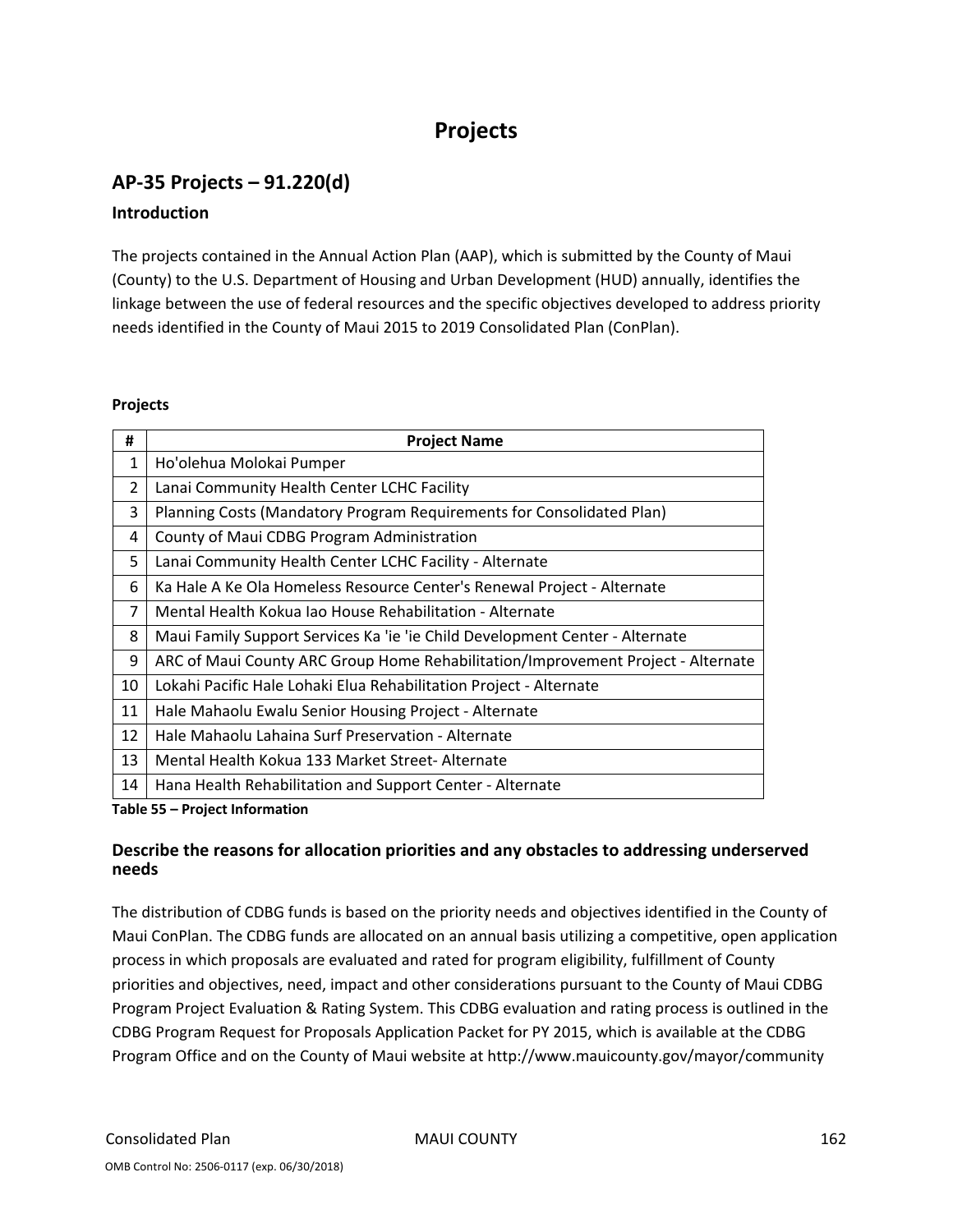# Projects

## AP-35 Projects – 91.220(d)

### Introduction

The projects contained in the Annual Action Plan (AAP), which is submitted by the County of Maui (County) to the U.S. Department of Housing and Urban Development (HUD) annually, identifies the linkage between the use of federal resources and the specific objectives developed to address priority needs identified in the County of Maui 2015 to 2019 Consolidated Plan (ConPlan).

**Projects**

| # | Project Name |
|---|---|
| 1 | Ho'olehua Molokai Pumper |
| 2 | Lanai Community Health Center LCHC Facility |
| 3 | Planning Costs (Mandatory Program Requirements for Consolidated Plan) |
| 4 | County of Maui CDBG Program Administration |
| 5 | Lanai Community Health Center LCHC Facility - Alternate |
| 6 | Ka Hale A Ke Ola Homeless Resource Center's Renewal Project - Alternate |
| 7 | Mental Health Kokua Iao House Rehabilitation - Alternate |
| 8 | Maui Family Support Services Ka 'ie 'ie Child Development Center - Alternate |
| 9 | ARC of Maui County ARC Group Home Rehabilitation/Improvement Project - Alternate |
| 10 | Lokahi Pacific Hale Lohaki Elua Rehabilitation Project - Alternate |
| 11 | Hale Mahaolu Ewalu Senior Housing Project - Alternate |
| 12 | Hale Mahaolu Lahaina Surf Preservation - Alternate |
| 13 | Mental Health Kokua 133 Market Street- Alternate |
| 14 | Hana Health Rehabilitation and Support Center - Alternate |

**Table 55 – Project Information**

### Describe the reasons for allocation priorities and any obstacles to addressing underserved needs

The distribution of CDBG funds is based on the priority needs and objectives identified in the County of Maui ConPlan. The CDBG funds are allocated on an annual basis utilizing a competitive, open application process in which proposals are evaluated and rated for program eligibility, fulfillment of County priorities and objectives, need, impact and other considerations pursuant to the County of Maui CDBG Program Project Evaluation & Rating System. This CDBG evaluation and rating process is outlined in the CDBG Program Request for Proposals Application Packet for PY 2015, which is available at the CDBG Program Office and on the County of Maui website at http://www.mauicounty.gov/mayor/community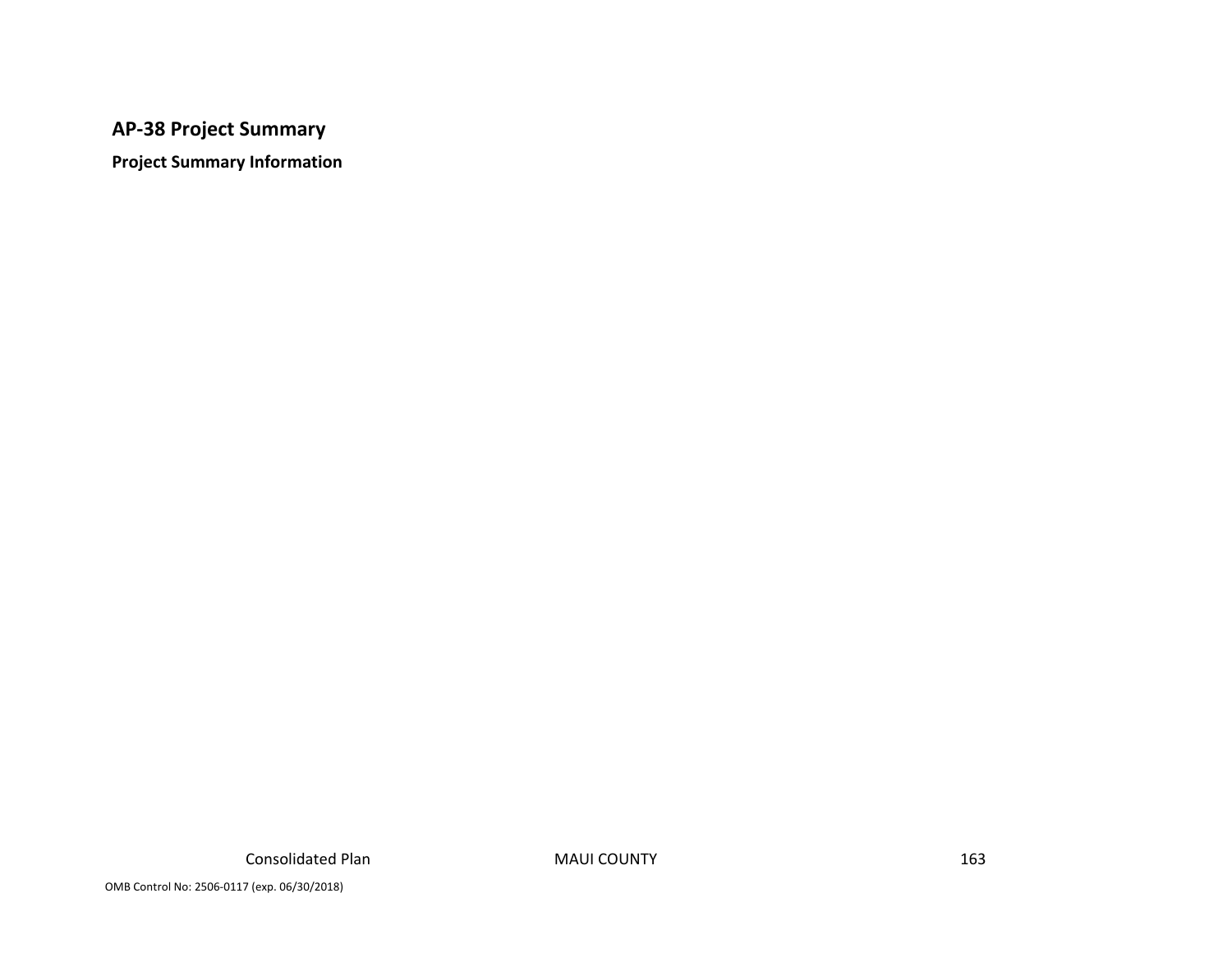## AP-38 Project Summary

### Project Summary Information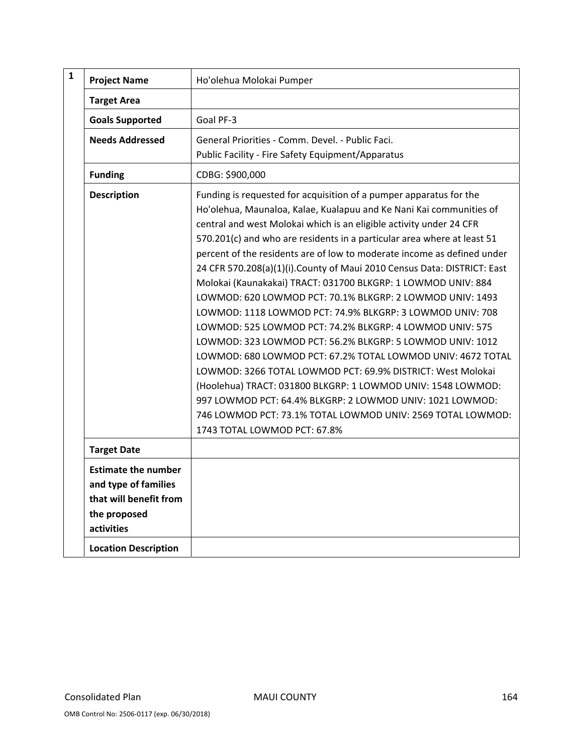| 1 | | |
|---|---|---|
| | **Project Name** | Ho'olehua Molokai Pumper |
| | **Target Area** | |
| | **Goals Supported** | Goal PF-3 |
| | **Needs Addressed** | General Priorities - Comm. Devel. - Public Faci.<br>Public Facility - Fire Safety Equipment/Apparatus |
| | **Funding** | CDBG: $900,000 |
| | **Description** | Funding is requested for acquisition of a pumper apparatus for the Ho'olehua, Maunaloa, Kalae, Kualapuu and Ke Nani Kai communities of central and west Molokai which is an eligible activity under 24 CFR 570.201(c) and who are residents in a particular area where at least 51 percent of the residents are of low to moderate income as defined under 24 CFR 570.208(a)(1)(i).County of Maui 2010 Census Data: DISTRICT: East Molokai (Kaunakakai) TRACT: 031700 BLKGRP: 1 LOWMOD UNIV: 884 LOWMOD: 620 LOWMOD PCT: 70.1% BLKGRP: 2 LOWMOD UNIV: 1493 LOWMOD: 1118 LOWMOD PCT: 74.9% BLKGRP: 3 LOWMOD UNIV: 708 LOWMOD: 525 LOWMOD PCT: 74.2% BLKGRP: 4 LOWMOD UNIV: 575 LOWMOD: 323 LOWMOD PCT: 56.2% BLKGRP: 5 LOWMOD UNIV: 1012 LOWMOD: 680 LOWMOD PCT: 67.2% TOTAL LOWMOD UNIV: 4672 TOTAL LOWMOD: 3266 TOTAL LOWMOD PCT: 69.9% DISTRICT: West Molokai (Hoolehua) TRACT: 031800 BLKGRP: 1 LOWMOD UNIV: 1548 LOWMOD: 997 LOWMOD PCT: 64.4% BLKGRP: 2 LOWMOD UNIV: 1021 LOWMOD: 746 LOWMOD PCT: 73.1% TOTAL LOWMOD UNIV: 2569 TOTAL LOWMOD: 1743 TOTAL LOWMOD PCT: 67.8% |
| | **Target Date** | |
| | **Estimate the number and type of families that will benefit from the proposed activities** | |
| | **Location Description** | |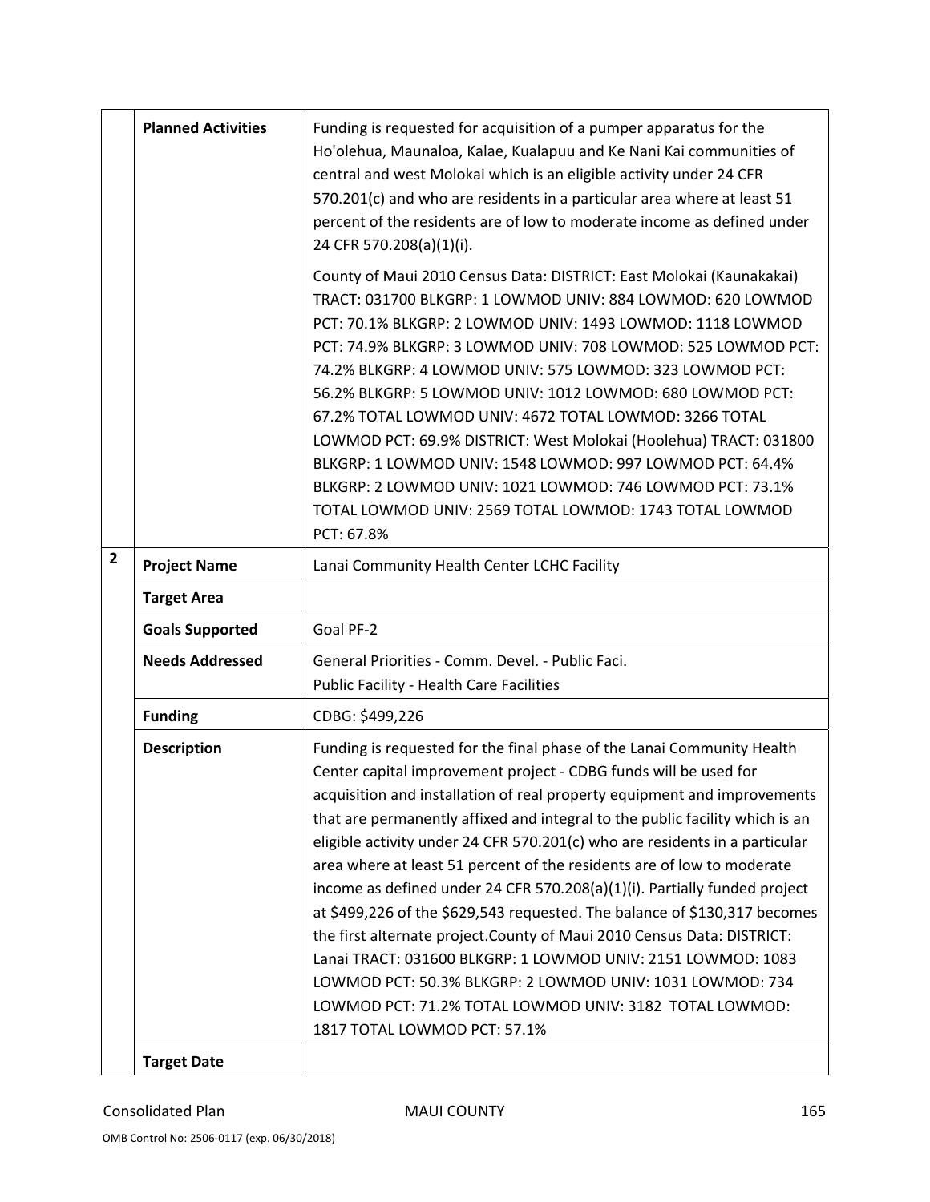| | | |
|---|---|---|
| | **Planned Activities** | Funding is requested for acquisition of a pumper apparatus for the Ho'olehua, Maunaloa, Kalae, Kualapuu and Ke Nani Kai communities of central and west Molokai which is an eligible activity under 24 CFR 570.201(c) and who are residents in a particular area where at least 51 percent of the residents are of low to moderate income as defined under 24 CFR 570.208(a)(1)(i).<br><br>County of Maui 2010 Census Data: DISTRICT: East Molokai (Kaunakakai) TRACT: 031700 BLKGRP: 1 LOWMOD UNIV: 884 LOWMOD: 620 LOWMOD PCT: 70.1% BLKGRP: 2 LOWMOD UNIV: 1493 LOWMOD: 1118 LOWMOD PCT: 74.9% BLKGRP: 3 LOWMOD UNIV: 708 LOWMOD: 525 LOWMOD PCT: 74.2% BLKGRP: 4 LOWMOD UNIV: 575 LOWMOD: 323 LOWMOD PCT: 56.2% BLKGRP: 5 LOWMOD UNIV: 1012 LOWMOD: 680 LOWMOD PCT: 67.2% TOTAL LOWMOD UNIV: 4672 TOTAL LOWMOD: 3266 TOTAL LOWMOD PCT: 69.9% DISTRICT: West Molokai (Hoolehua) TRACT: 031800 BLKGRP: 1 LOWMOD UNIV: 1548 LOWMOD: 997 LOWMOD PCT: 64.4% BLKGRP: 2 LOWMOD UNIV: 1021 LOWMOD: 746 LOWMOD PCT: 73.1% TOTAL LOWMOD UNIV: 2569 TOTAL LOWMOD: 1743 TOTAL LOWMOD PCT: 67.8% |
| **2** | **Project Name** | Lanai Community Health Center LCHC Facility |
| | **Target Area** | |
| | **Goals Supported** | Goal PF-2 |
| | **Needs Addressed** | General Priorities - Comm. Devel. - Public Faci.<br>Public Facility - Health Care Facilities |
| | **Funding** | CDBG: $499,226 |
| | **Description** | Funding is requested for the final phase of the Lanai Community Health Center capital improvement project - CDBG funds will be used for acquisition and installation of real property equipment and improvements that are permanently affixed and integral to the public facility which is an eligible activity under 24 CFR 570.201(c) who are residents in a particular area where at least 51 percent of the residents are of low to moderate income as defined under 24 CFR 570.208(a)(1)(i). Partially funded project at $499,226 of the $629,543 requested. The balance of $130,317 becomes the first alternate project.County of Maui 2010 Census Data: DISTRICT: Lanai TRACT: 031600 BLKGRP: 1 LOWMOD UNIV: 2151 LOWMOD: 1083 LOWMOD PCT: 50.3% BLKGRP: 2 LOWMOD UNIV: 1031 LOWMOD: 734 LOWMOD PCT: 71.2% TOTAL LOWMOD UNIV: 3182 TOTAL LOWMOD: 1817 TOTAL LOWMOD PCT: 57.1% |
| | **Target Date** | |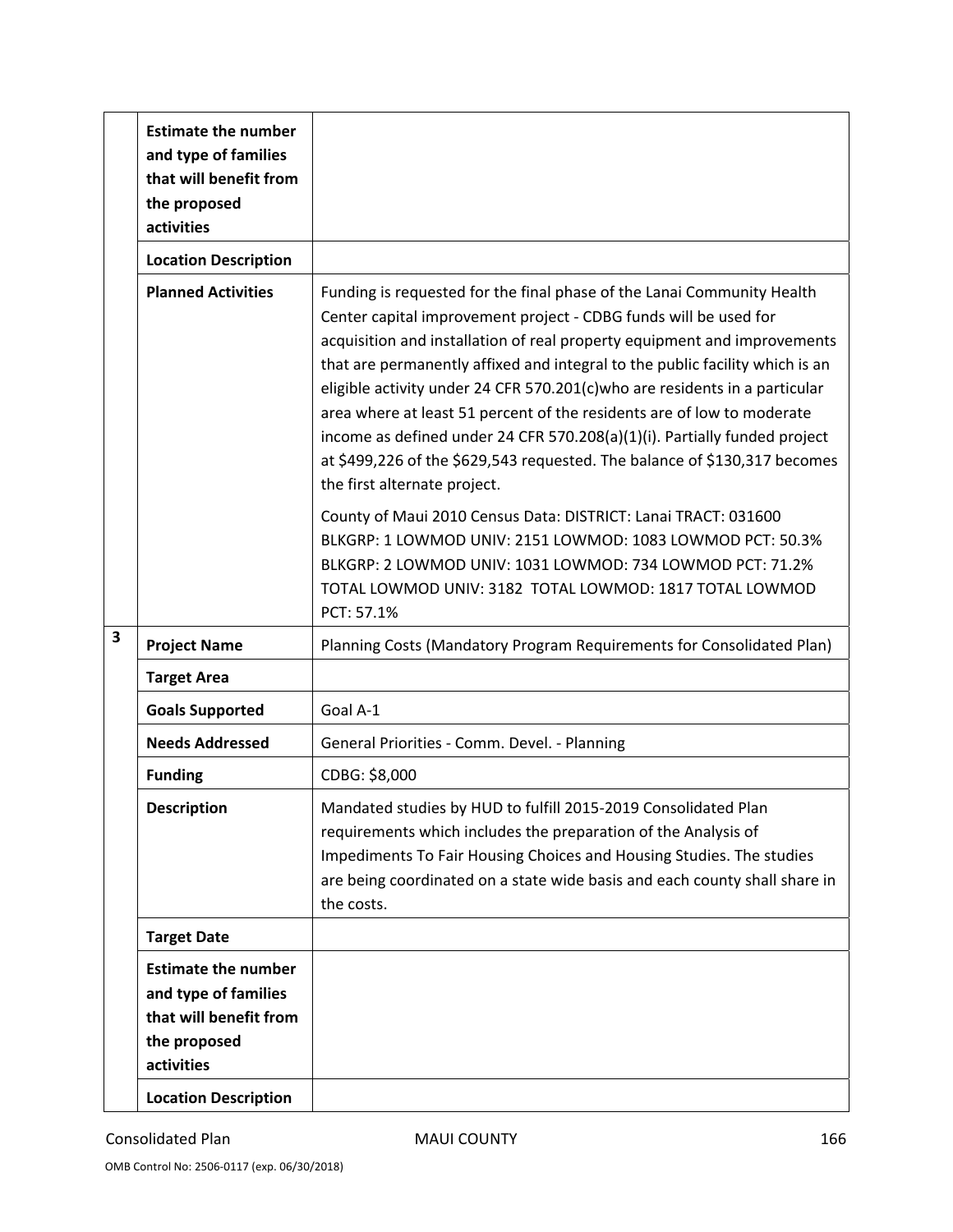| | | |
|---|---|---|
| | **Estimate the number and type of families that will benefit from the proposed activities** | |
| | **Location Description** | |
| | **Planned Activities** | Funding is requested for the final phase of the Lanai Community Health Center capital improvement project - CDBG funds will be used for acquisition and installation of real property equipment and improvements that are permanently affixed and integral to the public facility which is an eligible activity under 24 CFR 570.201(c)who are residents in a particular area where at least 51 percent of the residents are of low to moderate income as defined under 24 CFR 570.208(a)(1)(i). Partially funded project at $499,226 of the $629,543 requested. The balance of $130,317 becomes the first alternate project.<br><br>County of Maui 2010 Census Data: DISTRICT: Lanai TRACT: 031600 BLKGRP: 1 LOWMOD UNIV: 2151 LOWMOD: 1083 LOWMOD PCT: 50.3% BLKGRP: 2 LOWMOD UNIV: 1031 LOWMOD: 734 LOWMOD PCT: 71.2% TOTAL LOWMOD UNIV: 3182 TOTAL LOWMOD: 1817 TOTAL LOWMOD PCT: 57.1% |
| **3** | **Project Name** | Planning Costs (Mandatory Program Requirements for Consolidated Plan) |
| | **Target Area** | |
| | **Goals Supported** | Goal A-1 |
| | **Needs Addressed** | General Priorities - Comm. Devel. - Planning |
| | **Funding** | CDBG: $8,000 |
| | **Description** | Mandated studies by HUD to fulfill 2015-2019 Consolidated Plan requirements which includes the preparation of the Analysis of Impediments To Fair Housing Choices and Housing Studies. The studies are being coordinated on a state wide basis and each county shall share in the costs. |
| | **Target Date** | |
| | **Estimate the number and type of families that will benefit from the proposed activities** | |
| | **Location Description** | |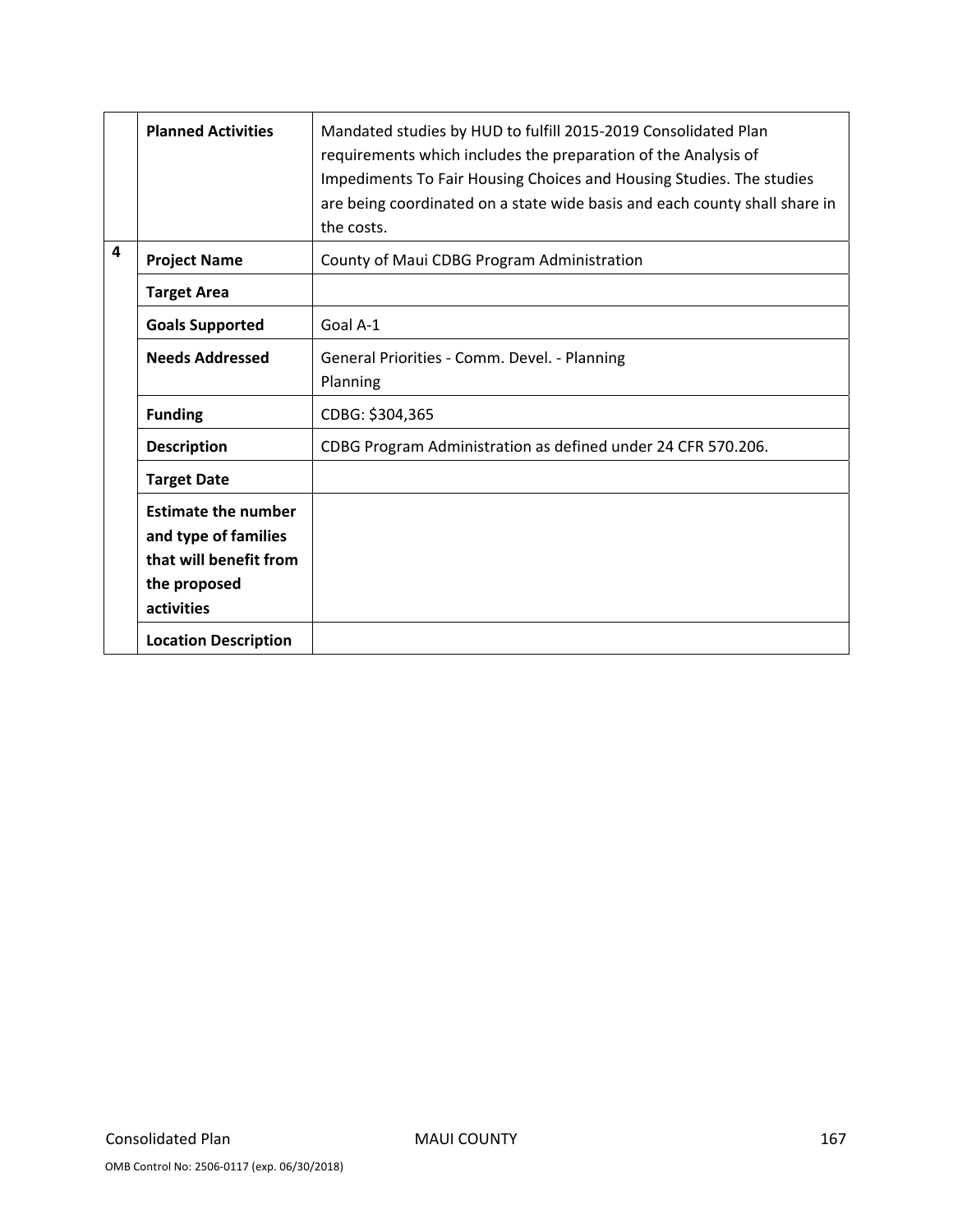| | | |
|---|---|---|
| | **Planned Activities** | Mandated studies by HUD to fulfill 2015-2019 Consolidated Plan requirements which includes the preparation of the Analysis of Impediments To Fair Housing Choices and Housing Studies. The studies are being coordinated on a state wide basis and each county shall share in the costs. |
| **4** | **Project Name** | County of Maui CDBG Program Administration |
| | **Target Area** | |
| | **Goals Supported** | Goal A-1 |
| | **Needs Addressed** | General Priorities - Comm. Devel. - Planning<br>Planning |
| | **Funding** | CDBG: $304,365 |
| | **Description** | CDBG Program Administration as defined under 24 CFR 570.206. |
| | **Target Date** | |
| | **Estimate the number and type of families that will benefit from the proposed activities** | |
| | **Location Description** | |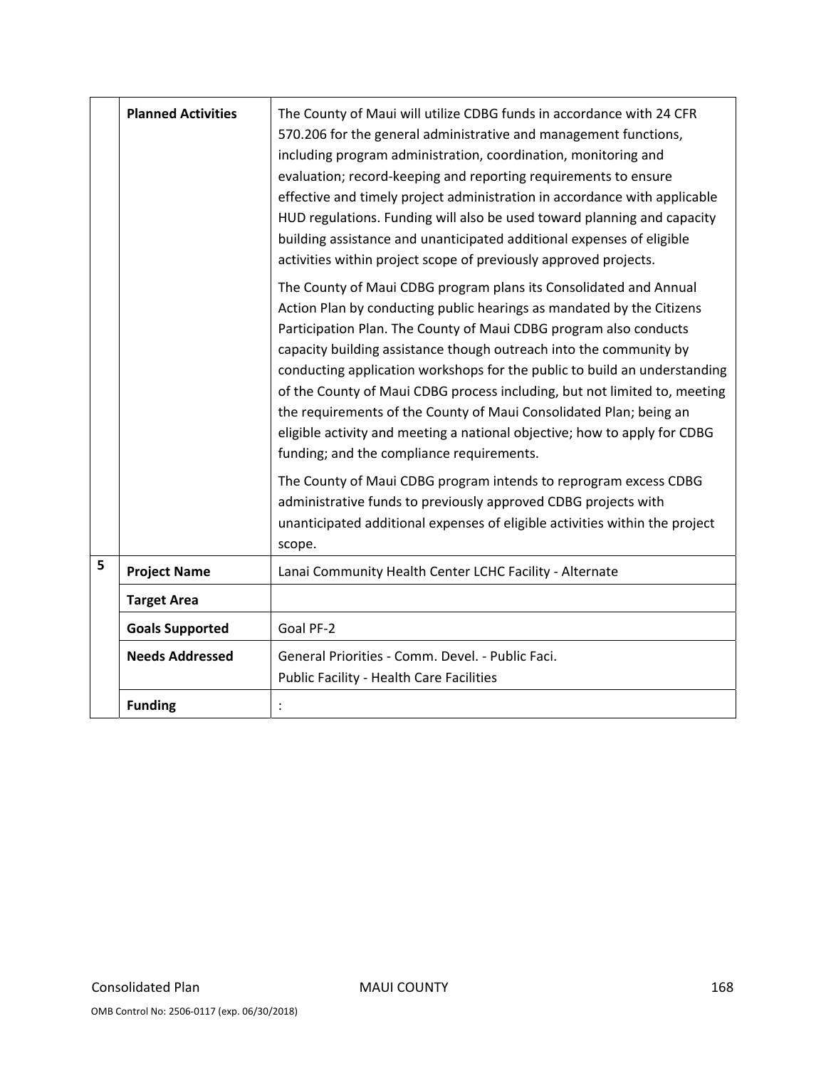| | | |
|---|---|---|
| | **Planned Activities** | The County of Maui will utilize CDBG funds in accordance with 24 CFR 570.206 for the general administrative and management functions, including program administration, coordination, monitoring and evaluation; record-keeping and reporting requirements to ensure effective and timely project administration in accordance with applicable HUD regulations. Funding will also be used toward planning and capacity building assistance and unanticipated additional expenses of eligible activities within project scope of previously approved projects.<br><br>The County of Maui CDBG program plans its Consolidated and Annual Action Plan by conducting public hearings as mandated by the Citizens Participation Plan. The County of Maui CDBG program also conducts capacity building assistance though outreach into the community by conducting application workshops for the public to build an understanding of the County of Maui CDBG process including, but not limited to, meeting the requirements of the County of Maui Consolidated Plan; being an eligible activity and meeting a national objective; how to apply for CDBG funding; and the compliance requirements.<br><br>The County of Maui CDBG program intends to reprogram excess CDBG administrative funds to previously approved CDBG projects with unanticipated additional expenses of eligible activities within the project scope. |
| **5** | **Project Name** | Lanai Community Health Center LCHC Facility - Alternate |
| | **Target Area** | |
| | **Goals Supported** | Goal PF-2 |
| | **Needs Addressed** | General Priorities - Comm. Devel. - Public Faci.<br>Public Facility - Health Care Facilities |
| | **Funding** | : |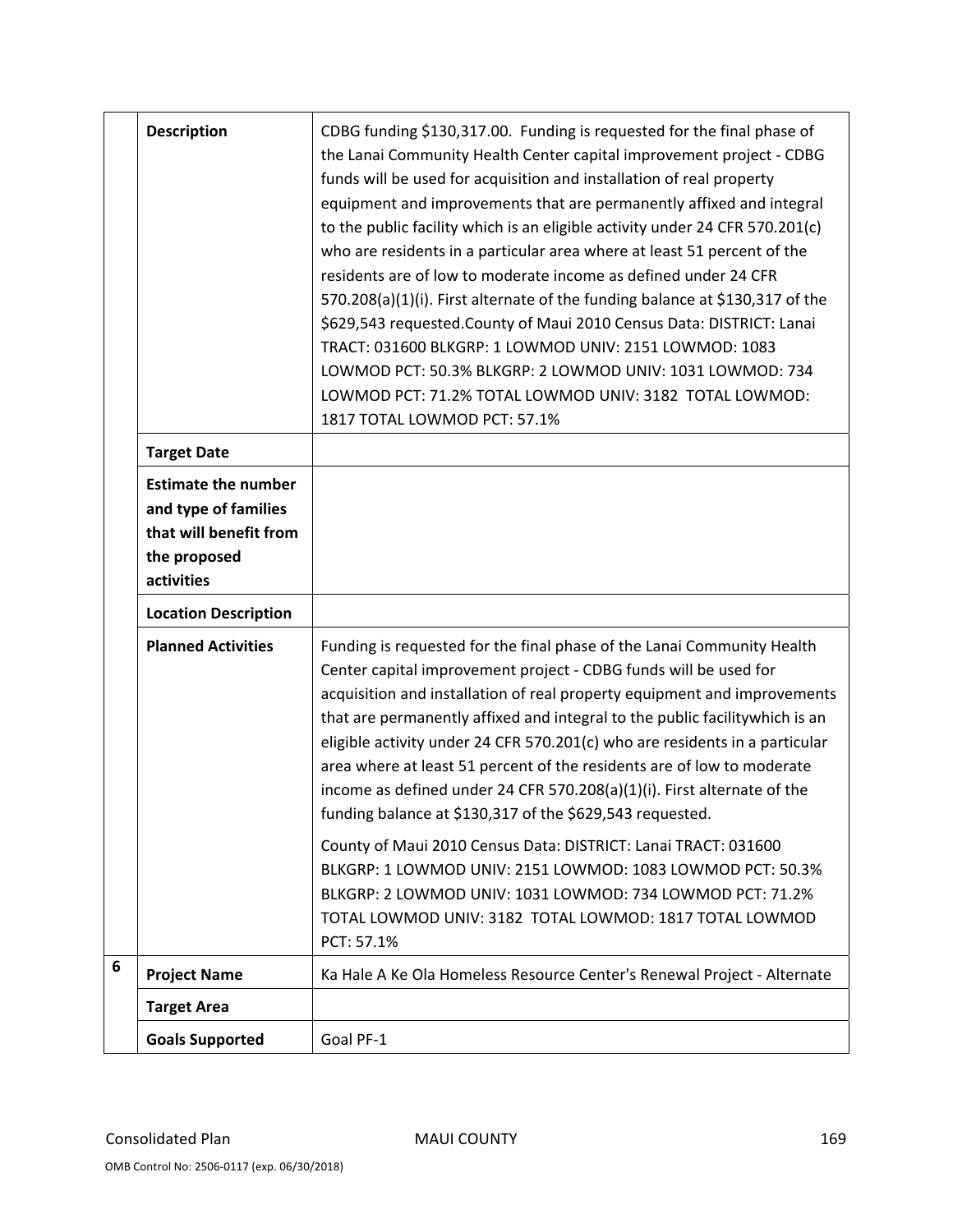| | | |
|---|---|---|
| | **Description** | CDBG funding $130,317.00. Funding is requested for the final phase of the Lanai Community Health Center capital improvement project - CDBG funds will be used for acquisition and installation of real property equipment and improvements that are permanently affixed and integral to the public facility which is an eligible activity under 24 CFR 570.201(c) who are residents in a particular area where at least 51 percent of the residents are of low to moderate income as defined under 24 CFR 570.208(a)(1)(i). First alternate of the funding balance at $130,317 of the $629,543 requested.County of Maui 2010 Census Data: DISTRICT: Lanai TRACT: 031600 BLKGRP: 1 LOWMOD UNIV: 2151 LOWMOD: 1083 LOWMOD PCT: 50.3% BLKGRP: 2 LOWMOD UNIV: 1031 LOWMOD: 734 LOWMOD PCT: 71.2% TOTAL LOWMOD UNIV: 3182 TOTAL LOWMOD: 1817 TOTAL LOWMOD PCT: 57.1% |
| | **Target Date** | |
| | **Estimate the number and type of families that will benefit from the proposed activities** | |
| | **Location Description** | |
| | **Planned Activities** | Funding is requested for the final phase of the Lanai Community Health Center capital improvement project - CDBG funds will be used for acquisition and installation of real property equipment and improvements that are permanently affixed and integral to the public facilitywhich is an eligible activity under 24 CFR 570.201(c) who are residents in a particular area where at least 51 percent of the residents are of low to moderate income as defined under 24 CFR 570.208(a)(1)(i). First alternate of the funding balance at $130,317 of the $629,543 requested.<br><br>County of Maui 2010 Census Data: DISTRICT: Lanai TRACT: 031600 BLKGRP: 1 LOWMOD UNIV: 2151 LOWMOD: 1083 LOWMOD PCT: 50.3% BLKGRP: 2 LOWMOD UNIV: 1031 LOWMOD: 734 LOWMOD PCT: 71.2% TOTAL LOWMOD UNIV: 3182 TOTAL LOWMOD: 1817 TOTAL LOWMOD PCT: 57.1% |
| 6 | **Project Name** | Ka Hale A Ke Ola Homeless Resource Center's Renewal Project - Alternate |
| | **Target Area** | |
| | **Goals Supported** | Goal PF-1 |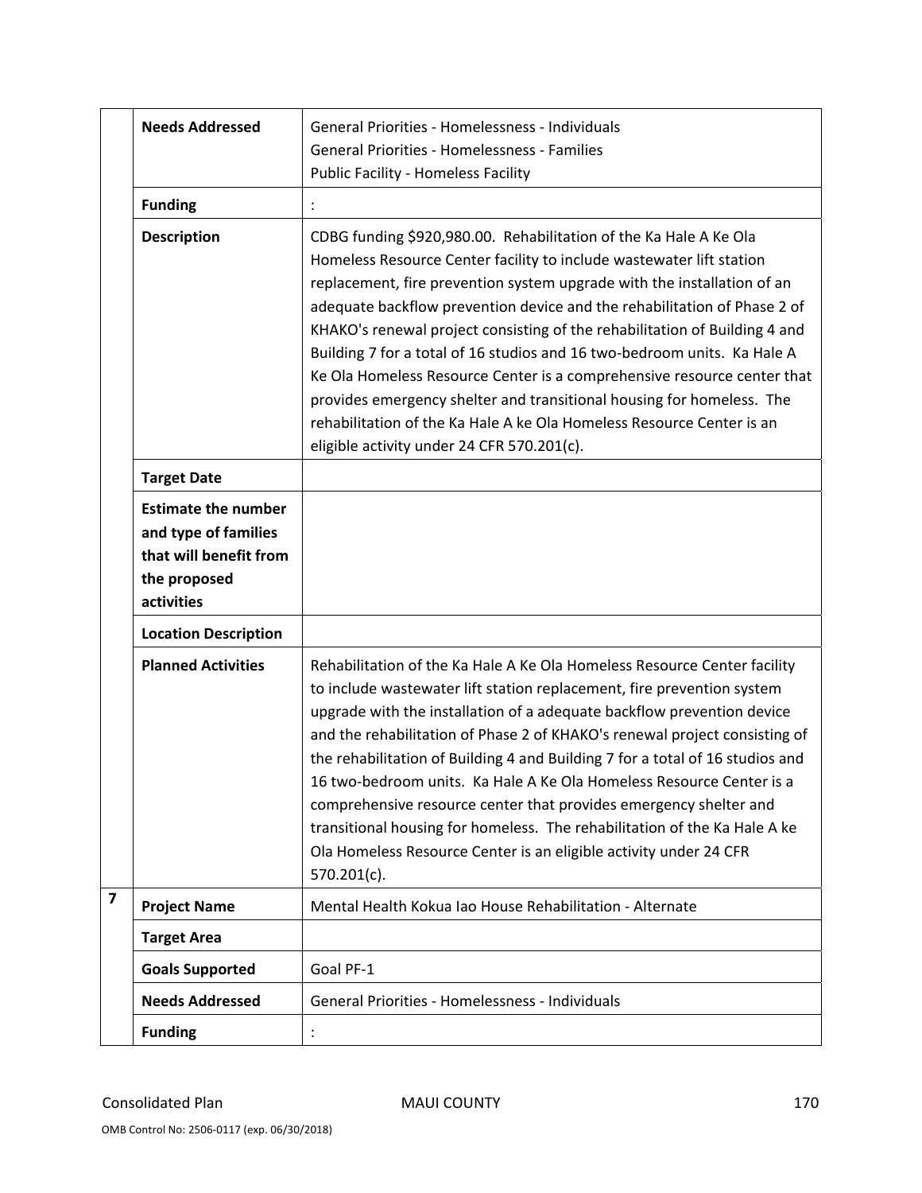| | | |
|---|---|---|
| | **Needs Addressed** | General Priorities - Homelessness - Individuals<br>General Priorities - Homelessness - Families<br>Public Facility - Homeless Facility |
| | **Funding** | : |
| | **Description** | CDBG funding $920,980.00. Rehabilitation of the Ka Hale A Ke Ola Homeless Resource Center facility to include wastewater lift station replacement, fire prevention system upgrade with the installation of an adequate backflow prevention device and the rehabilitation of Phase 2 of KHAKO's renewal project consisting of the rehabilitation of Building 4 and Building 7 for a total of 16 studios and 16 two-bedroom units. Ka Hale A Ke Ola Homeless Resource Center is a comprehensive resource center that provides emergency shelter and transitional housing for homeless. The rehabilitation of the Ka Hale A ke Ola Homeless Resource Center is an eligible activity under 24 CFR 570.201(c). |
| | **Target Date** | |
| | **Estimate the number and type of families that will benefit from the proposed activities** | |
| | **Location Description** | |
| | **Planned Activities** | Rehabilitation of the Ka Hale A Ke Ola Homeless Resource Center facility to include wastewater lift station replacement, fire prevention system upgrade with the installation of a adequate backflow prevention device and the rehabilitation of Phase 2 of KHAKO's renewal project consisting of the rehabilitation of Building 4 and Building 7 for a total of 16 studios and 16 two-bedroom units. Ka Hale A Ke Ola Homeless Resource Center is a comprehensive resource center that provides emergency shelter and transitional housing for homeless. The rehabilitation of the Ka Hale A ke Ola Homeless Resource Center is an eligible activity under 24 CFR 570.201(c). |
| **7** | **Project Name** | Mental Health Kokua Iao House Rehabilitation - Alternate |
| | **Target Area** | |
| | **Goals Supported** | Goal PF-1 |
| | **Needs Addressed** | General Priorities - Homelessness - Individuals |
| | **Funding** | : |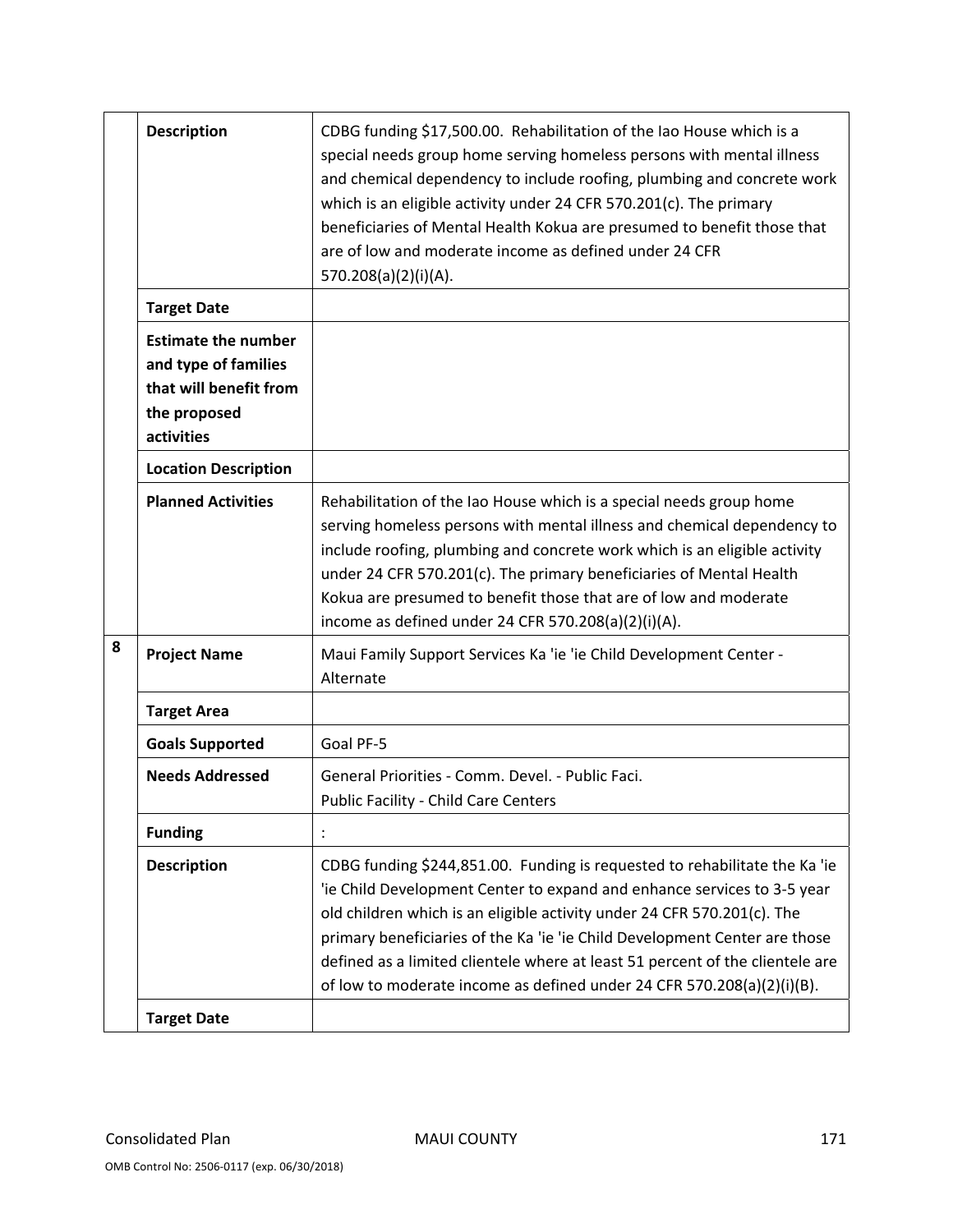| | | |
|---|---|---|
| | **Description** | CDBG funding $17,500.00. Rehabilitation of the Iao House which is a special needs group home serving homeless persons with mental illness and chemical dependency to include roofing, plumbing and concrete work which is an eligible activity under 24 CFR 570.201(c). The primary beneficiaries of Mental Health Kokua are presumed to benefit those that are of low and moderate income as defined under 24 CFR 570.208(a)(2)(i)(A). |
| | **Target Date** | |
| | **Estimate the number and type of families that will benefit from the proposed activities** | |
| | **Location Description** | |
| | **Planned Activities** | Rehabilitation of the Iao House which is a special needs group home serving homeless persons with mental illness and chemical dependency to include roofing, plumbing and concrete work which is an eligible activity under 24 CFR 570.201(c). The primary beneficiaries of Mental Health Kokua are presumed to benefit those that are of low and moderate income as defined under 24 CFR 570.208(a)(2)(i)(A). |
| **8** | **Project Name** | Maui Family Support Services Ka 'ie 'ie Child Development Center - Alternate |
| | **Target Area** | |
| | **Goals Supported** | Goal PF-5 |
| | **Needs Addressed** | General Priorities - Comm. Devel. - Public Faci.<br>Public Facility - Child Care Centers |
| | **Funding** | : |
| | **Description** | CDBG funding $244,851.00. Funding is requested to rehabilitate the Ka 'ie 'ie Child Development Center to expand and enhance services to 3-5 year old children which is an eligible activity under 24 CFR 570.201(c). The primary beneficiaries of the Ka 'ie 'ie Child Development Center are those defined as a limited clientele where at least 51 percent of the clientele are of low to moderate income as defined under 24 CFR 570.208(a)(2)(i)(B). |
| | **Target Date** | |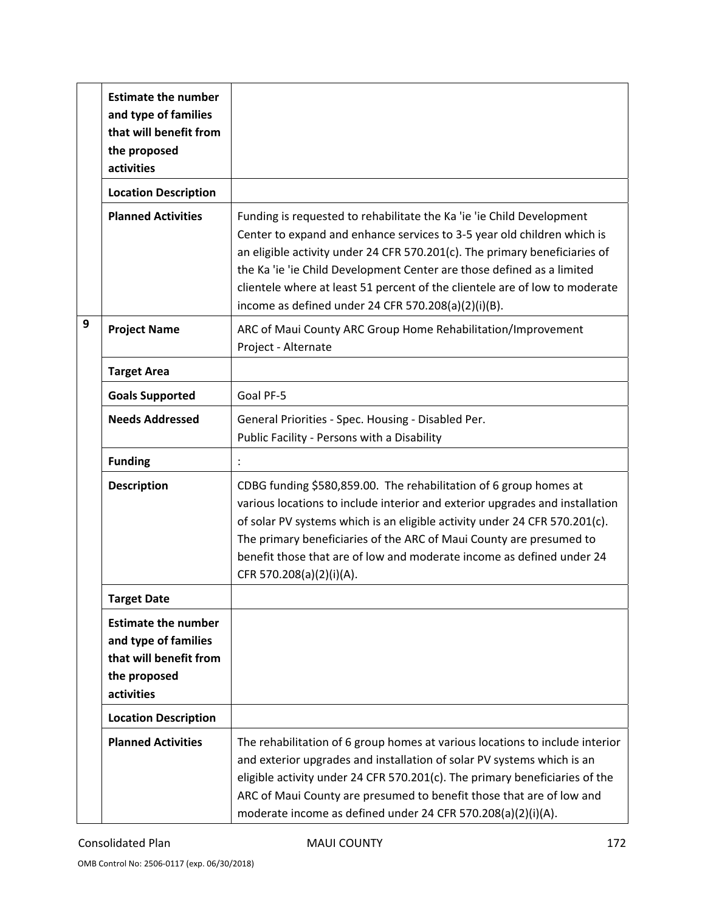| | | |
|---|---|---|
| | **Estimate the number and type of families that will benefit from the proposed activities** | |
| | **Location Description** | |
| | **Planned Activities** | Funding is requested to rehabilitate the Ka 'ie 'ie Child Development Center to expand and enhance services to 3-5 year old children which is an eligible activity under 24 CFR 570.201(c). The primary beneficiaries of the Ka 'ie 'ie Child Development Center are those defined as a limited clientele where at least 51 percent of the clientele are of low to moderate income as defined under 24 CFR 570.208(a)(2)(i)(B). |
| 9 | **Project Name** | ARC of Maui County ARC Group Home Rehabilitation/Improvement Project - Alternate |
| | **Target Area** | |
| | **Goals Supported** | Goal PF-5 |
| | **Needs Addressed** | General Priorities - Spec. Housing - Disabled Per.<br>Public Facility - Persons with a Disability |
| | **Funding** | : |
| | **Description** | CDBG funding $580,859.00. The rehabilitation of 6 group homes at various locations to include interior and exterior upgrades and installation of solar PV systems which is an eligible activity under 24 CFR 570.201(c). The primary beneficiaries of the ARC of Maui County are presumed to benefit those that are of low and moderate income as defined under 24 CFR 570.208(a)(2)(i)(A). |
| | **Target Date** | |
| | **Estimate the number and type of families that will benefit from the proposed activities** | |
| | **Location Description** | |
| | **Planned Activities** | The rehabilitation of 6 group homes at various locations to include interior and exterior upgrades and installation of solar PV systems which is an eligible activity under 24 CFR 570.201(c). The primary beneficiaries of the ARC of Maui County are presumed to benefit those that are of low and moderate income as defined under 24 CFR 570.208(a)(2)(i)(A). |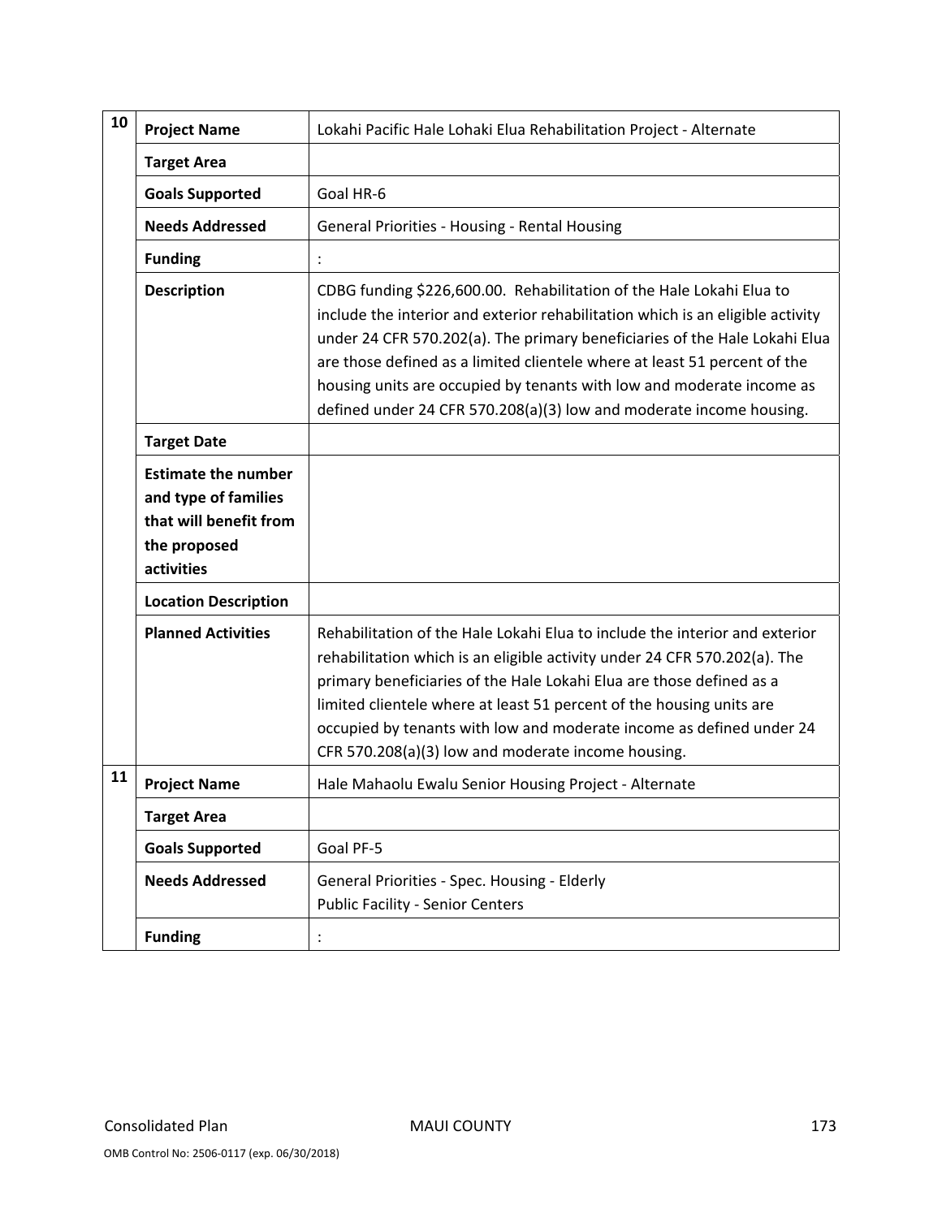| | | |
|---|---|---|
| 10 | **Project Name** | Lokahi Pacific Hale Lohaki Elua Rehabilitation Project - Alternate |
| | **Target Area** | |
| | **Goals Supported** | Goal HR-6 |
| | **Needs Addressed** | General Priorities - Housing - Rental Housing |
| | **Funding** | : |
| | **Description** | CDBG funding $226,600.00. Rehabilitation of the Hale Lokahi Elua to include the interior and exterior rehabilitation which is an eligible activity under 24 CFR 570.202(a). The primary beneficiaries of the Hale Lokahi Elua are those defined as a limited clientele where at least 51 percent of the housing units are occupied by tenants with low and moderate income as defined under 24 CFR 570.208(a)(3) low and moderate income housing. |
| | **Target Date** | |
| | **Estimate the number and type of families that will benefit from the proposed activities** | |
| | **Location Description** | |
| | **Planned Activities** | Rehabilitation of the Hale Lokahi Elua to include the interior and exterior rehabilitation which is an eligible activity under 24 CFR 570.202(a). The primary beneficiaries of the Hale Lokahi Elua are those defined as a limited clientele where at least 51 percent of the housing units are occupied by tenants with low and moderate income as defined under 24 CFR 570.208(a)(3) low and moderate income housing. |
| 11 | **Project Name** | Hale Mahaolu Ewalu Senior Housing Project - Alternate |
| | **Target Area** | |
| | **Goals Supported** | Goal PF-5 |
| | **Needs Addressed** | General Priorities - Spec. Housing - Elderly<br>Public Facility - Senior Centers |
| | **Funding** | : |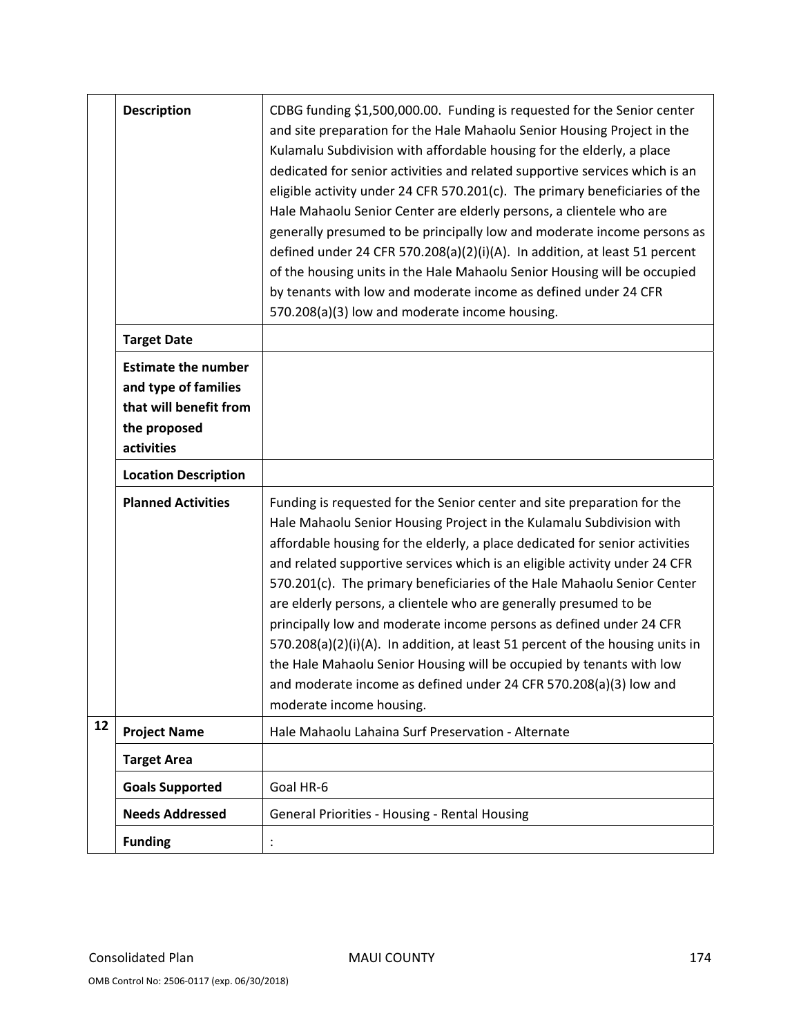|  |  |  |
|---|---|---|
|  | **Description** | CDBG funding $1,500,000.00. Funding is requested for the Senior center and site preparation for the Hale Mahaolu Senior Housing Project in the Kulamalu Subdivision with affordable housing for the elderly, a place dedicated for senior activities and related supportive services which is an eligible activity under 24 CFR 570.201(c). The primary beneficiaries of the Hale Mahaolu Senior Center are elderly persons, a clientele who are generally presumed to be principally low and moderate income persons as defined under 24 CFR 570.208(a)(2)(i)(A). In addition, at least 51 percent of the housing units in the Hale Mahaolu Senior Housing will be occupied by tenants with low and moderate income as defined under 24 CFR 570.208(a)(3) low and moderate income housing. |
|  | **Target Date** |  |
|  | **Estimate the number and type of families that will benefit from the proposed activities** |  |
|  | **Location Description** |  |
|  | **Planned Activities** | Funding is requested for the Senior center and site preparation for the Hale Mahaolu Senior Housing Project in the Kulamalu Subdivision with affordable housing for the elderly, a place dedicated for senior activities and related supportive services which is an eligible activity under 24 CFR 570.201(c). The primary beneficiaries of the Hale Mahaolu Senior Center are elderly persons, a clientele who are generally presumed to be principally low and moderate income persons as defined under 24 CFR 570.208(a)(2)(i)(A). In addition, at least 51 percent of the housing units in the Hale Mahaolu Senior Housing will be occupied by tenants with low and moderate income as defined under 24 CFR 570.208(a)(3) low and moderate income housing. |
| 12 | **Project Name** | Hale Mahaolu Lahaina Surf Preservation - Alternate |
|  | **Target Area** |  |
|  | **Goals Supported** | Goal HR-6 |
|  | **Needs Addressed** | General Priorities - Housing - Rental Housing |
|  | **Funding** | : |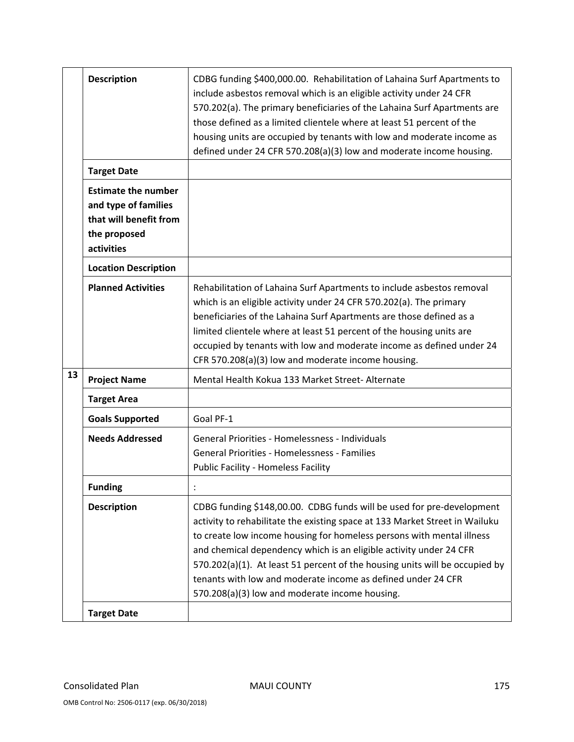| | | |
|---|---|---|
| | **Description** | CDBG funding $400,000.00. Rehabilitation of Lahaina Surf Apartments to include asbestos removal which is an eligible activity under 24 CFR 570.202(a). The primary beneficiaries of the Lahaina Surf Apartments are those defined as a limited clientele where at least 51 percent of the housing units are occupied by tenants with low and moderate income as defined under 24 CFR 570.208(a)(3) low and moderate income housing. |
| | **Target Date** | |
| | **Estimate the number and type of families that will benefit from the proposed activities** | |
| | **Location Description** | |
| | **Planned Activities** | Rehabilitation of Lahaina Surf Apartments to include asbestos removal which is an eligible activity under 24 CFR 570.202(a). The primary beneficiaries of the Lahaina Surf Apartments are those defined as a limited clientele where at least 51 percent of the housing units are occupied by tenants with low and moderate income as defined under 24 CFR 570.208(a)(3) low and moderate income housing. |
| **13** | **Project Name** | Mental Health Kokua 133 Market Street- Alternate |
| | **Target Area** | |
| | **Goals Supported** | Goal PF-1 |
| | **Needs Addressed** | General Priorities - Homelessness - Individuals<br>General Priorities - Homelessness - Families<br>Public Facility - Homeless Facility |
| | **Funding** | : |
| | **Description** | CDBG funding $148,00.00. CDBG funds will be used for pre-development activity to rehabilitate the existing space at 133 Market Street in Wailuku to create low income housing for homeless persons with mental illness and chemical dependency which is an eligible activity under 24 CFR 570.202(a)(1). At least 51 percent of the housing units will be occupied by tenants with low and moderate income as defined under 24 CFR 570.208(a)(3) low and moderate income housing. |
| | **Target Date** | |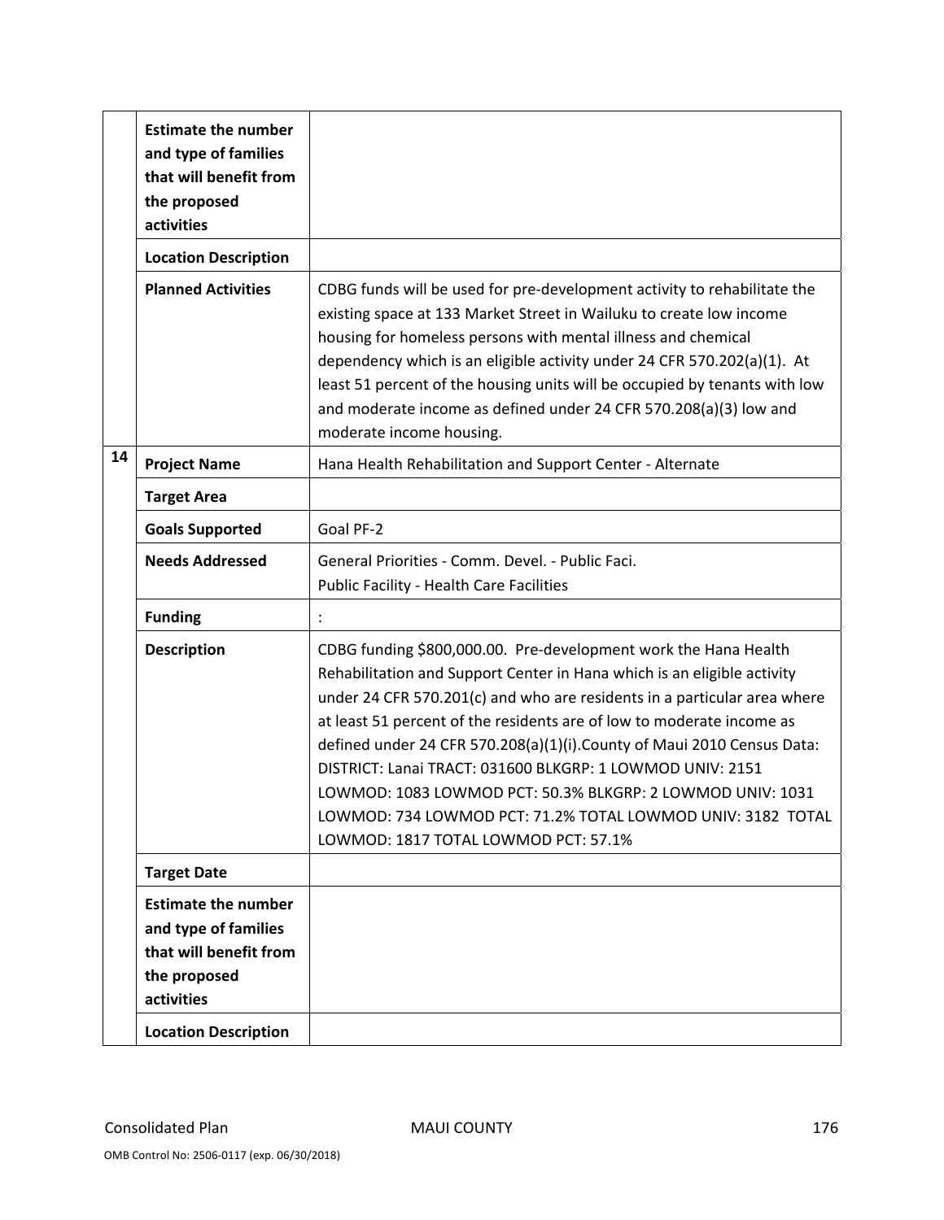| | | |
|---|---|---|
| | **Estimate the number and type of families that will benefit from the proposed activities** | |
| | **Location Description** | |
| | **Planned Activities** | CDBG funds will be used for pre-development activity to rehabilitate the existing space at 133 Market Street in Wailuku to create low income housing for homeless persons with mental illness and chemical dependency which is an eligible activity under 24 CFR 570.202(a)(1). At least 51 percent of the housing units will be occupied by tenants with low and moderate income as defined under 24 CFR 570.208(a)(3) low and moderate income housing. |
| **14** | **Project Name** | Hana Health Rehabilitation and Support Center - Alternate |
| | **Target Area** | |
| | **Goals Supported** | Goal PF-2 |
| | **Needs Addressed** | General Priorities - Comm. Devel. - Public Faci.<br>Public Facility - Health Care Facilities |
| | **Funding** | : |
| | **Description** | CDBG funding $800,000.00. Pre-development work the Hana Health Rehabilitation and Support Center in Hana which is an eligible activity under 24 CFR 570.201(c) and who are residents in a particular area where at least 51 percent of the residents are of low to moderate income as defined under 24 CFR 570.208(a)(1)(i).County of Maui 2010 Census Data: DISTRICT: Lanai TRACT: 031600 BLKGRP: 1 LOWMOD UNIV: 2151 LOWMOD: 1083 LOWMOD PCT: 50.3% BLKGRP: 2 LOWMOD UNIV: 1031 LOWMOD: 734 LOWMOD PCT: 71.2% TOTAL LOWMOD UNIV: 3182 TOTAL LOWMOD: 1817 TOTAL LOWMOD PCT: 57.1% |
| | **Target Date** | |
| | **Estimate the number and type of families that will benefit from the proposed activities** | |
| | **Location Description** | |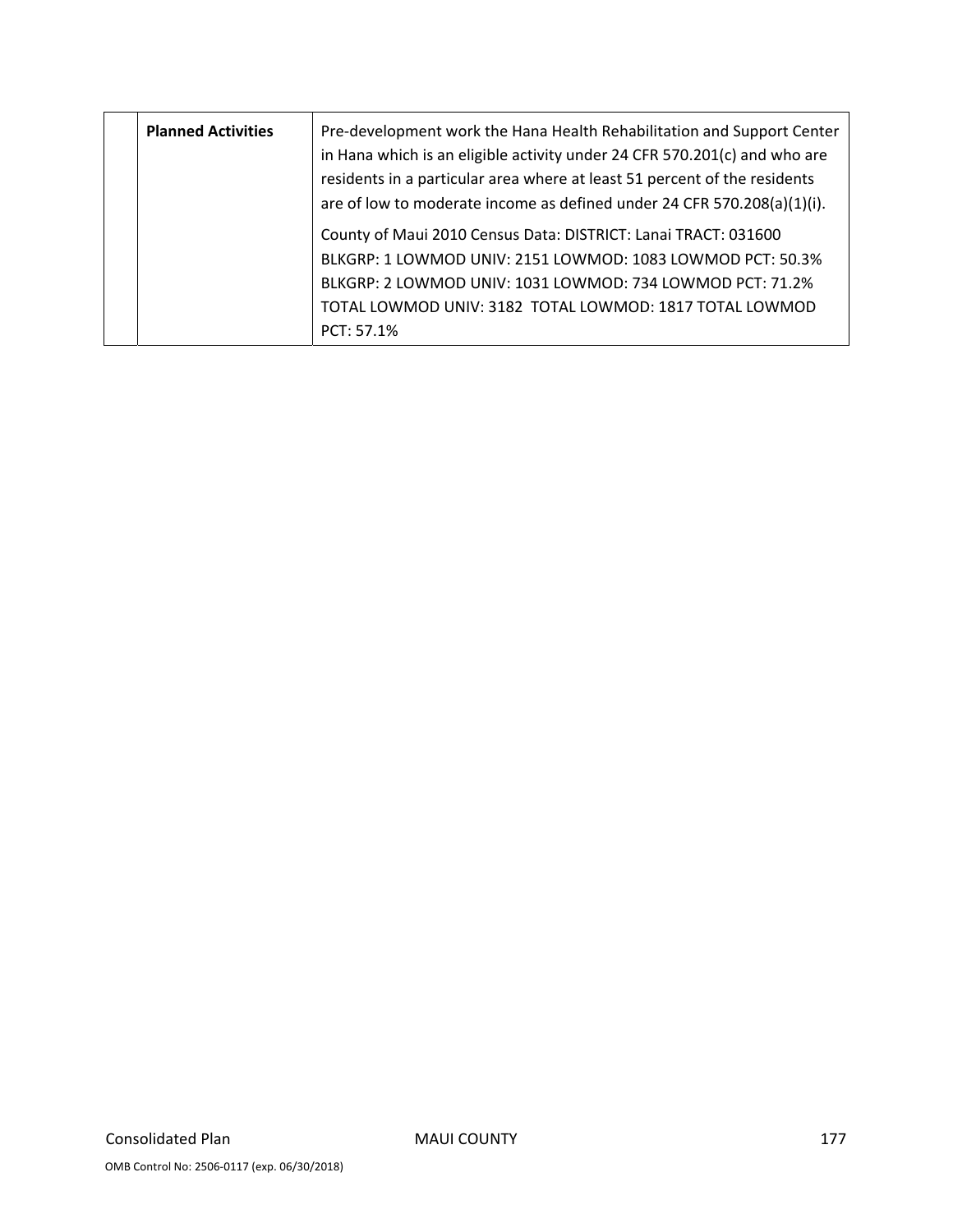| | | |
|---|---|---|
| | **Planned Activities** | Pre-development work the Hana Health Rehabilitation and Support Center in Hana which is an eligible activity under 24 CFR 570.201(c) and who are residents in a particular area where at least 51 percent of the residents are of low to moderate income as defined under 24 CFR 570.208(a)(1)(i).<br><br>County of Maui 2010 Census Data: DISTRICT: Lanai TRACT: 031600 BLKGRP: 1 LOWMOD UNIV: 2151 LOWMOD: 1083 LOWMOD PCT: 50.3% BLKGRP: 2 LOWMOD UNIV: 1031 LOWMOD: 734 LOWMOD PCT: 71.2% TOTAL LOWMOD UNIV: 3182 TOTAL LOWMOD: 1817 TOTAL LOWMOD PCT: 57.1% |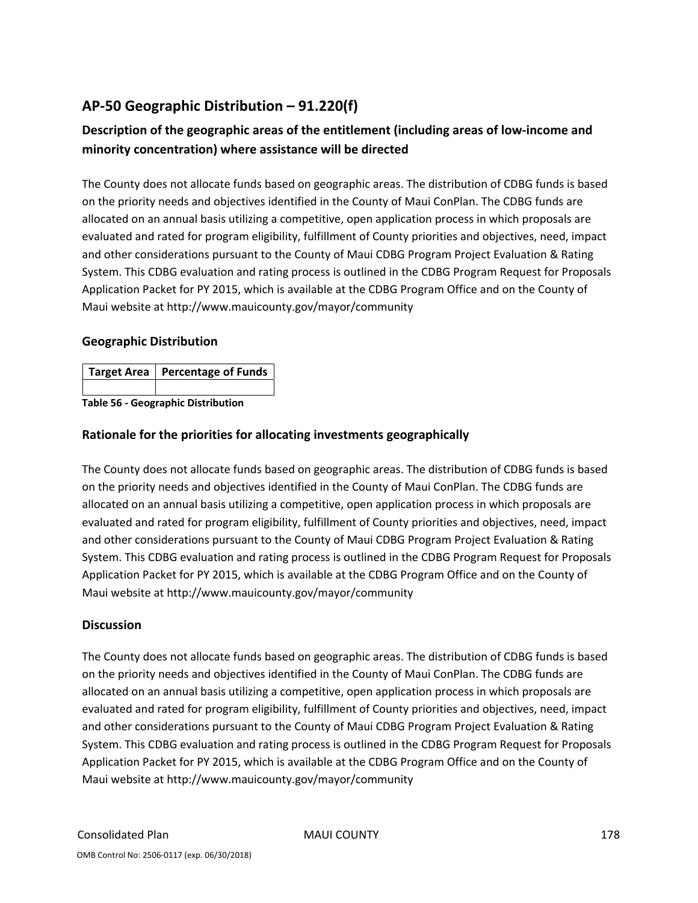## AP-50 Geographic Distribution – 91.220(f)

### Description of the geographic areas of the entitlement (including areas of low-income and minority concentration) where assistance will be directed

The County does not allocate funds based on geographic areas. The distribution of CDBG funds is based on the priority needs and objectives identified in the County of Maui ConPlan. The CDBG funds are allocated on an annual basis utilizing a competitive, open application process in which proposals are evaluated and rated for program eligibility, fulfillment of County priorities and objectives, need, impact and other considerations pursuant to the County of Maui CDBG Program Project Evaluation & Rating System. This CDBG evaluation and rating process is outlined in the CDBG Program Request for Proposals Application Packet for PY 2015, which is available at the CDBG Program Office and on the County of Maui website at http://www.mauicounty.gov/mayor/community

### Geographic Distribution

| Target Area | Percentage of Funds |
|---|---|
| | |

**Table 56 - Geographic Distribution**

### Rationale for the priorities for allocating investments geographically

The County does not allocate funds based on geographic areas. The distribution of CDBG funds is based on the priority needs and objectives identified in the County of Maui ConPlan. The CDBG funds are allocated on an annual basis utilizing a competitive, open application process in which proposals are evaluated and rated for program eligibility, fulfillment of County priorities and objectives, need, impact and other considerations pursuant to the County of Maui CDBG Program Project Evaluation & Rating System. This CDBG evaluation and rating process is outlined in the CDBG Program Request for Proposals Application Packet for PY 2015, which is available at the CDBG Program Office and on the County of Maui website at http://www.mauicounty.gov/mayor/community

### Discussion

The County does not allocate funds based on geographic areas. The distribution of CDBG funds is based on the priority needs and objectives identified in the County of Maui ConPlan. The CDBG funds are allocated on an annual basis utilizing a competitive, open application process in which proposals are evaluated and rated for program eligibility, fulfillment of County priorities and objectives, need, impact and other considerations pursuant to the County of Maui CDBG Program Project Evaluation & Rating System. This CDBG evaluation and rating process is outlined in the CDBG Program Request for Proposals Application Packet for PY 2015, which is available at the CDBG Program Office and on the County of Maui website at http://www.mauicounty.gov/mayor/community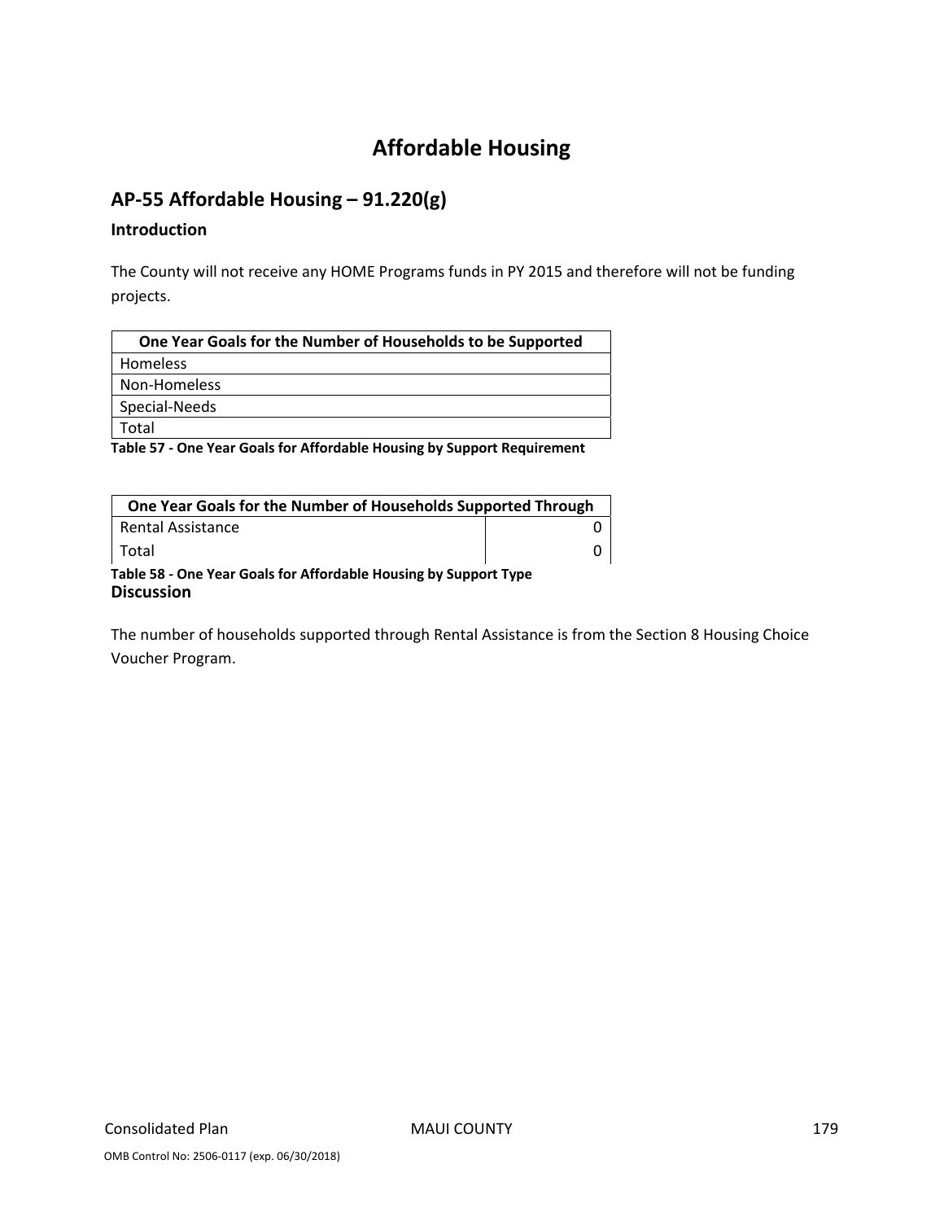# Affordable Housing

## AP-55 Affordable Housing – 91.220(g)

### Introduction

The County will not receive any HOME Programs funds in PY 2015 and therefore will not be funding projects.

| One Year Goals for the Number of Households to be Supported | |
|---|---|
| Homeless | |
| Non-Homeless | |
| Special-Needs | |
| Total | |

**Table 57 - One Year Goals for Affordable Housing by Support Requirement**

| One Year Goals for the Number of Households Supported Through | |
|---|---|
| Rental Assistance | 0 |
| Total | 0 |

**Table 58 - One Year Goals for Affordable Housing by Support Type**

### Discussion

The number of households supported through Rental Assistance is from the Section 8 Housing Choice Voucher Program.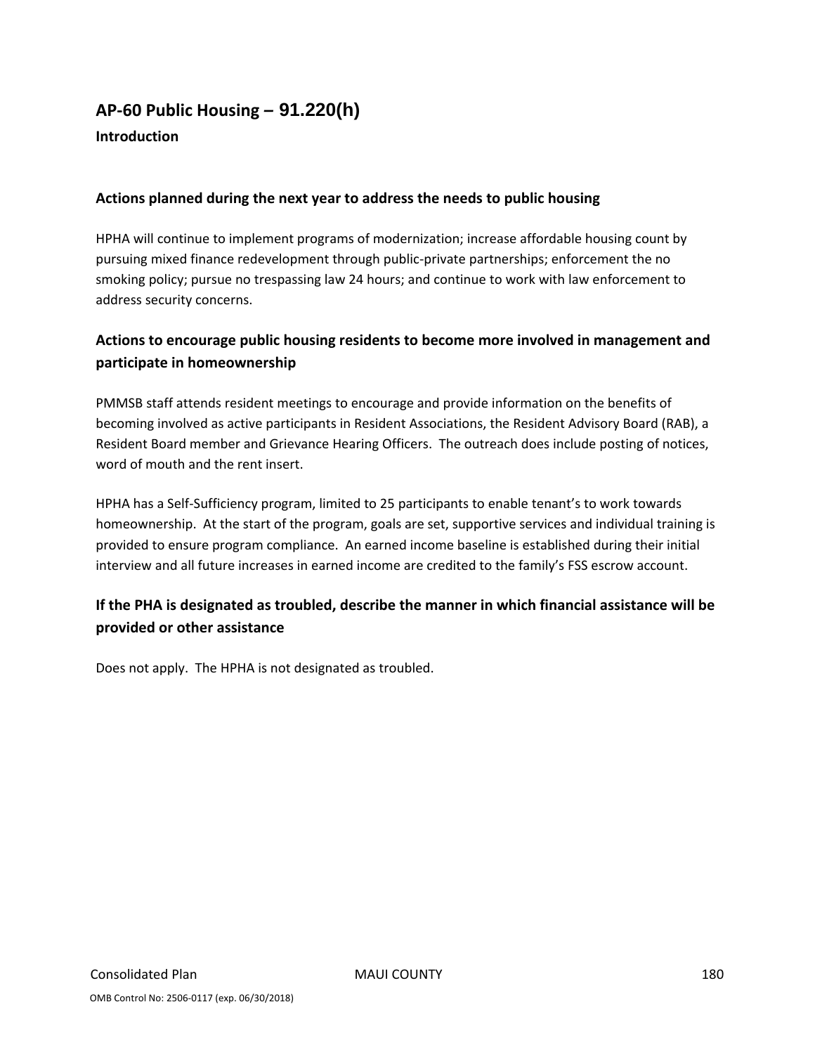## AP-60 Public Housing – 91.220(h)

### Introduction

### Actions planned during the next year to address the needs to public housing

HPHA will continue to implement programs of modernization; increase affordable housing count by pursuing mixed finance redevelopment through public-private partnerships; enforcement the no smoking policy; pursue no trespassing law 24 hours; and continue to work with law enforcement to address security concerns.

### Actions to encourage public housing residents to become more involved in management and participate in homeownership

PMMSB staff attends resident meetings to encourage and provide information on the benefits of becoming involved as active participants in Resident Associations, the Resident Advisory Board (RAB), a Resident Board member and Grievance Hearing Officers. The outreach does include posting of notices, word of mouth and the rent insert.

HPHA has a Self-Sufficiency program, limited to 25 participants to enable tenant's to work towards homeownership. At the start of the program, goals are set, supportive services and individual training is provided to ensure program compliance. An earned income baseline is established during their initial interview and all future increases in earned income are credited to the family's FSS escrow account.

### If the PHA is designated as troubled, describe the manner in which financial assistance will be provided or other assistance

Does not apply. The HPHA is not designated as troubled.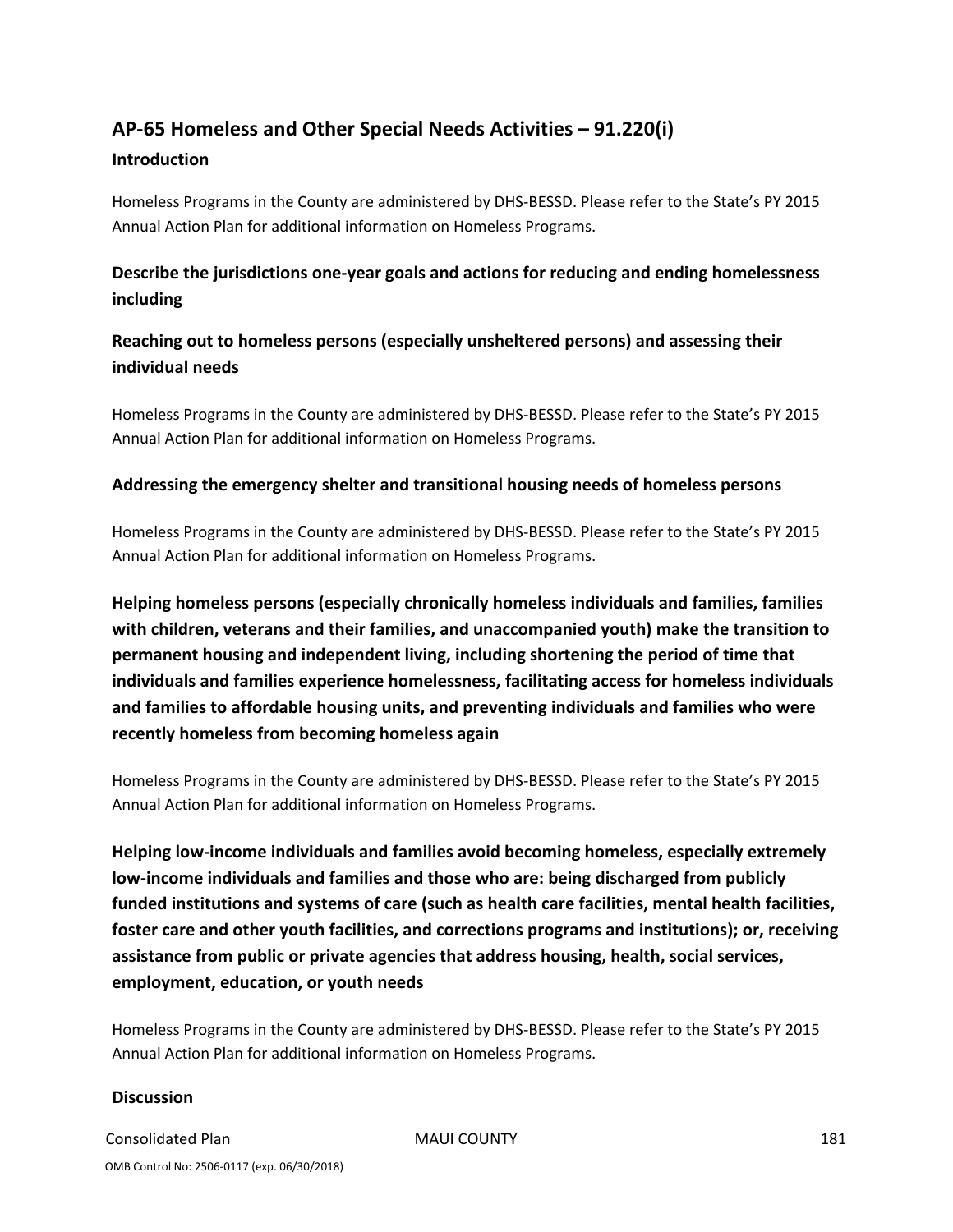## AP-65 Homeless and Other Special Needs Activities – 91.220(i)

### Introduction

Homeless Programs in the County are administered by DHS-BESSD. Please refer to the State's PY 2015 Annual Action Plan for additional information on Homeless Programs.

### Describe the jurisdictions one-year goals and actions for reducing and ending homelessness including

### Reaching out to homeless persons (especially unsheltered persons) and assessing their individual needs

Homeless Programs in the County are administered by DHS-BESSD. Please refer to the State's PY 2015 Annual Action Plan for additional information on Homeless Programs.

### Addressing the emergency shelter and transitional housing needs of homeless persons

Homeless Programs in the County are administered by DHS-BESSD. Please refer to the State's PY 2015 Annual Action Plan for additional information on Homeless Programs.

### Helping homeless persons (especially chronically homeless individuals and families, families with children, veterans and their families, and unaccompanied youth) make the transition to permanent housing and independent living, including shortening the period of time that individuals and families experience homelessness, facilitating access for homeless individuals and families to affordable housing units, and preventing individuals and families who were recently homeless from becoming homeless again

Homeless Programs in the County are administered by DHS-BESSD. Please refer to the State's PY 2015 Annual Action Plan for additional information on Homeless Programs.

### Helping low-income individuals and families avoid becoming homeless, especially extremely low-income individuals and families and those who are: being discharged from publicly funded institutions and systems of care (such as health care facilities, mental health facilities, foster care and other youth facilities, and corrections programs and institutions); or, receiving assistance from public or private agencies that address housing, health, social services, employment, education, or youth needs

Homeless Programs in the County are administered by DHS-BESSD. Please refer to the State's PY 2015 Annual Action Plan for additional information on Homeless Programs.

### Discussion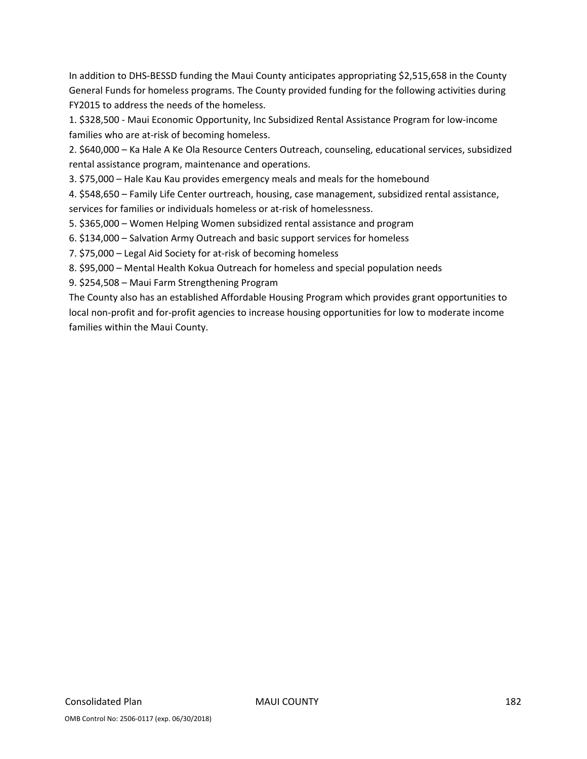In addition to DHS-BESSD funding the Maui County anticipates appropriating $2,515,658 in the County General Funds for homeless programs. The County provided funding for the following activities during FY2015 to address the needs of the homeless.

1. $328,500 - Maui Economic Opportunity, Inc Subsidized Rental Assistance Program for low-income families who are at-risk of becoming homeless.
2. $640,000 – Ka Hale A Ke Ola Resource Centers Outreach, counseling, educational services, subsidized rental assistance program, maintenance and operations.
3. $75,000 – Hale Kau Kau provides emergency meals and meals for the homebound
4. $548,650 – Family Life Center ourtreach, housing, case management, subsidized rental assistance, services for families or individuals homeless or at-risk of homelessness.
5. $365,000 – Women Helping Women subsidized rental assistance and program
6. $134,000 – Salvation Army Outreach and basic support services for homeless
7. $75,000 – Legal Aid Society for at-risk of becoming homeless
8. $95,000 – Mental Health Kokua Outreach for homeless and special population needs
9. $254,508 – Maui Farm Strengthening Program

The County also has an established Affordable Housing Program which provides grant opportunities to local non-profit and for-profit agencies to increase housing opportunities for low to moderate income families within the Maui County.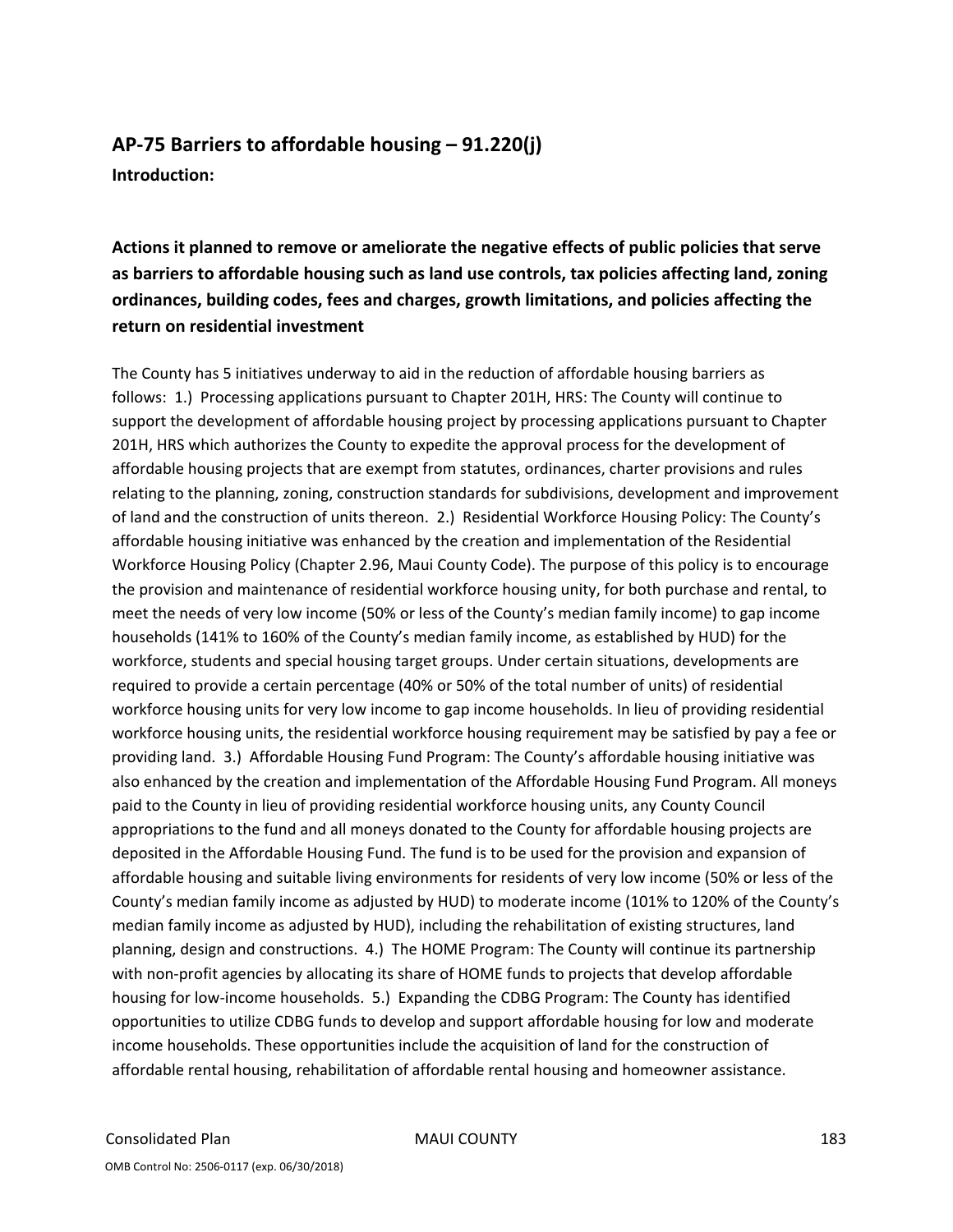## AP-75 Barriers to affordable housing – 91.220(j)

**Introduction:**

### Actions it planned to remove or ameliorate the negative effects of public policies that serve as barriers to affordable housing such as land use controls, tax policies affecting land, zoning ordinances, building codes, fees and charges, growth limitations, and policies affecting the return on residential investment

The County has 5 initiatives underway to aid in the reduction of affordable housing barriers as follows: 1.) Processing applications pursuant to Chapter 201H, HRS: The County will continue to support the development of affordable housing project by processing applications pursuant to Chapter 201H, HRS which authorizes the County to expedite the approval process for the development of affordable housing projects that are exempt from statutes, ordinances, charter provisions and rules relating to the planning, zoning, construction standards for subdivisions, development and improvement of land and the construction of units thereon. 2.) Residential Workforce Housing Policy: The County's affordable housing initiative was enhanced by the creation and implementation of the Residential Workforce Housing Policy (Chapter 2.96, Maui County Code). The purpose of this policy is to encourage the provision and maintenance of residential workforce housing unity, for both purchase and rental, to meet the needs of very low income (50% or less of the County's median family income) to gap income households (141% to 160% of the County's median family income, as established by HUD) for the workforce, students and special housing target groups. Under certain situations, developments are required to provide a certain percentage (40% or 50% of the total number of units) of residential workforce housing units for very low income to gap income households. In lieu of providing residential workforce housing units, the residential workforce housing requirement may be satisfied by pay a fee or providing land. 3.) Affordable Housing Fund Program: The County's affordable housing initiative was also enhanced by the creation and implementation of the Affordable Housing Fund Program. All moneys paid to the County in lieu of providing residential workforce housing units, any County Council appropriations to the fund and all moneys donated to the County for affordable housing projects are deposited in the Affordable Housing Fund. The fund is to be used for the provision and expansion of affordable housing and suitable living environments for residents of very low income (50% or less of the County's median family income as adjusted by HUD) to moderate income (101% to 120% of the County's median family income as adjusted by HUD), including the rehabilitation of existing structures, land planning, design and constructions. 4.) The HOME Program: The County will continue its partnership with non-profit agencies by allocating its share of HOME funds to projects that develop affordable housing for low-income households. 5.) Expanding the CDBG Program: The County has identified opportunities to utilize CDBG funds to develop and support affordable housing for low and moderate income households. These opportunities include the acquisition of land for the construction of affordable rental housing, rehabilitation of affordable rental housing and homeowner assistance.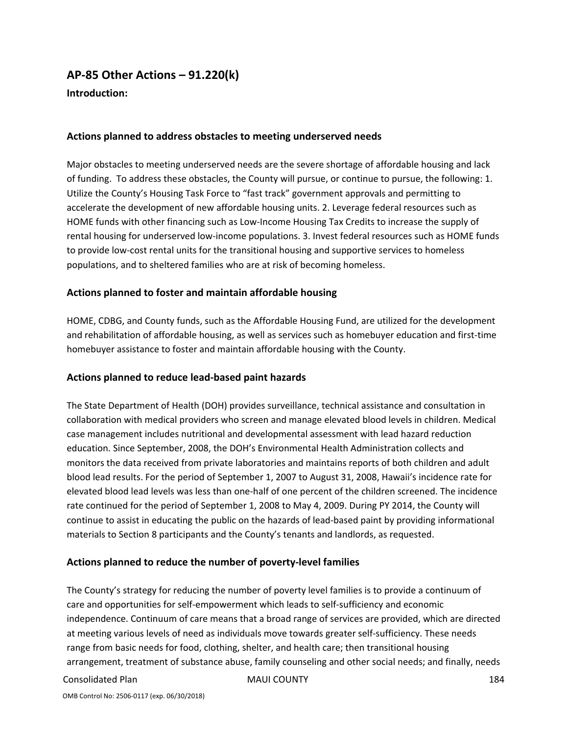## AP-85 Other Actions – 91.220(k)

**Introduction:**

### Actions planned to address obstacles to meeting underserved needs

Major obstacles to meeting underserved needs are the severe shortage of affordable housing and lack of funding. To address these obstacles, the County will pursue, or continue to pursue, the following: 1. Utilize the County's Housing Task Force to "fast track" government approvals and permitting to accelerate the development of new affordable housing units. 2. Leverage federal resources such as HOME funds with other financing such as Low-Income Housing Tax Credits to increase the supply of rental housing for underserved low-income populations. 3. Invest federal resources such as HOME funds to provide low-cost rental units for the transitional housing and supportive services to homeless populations, and to sheltered families who are at risk of becoming homeless.

### Actions planned to foster and maintain affordable housing

HOME, CDBG, and County funds, such as the Affordable Housing Fund, are utilized for the development and rehabilitation of affordable housing, as well as services such as homebuyer education and first-time homebuyer assistance to foster and maintain affordable housing with the County.

### Actions planned to reduce lead-based paint hazards

The State Department of Health (DOH) provides surveillance, technical assistance and consultation in collaboration with medical providers who screen and manage elevated blood levels in children. Medical case management includes nutritional and developmental assessment with lead hazard reduction education. Since September, 2008, the DOH's Environmental Health Administration collects and monitors the data received from private laboratories and maintains reports of both children and adult blood lead results. For the period of September 1, 2007 to August 31, 2008, Hawaii's incidence rate for elevated blood lead levels was less than one-half of one percent of the children screened. The incidence rate continued for the period of September 1, 2008 to May 4, 2009. During PY 2014, the County will continue to assist in educating the public on the hazards of lead-based paint by providing informational materials to Section 8 participants and the County's tenants and landlords, as requested.

### Actions planned to reduce the number of poverty-level families

The County's strategy for reducing the number of poverty level families is to provide a continuum of care and opportunities for self-empowerment which leads to self-sufficiency and economic independence. Continuum of care means that a broad range of services are provided, which are directed at meeting various levels of need as individuals move towards greater self-sufficiency. These needs range from basic needs for food, clothing, shelter, and health care; then transitional housing arrangement, treatment of substance abuse, family counseling and other social needs; and finally, needs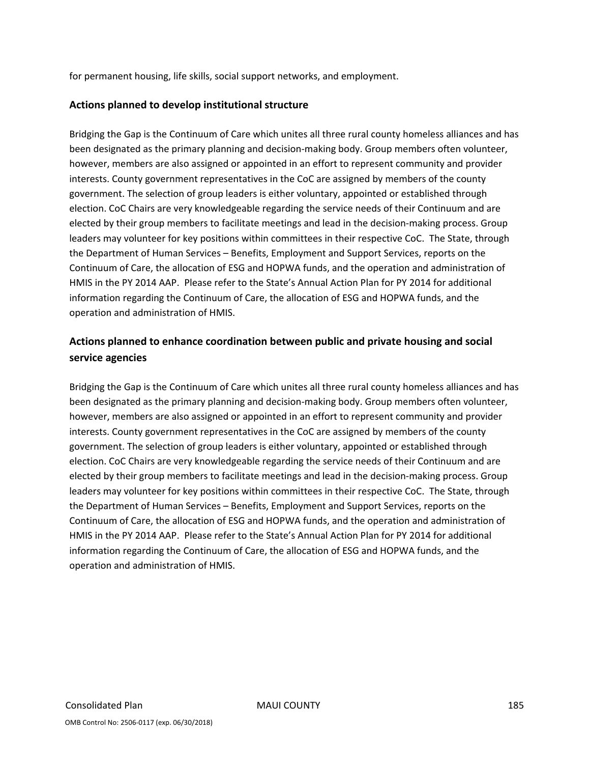for permanent housing, life skills, social support networks, and employment.

### Actions planned to develop institutional structure

Bridging the Gap is the Continuum of Care which unites all three rural county homeless alliances and has been designated as the primary planning and decision-making body. Group members often volunteer, however, members are also assigned or appointed in an effort to represent community and provider interests. County government representatives in the CoC are assigned by members of the county government. The selection of group leaders is either voluntary, appointed or established through election. CoC Chairs are very knowledgeable regarding the service needs of their Continuum and are elected by their group members to facilitate meetings and lead in the decision-making process. Group leaders may volunteer for key positions within committees in their respective CoC. The State, through the Department of Human Services – Benefits, Employment and Support Services, reports on the Continuum of Care, the allocation of ESG and HOPWA funds, and the operation and administration of HMIS in the PY 2014 AAP. Please refer to the State's Annual Action Plan for PY 2014 for additional information regarding the Continuum of Care, the allocation of ESG and HOPWA funds, and the operation and administration of HMIS.

## Actions planned to enhance coordination between public and private housing and social service agencies

Bridging the Gap is the Continuum of Care which unites all three rural county homeless alliances and has been designated as the primary planning and decision-making body. Group members often volunteer, however, members are also assigned or appointed in an effort to represent community and provider interests. County government representatives in the CoC are assigned by members of the county government. The selection of group leaders is either voluntary, appointed or established through election. CoC Chairs are very knowledgeable regarding the service needs of their Continuum and are elected by their group members to facilitate meetings and lead in the decision-making process. Group leaders may volunteer for key positions within committees in their respective CoC. The State, through the Department of Human Services – Benefits, Employment and Support Services, reports on the Continuum of Care, the allocation of ESG and HOPWA funds, and the operation and administration of HMIS in the PY 2014 AAP. Please refer to the State's Annual Action Plan for PY 2014 for additional information regarding the Continuum of Care, the allocation of ESG and HOPWA funds, and the operation and administration of HMIS.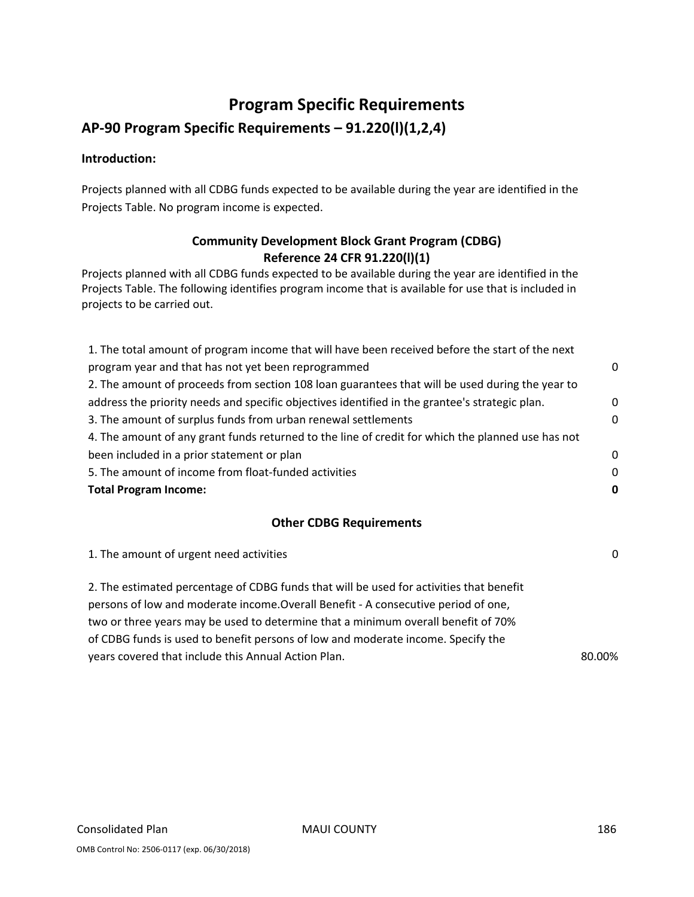# Program Specific Requirements

## AP-90 Program Specific Requirements – 91.220(l)(1,2,4)

### Introduction:

Projects planned with all CDBG funds expected to be available during the year are identified in the Projects Table. No program income is expected.

### Community Development Block Grant Program (CDBG)
### Reference 24 CFR 91.220(l)(1)

Projects planned with all CDBG funds expected to be available during the year are identified in the Projects Table. The following identifies program income that is available for use that is included in projects to be carried out.

| | |
|---|---|
| 1. The total amount of program income that will have been received before the start of the next program year and that has not yet been reprogrammed | 0 |
| 2. The amount of proceeds from section 108 loan guarantees that will be used during the year to address the priority needs and specific objectives identified in the grantee's strategic plan. | 0 |
| 3. The amount of surplus funds from urban renewal settlements | 0 |
| 4. The amount of any grant funds returned to the line of credit for which the planned use has not been included in a prior statement or plan | 0 |
| 5. The amount of income from float-funded activities | 0 |
| **Total Program Income:** | **0** |

### Other CDBG Requirements

| | |
|---|---|
| 1. The amount of urgent need activities | 0 |
| 2. The estimated percentage of CDBG funds that will be used for activities that benefit persons of low and moderate income.Overall Benefit - A consecutive period of one, two or three years may be used to determine that a minimum overall benefit of 70% of CDBG funds is used to benefit persons of low and moderate income. Specify the years covered that include this Annual Action Plan. | 80.00% |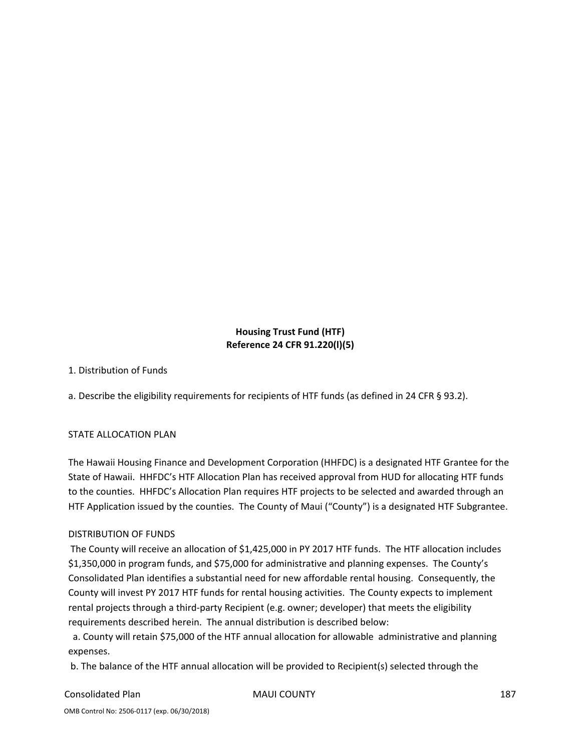**Housing Trust Fund (HTF)**
**Reference 24 CFR 91.220(l)(5)**

1. Distribution of Funds

a. Describe the eligibility requirements for recipients of HTF funds (as defined in 24 CFR § 93.2).

STATE ALLOCATION PLAN

The Hawaii Housing Finance and Development Corporation (HHFDC) is a designated HTF Grantee for the State of Hawaii. HHFDC's HTF Allocation Plan has received approval from HUD for allocating HTF funds to the counties. HHFDC's Allocation Plan requires HTF projects to be selected and awarded through an HTF Application issued by the counties. The County of Maui ("County") is a designated HTF Subgrantee.

DISTRIBUTION OF FUNDS

The County will receive an allocation of $1,425,000 in PY 2017 HTF funds. The HTF allocation includes $1,350,000 in program funds, and $75,000 for administrative and planning expenses. The County's Consolidated Plan identifies a substantial need for new affordable rental housing. Consequently, the County will invest PY 2017 HTF funds for rental housing activities. The County expects to implement rental projects through a third-party Recipient (e.g. owner; developer) that meets the eligibility requirements described herein. The annual distribution is described below:

a. County will retain $75,000 of the HTF annual allocation for allowable administrative and planning expenses.

b. The balance of the HTF annual allocation will be provided to Recipient(s) selected through the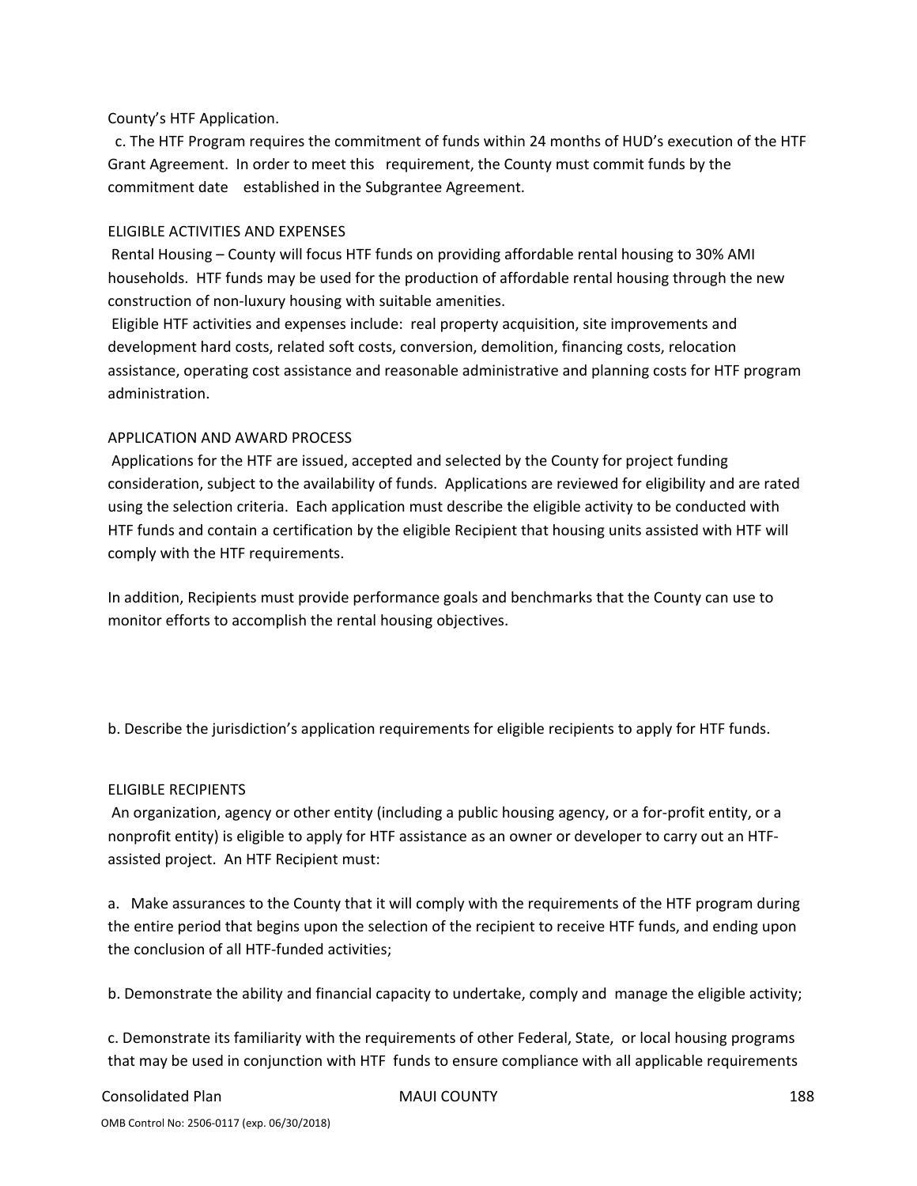County's HTF Application.

c. The HTF Program requires the commitment of funds within 24 months of HUD's execution of the HTF Grant Agreement. In order to meet this requirement, the County must commit funds by the commitment date established in the Subgrantee Agreement.

ELIGIBLE ACTIVITIES AND EXPENSES

Rental Housing – County will focus HTF funds on providing affordable rental housing to 30% AMI households. HTF funds may be used for the production of affordable rental housing through the new construction of non-luxury housing with suitable amenities.

Eligible HTF activities and expenses include: real property acquisition, site improvements and development hard costs, related soft costs, conversion, demolition, financing costs, relocation assistance, operating cost assistance and reasonable administrative and planning costs for HTF program administration.

APPLICATION AND AWARD PROCESS

Applications for the HTF are issued, accepted and selected by the County for project funding consideration, subject to the availability of funds. Applications are reviewed for eligibility and are rated using the selection criteria. Each application must describe the eligible activity to be conducted with HTF funds and contain a certification by the eligible Recipient that housing units assisted with HTF will comply with the HTF requirements.

In addition, Recipients must provide performance goals and benchmarks that the County can use to monitor efforts to accomplish the rental housing objectives.

b. Describe the jurisdiction's application requirements for eligible recipients to apply for HTF funds.

ELIGIBLE RECIPIENTS

An organization, agency or other entity (including a public housing agency, or a for-profit entity, or a nonprofit entity) is eligible to apply for HTF assistance as an owner or developer to carry out an HTF-assisted project. An HTF Recipient must:

a. Make assurances to the County that it will comply with the requirements of the HTF program during the entire period that begins upon the selection of the recipient to receive HTF funds, and ending upon the conclusion of all HTF-funded activities;

b. Demonstrate the ability and financial capacity to undertake, comply and manage the eligible activity;

c. Demonstrate its familiarity with the requirements of other Federal, State, or local housing programs that may be used in conjunction with HTF funds to ensure compliance with all applicable requirements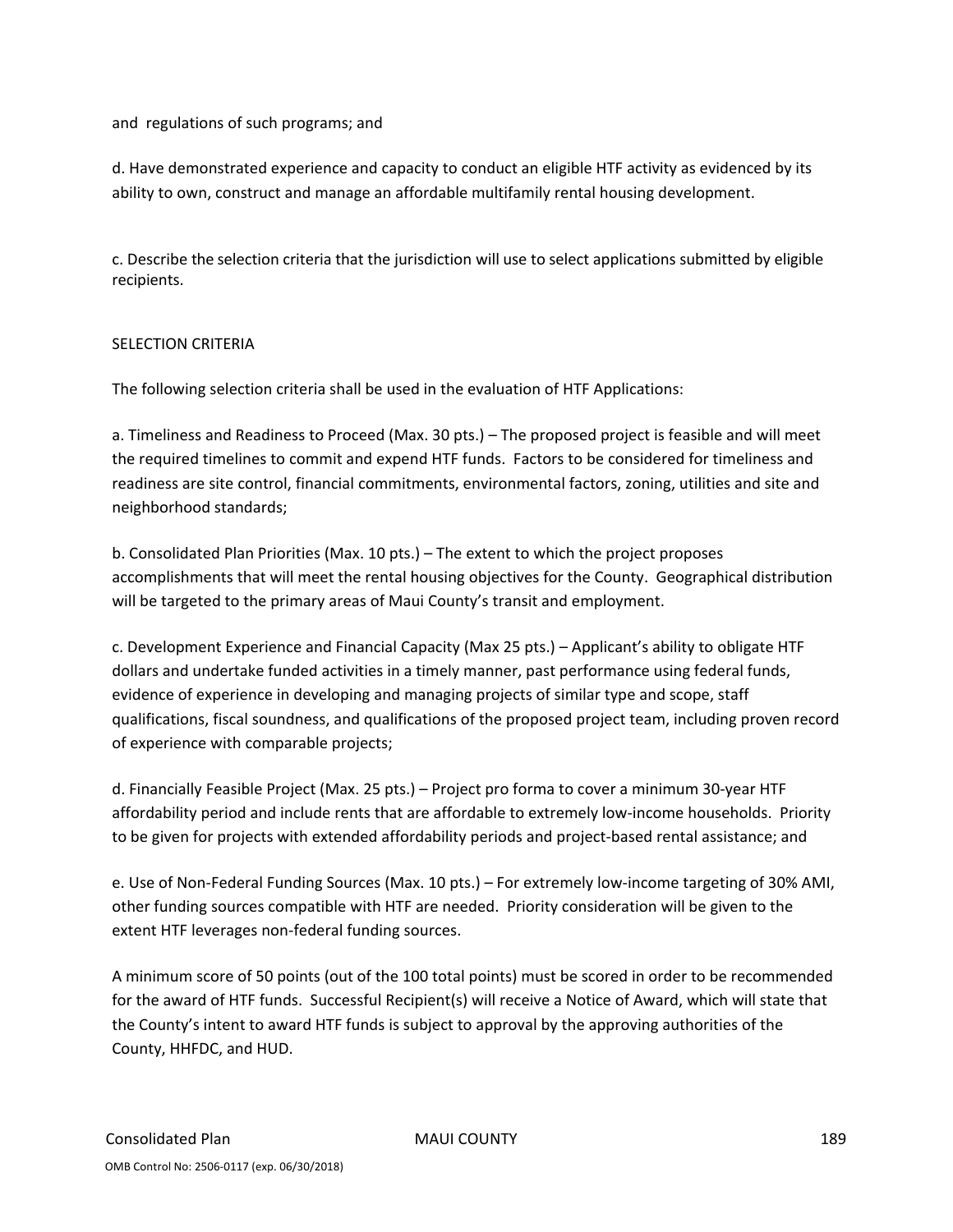and  regulations of such programs; and

d. Have demonstrated experience and capacity to conduct an eligible HTF activity as evidenced by its ability to own, construct and manage an affordable multifamily rental housing development.

c. Describe the selection criteria that the jurisdiction will use to select applications submitted by eligible recipients.

SELECTION CRITERIA

The following selection criteria shall be used in the evaluation of HTF Applications:

a. Timeliness and Readiness to Proceed (Max. 30 pts.) – The proposed project is feasible and will meet the required timelines to commit and expend HTF funds.  Factors to be considered for timeliness and readiness are site control, financial commitments, environmental factors, zoning, utilities and site and neighborhood standards;

b. Consolidated Plan Priorities (Max. 10 pts.) – The extent to which the project proposes accomplishments that will meet the rental housing objectives for the County.  Geographical distribution will be targeted to the primary areas of Maui County's transit and employment.

c. Development Experience and Financial Capacity (Max 25 pts.) – Applicant's ability to obligate HTF dollars and undertake funded activities in a timely manner, past performance using federal funds, evidence of experience in developing and managing projects of similar type and scope, staff qualifications, fiscal soundness, and qualifications of the proposed project team, including proven record of experience with comparable projects;

d. Financially Feasible Project (Max. 25 pts.) – Project pro forma to cover a minimum 30-year HTF affordability period and include rents that are affordable to extremely low-income households.  Priority to be given for projects with extended affordability periods and project-based rental assistance; and

e. Use of Non-Federal Funding Sources (Max. 10 pts.) – For extremely low-income targeting of 30% AMI, other funding sources compatible with HTF are needed.  Priority consideration will be given to the extent HTF leverages non-federal funding sources.

A minimum score of 50 points (out of the 100 total points) must be scored in order to be recommended for the award of HTF funds.  Successful Recipient(s) will receive a Notice of Award, which will state that the County's intent to award HTF funds is subject to approval by the approving authorities of the County, HHFDC, and HUD.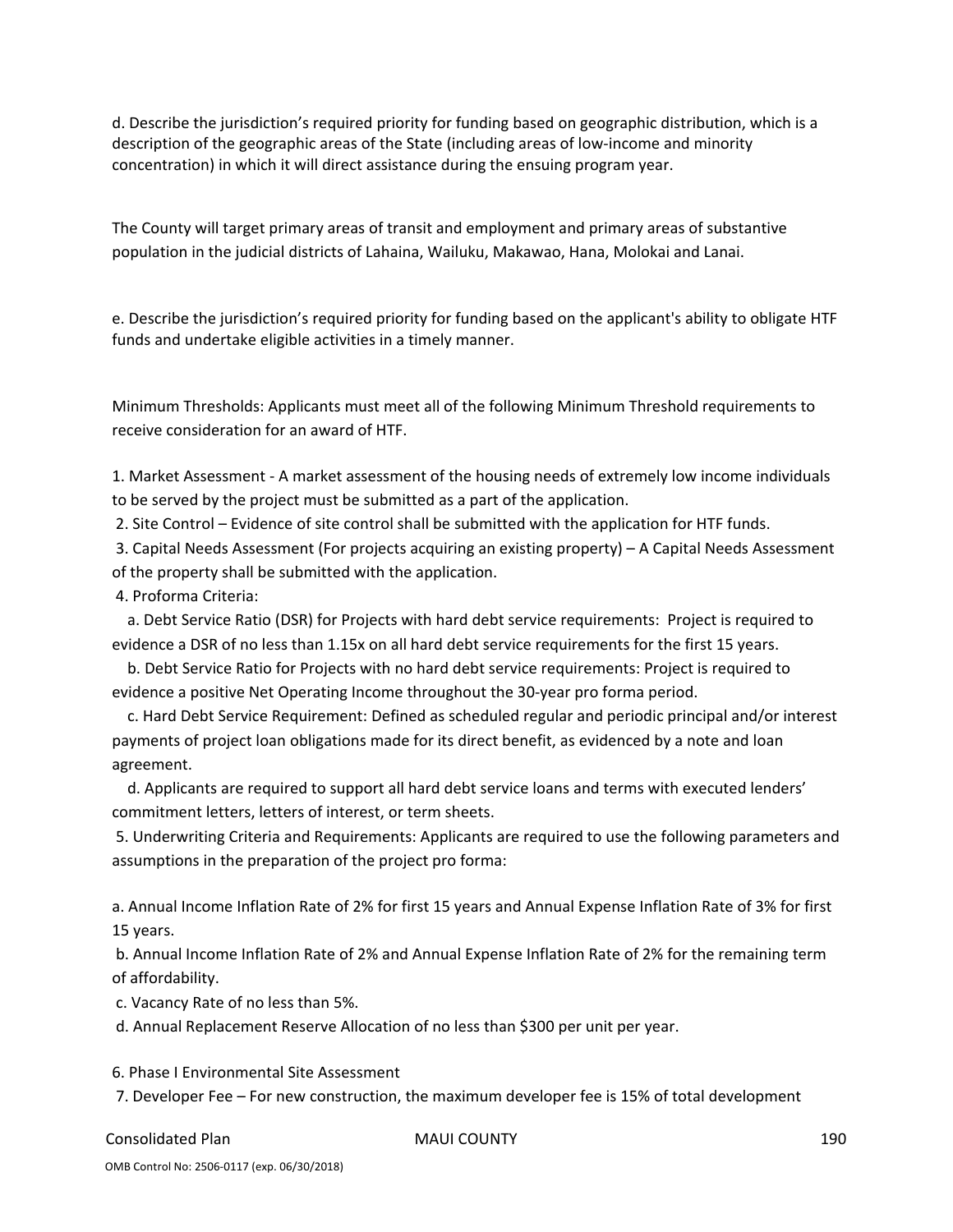d. Describe the jurisdiction's required priority for funding based on geographic distribution, which is a description of the geographic areas of the State (including areas of low-income and minority concentration) in which it will direct assistance during the ensuing program year.

The County will target primary areas of transit and employment and primary areas of substantive population in the judicial districts of Lahaina, Wailuku, Makawao, Hana, Molokai and Lanai.

e. Describe the jurisdiction's required priority for funding based on the applicant's ability to obligate HTF funds and undertake eligible activities in a timely manner.

Minimum Thresholds: Applicants must meet all of the following Minimum Threshold requirements to receive consideration for an award of HTF.

1. Market Assessment - A market assessment of the housing needs of extremely low income individuals to be served by the project must be submitted as a part of the application.
2. Site Control – Evidence of site control shall be submitted with the application for HTF funds.
3. Capital Needs Assessment (For projects acquiring an existing property) – A Capital Needs Assessment of the property shall be submitted with the application.
4. Proforma Criteria:
   a. Debt Service Ratio (DSR) for Projects with hard debt service requirements: Project is required to evidence a DSR of no less than 1.15x on all hard debt service requirements for the first 15 years.
   b. Debt Service Ratio for Projects with no hard debt service requirements: Project is required to evidence a positive Net Operating Income throughout the 30-year pro forma period.
   c. Hard Debt Service Requirement: Defined as scheduled regular and periodic principal and/or interest payments of project loan obligations made for its direct benefit, as evidenced by a note and loan agreement.
   d. Applicants are required to support all hard debt service loans and terms with executed lenders' commitment letters, letters of interest, or term sheets.
5. Underwriting Criteria and Requirements: Applicants are required to use the following parameters and assumptions in the preparation of the project pro forma:

a. Annual Income Inflation Rate of 2% for first 15 years and Annual Expense Inflation Rate of 3% for first 15 years.
b. Annual Income Inflation Rate of 2% and Annual Expense Inflation Rate of 2% for the remaining term of affordability.
c. Vacancy Rate of no less than 5%.
d. Annual Replacement Reserve Allocation of no less than $300 per unit per year.

6. Phase I Environmental Site Assessment
7. Developer Fee – For new construction, the maximum developer fee is 15% of total development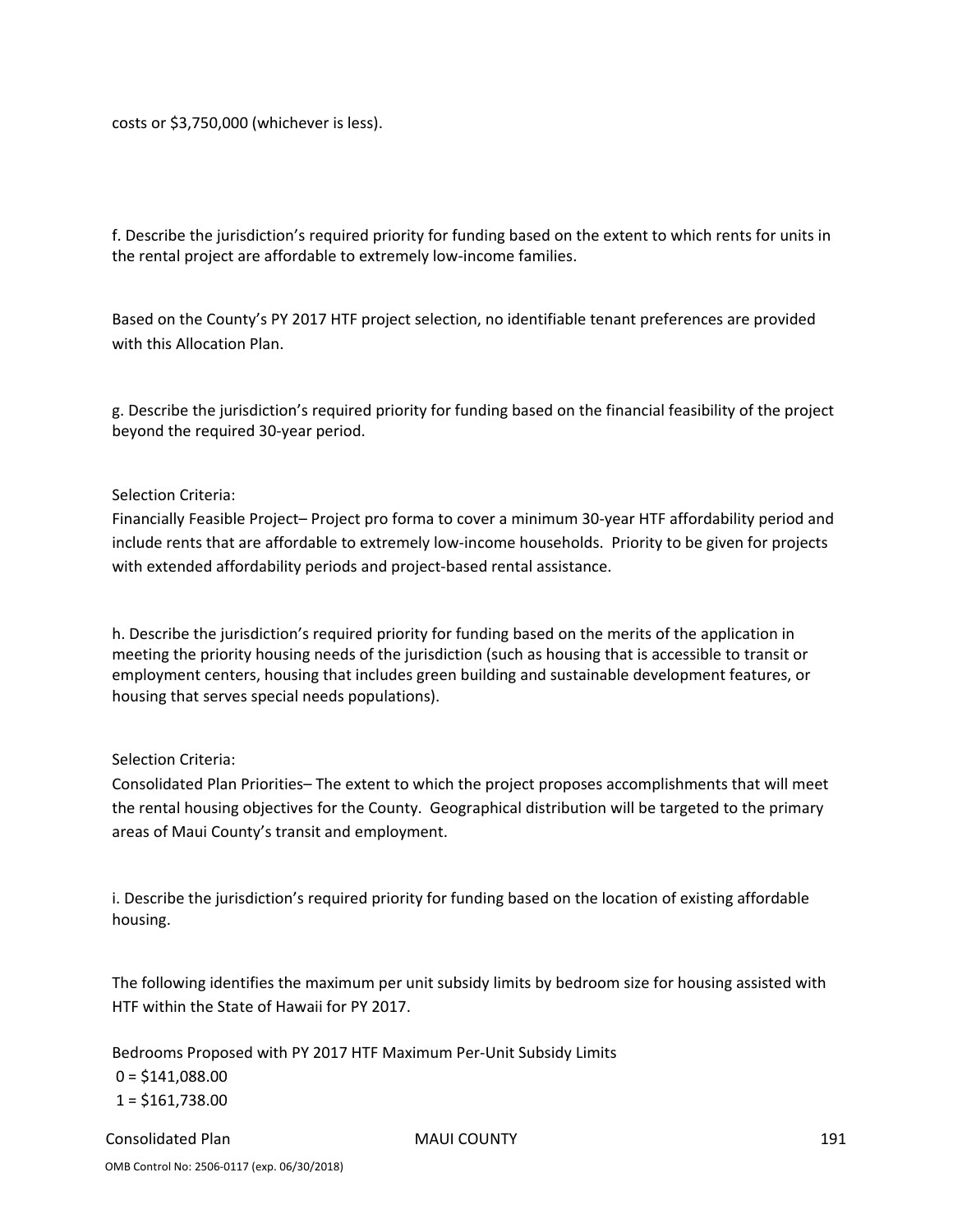costs or $3,750,000 (whichever is less).

f. Describe the jurisdiction's required priority for funding based on the extent to which rents for units in the rental project are affordable to extremely low-income families.

Based on the County's PY 2017 HTF project selection, no identifiable tenant preferences are provided with this Allocation Plan.

g. Describe the jurisdiction's required priority for funding based on the financial feasibility of the project beyond the required 30-year period.

Selection Criteria:
Financially Feasible Project– Project pro forma to cover a minimum 30-year HTF affordability period and include rents that are affordable to extremely low-income households. Priority to be given for projects with extended affordability periods and project-based rental assistance.

h. Describe the jurisdiction's required priority for funding based on the merits of the application in meeting the priority housing needs of the jurisdiction (such as housing that is accessible to transit or employment centers, housing that includes green building and sustainable development features, or housing that serves special needs populations).

Selection Criteria:
Consolidated Plan Priorities– The extent to which the project proposes accomplishments that will meet the rental housing objectives for the County. Geographical distribution will be targeted to the primary areas of Maui County's transit and employment.

i. Describe the jurisdiction's required priority for funding based on the location of existing affordable housing.

The following identifies the maximum per unit subsidy limits by bedroom size for housing assisted with HTF within the State of Hawaii for PY 2017.

Bedrooms Proposed with PY 2017 HTF Maximum Per-Unit Subsidy Limits
0 = $141,088.00
1 = $161,738.00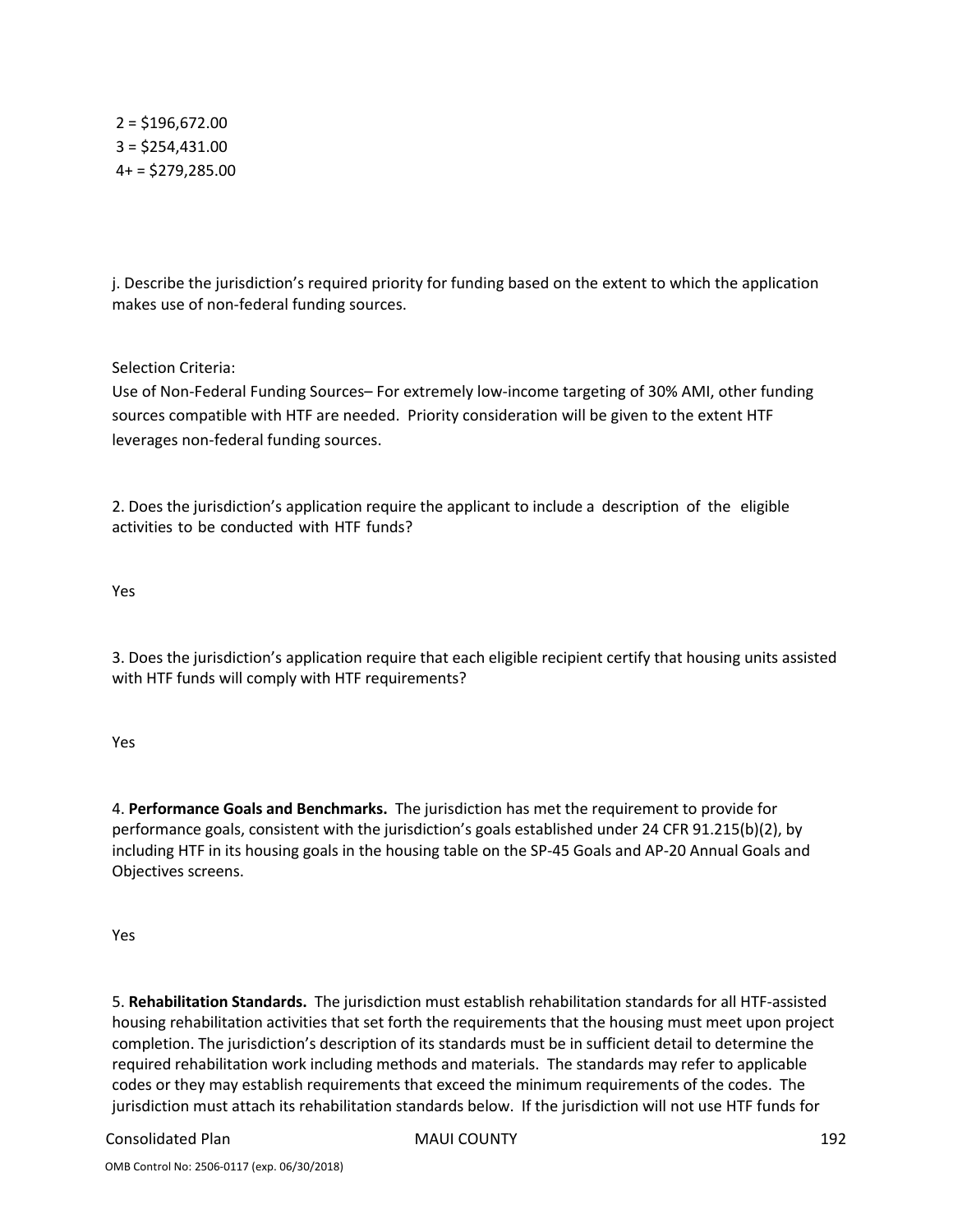2 = $196,672.00
3 = $254,431.00
4+ = $279,285.00

j. Describe the jurisdiction's required priority for funding based on the extent to which the application makes use of non-federal funding sources.

Selection Criteria:
Use of Non-Federal Funding Sources– For extremely low-income targeting of 30% AMI, other funding sources compatible with HTF are needed. Priority consideration will be given to the extent HTF leverages non-federal funding sources.

2. Does the jurisdiction's application require the applicant to include a description of the eligible activities to be conducted with HTF funds?

Yes

3. Does the jurisdiction's application require that each eligible recipient certify that housing units assisted with HTF funds will comply with HTF requirements?

Yes

4. **Performance Goals and Benchmarks.** The jurisdiction has met the requirement to provide for performance goals, consistent with the jurisdiction's goals established under 24 CFR 91.215(b)(2), by including HTF in its housing goals in the housing table on the SP-45 Goals and AP-20 Annual Goals and Objectives screens.

Yes

5. **Rehabilitation Standards.** The jurisdiction must establish rehabilitation standards for all HTF-assisted housing rehabilitation activities that set forth the requirements that the housing must meet upon project completion. The jurisdiction's description of its standards must be in sufficient detail to determine the required rehabilitation work including methods and materials. The standards may refer to applicable codes or they may establish requirements that exceed the minimum requirements of the codes. The jurisdiction must attach its rehabilitation standards below. If the jurisdiction will not use HTF funds for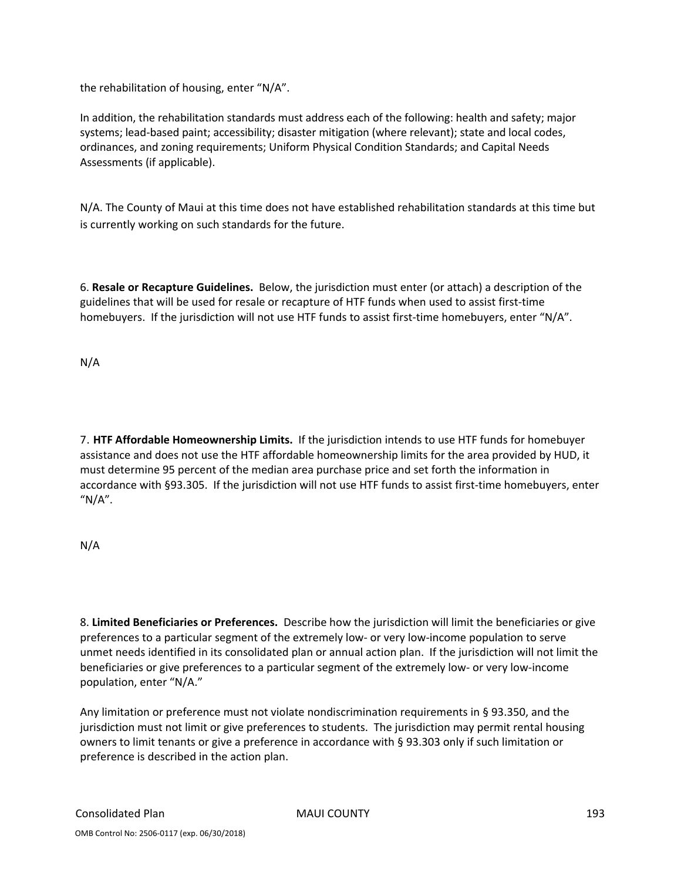the rehabilitation of housing, enter "N/A".

In addition, the rehabilitation standards must address each of the following: health and safety; major systems; lead-based paint; accessibility; disaster mitigation (where relevant); state and local codes, ordinances, and zoning requirements; Uniform Physical Condition Standards; and Capital Needs Assessments (if applicable).

N/A. The County of Maui at this time does not have established rehabilitation standards at this time but is currently working on such standards for the future.

6. **Resale or Recapture Guidelines.** Below, the jurisdiction must enter (or attach) a description of the guidelines that will be used for resale or recapture of HTF funds when used to assist first-time homebuyers. If the jurisdiction will not use HTF funds to assist first-time homebuyers, enter "N/A".

N/A

7. **HTF Affordable Homeownership Limits.** If the jurisdiction intends to use HTF funds for homebuyer assistance and does not use the HTF affordable homeownership limits for the area provided by HUD, it must determine 95 percent of the median area purchase price and set forth the information in accordance with §93.305. If the jurisdiction will not use HTF funds to assist first-time homebuyers, enter "N/A".

N/A

8. **Limited Beneficiaries or Preferences.** Describe how the jurisdiction will limit the beneficiaries or give preferences to a particular segment of the extremely low- or very low-income population to serve unmet needs identified in its consolidated plan or annual action plan. If the jurisdiction will not limit the beneficiaries or give preferences to a particular segment of the extremely low- or very low-income population, enter "N/A."

Any limitation or preference must not violate nondiscrimination requirements in § 93.350, and the jurisdiction must not limit or give preferences to students. The jurisdiction may permit rental housing owners to limit tenants or give a preference in accordance with § 93.303 only if such limitation or preference is described in the action plan.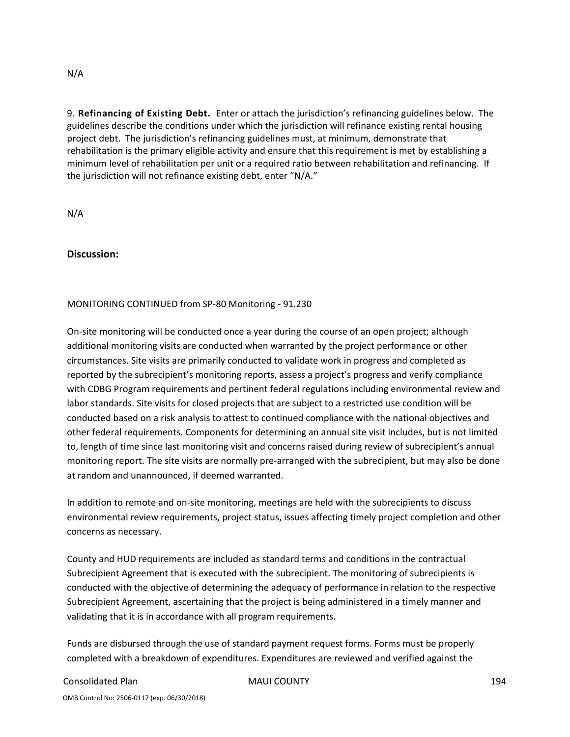N/A

9. **Refinancing of Existing Debt.** Enter or attach the jurisdiction's refinancing guidelines below. The guidelines describe the conditions under which the jurisdiction will refinance existing rental housing project debt. The jurisdiction's refinancing guidelines must, at minimum, demonstrate that rehabilitation is the primary eligible activity and ensure that this requirement is met by establishing a minimum level of rehabilitation per unit or a required ratio between rehabilitation and refinancing. If the jurisdiction will not refinance existing debt, enter "N/A."

N/A

## Discussion:

MONITORING CONTINUED from SP-80 Monitoring - 91.230

On-site monitoring will be conducted once a year during the course of an open project; although additional monitoring visits are conducted when warranted by the project performance or other circumstances. Site visits are primarily conducted to validate work in progress and completed as reported by the subrecipient's monitoring reports, assess a project's progress and verify compliance with CDBG Program requirements and pertinent federal regulations including environmental review and labor standards. Site visits for closed projects that are subject to a restricted use condition will be conducted based on a risk analysis to attest to continued compliance with the national objectives and other federal requirements. Components for determining an annual site visit includes, but is not limited to, length of time since last monitoring visit and concerns raised during review of subrecipient's annual monitoring report. The site visits are normally pre-arranged with the subrecipient, but may also be done at random and unannounced, if deemed warranted.

In addition to remote and on-site monitoring, meetings are held with the subrecipients to discuss environmental review requirements, project status, issues affecting timely project completion and other concerns as necessary.

County and HUD requirements are included as standard terms and conditions in the contractual Subrecipient Agreement that is executed with the subrecipient. The monitoring of subrecipients is conducted with the objective of determining the adequacy of performance in relation to the respective Subrecipient Agreement, ascertaining that the project is being administered in a timely manner and validating that it is in accordance with all program requirements.

Funds are disbursed through the use of standard payment request forms. Forms must be properly completed with a breakdown of expenditures. Expenditures are reviewed and verified against the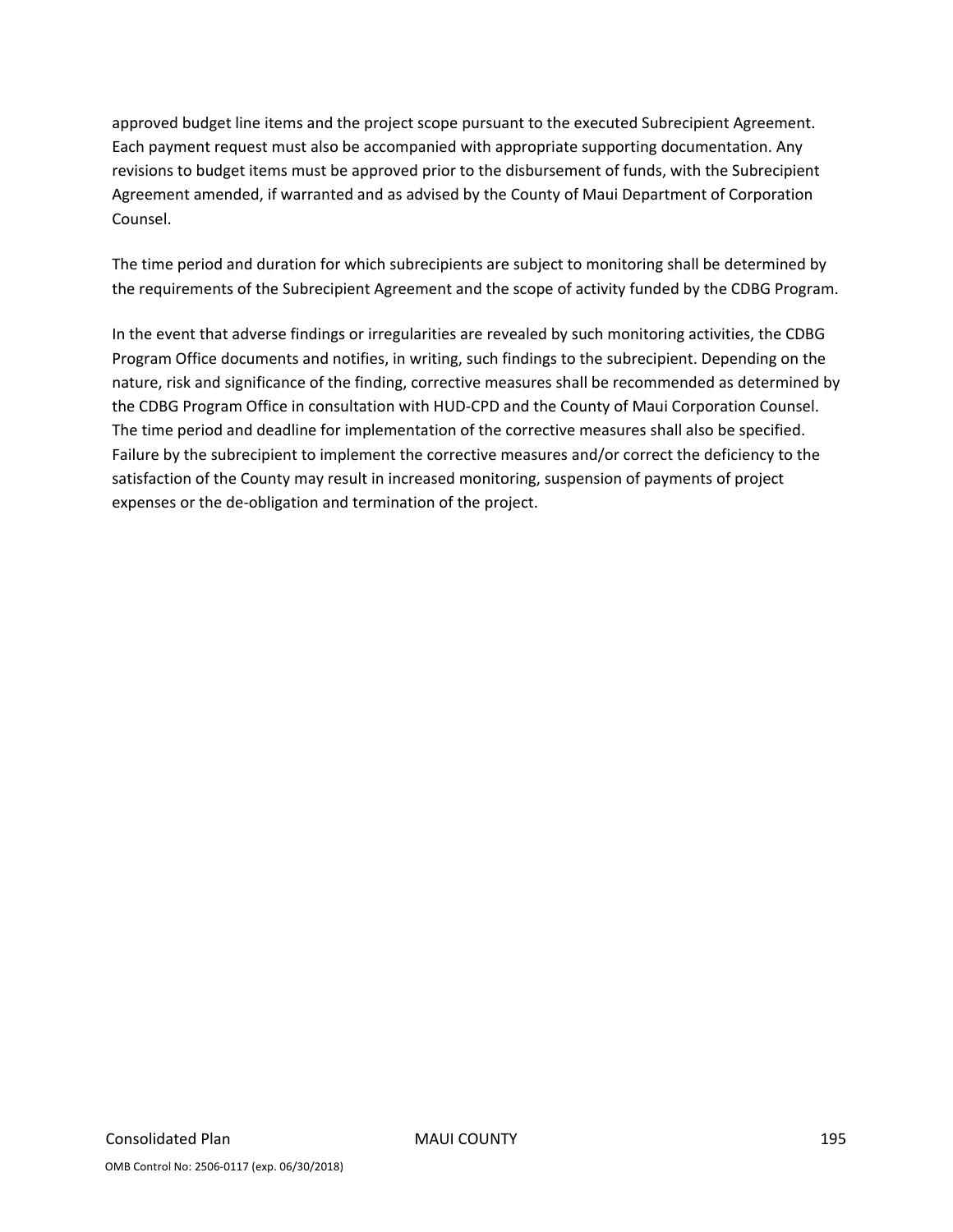approved budget line items and the project scope pursuant to the executed Subrecipient Agreement. Each payment request must also be accompanied with appropriate supporting documentation. Any revisions to budget items must be approved prior to the disbursement of funds, with the Subrecipient Agreement amended, if warranted and as advised by the County of Maui Department of Corporation Counsel.

The time period and duration for which subrecipients are subject to monitoring shall be determined by the requirements of the Subrecipient Agreement and the scope of activity funded by the CDBG Program.

In the event that adverse findings or irregularities are revealed by such monitoring activities, the CDBG Program Office documents and notifies, in writing, such findings to the subrecipient. Depending on the nature, risk and significance of the finding, corrective measures shall be recommended as determined by the CDBG Program Office in consultation with HUD-CPD and the County of Maui Corporation Counsel. The time period and deadline for implementation of the corrective measures shall also be specified. Failure by the subrecipient to implement the corrective measures and/or correct the deficiency to the satisfaction of the County may result in increased monitoring, suspension of payments of project expenses or the de-obligation and termination of the project.